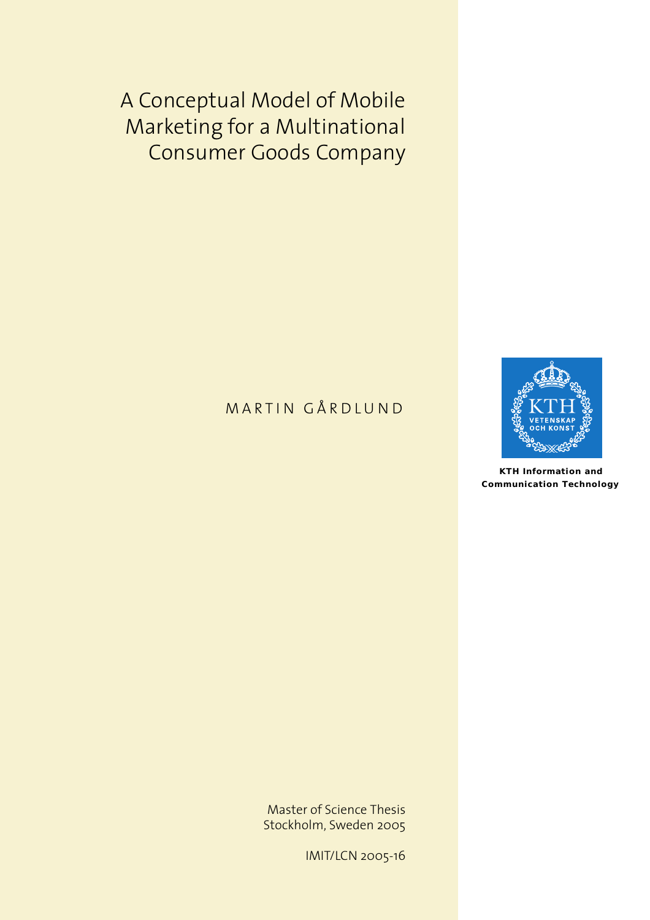# A Conceptual Model of Mobile Marketing for a Multinational Consumer Goods Company

MARTIN GÅRDLUND

KTH Information and Communication Technology

Master of Science Thesis
Stockholm, Sweden 2005

IMIT/LCN 2005-16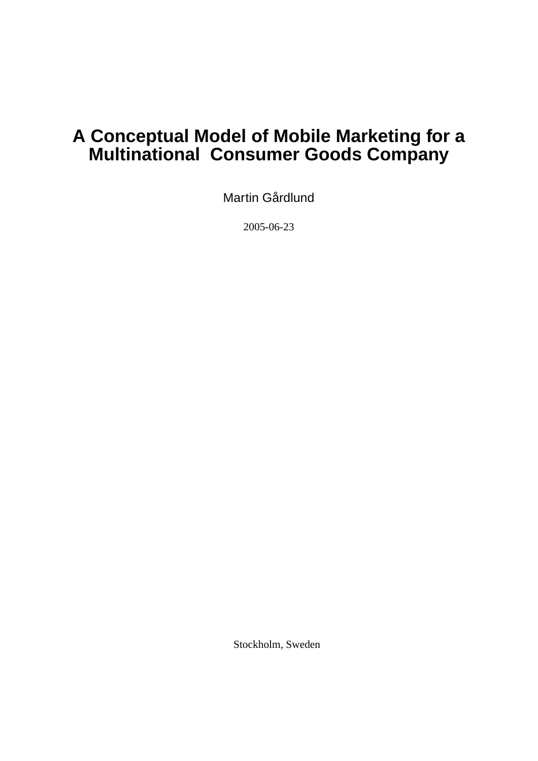# A Conceptual Model of Mobile Marketing for a Multinational Consumer Goods Company

Martin Gårdlund

2005-06-23

Stockholm, Sweden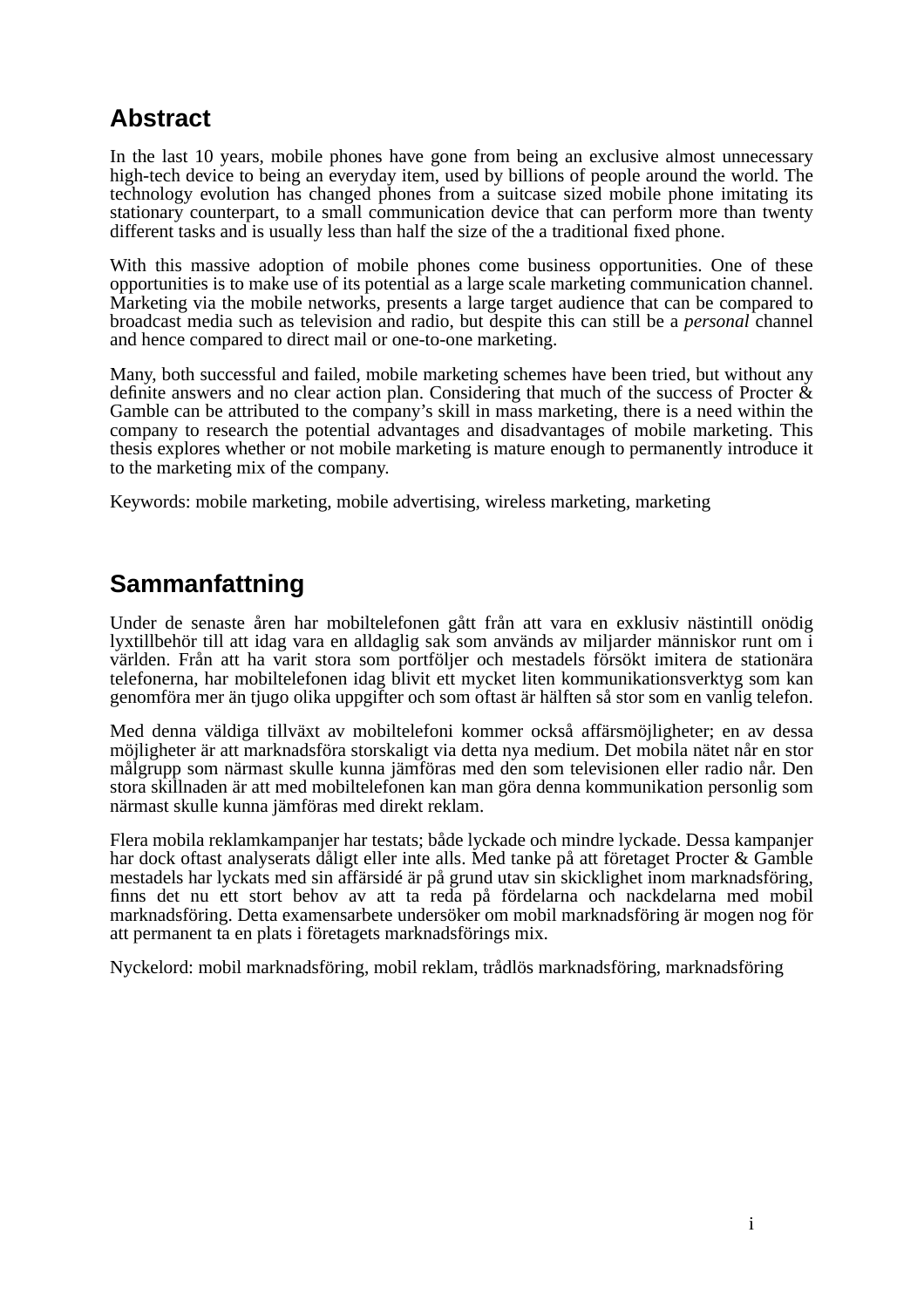## Abstract

In the last 10 years, mobile phones have gone from being an exclusive almost unnecessary high-tech device to being an everyday item, used by billions of people around the world. The technology evolution has changed phones from a suitcase sized mobile phone imitating its stationary counterpart, to a small communication device that can perform more than twenty different tasks and is usually less than half the size of the a traditional fixed phone.

With this massive adoption of mobile phones come business opportunities. One of these opportunities is to make use of its potential as a large scale marketing communication channel. Marketing via the mobile networks, presents a large target audience that can be compared to broadcast media such as television and radio, but despite this can still be a *personal* channel and hence compared to direct mail or one-to-one marketing.

Many, both successful and failed, mobile marketing schemes have been tried, but without any definite answers and no clear action plan. Considering that much of the success of Procter & Gamble can be attributed to the company's skill in mass marketing, there is a need within the company to research the potential advantages and disadvantages of mobile marketing. This thesis explores whether or not mobile marketing is mature enough to permanently introduce it to the marketing mix of the company.

Keywords: mobile marketing, mobile advertising, wireless marketing, marketing

## Sammanfattning

Under de senaste åren har mobiltelefonen gått från att vara en exklusiv nästintill onödig lyxtillbehör till att idag vara en alldaglig sak som används av miljarder människor runt om i världen. Från att ha varit stora som portföljer och mestadels försökt imitera de stationära telefonerna, har mobiltelefonen idag blivit ett mycket liten kommunikationsverktyg som kan genomföra mer än tjugo olika uppgifter och som oftast är hälften så stor som en vanlig telefon.

Med denna väldiga tillväxt av mobiltelefoni kommer också affärsmöjligheter; en av dessa möjligheter är att marknadsföra storskaligt via detta nya medium. Det mobila nätet når en stor målgrupp som närmast skulle kunna jämföras med den som televisionen eller radio når. Den stora skillnaden är att med mobiltelefonen kan man göra denna kommunikation personlig som närmast skulle kunna jämföras med direkt reklam.

Flera mobila reklamkampanjer har testats; både lyckade och mindre lyckade. Dessa kampanjer har dock oftast analyserats dåligt eller inte alls. Med tanke på att företaget Procter & Gamble mestadels har lyckats med sin affärsidé är på grund utav sin skicklighet inom marknadsföring, finns det nu ett stort behov av att ta reda på fördelarna och nackdelarna med mobil marknadsföring. Detta examensarbete undersöker om mobil marknadsföring är mogen nog för att permanent ta en plats i företagets marknadsförings mix.

Nyckelord: mobil marknadsföring, mobil reklam, trådlös marknadsföring, marknadsföring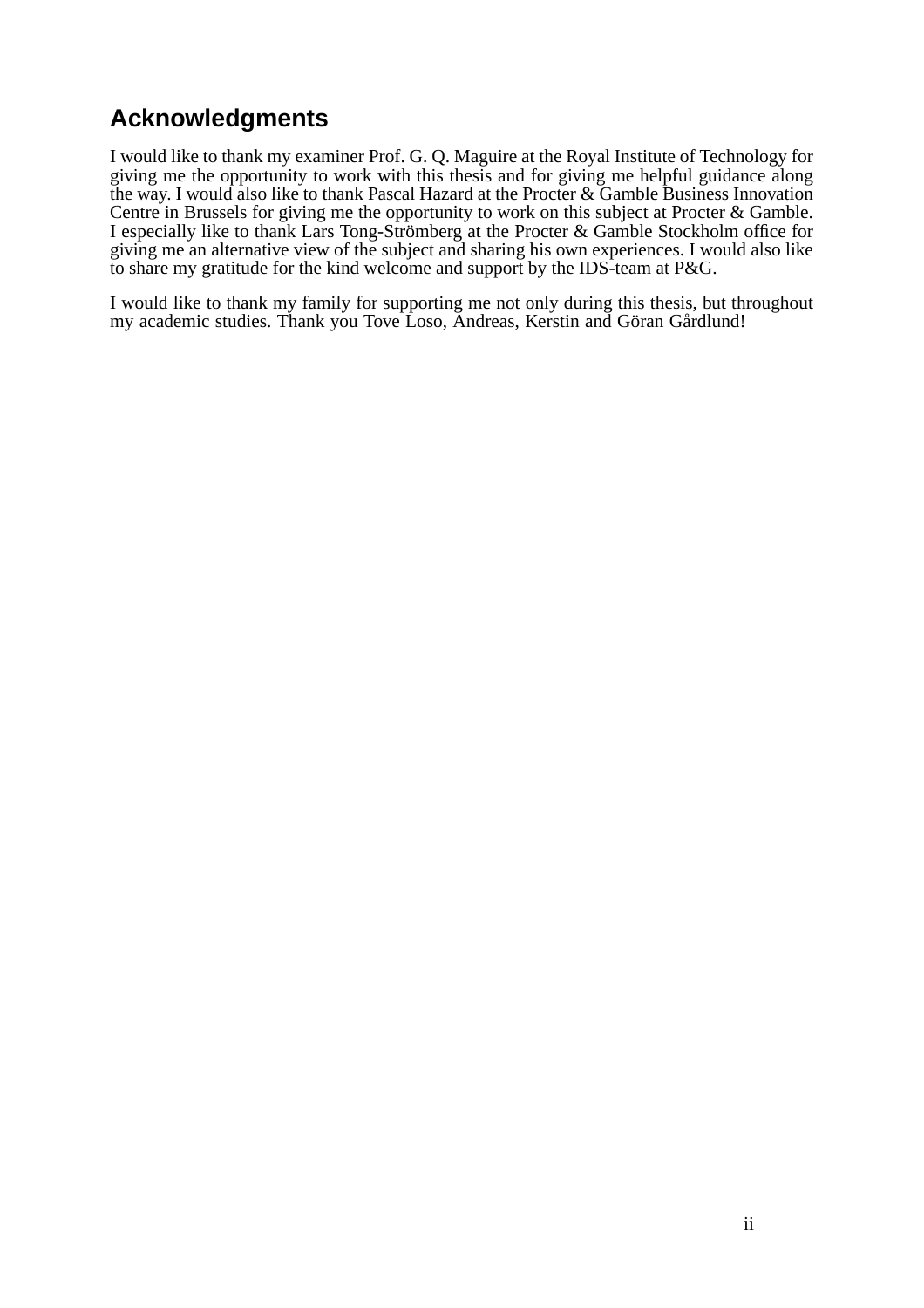## Acknowledgments

I would like to thank my examiner Prof. G. Q. Maguire at the Royal Institute of Technology for giving me the opportunity to work with this thesis and for giving me helpful guidance along the way. I would also like to thank Pascal Hazard at the Procter & Gamble Business Innovation Centre in Brussels for giving me the opportunity to work on this subject at Procter & Gamble. I especially like to thank Lars Tong-Strömberg at the Procter & Gamble Stockholm office for giving me an alternative view of the subject and sharing his own experiences. I would also like to share my gratitude for the kind welcome and support by the IDS-team at P&G.

I would like to thank my family for supporting me not only during this thesis, but throughout my academic studies. Thank you Tove Loso, Andreas, Kerstin and Göran Gårdlund!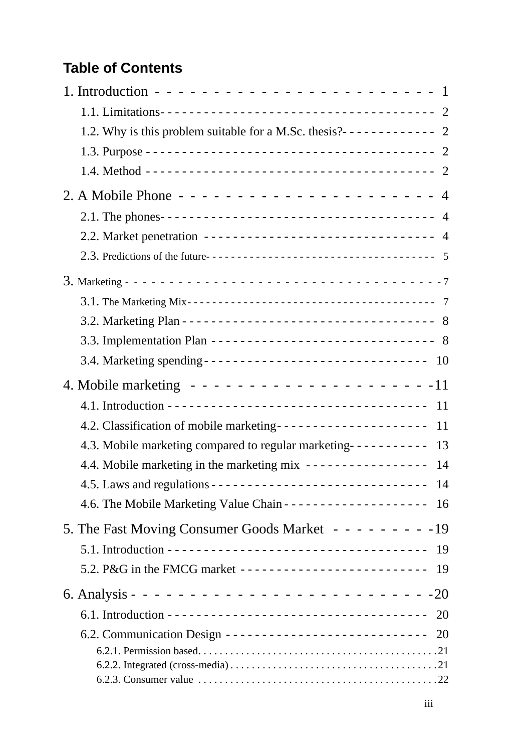**Table of Contents**

1. Introduction - - - - - - - - - - - - - - - - - - - - - - - - - 1
   - 1.1. Limitations - - - - - - - - - - - - - - - - - - - - - - - - - - - - - - - - - - - - 2
   - 1.2. Why is this problem suitable for a M.Sc. thesis? - - - - - - - - - - - - - 2
   - 1.3. Purpose - - - - - - - - - - - - - - - - - - - - - - - - - - - - - - - - - - - - - - - 2
   - 1.4. Method - - - - - - - - - - - - - - - - - - - - - - - - - - - - - - - - - - - - - - - 2

2. A Mobile Phone - - - - - - - - - - - - - - - - - - - - - - - 4
   - 2.1. The phones - - - - - - - - - - - - - - - - - - - - - - - - - - - - - - - - - - - - 4
   - 2.2. Market penetration - - - - - - - - - - - - - - - - - - - - - - - - - - - - - - - 4
   - 2.3. Predictions of the future - - - - - - - - - - - - - - - - - - - - - - - - - - - - - - - - - - 5

3. Marketing - - - - - - - - - - - - - - - - - - - - - - - - - - - - - - - - - - - - - 7
   - 3.1. The Marketing Mix - - - - - - - - - - - - - - - - - - - - - - - - - - - - - - - - - - - - 7
   - 3.2. Marketing Plan - - - - - - - - - - - - - - - - - - - - - - - - - - - - - - - - - - 8
   - 3.3. Implementation Plan - - - - - - - - - - - - - - - - - - - - - - - - - - - - - - 8
   - 3.4. Marketing spending - - - - - - - - - - - - - - - - - - - - - - - - - - - - - - 10

4. Mobile marketing - - - - - - - - - - - - - - - - - - - - - - -11
   - 4.1. Introduction - - - - - - - - - - - - - - - - - - - - - - - - - - - - - - - - - - - 11
   - 4.2. Classification of mobile marketing - - - - - - - - - - - - - - - - - - - - 11
   - 4.3. Mobile marketing compared to regular marketing - - - - - - - - - - - 13
   - 4.4. Mobile marketing in the marketing mix - - - - - - - - - - - - - - - - 14
   - 4.5. Laws and regulations - - - - - - - - - - - - - - - - - - - - - - - - - - - - - 14
   - 4.6. The Mobile Marketing Value Chain - - - - - - - - - - - - - - - - - - - - 16

5. The Fast Moving Consumer Goods Market - - - - - - - - -19
   - 5.1. Introduction - - - - - - - - - - - - - - - - - - - - - - - - - - - - - - - - - - - 19
   - 5.2. P&G in the FMCG market - - - - - - - - - - - - - - - - - - - - - - - - - 19

6. Analysis - - - - - - - - - - - - - - - - - - - - - - - - - - - -20
   - 6.1. Introduction - - - - - - - - - - - - - - - - - - - - - - - - - - - - - - - - - - - 20
   - 6.2. Communication Design - - - - - - - - - - - - - - - - - - - - - - - - - - - 20
     - 6.2.1. Permission based. . . . . . . . . . . . . . . . . . . . . . . . . . . . . . . . . . . . . . . . . . . .21
     - 6.2.2. Integrated (cross-media) . . . . . . . . . . . . . . . . . . . . . . . . . . . . . . . . . . . . . .21
     - 6.2.3. Consumer value . . . . . . . . . . . . . . . . . . . . . . . . . . . . . . . . . . . . . . . . . . . .22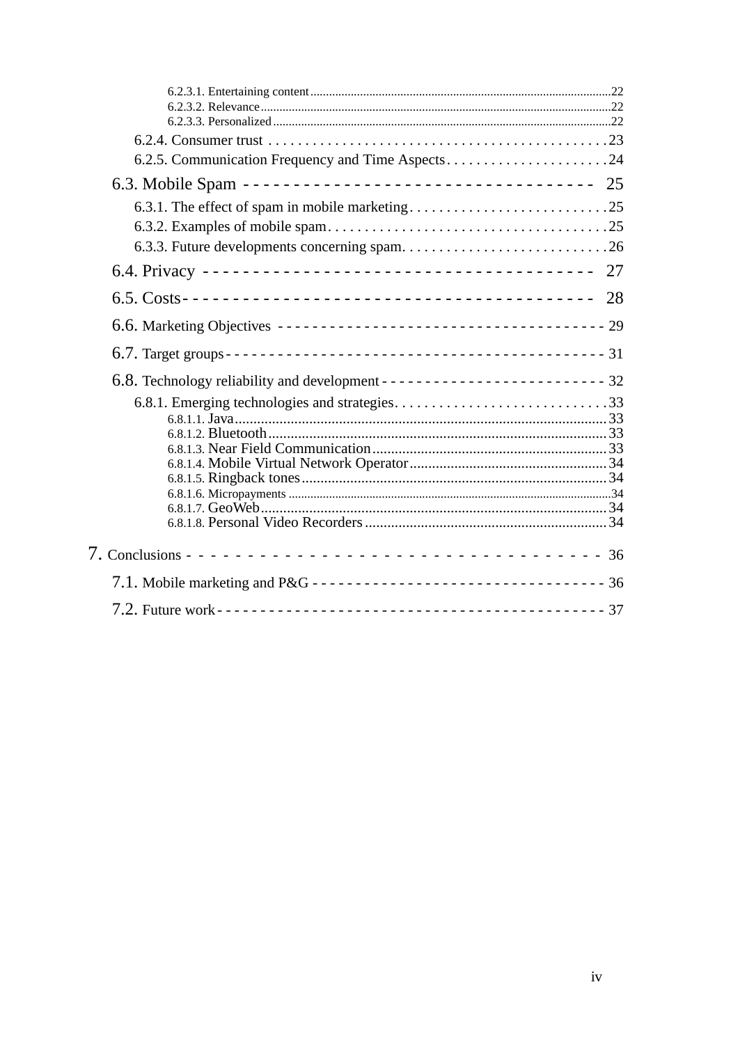6.2.3.1. Entertaining content ... 22
6.2.3.2. Relevance ... 22
6.2.3.3. Personalized ... 22
6.2.4. Consumer trust ... 23
6.2.5. Communication Frequency and Time Aspects ... 24
6.3. Mobile Spam ... 25
6.3.1. The effect of spam in mobile marketing ... 25
6.3.2. Examples of mobile spam ... 25
6.3.3. Future developments concerning spam ... 26
6.4. Privacy ... 27
6.5. Costs ... 28
6.6. Marketing Objectives ... 29
6.7. Target groups ... 31
6.8. Technology reliability and development ... 32
6.8.1. Emerging technologies and strategies ... 33
6.8.1.1. Java ... 33
6.8.1.2. Bluetooth ... 33
6.8.1.3. Near Field Communication ... 33
6.8.1.4. Mobile Virtual Network Operator ... 34
6.8.1.5. Ringback tones ... 34
6.8.1.6. Micropayments ... 34
6.8.1.7. GeoWeb ... 34
6.8.1.8. Personal Video Recorders ... 34
7. Conclusions ... 36
7.1. Mobile marketing and P&G ... 36
7.2. Future work ... 37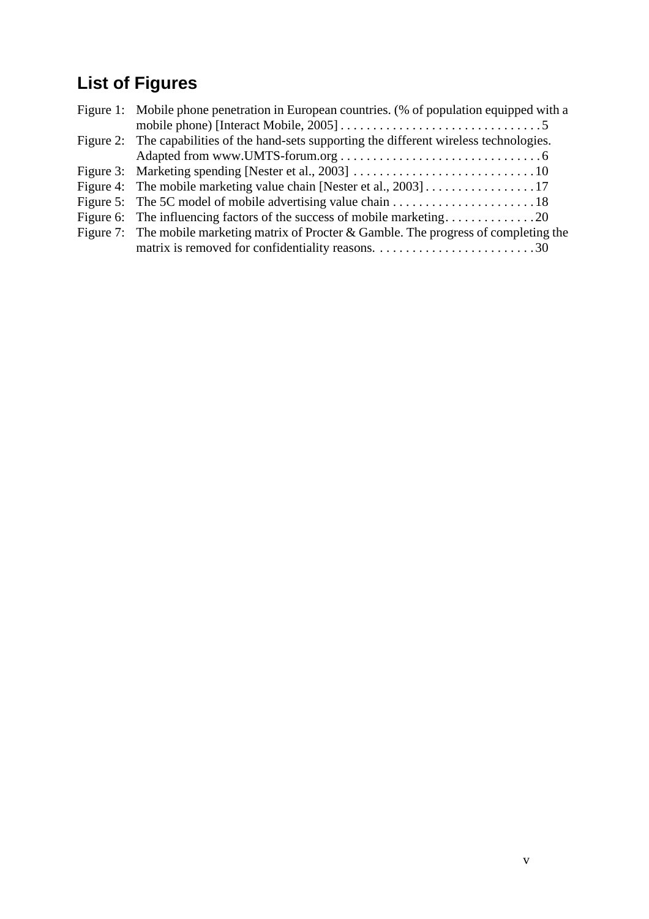# List of Figures

Figure 1: Mobile phone penetration in European countries. (% of population equipped with a mobile phone) [Interact Mobile, 2005] . . . . . . . . . . . . . . . . . . . . . . . . . . . . . . . . 5

Figure 2: The capabilities of the hand-sets supporting the different wireless technologies. Adapted from www.UMTS-forum.org . . . . . . . . . . . . . . . . . . . . . . . . . . . . . . . 6

Figure 3: Marketing spending [Nester et al., 2003] . . . . . . . . . . . . . . . . . . . . . . . . . . . . 10

Figure 4: The mobile marketing value chain [Nester et al., 2003] . . . . . . . . . . . . . . . . . 17

Figure 5: The 5C model of mobile advertising value chain . . . . . . . . . . . . . . . . . . . . . . . 18

Figure 6: The influencing factors of the success of mobile marketing. . . . . . . . . . . . . . . 20

Figure 7: The mobile marketing matrix of Procter & Gamble. The progress of completing the matrix is removed for confidentiality reasons. . . . . . . . . . . . . . . . . . . . . . . . . 30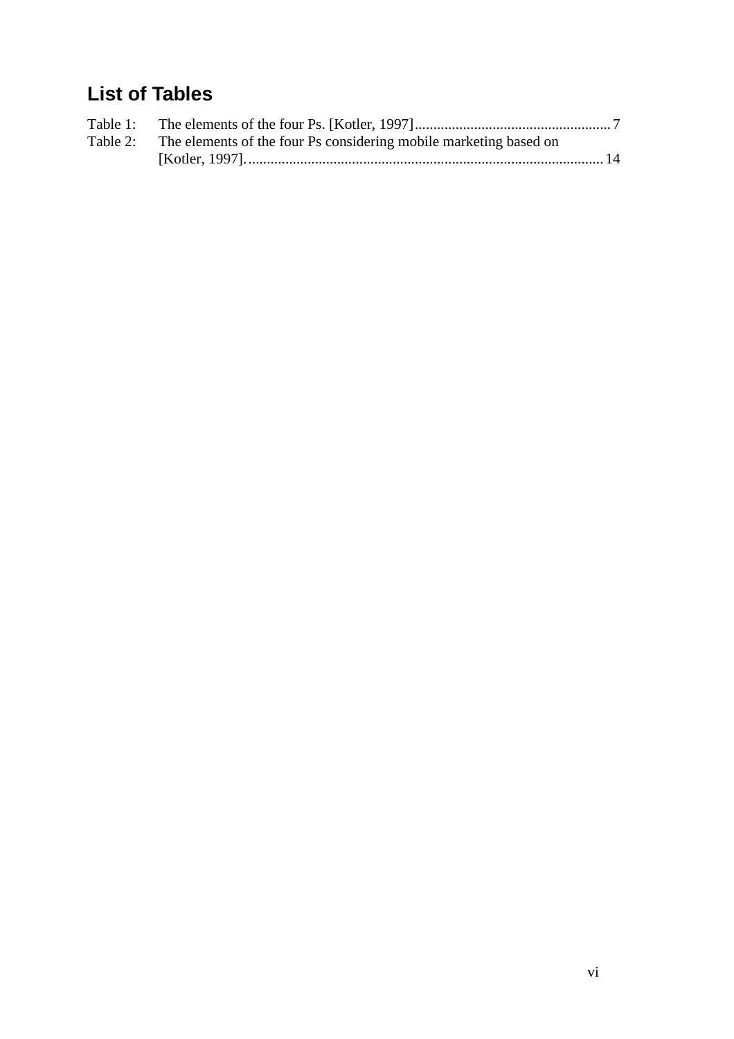# List of Tables

Table 1: The elements of the four Ps. [Kotler, 1997] ........ 7

Table 2: The elements of the four Ps considering mobile marketing based on [Kotler, 1997]. ........ 14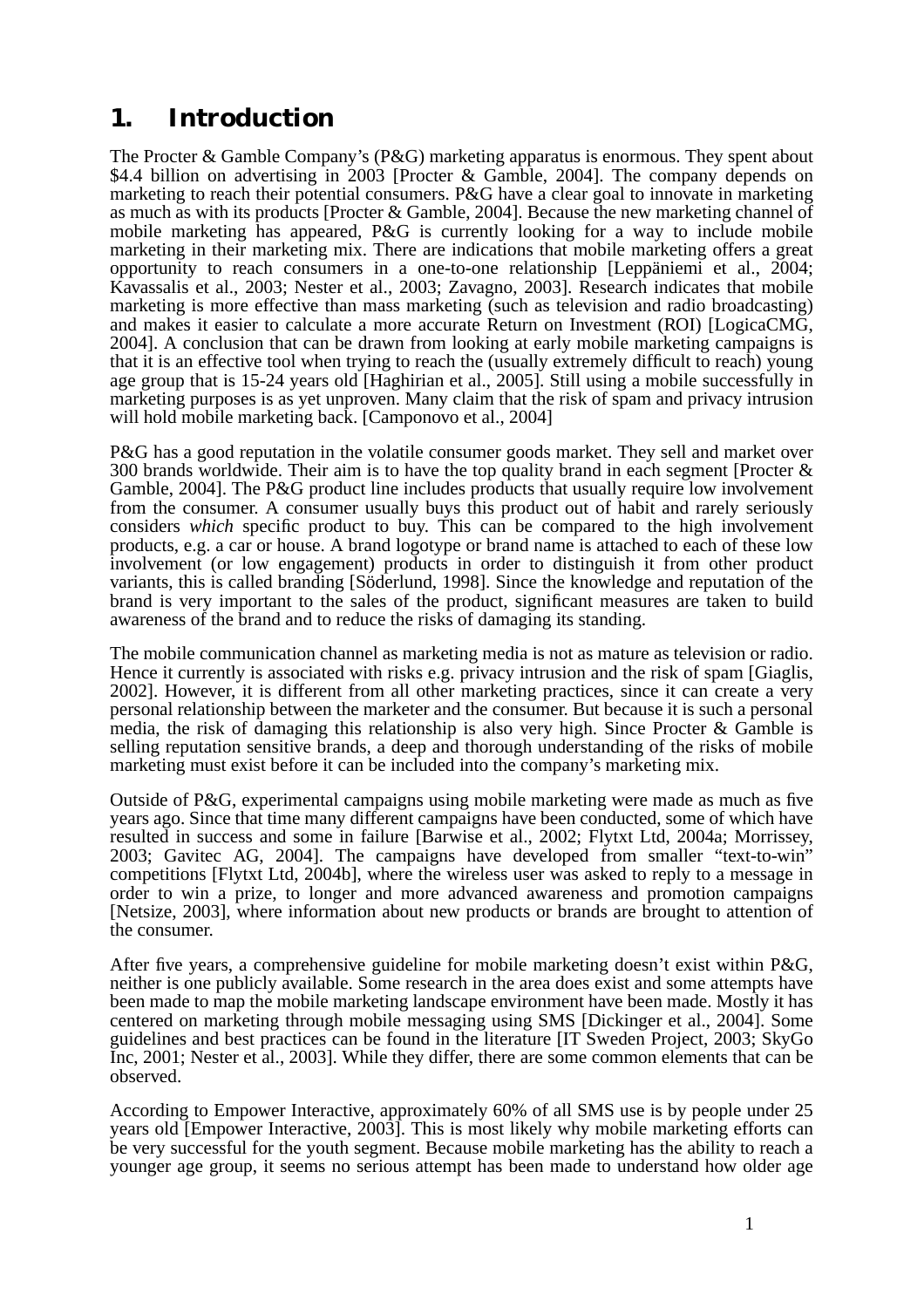# 1. Introduction

The Procter & Gamble Company's (P&G) marketing apparatus is enormous. They spent about $4.4 billion on advertising in 2003 [Procter & Gamble, 2004]. The company depends on marketing to reach their potential consumers. P&G have a clear goal to innovate in marketing as much as with its products [Procter & Gamble, 2004]. Because the new marketing channel of mobile marketing has appeared, P&G is currently looking for a way to include mobile marketing in their marketing mix. There are indications that mobile marketing offers a great opportunity to reach consumers in a one-to-one relationship [Leppäniemi et al., 2004; Kavassalis et al., 2003; Nester et al., 2003; Zavagno, 2003]. Research indicates that mobile marketing is more effective than mass marketing (such as television and radio broadcasting) and makes it easier to calculate a more accurate Return on Investment (ROI) [LogicaCMG, 2004]. A conclusion that can be drawn from looking at early mobile marketing campaigns is that it is an effective tool when trying to reach the (usually extremely difficult to reach) young age group that is 15-24 years old [Haghirian et al., 2005]. Still using a mobile successfully in marketing purposes is as yet unproven. Many claim that the risk of spam and privacy intrusion will hold mobile marketing back. [Camponovo et al., 2004]

P&G has a good reputation in the volatile consumer goods market. They sell and market over 300 brands worldwide. Their aim is to have the top quality brand in each segment [Procter & Gamble, 2004]. The P&G product line includes products that usually require low involvement from the consumer. A consumer usually buys this product out of habit and rarely seriously considers *which* specific product to buy. This can be compared to the high involvement products, e.g. a car or house. A brand logotype or brand name is attached to each of these low involvement (or low engagement) products in order to distinguish it from other product variants, this is called branding [Söderlund, 1998]. Since the knowledge and reputation of the brand is very important to the sales of the product, significant measures are taken to build awareness of the brand and to reduce the risks of damaging its standing.

The mobile communication channel as marketing media is not as mature as television or radio. Hence it currently is associated with risks e.g. privacy intrusion and the risk of spam [Giaglis, 2002]. However, it is different from all other marketing practices, since it can create a very personal relationship between the marketer and the consumer. But because it is such a personal media, the risk of damaging this relationship is also very high. Since Procter & Gamble is selling reputation sensitive brands, a deep and thorough understanding of the risks of mobile marketing must exist before it can be included into the company's marketing mix.

Outside of P&G, experimental campaigns using mobile marketing were made as much as five years ago. Since that time many different campaigns have been conducted, some of which have resulted in success and some in failure [Barwise et al., 2002; Flytxt Ltd, 2004a; Morrissey, 2003; Gavitec AG, 2004]. The campaigns have developed from smaller "text-to-win" competitions [Flytxt Ltd, 2004b], where the wireless user was asked to reply to a message in order to win a prize, to longer and more advanced awareness and promotion campaigns [Netsize, 2003], where information about new products or brands are brought to attention of the consumer.

After five years, a comprehensive guideline for mobile marketing doesn't exist within P&G, neither is one publicly available. Some research in the area does exist and some attempts have been made to map the mobile marketing landscape environment have been made. Mostly it has centered on marketing through mobile messaging using SMS [Dickinger et al., 2004]. Some guidelines and best practices can be found in the literature [IT Sweden Project, 2003; SkyGo Inc, 2001; Nester et al., 2003]. While they differ, there are some common elements that can be observed.

According to Empower Interactive, approximately 60% of all SMS use is by people under 25 years old [Empower Interactive, 2003]. This is most likely why mobile marketing efforts can be very successful for the youth segment. Because mobile marketing has the ability to reach a younger age group, it seems no serious attempt has been made to understand how older age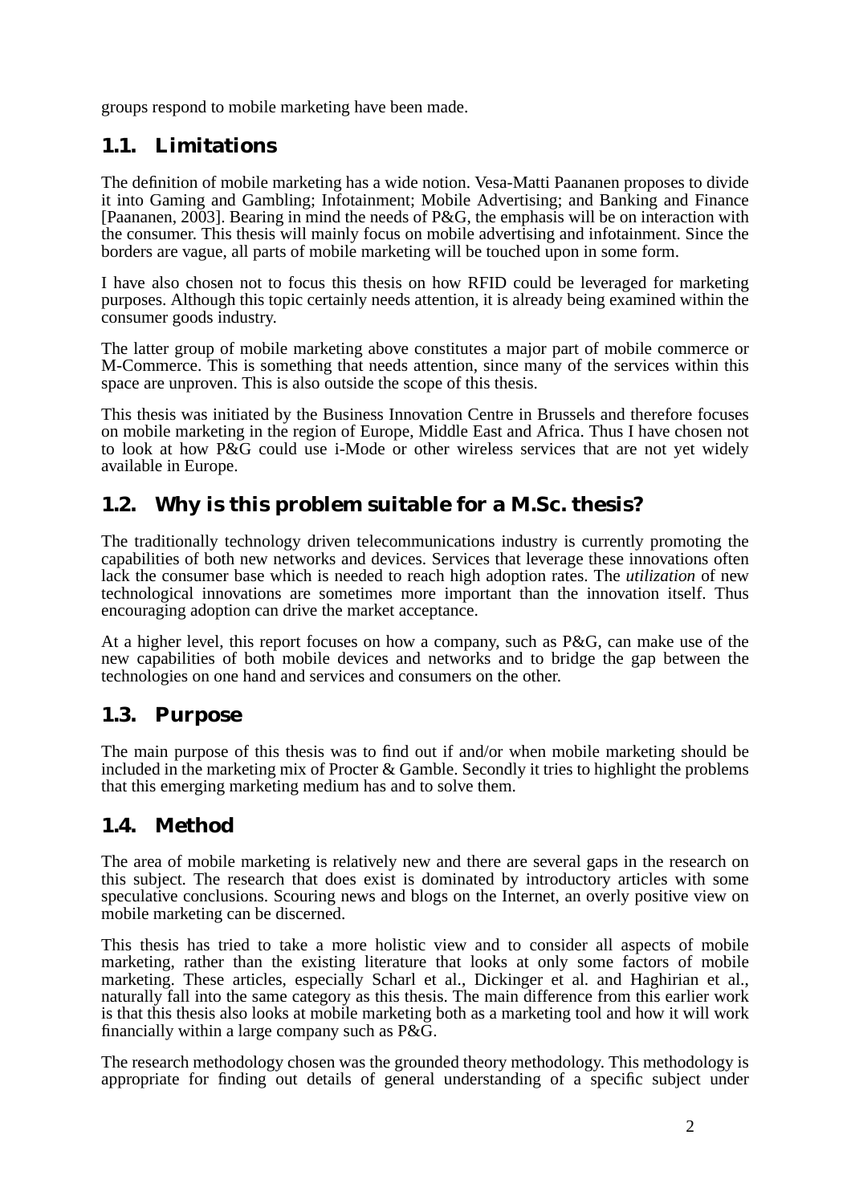groups respond to mobile marketing have been made.

## 1.1. Limitations

The definition of mobile marketing has a wide notion. Vesa-Matti Paananen proposes to divide it into Gaming and Gambling; Infotainment; Mobile Advertising; and Banking and Finance [Paananen, 2003]. Bearing in mind the needs of P&G, the emphasis will be on interaction with the consumer. This thesis will mainly focus on mobile advertising and infotainment. Since the borders are vague, all parts of mobile marketing will be touched upon in some form.

I have also chosen not to focus this thesis on how RFID could be leveraged for marketing purposes. Although this topic certainly needs attention, it is already being examined within the consumer goods industry.

The latter group of mobile marketing above constitutes a major part of mobile commerce or M-Commerce. This is something that needs attention, since many of the services within this space are unproven. This is also outside the scope of this thesis.

This thesis was initiated by the Business Innovation Centre in Brussels and therefore focuses on mobile marketing in the region of Europe, Middle East and Africa. Thus I have chosen not to look at how P&G could use i-Mode or other wireless services that are not yet widely available in Europe.

## 1.2. Why is this problem suitable for a M.Sc. thesis?

The traditionally technology driven telecommunications industry is currently promoting the capabilities of both new networks and devices. Services that leverage these innovations often lack the consumer base which is needed to reach high adoption rates. The *utilization* of new technological innovations are sometimes more important than the innovation itself. Thus encouraging adoption can drive the market acceptance.

At a higher level, this report focuses on how a company, such as P&G, can make use of the new capabilities of both mobile devices and networks and to bridge the gap between the technologies on one hand and services and consumers on the other.

## 1.3. Purpose

The main purpose of this thesis was to find out if and/or when mobile marketing should be included in the marketing mix of Procter & Gamble. Secondly it tries to highlight the problems that this emerging marketing medium has and to solve them.

## 1.4. Method

The area of mobile marketing is relatively new and there are several gaps in the research on this subject. The research that does exist is dominated by introductory articles with some speculative conclusions. Scouring news and blogs on the Internet, an overly positive view on mobile marketing can be discerned.

This thesis has tried to take a more holistic view and to consider all aspects of mobile marketing, rather than the existing literature that looks at only some factors of mobile marketing. These articles, especially Scharl et al., Dickinger et al. and Haghirian et al., naturally fall into the same category as this thesis. The main difference from this earlier work is that this thesis also looks at mobile marketing both as a marketing tool and how it will work financially within a large company such as P&G.

The research methodology chosen was the grounded theory methodology. This methodology is appropriate for finding out details of general understanding of a specific subject under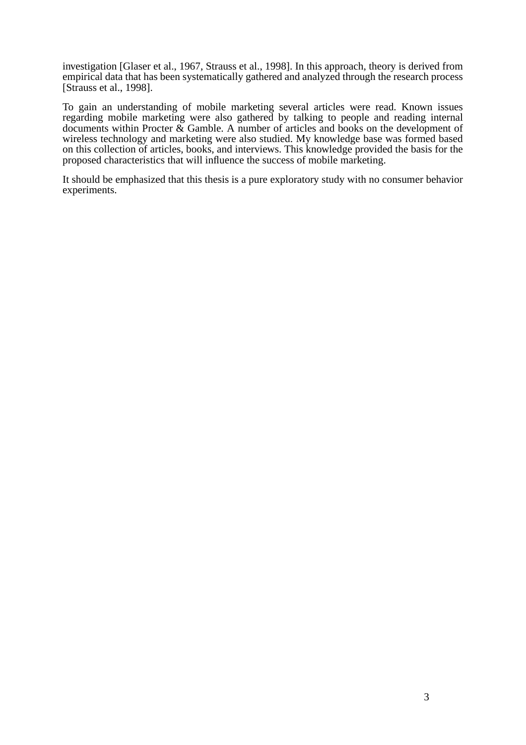investigation [Glaser et al., 1967, Strauss et al., 1998]. In this approach, theory is derived from empirical data that has been systematically gathered and analyzed through the research process [Strauss et al., 1998].

To gain an understanding of mobile marketing several articles were read. Known issues regarding mobile marketing were also gathered by talking to people and reading internal documents within Procter & Gamble. A number of articles and books on the development of wireless technology and marketing were also studied. My knowledge base was formed based on this collection of articles, books, and interviews. This knowledge provided the basis for the proposed characteristics that will influence the success of mobile marketing.

It should be emphasized that this thesis is a pure exploratory study with no consumer behavior experiments.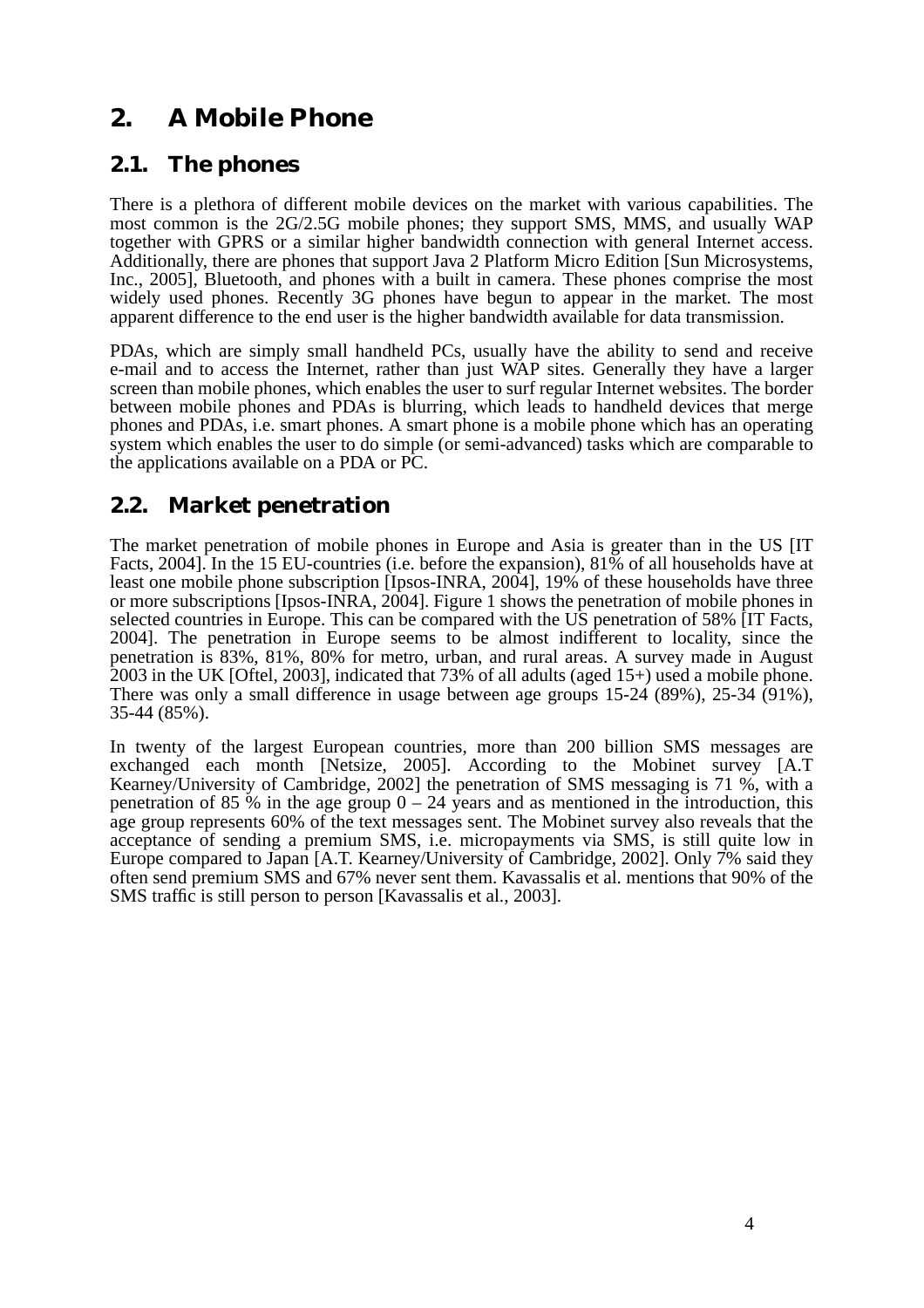# 2. A Mobile Phone

## 2.1. The phones

There is a plethora of different mobile devices on the market with various capabilities. The most common is the 2G/2.5G mobile phones; they support SMS, MMS, and usually WAP together with GPRS or a similar higher bandwidth connection with general Internet access. Additionally, there are phones that support Java 2 Platform Micro Edition [Sun Microsystems, Inc., 2005], Bluetooth, and phones with a built in camera. These phones comprise the most widely used phones. Recently 3G phones have begun to appear in the market. The most apparent difference to the end user is the higher bandwidth available for data transmission.

PDAs, which are simply small handheld PCs, usually have the ability to send and receive e-mail and to access the Internet, rather than just WAP sites. Generally they have a larger screen than mobile phones, which enables the user to surf regular Internet websites. The border between mobile phones and PDAs is blurring, which leads to handheld devices that merge phones and PDAs, i.e. smart phones. A smart phone is a mobile phone which has an operating system which enables the user to do simple (or semi-advanced) tasks which are comparable to the applications available on a PDA or PC.

## 2.2. Market penetration

The market penetration of mobile phones in Europe and Asia is greater than in the US [IT Facts, 2004]. In the 15 EU-countries (i.e. before the expansion), 81% of all households have at least one mobile phone subscription [Ipsos-INRA, 2004], 19% of these households have three or more subscriptions [Ipsos-INRA, 2004]. Figure 1 shows the penetration of mobile phones in selected countries in Europe. This can be compared with the US penetration of 58% [IT Facts, 2004]. The penetration in Europe seems to be almost indifferent to locality, since the penetration is 83%, 81%, 80% for metro, urban, and rural areas. A survey made in August 2003 in the UK [Oftel, 2003], indicated that 73% of all adults (aged 15+) used a mobile phone. There was only a small difference in usage between age groups 15-24 (89%), 25-34 (91%), 35-44 (85%).

In twenty of the largest European countries, more than 200 billion SMS messages are exchanged each month [Netsize, 2005]. According to the Mobinet survey [A.T Kearney/University of Cambridge, 2002] the penetration of SMS messaging is 71 %, with a penetration of 85 % in the age group 0 – 24 years and as mentioned in the introduction, this age group represents 60% of the text messages sent. The Mobinet survey also reveals that the acceptance of sending a premium SMS, i.e. micropayments via SMS, is still quite low in Europe compared to Japan [A.T. Kearney/University of Cambridge, 2002]. Only 7% said they often send premium SMS and 67% never sent them. Kavassalis et al. mentions that 90% of the SMS traffic is still person to person [Kavassalis et al., 2003].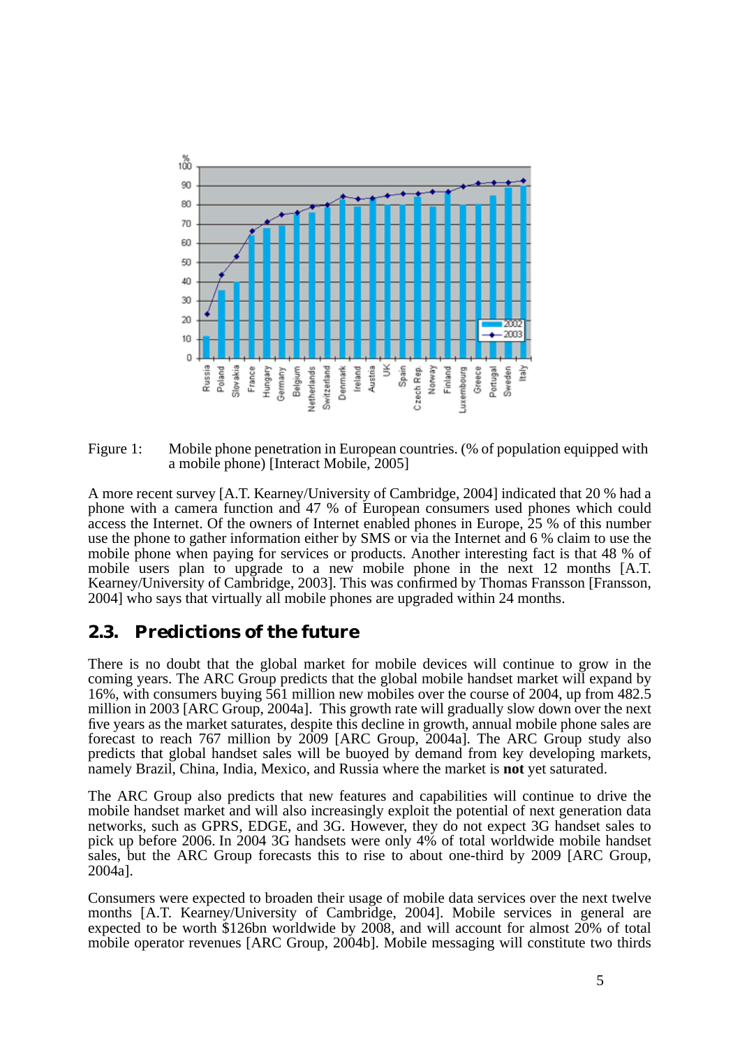Figure 1: Mobile phone penetration in European countries. (% of population equipped with a mobile phone) [Interact Mobile, 2005]

A more recent survey [A.T. Kearney/University of Cambridge, 2004] indicated that 20 % had a phone with a camera function and 47 % of European consumers used phones which could access the Internet. Of the owners of Internet enabled phones in Europe, 25 % of this number use the phone to gather information either by SMS or via the Internet and 6 % claim to use the mobile phone when paying for services or products. Another interesting fact is that 48 % of mobile users plan to upgrade to a new mobile phone in the next 12 months [A.T. Kearney/University of Cambridge, 2003]. This was confirmed by Thomas Fransson [Fransson, 2004] who says that virtually all mobile phones are upgraded within 24 months.

## 2.3. Predictions of the future

There is no doubt that the global market for mobile devices will continue to grow in the coming years. The ARC Group predicts that the global mobile handset market will expand by 16%, with consumers buying 561 million new mobiles over the course of 2004, up from 482.5 million in 2003 [ARC Group, 2004a]. This growth rate will gradually slow down over the next five years as the market saturates, despite this decline in growth, annual mobile phone sales are forecast to reach 767 million by 2009 [ARC Group, 2004a]. The ARC Group study also predicts that global handset sales will be buoyed by demand from key developing markets, namely Brazil, China, India, Mexico, and Russia where the market is **not** yet saturated.

The ARC Group also predicts that new features and capabilities will continue to drive the mobile handset market and will also increasingly exploit the potential of next generation data networks, such as GPRS, EDGE, and 3G. However, they do not expect 3G handset sales to pick up before 2006. In 2004 3G handsets were only 4% of total worldwide mobile handset sales, but the ARC Group forecasts this to rise to about one-third by 2009 [ARC Group, 2004a].

Consumers were expected to broaden their usage of mobile data services over the next twelve months [A.T. Kearney/University of Cambridge, 2004]. Mobile services in general are expected to be worth $126bn worldwide by 2008, and will account for almost 20% of total mobile operator revenues [ARC Group, 2004b]. Mobile messaging will constitute two thirds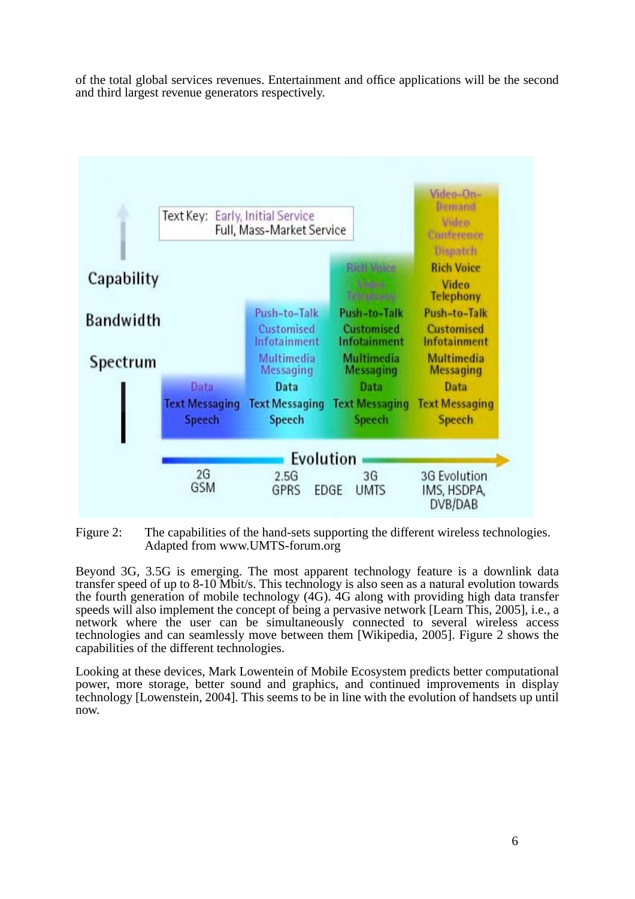of the total global services revenues. Entertainment and office applications will be the second and third largest revenue generators respectively.

Figure 2: The capabilities of the hand-sets supporting the different wireless technologies. Adapted from www.UMTS-forum.org

Beyond 3G, 3.5G is emerging. The most apparent technology feature is a downlink data transfer speed of up to 8-10 Mbit/s. This technology is also seen as a natural evolution towards the fourth generation of mobile technology (4G). 4G along with providing high data transfer speeds will also implement the concept of being a pervasive network [Learn This, 2005], i.e., a network where the user can be simultaneously connected to several wireless access technologies and can seamlessly move between them [Wikipedia, 2005]. Figure 2 shows the capabilities of the different technologies.

Looking at these devices, Mark Lowentein of Mobile Ecosystem predicts better computational power, more storage, better sound and graphics, and continued improvements in display technology [Lowenstein, 2004]. This seems to be in line with the evolution of handsets up until now.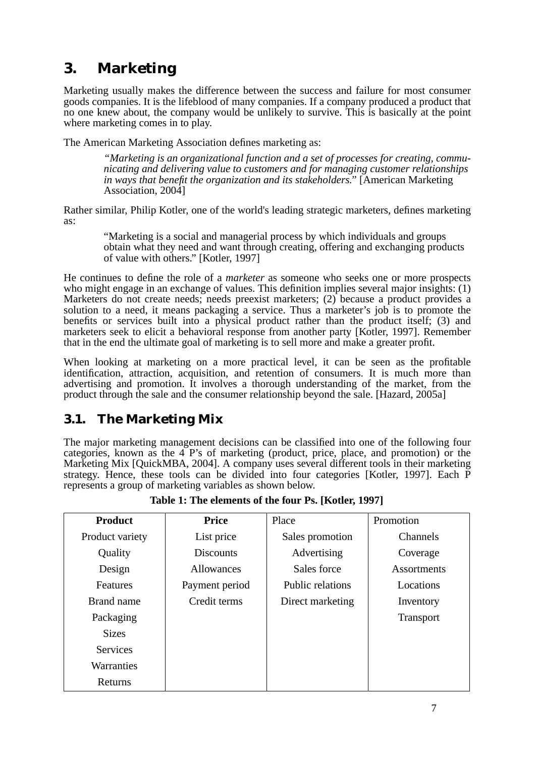# 3. Marketing

Marketing usually makes the difference between the success and failure for most consumer goods companies. It is the lifeblood of many companies. If a company produced a product that no one knew about, the company would be unlikely to survive. This is basically at the point where marketing comes in to play.

The American Marketing Association defines marketing as:

> *"Marketing is an organizational function and a set of processes for creating, communicating and delivering value to customers and for managing customer relationships in ways that benefit the organization and its stakeholders."* [American Marketing Association, 2004]

Rather similar, Philip Kotler, one of the world's leading strategic marketers, defines marketing as:

> "Marketing is a social and managerial process by which individuals and groups obtain what they need and want through creating, offering and exchanging products of value with others." [Kotler, 1997]

He continues to define the role of a *marketer* as someone who seeks one or more prospects who might engage in an exchange of values. This definition implies several major insights: (1) Marketers do not create needs; needs preexist marketers; (2) because a product provides a solution to a need, it means packaging a service. Thus a marketer's job is to promote the benefits or services built into a physical product rather than the product itself; (3) and marketers seek to elicit a behavioral response from another party [Kotler, 1997]. Remember that in the end the ultimate goal of marketing is to sell more and make a greater profit.

When looking at marketing on a more practical level, it can be seen as the profitable identification, attraction, acquisition, and retention of consumers. It is much more than advertising and promotion. It involves a thorough understanding of the market, from the product through the sale and the consumer relationship beyond the sale. [Hazard, 2005a]

## 3.1. The Marketing Mix

The major marketing management decisions can be classified into one of the following four categories, known as the 4 P's of marketing (product, price, place, and promotion) or the Marketing Mix [QuickMBA, 2004]. A company uses several different tools in their marketing strategy. Hence, these tools can be divided into four categories [Kotler, 1997]. Each P represents a group of marketing variables as shown below.

**Table 1: The elements of the four Ps. [Kotler, 1997]**

| **Product** | **Price** | Place | Promotion |
|---|---|---|---|
| Product variety | List price | Sales promotion | Channels |
| Quality | Discounts | Advertising | Coverage |
| Design | Allowances | Sales force | Assortments |
| Features | Payment period | Public relations | Locations |
| Brand name | Credit terms | Direct marketing | Inventory |
| Packaging | | | Transport |
| Sizes | | | |
| Services | | | |
| Warranties | | | |
| Returns | | | |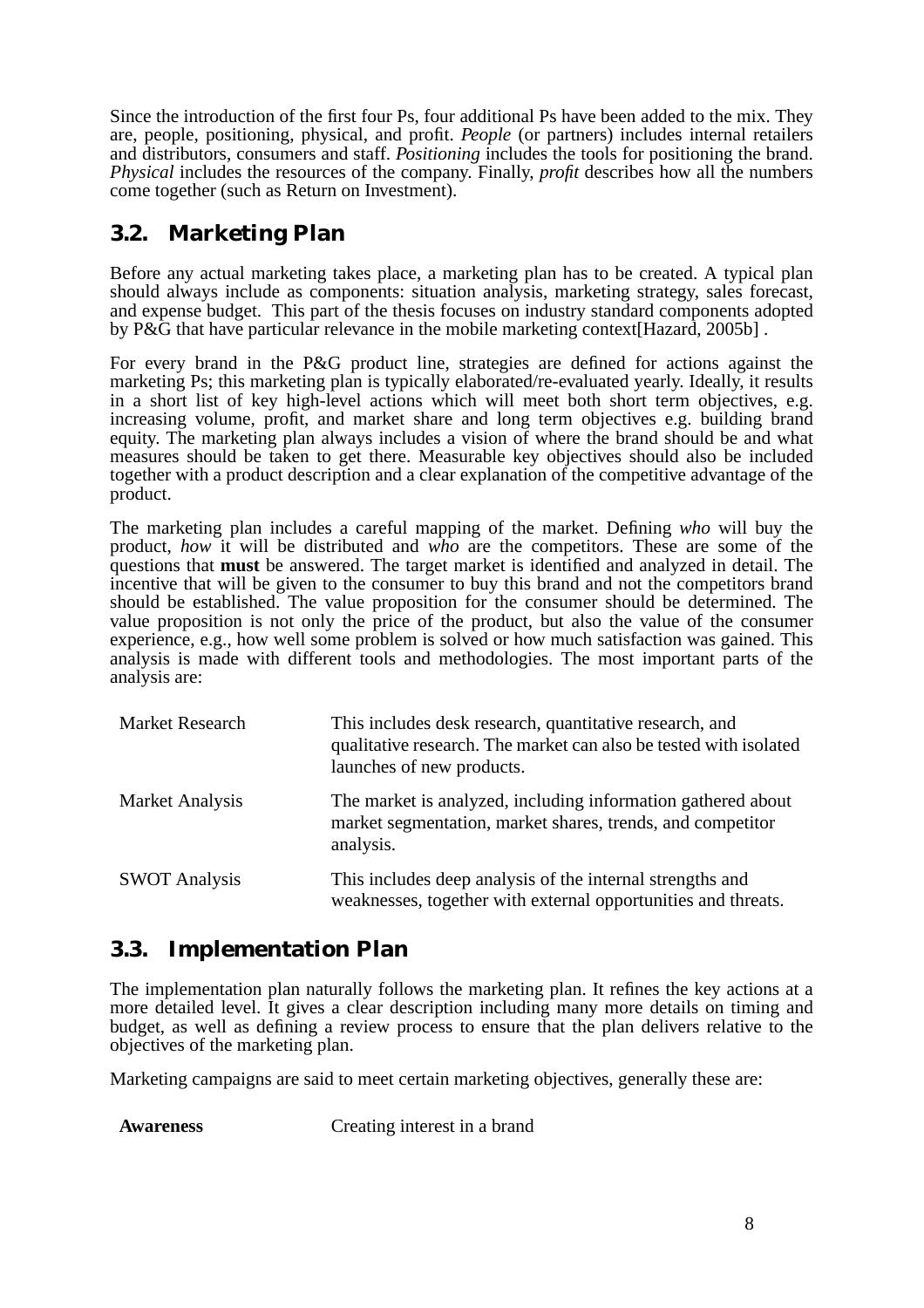Since the introduction of the first four Ps, four additional Ps have been added to the mix. They are, people, positioning, physical, and profit. *People* (or partners) includes internal retailers and distributors, consumers and staff. *Positioning* includes the tools for positioning the brand. *Physical* includes the resources of the company. Finally, *profit* describes how all the numbers come together (such as Return on Investment).

## 3.2. Marketing Plan

Before any actual marketing takes place, a marketing plan has to be created. A typical plan should always include as components: situation analysis, marketing strategy, sales forecast, and expense budget.  This part of the thesis focuses on industry standard components adopted by P&G that have particular relevance in the mobile marketing context[Hazard, 2005b] .

For every brand in the P&G product line, strategies are defined for actions against the marketing Ps; this marketing plan is typically elaborated/re-evaluated yearly. Ideally, it results in a short list of key high-level actions which will meet both short term objectives, e.g. increasing volume, profit, and market share and long term objectives e.g. building brand equity. The marketing plan always includes a vision of where the brand should be and what measures should be taken to get there. Measurable key objectives should also be included together with a product description and a clear explanation of the competitive advantage of the product.

The marketing plan includes a careful mapping of the market. Defining *who* will buy the product, *how* it will be distributed and *who* are the competitors. These are some of the questions that **must** be answered. The target market is identified and analyzed in detail. The incentive that will be given to the consumer to buy this brand and not the competitors brand should be established. The value proposition for the consumer should be determined. The value proposition is not only the price of the product, but also the value of the consumer experience, e.g., how well some problem is solved or how much satisfaction was gained. This analysis is made with different tools and methodologies. The most important parts of the analysis are:

| | |
|---|---|
| Market Research | This includes desk research, quantitative research, and qualitative research. The market can also be tested with isolated launches of new products. |
| Market Analysis | The market is analyzed, including information gathered about market segmentation, market shares, trends, and competitor analysis. |
| SWOT Analysis | This includes deep analysis of the internal strengths and weaknesses, together with external opportunities and threats. |

## 3.3. Implementation Plan

The implementation plan naturally follows the marketing plan. It refines the key actions at a more detailed level. It gives a clear description including many more details on timing and budget, as well as defining a review process to ensure that the plan delivers relative to the objectives of the marketing plan.

Marketing campaigns are said to meet certain marketing objectives, generally these are:

| | |
|---|---|
| **Awareness** | Creating interest in a brand |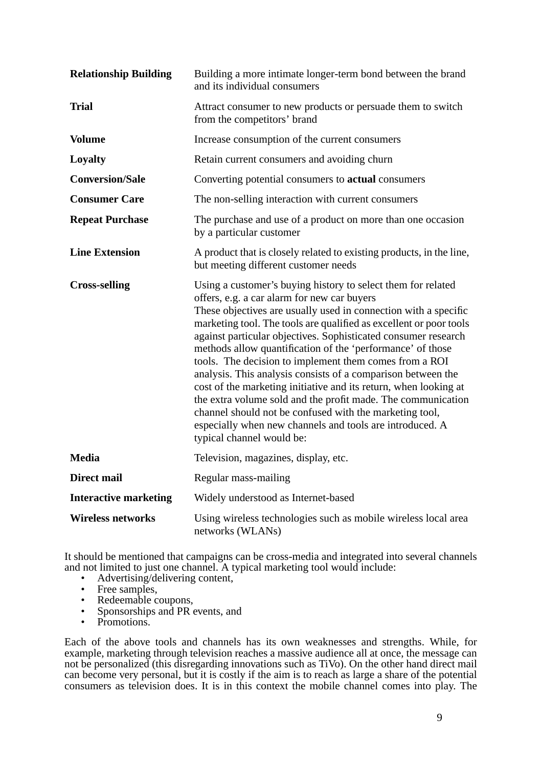| | |
|---|---|
| **Relationship Building** | Building a more intimate longer-term bond between the brand and its individual consumers |
| **Trial** | Attract consumer to new products or persuade them to switch from the competitors' brand |
| **Volume** | Increase consumption of the current consumers |
| **Loyalty** | Retain current consumers and avoiding churn |
| **Conversion/Sale** | Converting potential consumers to **actual** consumers |
| **Consumer Care** | The non-selling interaction with current consumers |
| **Repeat Purchase** | The purchase and use of a product on more than one occasion by a particular customer |
| **Line Extension** | A product that is closely related to existing products, in the line, but meeting different customer needs |
| **Cross-selling** | Using a customer's buying history to select them for related offers, e.g. a car alarm for new car buyers |

These objectives are usually used in connection with a specific marketing tool. The tools are qualified as excellent or poor tools against particular objectives. Sophisticated consumer research methods allow quantification of the 'performance' of those tools. The decision to implement them comes from a ROI analysis. This analysis consists of a comparison between the cost of the marketing initiative and its return, when looking at the extra volume sold and the profit made. The communication channel should not be confused with the marketing tool, especially when new channels and tools are introduced. A typical channel would be:

| | |
|---|---|
| **Media** | Television, magazines, display, etc. |
| **Direct mail** | Regular mass-mailing |
| **Interactive marketing** | Widely understood as Internet-based |
| **Wireless networks** | Using wireless technologies such as mobile wireless local area networks (WLANs) |

It should be mentioned that campaigns can be cross-media and integrated into several channels and not limited to just one channel. A typical marketing tool would include:

- Advertising/delivering content,
- Free samples,
- Redeemable coupons,
- Sponsorships and PR events, and
- Promotions.

Each of the above tools and channels has its own weaknesses and strengths. While, for example, marketing through television reaches a massive audience all at once, the message can not be personalized (this disregarding innovations such as TiVo). On the other hand direct mail can become very personal, but it is costly if the aim is to reach as large a share of the potential consumers as television does. It is in this context the mobile channel comes into play. The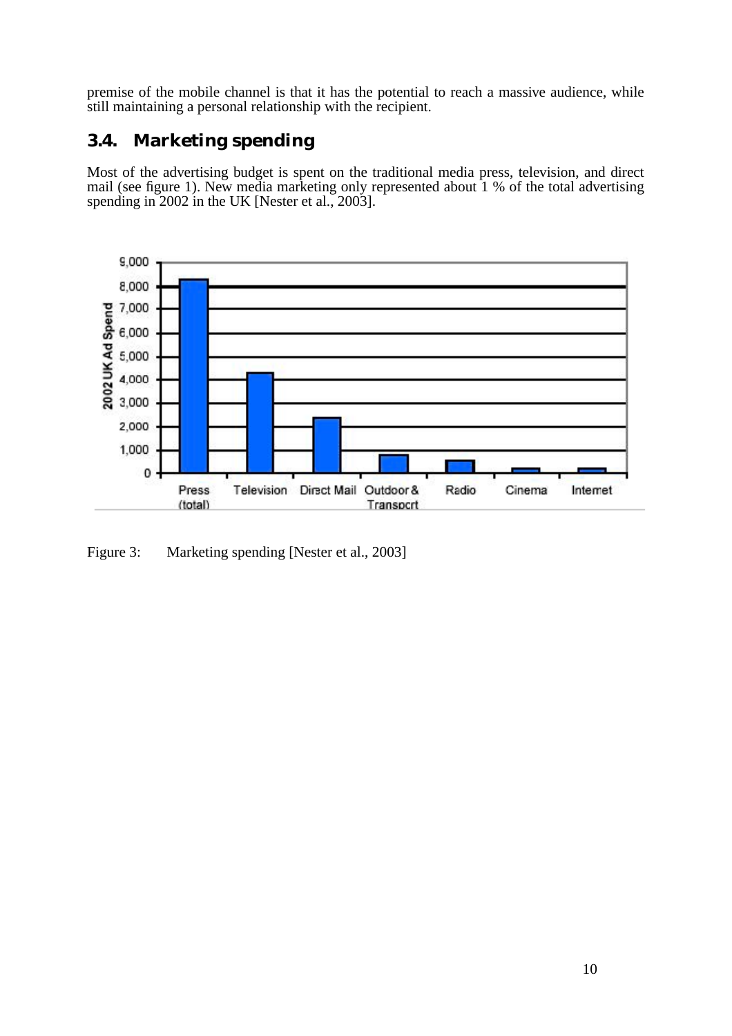premise of the mobile channel is that it has the potential to reach a massive audience, while still maintaining a personal relationship with the recipient.

## 3.4. Marketing spending

Most of the advertising budget is spent on the traditional media press, television, and direct mail (see figure 1). New media marketing only represented about 1 % of the total advertising spending in 2002 in the UK [Nester et al., 2003].

Figure 3: Marketing spending [Nester et al., 2003]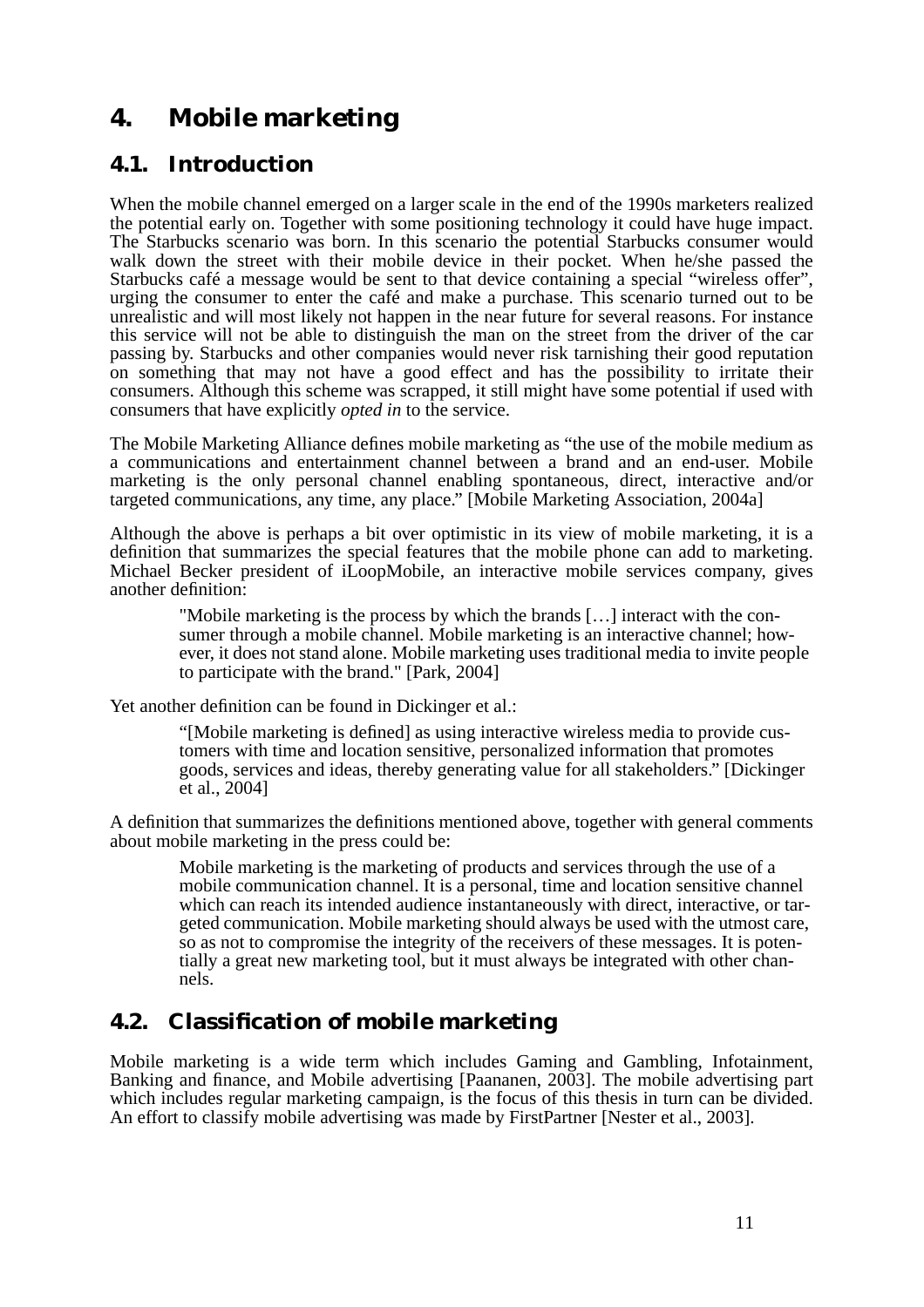# 4. Mobile marketing

## 4.1. Introduction

When the mobile channel emerged on a larger scale in the end of the 1990s marketers realized the potential early on. Together with some positioning technology it could have huge impact. The Starbucks scenario was born. In this scenario the potential Starbucks consumer would walk down the street with their mobile device in their pocket. When he/she passed the Starbucks café a message would be sent to that device containing a special “wireless offer”, urging the consumer to enter the café and make a purchase. This scenario turned out to be unrealistic and will most likely not happen in the near future for several reasons. For instance this service will not be able to distinguish the man on the street from the driver of the car passing by. Starbucks and other companies would never risk tarnishing their good reputation on something that may not have a good effect and has the possibility to irritate their consumers. Although this scheme was scrapped, it still might have some potential if used with consumers that have explicitly *opted in* to the service.

The Mobile Marketing Alliance defines mobile marketing as “the use of the mobile medium as a communications and entertainment channel between a brand and an end-user. Mobile marketing is the only personal channel enabling spontaneous, direct, interactive and/or targeted communications, any time, any place.” [Mobile Marketing Association, 2004a]

Although the above is perhaps a bit over optimistic in its view of mobile marketing, it is a definition that summarizes the special features that the mobile phone can add to marketing. Michael Becker president of iLoopMobile, an interactive mobile services company, gives another definition:

> "Mobile marketing is the process by which the brands […] interact with the consumer through a mobile channel. Mobile marketing is an interactive channel; however, it does not stand alone. Mobile marketing uses traditional media to invite people to participate with the brand." [Park, 2004]

Yet another definition can be found in Dickinger et al.:

> “[Mobile marketing is defined] as using interactive wireless media to provide customers with time and location sensitive, personalized information that promotes goods, services and ideas, thereby generating value for all stakeholders.” [Dickinger et al., 2004]

A definition that summarizes the definitions mentioned above, together with general comments about mobile marketing in the press could be:

> Mobile marketing is the marketing of products and services through the use of a mobile communication channel. It is a personal, time and location sensitive channel which can reach its intended audience instantaneously with direct, interactive, or targeted communication. Mobile marketing should always be used with the utmost care, so as not to compromise the integrity of the receivers of these messages. It is potentially a great new marketing tool, but it must always be integrated with other channels.

## 4.2. Classification of mobile marketing

Mobile marketing is a wide term which includes Gaming and Gambling, Infotainment, Banking and finance, and Mobile advertising [Paananen, 2003]. The mobile advertising part which includes regular marketing campaign, is the focus of this thesis in turn can be divided. An effort to classify mobile advertising was made by FirstPartner [Nester et al., 2003].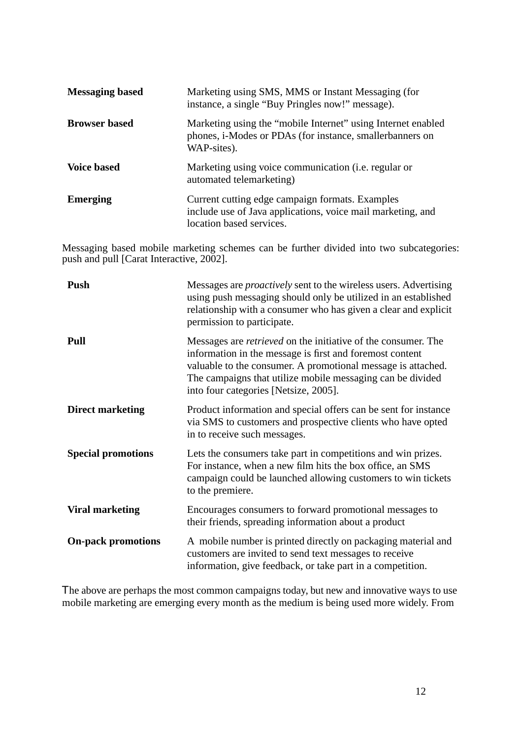| | |
|---|---|
| **Messaging based** | Marketing using SMS, MMS or Instant Messaging (for instance, a single “Buy Pringles now!” message). |
| **Browser based** | Marketing using the “mobile Internet” using Internet enabled phones, i-Modes or PDAs (for instance, smallerbanners on WAP-sites). |
| **Voice based** | Marketing using voice communication (i.e. regular or automated telemarketing) |
| **Emerging** | Current cutting edge campaign formats. Examples include use of Java applications, voice mail marketing, and location based services. |

Messaging based mobile marketing schemes can be further divided into two subcategories: push and pull [Carat Interactive, 2002].

| | |
|---|---|
| **Push** | Messages are *proactively* sent to the wireless users. Advertising using push messaging should only be utilized in an established relationship with a consumer who has given a clear and explicit permission to participate. |
| **Pull** | Messages are *retrieved* on the initiative of the consumer. The information in the message is first and foremost content valuable to the consumer. A promotional message is attached. The campaigns that utilize mobile messaging can be divided into four categories [Netsize, 2005]. |
| **Direct marketing** | Product information and special offers can be sent for instance via SMS to customers and prospective clients who have opted in to receive such messages. |
| **Special promotions** | Lets the consumers take part in competitions and win prizes. For instance, when a new film hits the box office, an SMS campaign could be launched allowing customers to win tickets to the premiere. |
| **Viral marketing** | Encourages consumers to forward promotional messages to their friends, spreading information about a product |
| **On-pack promotions** | A mobile number is printed directly on packaging material and customers are invited to send text messages to receive information, give feedback, or take part in a competition. |

The above are perhaps the most common campaigns today, but new and innovative ways to use mobile marketing are emerging every month as the medium is being used more widely. From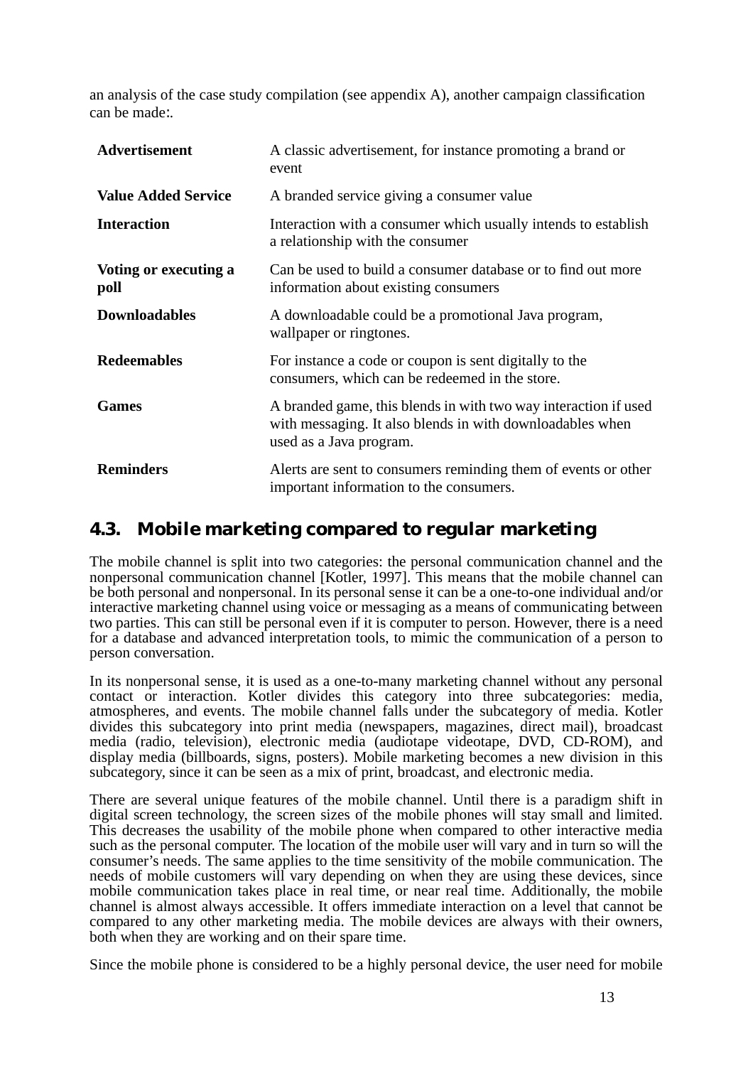an analysis of the case study compilation (see appendix A), another campaign classification can be made:.

| | |
|---|---|
| **Advertisement** | A classic advertisement, for instance promoting a brand or event |
| **Value Added Service** | A branded service giving a consumer value |
| **Interaction** | Interaction with a consumer which usually intends to establish a relationship with the consumer |
| **Voting or executing a poll** | Can be used to build a consumer database or to find out more information about existing consumers |
| **Downloadables** | A downloadable could be a promotional Java program, wallpaper or ringtones. |
| **Redeemables** | For instance a code or coupon is sent digitally to the consumers, which can be redeemed in the store. |
| **Games** | A branded game, this blends in with two way interaction if used with messaging. It also blends in with downloadables when used as a Java program. |
| **Reminders** | Alerts are sent to consumers reminding them of events or other important information to the consumers. |

## 4.3. Mobile marketing compared to regular marketing

The mobile channel is split into two categories: the personal communication channel and the nonpersonal communication channel [Kotler, 1997]. This means that the mobile channel can be both personal and nonpersonal. In its personal sense it can be a one-to-one individual and/or interactive marketing channel using voice or messaging as a means of communicating between two parties. This can still be personal even if it is computer to person. However, there is a need for a database and advanced interpretation tools, to mimic the communication of a person to person conversation.

In its nonpersonal sense, it is used as a one-to-many marketing channel without any personal contact or interaction. Kotler divides this category into three subcategories: media, atmospheres, and events. The mobile channel falls under the subcategory of media. Kotler divides this subcategory into print media (newspapers, magazines, direct mail), broadcast media (radio, television), electronic media (audiotape videotape, DVD, CD-ROM), and display media (billboards, signs, posters). Mobile marketing becomes a new division in this subcategory, since it can be seen as a mix of print, broadcast, and electronic media.

There are several unique features of the mobile channel. Until there is a paradigm shift in digital screen technology, the screen sizes of the mobile phones will stay small and limited. This decreases the usability of the mobile phone when compared to other interactive media such as the personal computer. The location of the mobile user will vary and in turn so will the consumer's needs. The same applies to the time sensitivity of the mobile communication. The needs of mobile customers will vary depending on when they are using these devices, since mobile communication takes place in real time, or near real time. Additionally, the mobile channel is almost always accessible. It offers immediate interaction on a level that cannot be compared to any other marketing media. The mobile devices are always with their owners, both when they are working and on their spare time.

Since the mobile phone is considered to be a highly personal device, the user need for mobile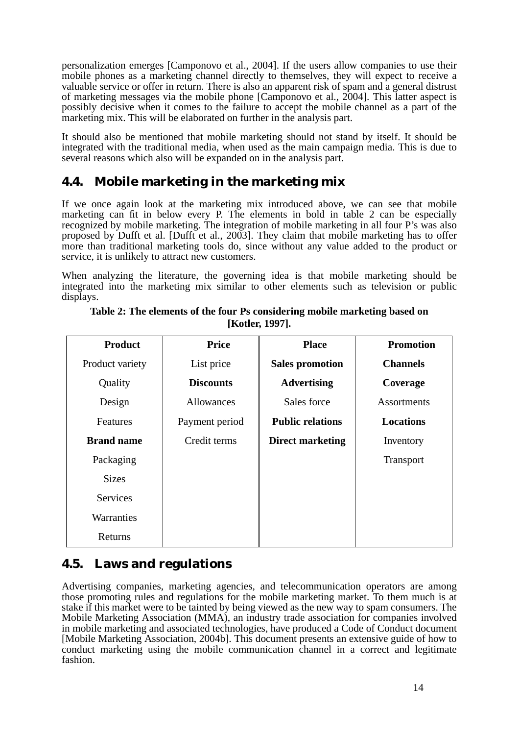personalization emerges [Camponovo et al., 2004]. If the users allow companies to use their mobile phones as a marketing channel directly to themselves, they will expect to receive a valuable service or offer in return. There is also an apparent risk of spam and a general distrust of marketing messages via the mobile phone [Camponovo et al., 2004]. This latter aspect is possibly decisive when it comes to the failure to accept the mobile channel as a part of the marketing mix. This will be elaborated on further in the analysis part.

It should also be mentioned that mobile marketing should not stand by itself. It should be integrated with the traditional media, when used as the main campaign media. This is due to several reasons which also will be expanded on in the analysis part.

## 4.4. Mobile marketing in the marketing mix

If we once again look at the marketing mix introduced above, we can see that mobile marketing can fit in below every P. The elements in bold in table 2 can be especially recognized by mobile marketing. The integration of mobile marketing in all four P's was also proposed by Dufft et al. [Dufft et al., 2003]. They claim that mobile marketing has to offer more than traditional marketing tools do, since without any value added to the product or service, it is unlikely to attract new customers.

When analyzing the literature, the governing idea is that mobile marketing should be integrated into the marketing mix similar to other elements such as television or public displays.

**Table 2: The elements of the four Ps considering mobile marketing based on [Kotler, 1997].**

| Product | Price | Place | Promotion |
|---|---|---|---|
| Product variety | List price | **Sales promotion** | **Channels** |
| Quality | **Discounts** | **Advertising** | **Coverage** |
| Design | Allowances | Sales force | Assortments |
| Features | Payment period | **Public relations** | **Locations** |
| **Brand name** | Credit terms | **Direct marketing** | Inventory |
| Packaging | | | Transport |
| Sizes | | | |
| Services | | | |
| Warranties | | | |
| Returns | | | |

## 4.5. Laws and regulations

Advertising companies, marketing agencies, and telecommunication operators are among those promoting rules and regulations for the mobile marketing market. To them much is at stake if this market were to be tainted by being viewed as the new way to spam consumers. The Mobile Marketing Association (MMA), an industry trade association for companies involved in mobile marketing and associated technologies, have produced a Code of Conduct document [Mobile Marketing Association, 2004b]. This document presents an extensive guide of how to conduct marketing using the mobile communication channel in a correct and legitimate fashion.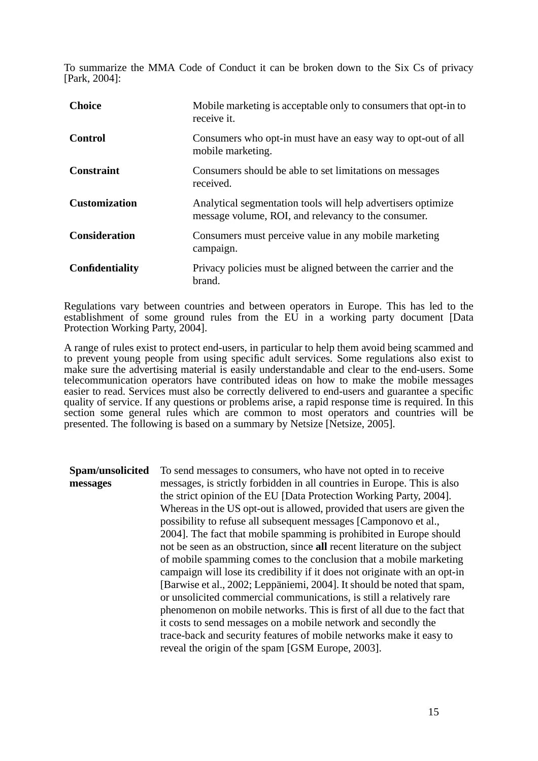To summarize the MMA Code of Conduct it can be broken down to the Six Cs of privacy [Park, 2004]:

| | |
|---|---|
| **Choice** | Mobile marketing is acceptable only to consumers that opt-in to receive it. |
| **Control** | Consumers who opt-in must have an easy way to opt-out of all mobile marketing. |
| **Constraint** | Consumers should be able to set limitations on messages received. |
| **Customization** | Analytical segmentation tools will help advertisers optimize message volume, ROI, and relevancy to the consumer. |
| **Consideration** | Consumers must perceive value in any mobile marketing campaign. |
| **Confidentiality** | Privacy policies must be aligned between the carrier and the brand. |

Regulations vary between countries and between operators in Europe. This has led to the establishment of some ground rules from the EU in a working party document [Data Protection Working Party, 2004].

A range of rules exist to protect end-users, in particular to help them avoid being scammed and to prevent young people from using specific adult services. Some regulations also exist to make sure the advertising material is easily understandable and clear to the end-users. Some telecommunication operators have contributed ideas on how to make the mobile messages easier to read. Services must also be correctly delivered to end-users and guarantee a specific quality of service. If any questions or problems arise, a rapid response time is required. In this section some general rules which are common to most operators and countries will be presented. The following is based on a summary by Netsize [Netsize, 2005].

| | |
|---|---|
| **Spam/unsolicited messages** | To send messages to consumers, who have not opted in to receive messages, is strictly forbidden in all countries in Europe. This is also the strict opinion of the EU [Data Protection Working Party, 2004]. Whereas in the US opt-out is allowed, provided that users are given the possibility to refuse all subsequent messages [Camponovo et al., 2004]. The fact that mobile spamming is prohibited in Europe should not be seen as an obstruction, since **all** recent literature on the subject of mobile spamming comes to the conclusion that a mobile marketing campaign will lose its credibility if it does not originate with an opt-in [Barwise et al., 2002; Leppäniemi, 2004]. It should be noted that spam, or unsolicited commercial communications, is still a relatively rare phenomenon on mobile networks. This is first of all due to the fact that it costs to send messages on a mobile network and secondly the trace-back and security features of mobile networks make it easy to reveal the origin of the spam [GSM Europe, 2003]. |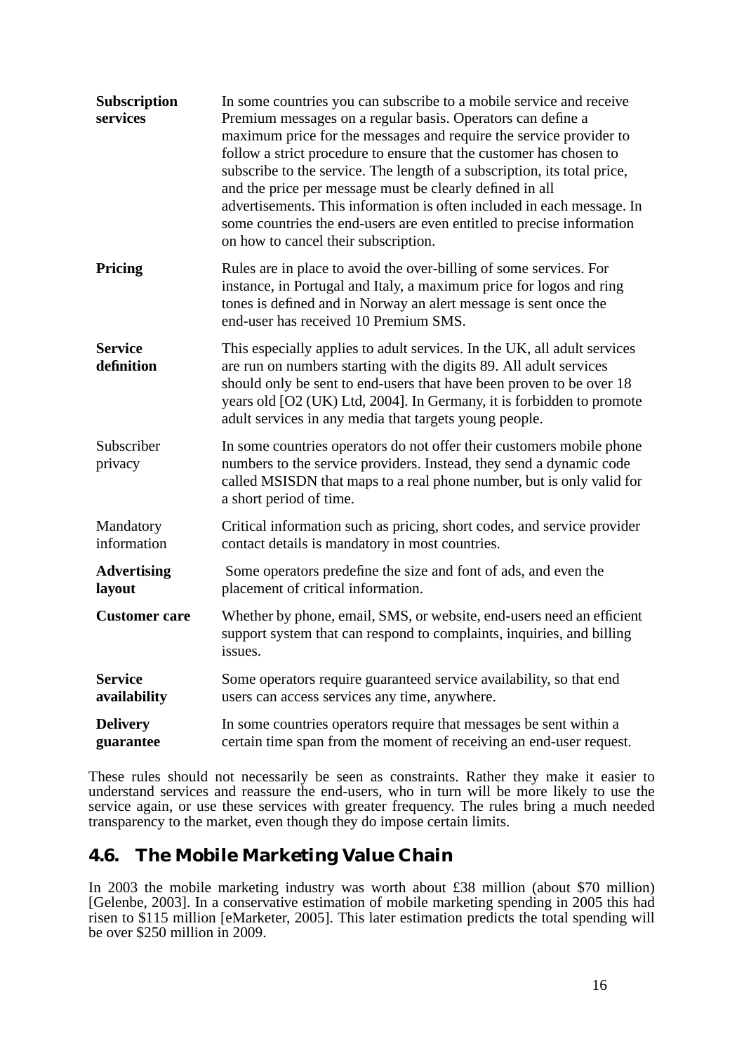| | |
|---|---|
| **Subscription services** | In some countries you can subscribe to a mobile service and receive Premium messages on a regular basis. Operators can define a maximum price for the messages and require the service provider to follow a strict procedure to ensure that the customer has chosen to subscribe to the service. The length of a subscription, its total price, and the price per message must be clearly defined in all advertisements. This information is often included in each message. In some countries the end-users are even entitled to precise information on how to cancel their subscription. |
| **Pricing** | Rules are in place to avoid the over-billing of some services. For instance, in Portugal and Italy, a maximum price for logos and ring tones is defined and in Norway an alert message is sent once the end-user has received 10 Premium SMS. |
| **Service definition** | This especially applies to adult services. In the UK, all adult services are run on numbers starting with the digits 89. All adult services should only be sent to end-users that have been proven to be over 18 years old [O2 (UK) Ltd, 2004]. In Germany, it is forbidden to promote adult services in any media that targets young people. |
| Subscriber privacy | In some countries operators do not offer their customers mobile phone numbers to the service providers. Instead, they send a dynamic code called MSISDN that maps to a real phone number, but is only valid for a short period of time. |
| Mandatory information | Critical information such as pricing, short codes, and service provider contact details is mandatory in most countries. |
| **Advertising layout** | Some operators predefine the size and font of ads, and even the placement of critical information. |
| **Customer care** | Whether by phone, email, SMS, or website, end-users need an efficient support system that can respond to complaints, inquiries, and billing issues. |
| **Service availability** | Some operators require guaranteed service availability, so that end users can access services any time, anywhere. |
| **Delivery guarantee** | In some countries operators require that messages be sent within a certain time span from the moment of receiving an end-user request. |

These rules should not necessarily be seen as constraints. Rather they make it easier to understand services and reassure the end-users, who in turn will be more likely to use the service again, or use these services with greater frequency. The rules bring a much needed transparency to the market, even though they do impose certain limits.

## 4.6. The Mobile Marketing Value Chain

In 2003 the mobile marketing industry was worth about £38 million (about $70 million) [Gelenbe, 2003]. In a conservative estimation of mobile marketing spending in 2005 this had risen to $115 million [eMarketer, 2005]. This later estimation predicts the total spending will be over $250 million in 2009.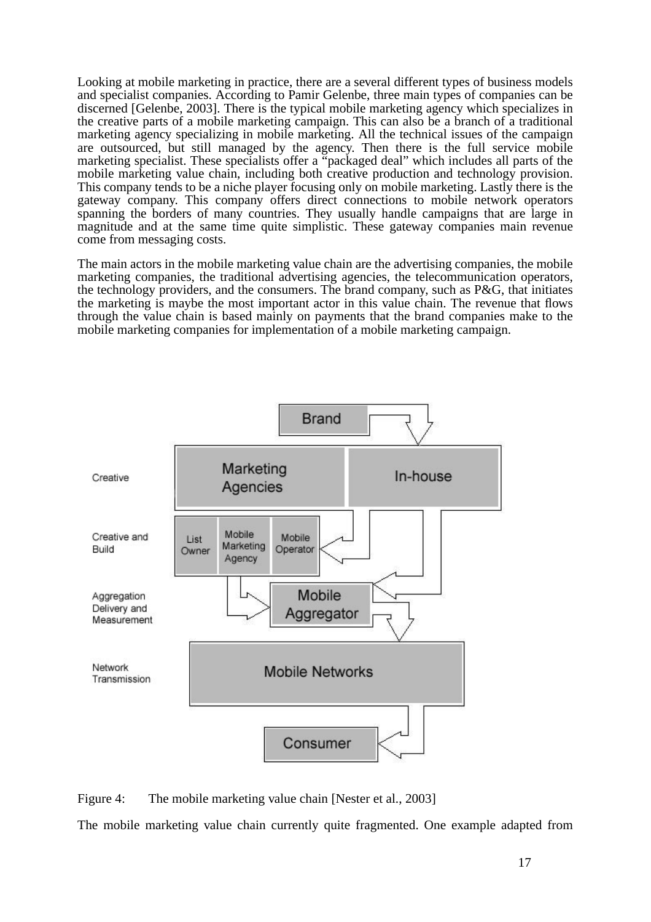Looking at mobile marketing in practice, there are a several different types of business models and specialist companies. According to Pamir Gelenbe, three main types of companies can be discerned [Gelenbe, 2003]. There is the typical mobile marketing agency which specializes in the creative parts of a mobile marketing campaign. This can also be a branch of a traditional marketing agency specializing in mobile marketing. All the technical issues of the campaign are outsourced, but still managed by the agency. Then there is the full service mobile marketing specialist. These specialists offer a "packaged deal" which includes all parts of the mobile marketing value chain, including both creative production and technology provision. This company tends to be a niche player focusing only on mobile marketing. Lastly there is the gateway company. This company offers direct connections to mobile network operators spanning the borders of many countries. They usually handle campaigns that are large in magnitude and at the same time quite simplistic. These gateway companies main revenue come from messaging costs.

The main actors in the mobile marketing value chain are the advertising companies, the mobile marketing companies, the traditional advertising agencies, the telecommunication operators, the technology providers, and the consumers. The brand company, such as P&G, that initiates the marketing is maybe the most important actor in this value chain. The revenue that flows through the value chain is based mainly on payments that the brand companies make to the mobile marketing companies for implementation of a mobile marketing campaign.

Creative | Creative and Build | Aggregation Delivery and Measurement | Network Transmission

Brand → Marketing Agencies / In-house → List Owner / Mobile Marketing Agency / Mobile Operator → Mobile Aggregator → Mobile Networks → Consumer

Figure 4: The mobile marketing value chain [Nester et al., 2003]

The mobile marketing value chain currently quite fragmented. One example adapted from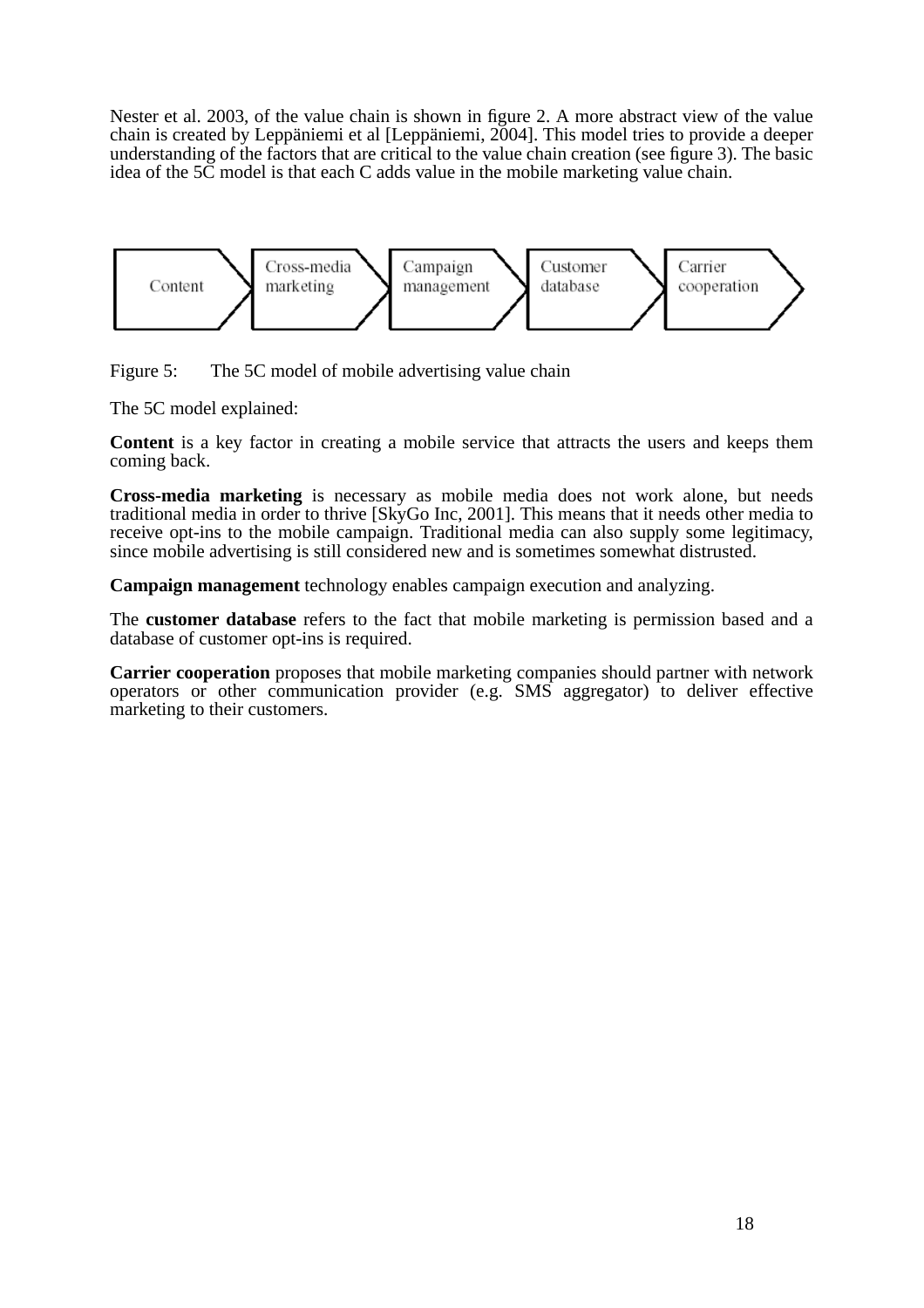Nester et al. 2003, of the value chain is shown in figure 2. A more abstract view of the value chain is created by Leppäniemi et al [Leppäniemi, 2004]. This model tries to provide a deeper understanding of the factors that are critical to the value chain creation (see figure 3). The basic idea of the 5C model is that each C adds value in the mobile marketing value chain.

Content → Cross-media marketing → Campaign management → Customer database → Carrier cooperation

Figure 5: The 5C model of mobile advertising value chain

The 5C model explained:

**Content** is a key factor in creating a mobile service that attracts the users and keeps them coming back.

**Cross-media marketing** is necessary as mobile media does not work alone, but needs traditional media in order to thrive [SkyGo Inc, 2001]. This means that it needs other media to receive opt-ins to the mobile campaign. Traditional media can also supply some legitimacy, since mobile advertising is still considered new and is sometimes somewhat distrusted.

**Campaign management** technology enables campaign execution and analyzing.

The **customer database** refers to the fact that mobile marketing is permission based and a database of customer opt-ins is required.

**Carrier cooperation** proposes that mobile marketing companies should partner with network operators or other communication provider (e.g. SMS aggregator) to deliver effective marketing to their customers.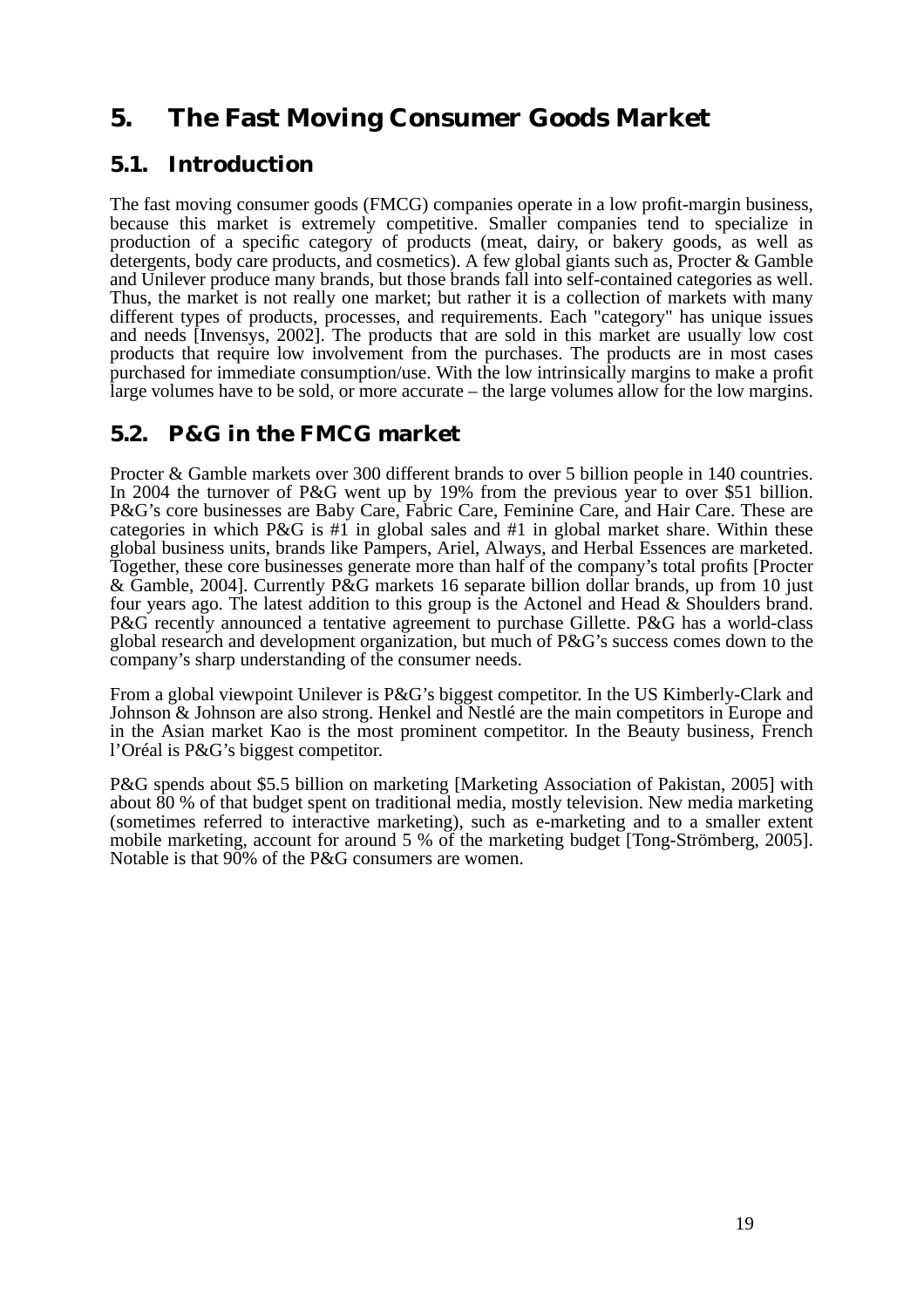# 5. The Fast Moving Consumer Goods Market

## 5.1. Introduction

The fast moving consumer goods (FMCG) companies operate in a low profit-margin business, because this market is extremely competitive. Smaller companies tend to specialize in production of a specific category of products (meat, dairy, or bakery goods, as well as detergents, body care products, and cosmetics). A few global giants such as, Procter & Gamble and Unilever produce many brands, but those brands fall into self-contained categories as well. Thus, the market is not really one market; but rather it is a collection of markets with many different types of products, processes, and requirements. Each "category" has unique issues and needs [Invensys, 2002]. The products that are sold in this market are usually low cost products that require low involvement from the purchases. The products are in most cases purchased for immediate consumption/use. With the low intrinsically margins to make a profit large volumes have to be sold, or more accurate – the large volumes allow for the low margins.

## 5.2. P&G in the FMCG market

Procter & Gamble markets over 300 different brands to over 5 billion people in 140 countries. In 2004 the turnover of P&G went up by 19% from the previous year to over $51 billion. P&G's core businesses are Baby Care, Fabric Care, Feminine Care, and Hair Care. These are categories in which P&G is #1 in global sales and #1 in global market share. Within these global business units, brands like Pampers, Ariel, Always, and Herbal Essences are marketed. Together, these core businesses generate more than half of the company's total profits [Procter & Gamble, 2004]. Currently P&G markets 16 separate billion dollar brands, up from 10 just four years ago. The latest addition to this group is the Actonel and Head & Shoulders brand. P&G recently announced a tentative agreement to purchase Gillette. P&G has a world-class global research and development organization, but much of P&G's success comes down to the company's sharp understanding of the consumer needs.

From a global viewpoint Unilever is P&G's biggest competitor. In the US Kimberly-Clark and Johnson & Johnson are also strong. Henkel and Nestlé are the main competitors in Europe and in the Asian market Kao is the most prominent competitor. In the Beauty business, French l'Oréal is P&G's biggest competitor.

P&G spends about $5.5 billion on marketing [Marketing Association of Pakistan, 2005] with about 80 % of that budget spent on traditional media, mostly television. New media marketing (sometimes referred to interactive marketing), such as e-marketing and to a smaller extent mobile marketing, account for around 5 % of the marketing budget [Tong-Strömberg, 2005]. Notable is that 90% of the P&G consumers are women.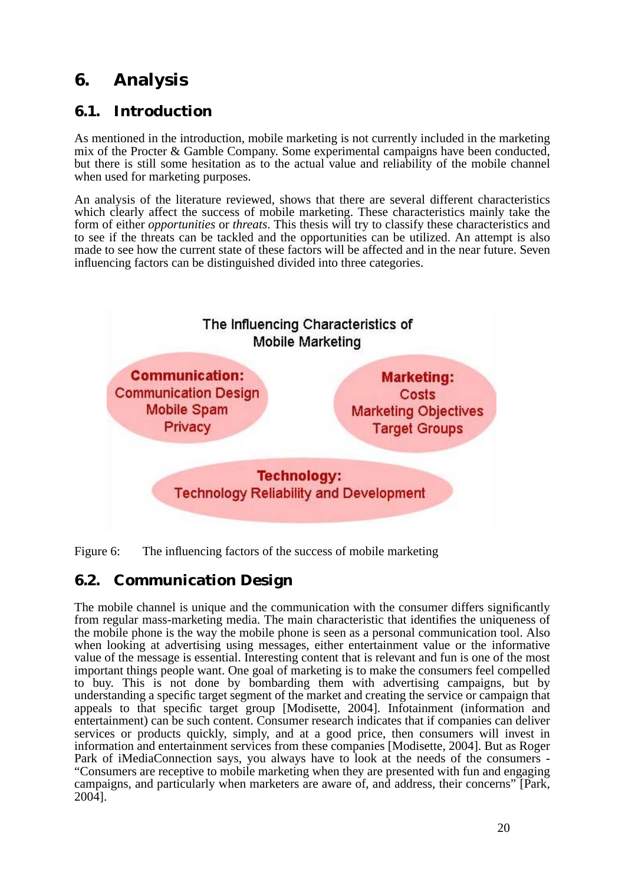# 6. Analysis

## 6.1. Introduction

As mentioned in the introduction, mobile marketing is not currently included in the marketing mix of the Procter & Gamble Company. Some experimental campaigns have been conducted, but there is still some hesitation as to the actual value and reliability of the mobile channel when used for marketing purposes.

An analysis of the literature reviewed, shows that there are several different characteristics which clearly affect the success of mobile marketing. These characteristics mainly take the form of either *opportunities* or *threats*. This thesis will try to classify these characteristics and to see if the threats can be tackled and the opportunities can be utilized. An attempt is also made to see how the current state of these factors will be affected and in the near future. Seven influencing factors can be distinguished divided into three categories.

The Influencing Characteristics of Mobile Marketing

**Communication:** Communication Design, Mobile Spam, Privacy

**Marketing:** Costs, Marketing Objectives, Target Groups

**Technology:** Technology Reliability and Development

Figure 6: The influencing factors of the success of mobile marketing

## 6.2. Communication Design

The mobile channel is unique and the communication with the consumer differs significantly from regular mass-marketing media. The main characteristic that identifies the uniqueness of the mobile phone is the way the mobile phone is seen as a personal communication tool. Also when looking at advertising using messages, either entertainment value or the informative value of the message is essential. Interesting content that is relevant and fun is one of the most important things people want. One goal of marketing is to make the consumers feel compelled to buy. This is not done by bombarding them with advertising campaigns, but by understanding a specific target segment of the market and creating the service or campaign that appeals to that specific target group [Modisette, 2004]. Infotainment (information and entertainment) can be such content. Consumer research indicates that if companies can deliver services or products quickly, simply, and at a good price, then consumers will invest in information and entertainment services from these companies [Modisette, 2004]. But as Roger Park of iMediaConnection says, you always have to look at the needs of the consumers - “Consumers are receptive to mobile marketing when they are presented with fun and engaging campaigns, and particularly when marketers are aware of, and address, their concerns” [Park, 2004].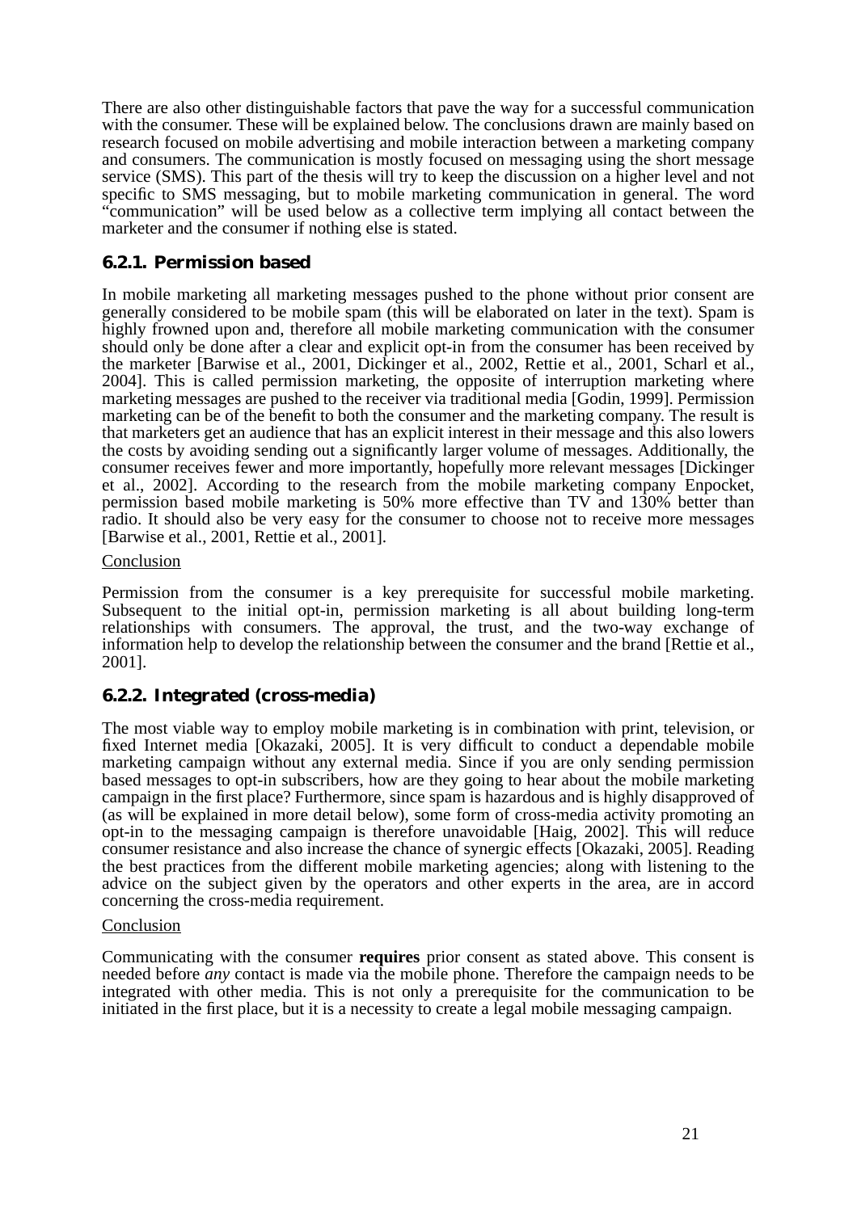There are also other distinguishable factors that pave the way for a successful communication with the consumer. These will be explained below. The conclusions drawn are mainly based on research focused on mobile advertising and mobile interaction between a marketing company and consumers. The communication is mostly focused on messaging using the short message service (SMS). This part of the thesis will try to keep the discussion on a higher level and not specific to SMS messaging, but to mobile marketing communication in general. The word “communication” will be used below as a collective term implying all contact between the marketer and the consumer if nothing else is stated.

### 6.2.1. Permission based

In mobile marketing all marketing messages pushed to the phone without prior consent are generally considered to be mobile spam (this will be elaborated on later in the text). Spam is highly frowned upon and, therefore all mobile marketing communication with the consumer should only be done after a clear and explicit opt-in from the consumer has been received by the marketer [Barwise et al., 2001, Dickinger et al., 2002, Rettie et al., 2001, Scharl et al., 2004]. This is called permission marketing, the opposite of interruption marketing where marketing messages are pushed to the receiver via traditional media [Godin, 1999]. Permission marketing can be of the benefit to both the consumer and the marketing company. The result is that marketers get an audience that has an explicit interest in their message and this also lowers the costs by avoiding sending out a significantly larger volume of messages. Additionally, the consumer receives fewer and more importantly, hopefully more relevant messages [Dickinger et al., 2002]. According to the research from the mobile marketing company Enpocket, permission based mobile marketing is 50% more effective than TV and 130% better than radio. It should also be very easy for the consumer to choose not to receive more messages [Barwise et al., 2001, Rettie et al., 2001].

<u>Conclusion</u>

Permission from the consumer is a key prerequisite for successful mobile marketing. Subsequent to the initial opt-in, permission marketing is all about building long-term relationships with consumers. The approval, the trust, and the two-way exchange of information help to develop the relationship between the consumer and the brand [Rettie et al., 2001].

### 6.2.2. Integrated (cross-media)

The most viable way to employ mobile marketing is in combination with print, television, or fixed Internet media [Okazaki, 2005]. It is very difficult to conduct a dependable mobile marketing campaign without any external media. Since if you are only sending permission based messages to opt-in subscribers, how are they going to hear about the mobile marketing campaign in the first place? Furthermore, since spam is hazardous and is highly disapproved of (as will be explained in more detail below), some form of cross-media activity promoting an opt-in to the messaging campaign is therefore unavoidable [Haig, 2002]. This will reduce consumer resistance and also increase the chance of synergic effects [Okazaki, 2005]. Reading the best practices from the different mobile marketing agencies; along with listening to the advice on the subject given by the operators and other experts in the area, are in accord concerning the cross-media requirement.

<u>Conclusion</u>

Communicating with the consumer **requires** prior consent as stated above. This consent is needed before *any* contact is made via the mobile phone. Therefore the campaign needs to be integrated with other media. This is not only a prerequisite for the communication to be initiated in the first place, but it is a necessity to create a legal mobile messaging campaign.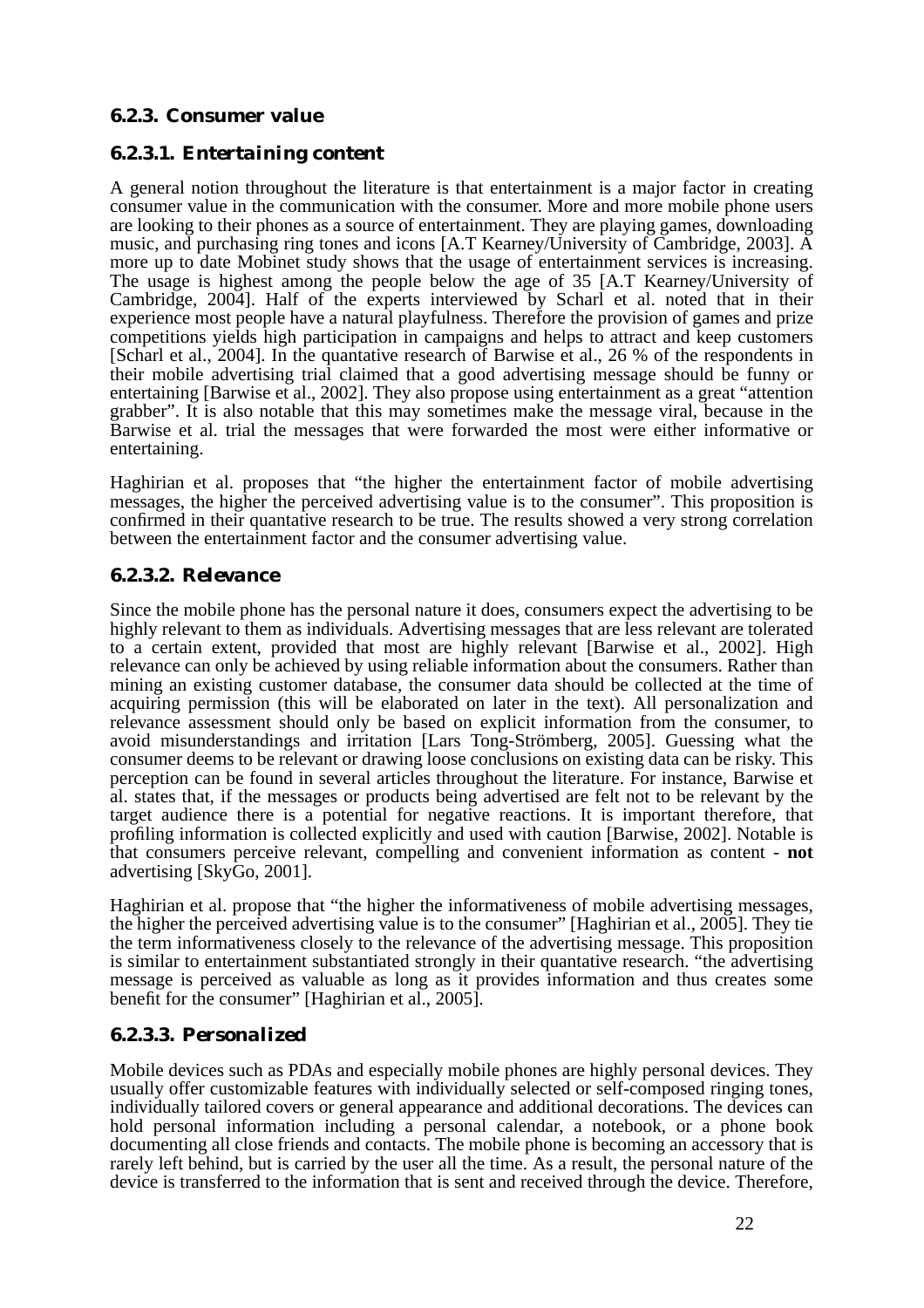### 6.2.3. Consumer value

#### 6.2.3.1. *Entertaining content*

A general notion throughout the literature is that entertainment is a major factor in creating consumer value in the communication with the consumer. More and more mobile phone users are looking to their phones as a source of entertainment. They are playing games, downloading music, and purchasing ring tones and icons [A.T Kearney/University of Cambridge, 2003]. A more up to date Mobinet study shows that the usage of entertainment services is increasing. The usage is highest among the people below the age of 35 [A.T Kearney/University of Cambridge, 2004]. Half of the experts interviewed by Scharl et al. noted that in their experience most people have a natural playfulness. Therefore the provision of games and prize competitions yields high participation in campaigns and helps to attract and keep customers [Scharl et al., 2004]. In the quantative research of Barwise et al., 26 % of the respondents in their mobile advertising trial claimed that a good advertising message should be funny or entertaining [Barwise et al., 2002]. They also propose using entertainment as a great “attention grabber”. It is also notable that this may sometimes make the message viral, because in the Barwise et al. trial the messages that were forwarded the most were either informative or entertaining.

Haghirian et al. proposes that “the higher the entertainment factor of mobile advertising messages, the higher the perceived advertising value is to the consumer”. This proposition is confirmed in their quantative research to be true. The results showed a very strong correlation between the entertainment factor and the consumer advertising value.

#### 6.2.3.2. *Relevance*

Since the mobile phone has the personal nature it does, consumers expect the advertising to be highly relevant to them as individuals. Advertising messages that are less relevant are tolerated to a certain extent, provided that most are highly relevant [Barwise et al., 2002]. High relevance can only be achieved by using reliable information about the consumers. Rather than mining an existing customer database, the consumer data should be collected at the time of acquiring permission (this will be elaborated on later in the text). All personalization and relevance assessment should only be based on explicit information from the consumer, to avoid misunderstandings and irritation [Lars Tong-Strömberg, 2005]. Guessing what the consumer deems to be relevant or drawing loose conclusions on existing data can be risky. This perception can be found in several articles throughout the literature. For instance, Barwise et al. states that, if the messages or products being advertised are felt not to be relevant by the target audience there is a potential for negative reactions. It is important therefore, that profiling information is collected explicitly and used with caution [Barwise, 2002]. Notable is that consumers perceive relevant, compelling and convenient information as content - **not** advertising [SkyGo, 2001].

Haghirian et al. propose that “the higher the informativeness of mobile advertising messages, the higher the perceived advertising value is to the consumer” [Haghirian et al., 2005]. They tie the term informativeness closely to the relevance of the advertising message. This proposition is similar to entertainment substantiated strongly in their quantative research. “the advertising message is perceived as valuable as long as it provides information and thus creates some benefit for the consumer” [Haghirian et al., 2005].

#### 6.2.3.3. *Personalized*

Mobile devices such as PDAs and especially mobile phones are highly personal devices. They usually offer customizable features with individually selected or self-composed ringing tones, individually tailored covers or general appearance and additional decorations. The devices can hold personal information including a personal calendar, a notebook, or a phone book documenting all close friends and contacts. The mobile phone is becoming an accessory that is rarely left behind, but is carried by the user all the time. As a result, the personal nature of the device is transferred to the information that is sent and received through the device. Therefore,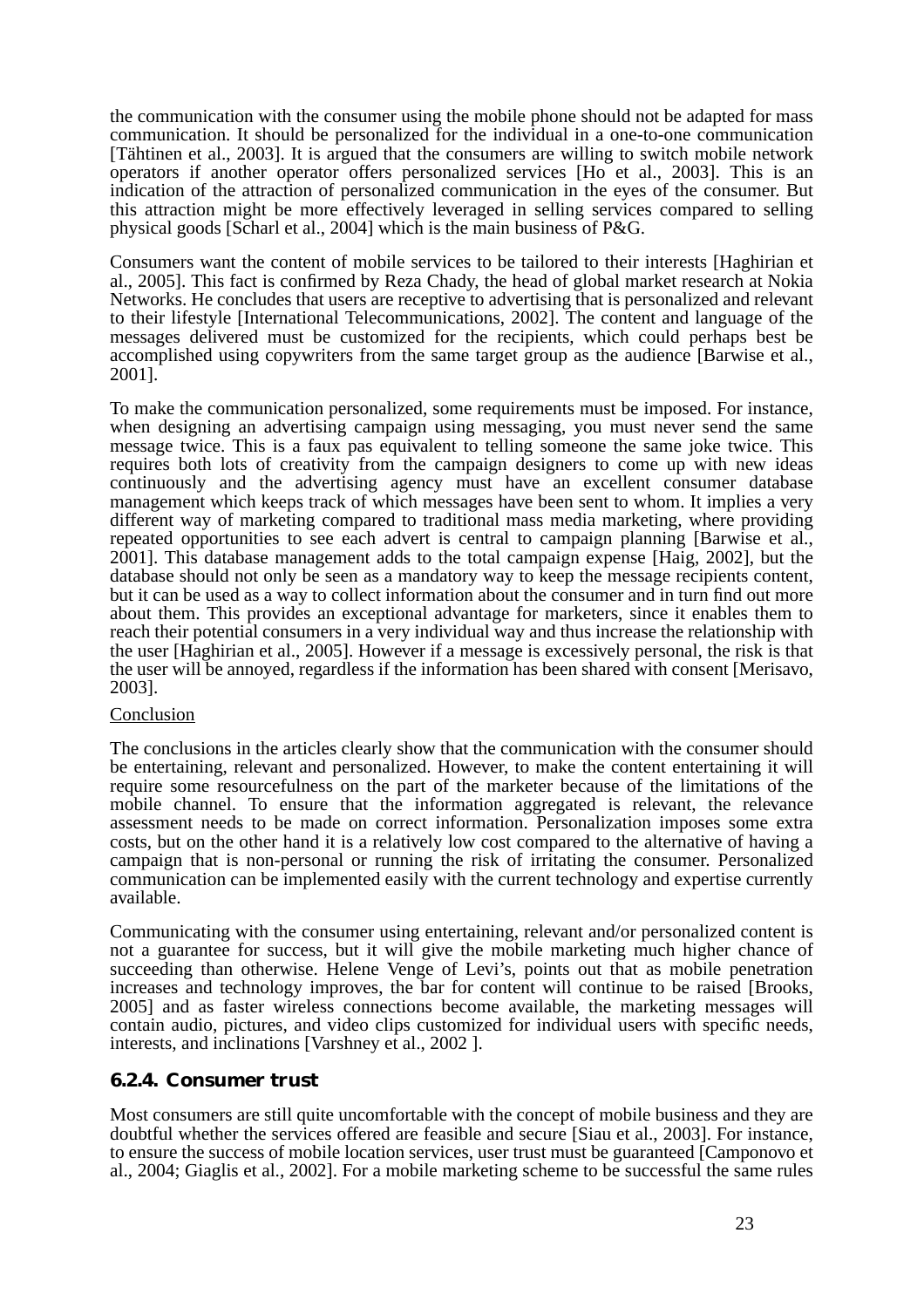the communication with the consumer using the mobile phone should not be adapted for mass communication. It should be personalized for the individual in a one-to-one communication [Tähtinen et al., 2003]. It is argued that the consumers are willing to switch mobile network operators if another operator offers personalized services [Ho et al., 2003]. This is an indication of the attraction of personalized communication in the eyes of the consumer. But this attraction might be more effectively leveraged in selling services compared to selling physical goods [Scharl et al., 2004] which is the main business of P&G.

Consumers want the content of mobile services to be tailored to their interests [Haghirian et al., 2005]. This fact is confirmed by Reza Chady, the head of global market research at Nokia Networks. He concludes that users are receptive to advertising that is personalized and relevant to their lifestyle [International Telecommunications, 2002]. The content and language of the messages delivered must be customized for the recipients, which could perhaps best be accomplished using copywriters from the same target group as the audience [Barwise et al., 2001].

To make the communication personalized, some requirements must be imposed. For instance, when designing an advertising campaign using messaging, you must never send the same message twice. This is a faux pas equivalent to telling someone the same joke twice. This requires both lots of creativity from the campaign designers to come up with new ideas continuously and the advertising agency must have an excellent consumer database management which keeps track of which messages have been sent to whom. It implies a very different way of marketing compared to traditional mass media marketing, where providing repeated opportunities to see each advert is central to campaign planning [Barwise et al., 2001]. This database management adds to the total campaign expense [Haig, 2002], but the database should not only be seen as a mandatory way to keep the message recipients content, but it can be used as a way to collect information about the consumer and in turn find out more about them. This provides an exceptional advantage for marketers, since it enables them to reach their potential consumers in a very individual way and thus increase the relationship with the user [Haghirian et al., 2005]. However if a message is excessively personal, the risk is that the user will be annoyed, regardless if the information has been shared with consent [Merisavo, 2003].

Conclusion

The conclusions in the articles clearly show that the communication with the consumer should be entertaining, relevant and personalized. However, to make the content entertaining it will require some resourcefulness on the part of the marketer because of the limitations of the mobile channel. To ensure that the information aggregated is relevant, the relevance assessment needs to be made on correct information. Personalization imposes some extra costs, but on the other hand it is a relatively low cost compared to the alternative of having a campaign that is non-personal or running the risk of irritating the consumer. Personalized communication can be implemented easily with the current technology and expertise currently available.

Communicating with the consumer using entertaining, relevant and/or personalized content is not a guarantee for success, but it will give the mobile marketing much higher chance of succeeding than otherwise. Helene Venge of Levi's, points out that as mobile penetration increases and technology improves, the bar for content will continue to be raised [Brooks, 2005] and as faster wireless connections become available, the marketing messages will contain audio, pictures, and video clips customized for individual users with specific needs, interests, and inclinations [Varshney et al., 2002 ].

#### 6.2.4. Consumer trust

Most consumers are still quite uncomfortable with the concept of mobile business and they are doubtful whether the services offered are feasible and secure [Siau et al., 2003]. For instance, to ensure the success of mobile location services, user trust must be guaranteed [Camponovo et al., 2004; Giaglis et al., 2002]. For a mobile marketing scheme to be successful the same rules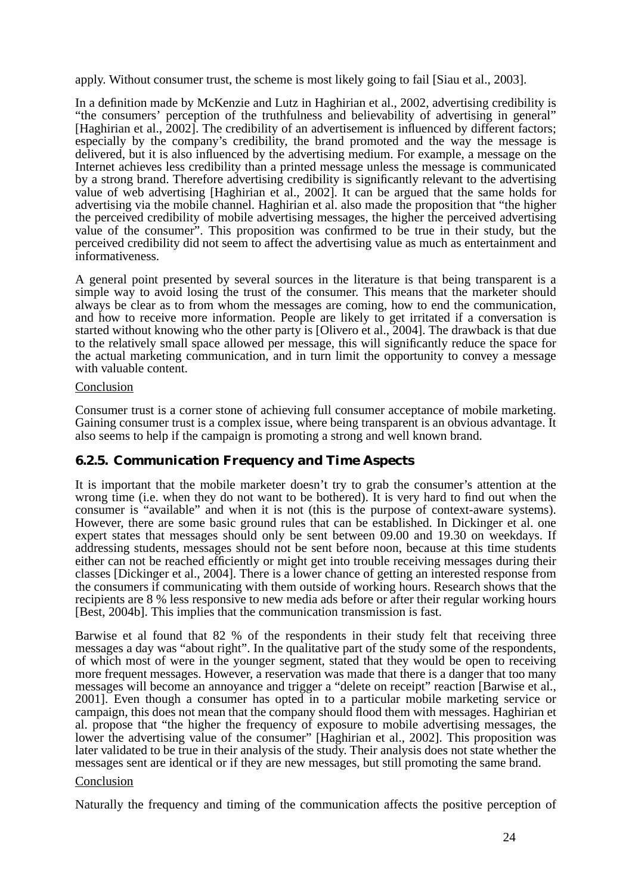apply. Without consumer trust, the scheme is most likely going to fail [Siau et al., 2003].

In a definition made by McKenzie and Lutz in Haghirian et al., 2002, advertising credibility is "the consumers' perception of the truthfulness and believability of advertising in general" [Haghirian et al., 2002]. The credibility of an advertisement is influenced by different factors; especially by the company's credibility, the brand promoted and the way the message is delivered, but it is also influenced by the advertising medium. For example, a message on the Internet achieves less credibility than a printed message unless the message is communicated by a strong brand. Therefore advertising credibility is significantly relevant to the advertising value of web advertising [Haghirian et al., 2002]. It can be argued that the same holds for advertising via the mobile channel. Haghirian et al. also made the proposition that "the higher the perceived credibility of mobile advertising messages, the higher the perceived advertising value of the consumer". This proposition was confirmed to be true in their study, but the perceived credibility did not seem to affect the advertising value as much as entertainment and informativeness.

A general point presented by several sources in the literature is that being transparent is a simple way to avoid losing the trust of the consumer. This means that the marketer should always be clear as to from whom the messages are coming, how to end the communication, and how to receive more information. People are likely to get irritated if a conversation is started without knowing who the other party is [Olivero et al., 2004]. The drawback is that due to the relatively small space allowed per message, this will significantly reduce the space for the actual marketing communication, and in turn limit the opportunity to convey a message with valuable content.

Conclusion

Consumer trust is a corner stone of achieving full consumer acceptance of mobile marketing. Gaining consumer trust is a complex issue, where being transparent is an obvious advantage. It also seems to help if the campaign is promoting a strong and well known brand.

### 6.2.5. Communication Frequency and Time Aspects

It is important that the mobile marketer doesn't try to grab the consumer's attention at the wrong time (i.e. when they do not want to be bothered). It is very hard to find out when the consumer is "available" and when it is not (this is the purpose of context-aware systems). However, there are some basic ground rules that can be established. In Dickinger et al. one expert states that messages should only be sent between 09.00 and 19.30 on weekdays. If addressing students, messages should not be sent before noon, because at this time students either can not be reached efficiently or might get into trouble receiving messages during their classes [Dickinger et al., 2004]. There is a lower chance of getting an interested response from the consumers if communicating with them outside of working hours. Research shows that the recipients are 8 % less responsive to new media ads before or after their regular working hours [Best, 2004b]. This implies that the communication transmission is fast.

Barwise et al found that 82 % of the respondents in their study felt that receiving three messages a day was "about right". In the qualitative part of the study some of the respondents, of which most of were in the younger segment, stated that they would be open to receiving more frequent messages. However, a reservation was made that there is a danger that too many messages will become an annoyance and trigger a "delete on receipt" reaction [Barwise et al., 2001]. Even though a consumer has opted in to a particular mobile marketing service or campaign, this does not mean that the company should flood them with messages. Haghirian et al. propose that "the higher the frequency of exposure to mobile advertising messages, the lower the advertising value of the consumer" [Haghirian et al., 2002]. This proposition was later validated to be true in their analysis of the study. Their analysis does not state whether the messages sent are identical or if they are new messages, but still promoting the same brand.

Conclusion

Naturally the frequency and timing of the communication affects the positive perception of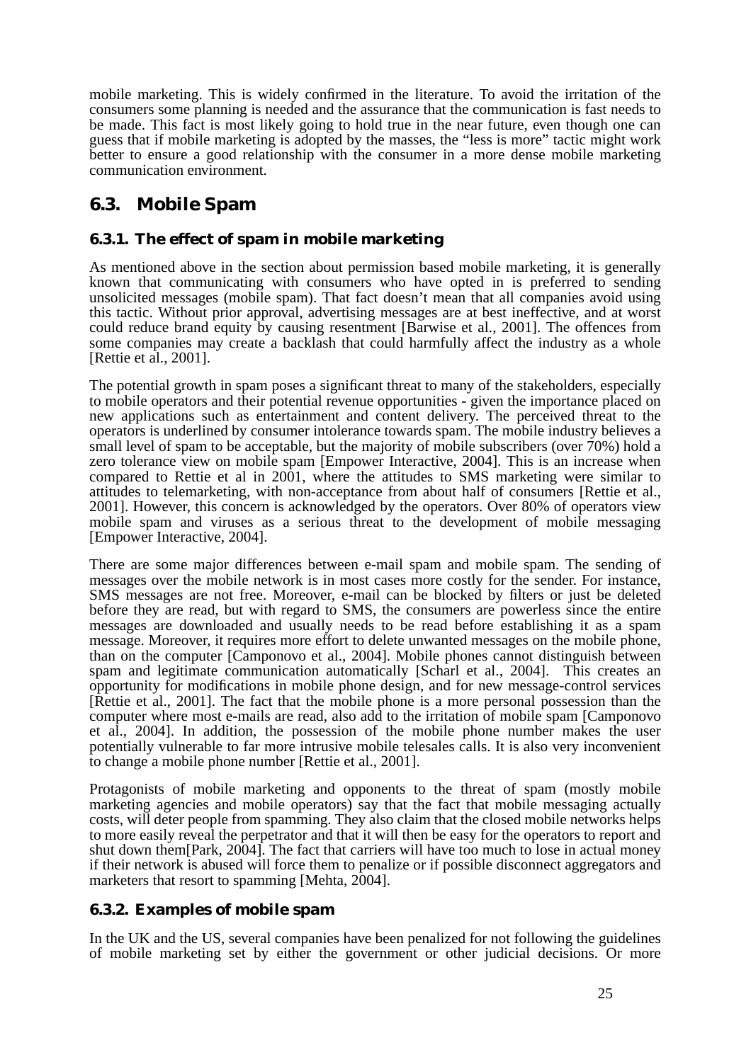mobile marketing. This is widely confirmed in the literature. To avoid the irritation of the consumers some planning is needed and the assurance that the communication is fast needs to be made. This fact is most likely going to hold true in the near future, even though one can guess that if mobile marketing is adopted by the masses, the “less is more” tactic might work better to ensure a good relationship with the consumer in a more dense mobile marketing communication environment.

## 6.3. Mobile Spam

### 6.3.1. The effect of spam in mobile marketing

As mentioned above in the section about permission based mobile marketing, it is generally known that communicating with consumers who have opted in is preferred to sending unsolicited messages (mobile spam). That fact doesn’t mean that all companies avoid using this tactic. Without prior approval, advertising messages are at best ineffective, and at worst could reduce brand equity by causing resentment [Barwise et al., 2001]. The offences from some companies may create a backlash that could harmfully affect the industry as a whole [Rettie et al., 2001].

The potential growth in spam poses a significant threat to many of the stakeholders, especially to mobile operators and their potential revenue opportunities - given the importance placed on new applications such as entertainment and content delivery. The perceived threat to the operators is underlined by consumer intolerance towards spam. The mobile industry believes a small level of spam to be acceptable, but the majority of mobile subscribers (over 70%) hold a zero tolerance view on mobile spam [Empower Interactive, 2004]. This is an increase when compared to Rettie et al in 2001, where the attitudes to SMS marketing were similar to attitudes to telemarketing, with non-acceptance from about half of consumers [Rettie et al., 2001]. However, this concern is acknowledged by the operators. Over 80% of operators view mobile spam and viruses as a serious threat to the development of mobile messaging [Empower Interactive, 2004].

There are some major differences between e-mail spam and mobile spam. The sending of messages over the mobile network is in most cases more costly for the sender. For instance, SMS messages are not free. Moreover, e-mail can be blocked by filters or just be deleted before they are read, but with regard to SMS, the consumers are powerless since the entire messages are downloaded and usually needs to be read before establishing it as a spam message. Moreover, it requires more effort to delete unwanted messages on the mobile phone, than on the computer [Camponovo et al., 2004]. Mobile phones cannot distinguish between spam and legitimate communication automatically [Scharl et al., 2004]. This creates an opportunity for modifications in mobile phone design, and for new message-control services [Rettie et al., 2001]. The fact that the mobile phone is a more personal possession than the computer where most e-mails are read, also add to the irritation of mobile spam [Camponovo et al., 2004]. In addition, the possession of the mobile phone number makes the user potentially vulnerable to far more intrusive mobile telesales calls. It is also very inconvenient to change a mobile phone number [Rettie et al., 2001].

Protagonists of mobile marketing and opponents to the threat of spam (mostly mobile marketing agencies and mobile operators) say that the fact that mobile messaging actually costs, will deter people from spamming. They also claim that the closed mobile networks helps to more easily reveal the perpetrator and that it will then be easy for the operators to report and shut down them[Park, 2004]. The fact that carriers will have too much to lose in actual money if their network is abused will force them to penalize or if possible disconnect aggregators and marketers that resort to spamming [Mehta, 2004].

### 6.3.2. Examples of mobile spam

In the UK and the US, several companies have been penalized for not following the guidelines of mobile marketing set by either the government or other judicial decisions. Or more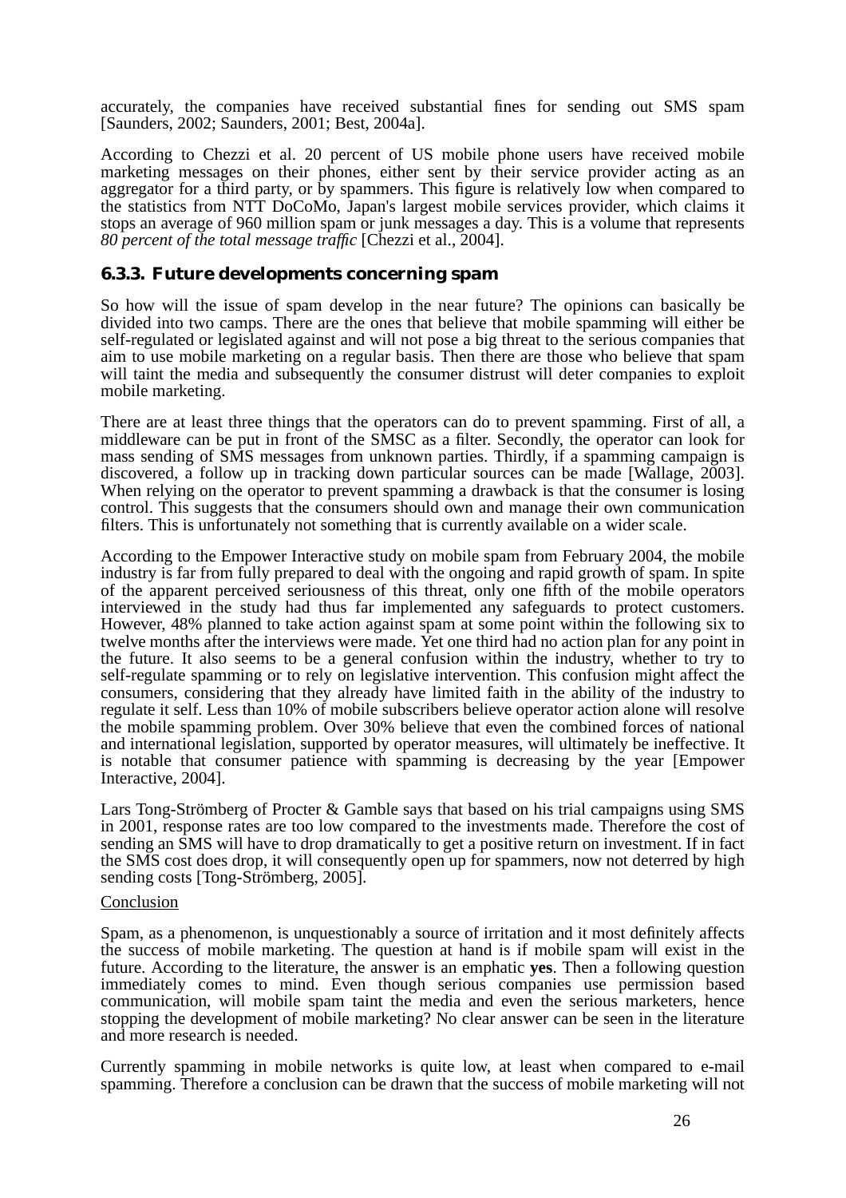accurately, the companies have received substantial fines for sending out SMS spam [Saunders, 2002; Saunders, 2001; Best, 2004a].

According to Chezzi et al. 20 percent of US mobile phone users have received mobile marketing messages on their phones, either sent by their service provider acting as an aggregator for a third party, or by spammers. This figure is relatively low when compared to the statistics from NTT DoCoMo, Japan's largest mobile services provider, which claims it stops an average of 960 million spam or junk messages a day. This is a volume that represents *80 percent of the total message traffic* [Chezzi et al., 2004].

### 6.3.3. Future developments concerning spam

So how will the issue of spam develop in the near future? The opinions can basically be divided into two camps. There are the ones that believe that mobile spamming will either be self-regulated or legislated against and will not pose a big threat to the serious companies that aim to use mobile marketing on a regular basis. Then there are those who believe that spam will taint the media and subsequently the consumer distrust will deter companies to exploit mobile marketing.

There are at least three things that the operators can do to prevent spamming. First of all, a middleware can be put in front of the SMSC as a filter. Secondly, the operator can look for mass sending of SMS messages from unknown parties. Thirdly, if a spamming campaign is discovered, a follow up in tracking down particular sources can be made [Wallage, 2003]. When relying on the operator to prevent spamming a drawback is that the consumer is losing control. This suggests that the consumers should own and manage their own communication filters. This is unfortunately not something that is currently available on a wider scale.

According to the Empower Interactive study on mobile spam from February 2004, the mobile industry is far from fully prepared to deal with the ongoing and rapid growth of spam. In spite of the apparent perceived seriousness of this threat, only one fifth of the mobile operators interviewed in the study had thus far implemented any safeguards to protect customers. However, 48% planned to take action against spam at some point within the following six to twelve months after the interviews were made. Yet one third had no action plan for any point in the future. It also seems to be a general confusion within the industry, whether to try to self-regulate spamming or to rely on legislative intervention. This confusion might affect the consumers, considering that they already have limited faith in the ability of the industry to regulate it self. Less than 10% of mobile subscribers believe operator action alone will resolve the mobile spamming problem. Over 30% believe that even the combined forces of national and international legislation, supported by operator measures, will ultimately be ineffective. It is notable that consumer patience with spamming is decreasing by the year [Empower Interactive, 2004].

Lars Tong-Strömberg of Procter & Gamble says that based on his trial campaigns using SMS in 2001, response rates are too low compared to the investments made. Therefore the cost of sending an SMS will have to drop dramatically to get a positive return on investment. If in fact the SMS cost does drop, it will consequently open up for spammers, now not deterred by high sending costs [Tong-Strömberg, 2005].

Conclusion

Spam, as a phenomenon, is unquestionably a source of irritation and it most definitely affects the success of mobile marketing. The question at hand is if mobile spam will exist in the future. According to the literature, the answer is an emphatic **yes**. Then a following question immediately comes to mind. Even though serious companies use permission based communication, will mobile spam taint the media and even the serious marketers, hence stopping the development of mobile marketing? No clear answer can be seen in the literature and more research is needed.

Currently spamming in mobile networks is quite low, at least when compared to e-mail spamming. Therefore a conclusion can be drawn that the success of mobile marketing will not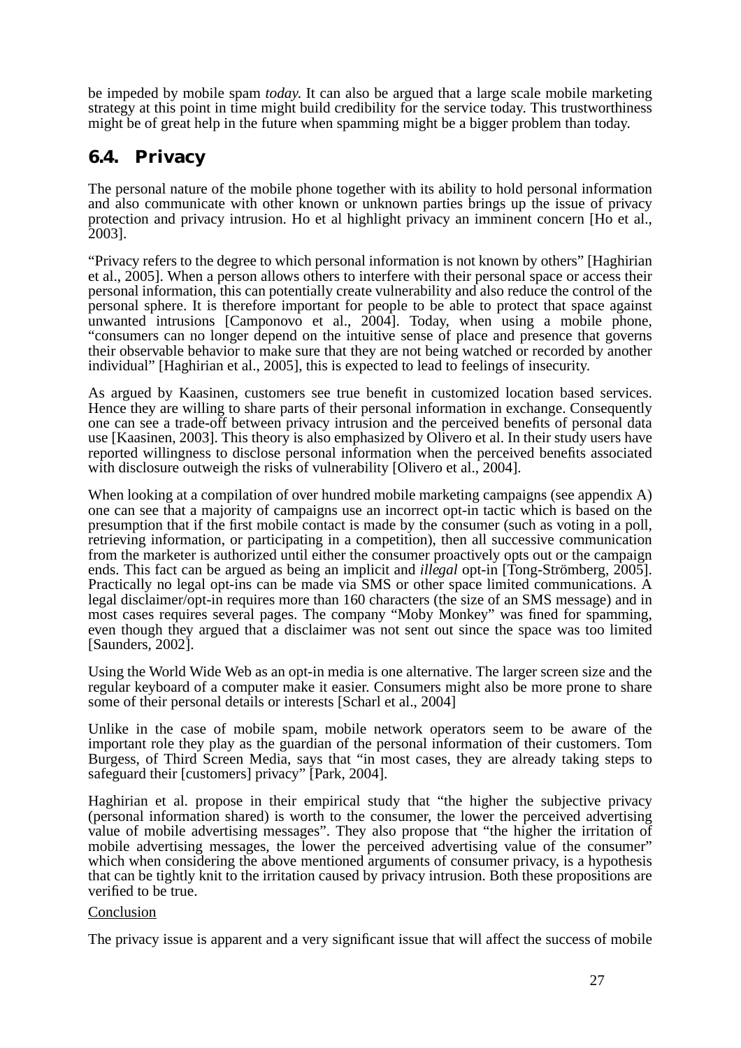be impeded by mobile spam *today.* It can also be argued that a large scale mobile marketing strategy at this point in time might build credibility for the service today. This trustworthiness might be of great help in the future when spamming might be a bigger problem than today.

## 6.4. Privacy

The personal nature of the mobile phone together with its ability to hold personal information and also communicate with other known or unknown parties brings up the issue of privacy protection and privacy intrusion. Ho et al highlight privacy an imminent concern [Ho et al., 2003].

"Privacy refers to the degree to which personal information is not known by others" [Haghirian et al., 2005]. When a person allows others to interfere with their personal space or access their personal information, this can potentially create vulnerability and also reduce the control of the personal sphere. It is therefore important for people to be able to protect that space against unwanted intrusions [Camponovo et al., 2004]. Today, when using a mobile phone, "consumers can no longer depend on the intuitive sense of place and presence that governs their observable behavior to make sure that they are not being watched or recorded by another individual" [Haghirian et al., 2005], this is expected to lead to feelings of insecurity.

As argued by Kaasinen, customers see true benefit in customized location based services. Hence they are willing to share parts of their personal information in exchange. Consequently one can see a trade-off between privacy intrusion and the perceived benefits of personal data use [Kaasinen, 2003]. This theory is also emphasized by Olivero et al. In their study users have reported willingness to disclose personal information when the perceived benefits associated with disclosure outweigh the risks of vulnerability [Olivero et al., 2004].

When looking at a compilation of over hundred mobile marketing campaigns (see appendix A) one can see that a majority of campaigns use an incorrect opt-in tactic which is based on the presumption that if the first mobile contact is made by the consumer (such as voting in a poll, retrieving information, or participating in a competition), then all successive communication from the marketer is authorized until either the consumer proactively opts out or the campaign ends. This fact can be argued as being an implicit and *illegal* opt-in [Tong-Strömberg, 2005]. Practically no legal opt-ins can be made via SMS or other space limited communications. A legal disclaimer/opt-in requires more than 160 characters (the size of an SMS message) and in most cases requires several pages. The company "Moby Monkey" was fined for spamming, even though they argued that a disclaimer was not sent out since the space was too limited [Saunders, 2002].

Using the World Wide Web as an opt-in media is one alternative. The larger screen size and the regular keyboard of a computer make it easier. Consumers might also be more prone to share some of their personal details or interests [Scharl et al., 2004]

Unlike in the case of mobile spam, mobile network operators seem to be aware of the important role they play as the guardian of the personal information of their customers. Tom Burgess, of Third Screen Media, says that "in most cases, they are already taking steps to safeguard their [customers] privacy" [Park, 2004].

Haghirian et al. propose in their empirical study that "the higher the subjective privacy (personal information shared) is worth to the consumer, the lower the perceived advertising value of mobile advertising messages". They also propose that "the higher the irritation of mobile advertising messages, the lower the perceived advertising value of the consumer" which when considering the above mentioned arguments of consumer privacy, is a hypothesis that can be tightly knit to the irritation caused by privacy intrusion. Both these propositions are verified to be true.

<u>Conclusion</u>

The privacy issue is apparent and a very significant issue that will affect the success of mobile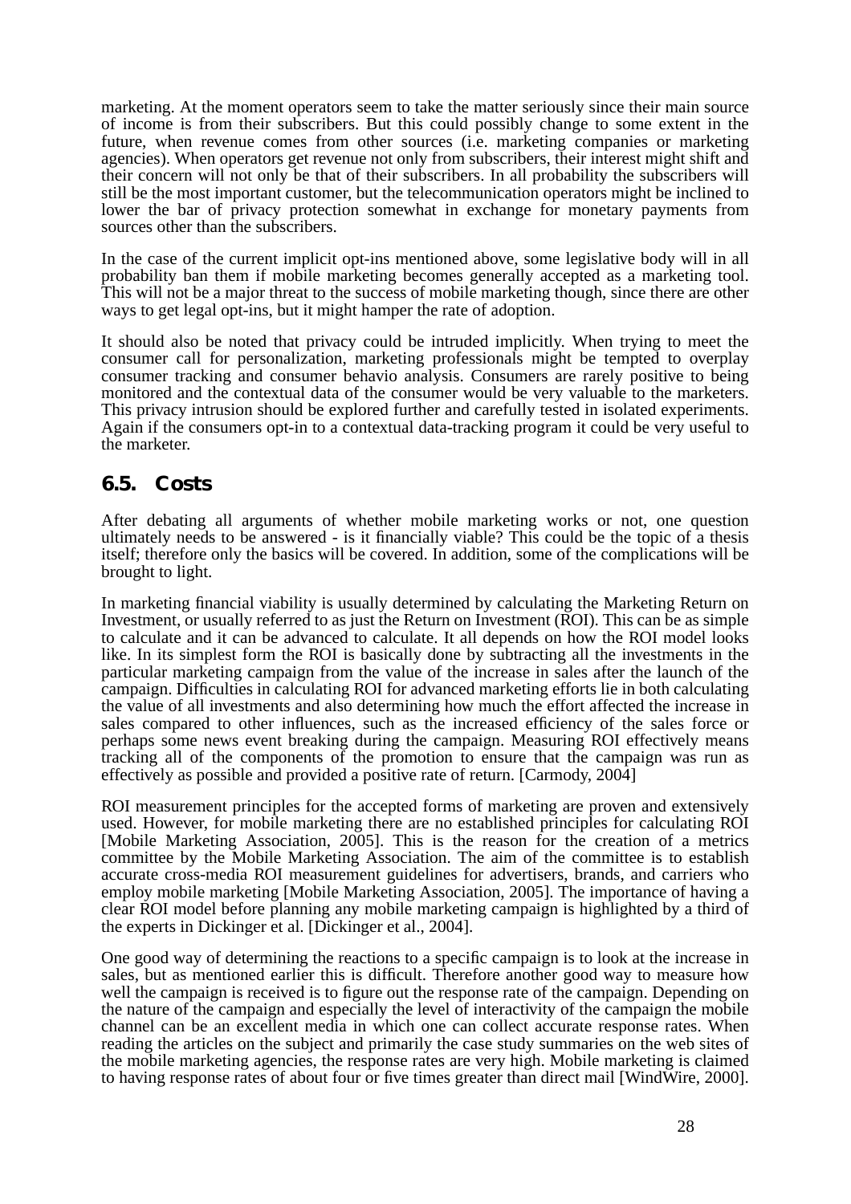marketing. At the moment operators seem to take the matter seriously since their main source of income is from their subscribers. But this could possibly change to some extent in the future, when revenue comes from other sources (i.e. marketing companies or marketing agencies). When operators get revenue not only from subscribers, their interest might shift and their concern will not only be that of their subscribers. In all probability the subscribers will still be the most important customer, but the telecommunication operators might be inclined to lower the bar of privacy protection somewhat in exchange for monetary payments from sources other than the subscribers.

In the case of the current implicit opt-ins mentioned above, some legislative body will in all probability ban them if mobile marketing becomes generally accepted as a marketing tool. This will not be a major threat to the success of mobile marketing though, since there are other ways to get legal opt-ins, but it might hamper the rate of adoption.

It should also be noted that privacy could be intruded implicitly. When trying to meet the consumer call for personalization, marketing professionals might be tempted to overplay consumer tracking and consumer behavio analysis. Consumers are rarely positive to being monitored and the contextual data of the consumer would be very valuable to the marketers. This privacy intrusion should be explored further and carefully tested in isolated experiments. Again if the consumers opt-in to a contextual data-tracking program it could be very useful to the marketer.

## 6.5. Costs

After debating all arguments of whether mobile marketing works or not, one question ultimately needs to be answered - is it financially viable? This could be the topic of a thesis itself; therefore only the basics will be covered. In addition, some of the complications will be brought to light.

In marketing financial viability is usually determined by calculating the Marketing Return on Investment, or usually referred to as just the Return on Investment (ROI). This can be as simple to calculate and it can be advanced to calculate. It all depends on how the ROI model looks like. In its simplest form the ROI is basically done by subtracting all the investments in the particular marketing campaign from the value of the increase in sales after the launch of the campaign. Difficulties in calculating ROI for advanced marketing efforts lie in both calculating the value of all investments and also determining how much the effort affected the increase in sales compared to other influences, such as the increased efficiency of the sales force or perhaps some news event breaking during the campaign. Measuring ROI effectively means tracking all of the components of the promotion to ensure that the campaign was run as effectively as possible and provided a positive rate of return. [Carmody, 2004]

ROI measurement principles for the accepted forms of marketing are proven and extensively used. However, for mobile marketing there are no established principles for calculating ROI [Mobile Marketing Association, 2005]. This is the reason for the creation of a metrics committee by the Mobile Marketing Association. The aim of the committee is to establish accurate cross-media ROI measurement guidelines for advertisers, brands, and carriers who employ mobile marketing [Mobile Marketing Association, 2005]. The importance of having a clear ROI model before planning any mobile marketing campaign is highlighted by a third of the experts in Dickinger et al. [Dickinger et al., 2004].

One good way of determining the reactions to a specific campaign is to look at the increase in sales, but as mentioned earlier this is difficult. Therefore another good way to measure how well the campaign is received is to figure out the response rate of the campaign. Depending on the nature of the campaign and especially the level of interactivity of the campaign the mobile channel can be an excellent media in which one can collect accurate response rates. When reading the articles on the subject and primarily the case study summaries on the web sites of the mobile marketing agencies, the response rates are very high. Mobile marketing is claimed to having response rates of about four or five times greater than direct mail [WindWire, 2000].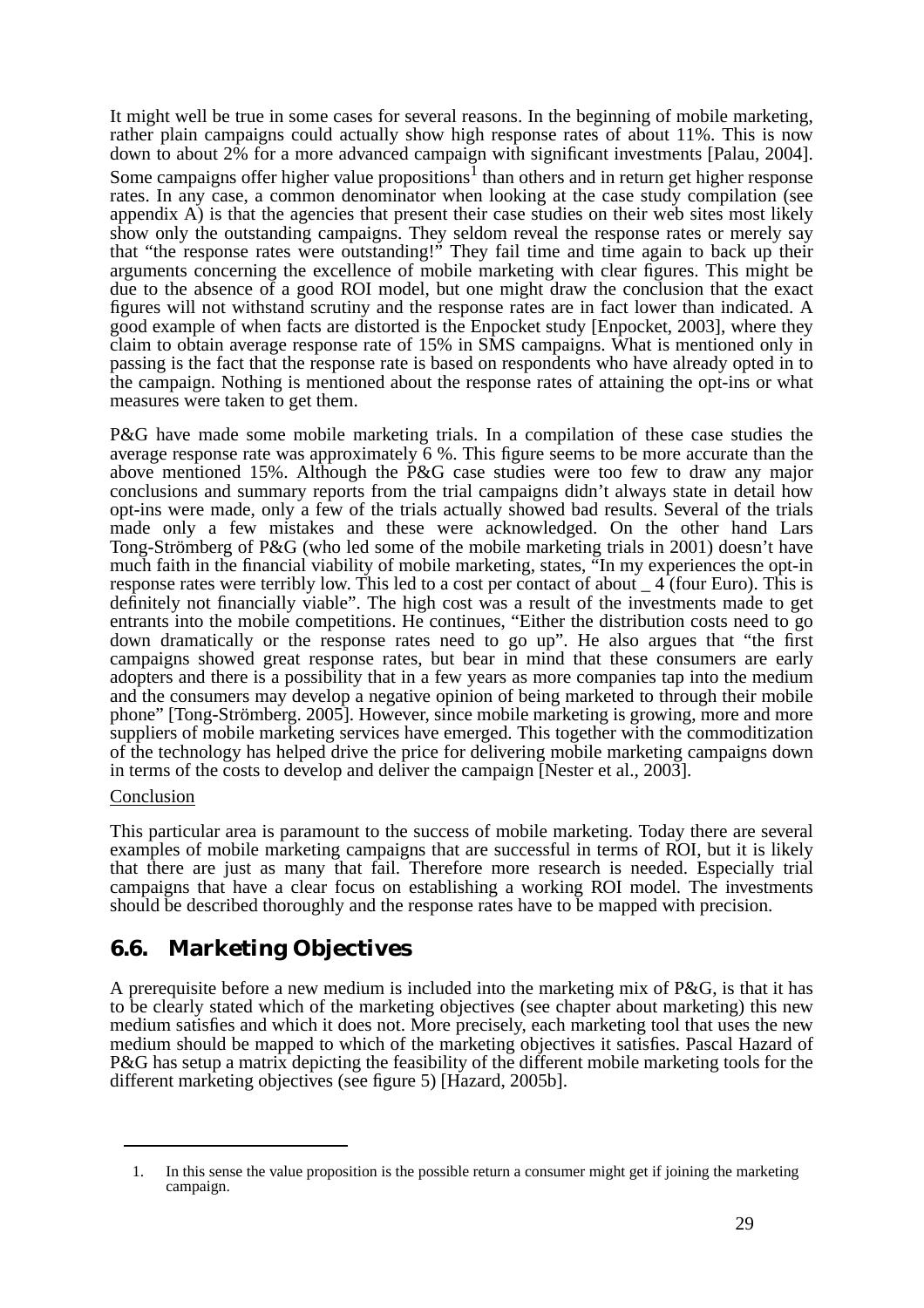It might well be true in some cases for several reasons. In the beginning of mobile marketing, rather plain campaigns could actually show high response rates of about 11%. This is now down to about 2% for a more advanced campaign with significant investments [Palau, 2004]. Some campaigns offer higher value propositions[1] than others and in return get higher response rates. In any case, a common denominator when looking at the case study compilation (see appendix A) is that the agencies that present their case studies on their web sites most likely show only the outstanding campaigns. They seldom reveal the response rates or merely say that "the response rates were outstanding!" They fail time and time again to back up their arguments concerning the excellence of mobile marketing with clear figures. This might be due to the absence of a good ROI model, but one might draw the conclusion that the exact figures will not withstand scrutiny and the response rates are in fact lower than indicated. A good example of when facts are distorted is the Enpocket study [Enpocket, 2003], where they claim to obtain average response rate of 15% in SMS campaigns. What is mentioned only in passing is the fact that the response rate is based on respondents who have already opted in to the campaign. Nothing is mentioned about the response rates of attaining the opt-ins or what measures were taken to get them.

P&G have made some mobile marketing trials. In a compilation of these case studies the average response rate was approximately 6 %. This figure seems to be more accurate than the above mentioned 15%. Although the P&G case studies were too few to draw any major conclusions and summary reports from the trial campaigns didn't always state in detail how opt-ins were made, only a few of the trials actually showed bad results. Several of the trials made only a few mistakes and these were acknowledged. On the other hand Lars Tong-Strömberg of P&G (who led some of the mobile marketing trials in 2001) doesn't have much faith in the financial viability of mobile marketing, states, "In my experiences the opt-in response rates were terribly low. This led to a cost per contact of about _ 4 (four Euro). This is definitely not financially viable". The high cost was a result of the investments made to get entrants into the mobile competitions. He continues, "Either the distribution costs need to go down dramatically or the response rates need to go up". He also argues that "the first campaigns showed great response rates, but bear in mind that these consumers are early adopters and there is a possibility that in a few years as more companies tap into the medium and the consumers may develop a negative opinion of being marketed to through their mobile phone" [Tong-Strömberg. 2005]. However, since mobile marketing is growing, more and more suppliers of mobile marketing services have emerged. This together with the commoditization of the technology has helped drive the price for delivering mobile marketing campaigns down in terms of the costs to develop and deliver the campaign [Nester et al., 2003].

<u>Conclusion</u>

This particular area is paramount to the success of mobile marketing. Today there are several examples of mobile marketing campaigns that are successful in terms of ROI, but it is likely that there are just as many that fail. Therefore more research is needed. Especially trial campaigns that have a clear focus on establishing a working ROI model. The investments should be described thoroughly and the response rates have to be mapped with precision.

## 6.6. Marketing Objectives

A prerequisite before a new medium is included into the marketing mix of P&G, is that it has to be clearly stated which of the marketing objectives (see chapter about marketing) this new medium satisfies and which it does not. More precisely, each marketing tool that uses the new medium should be mapped to which of the marketing objectives it satisfies. Pascal Hazard of P&G has setup a matrix depicting the feasibility of the different mobile marketing tools for the different marketing objectives (see figure 5) [Hazard, 2005b].

---

1. In this sense the value proposition is the possible return a consumer might get if joining the marketing campaign.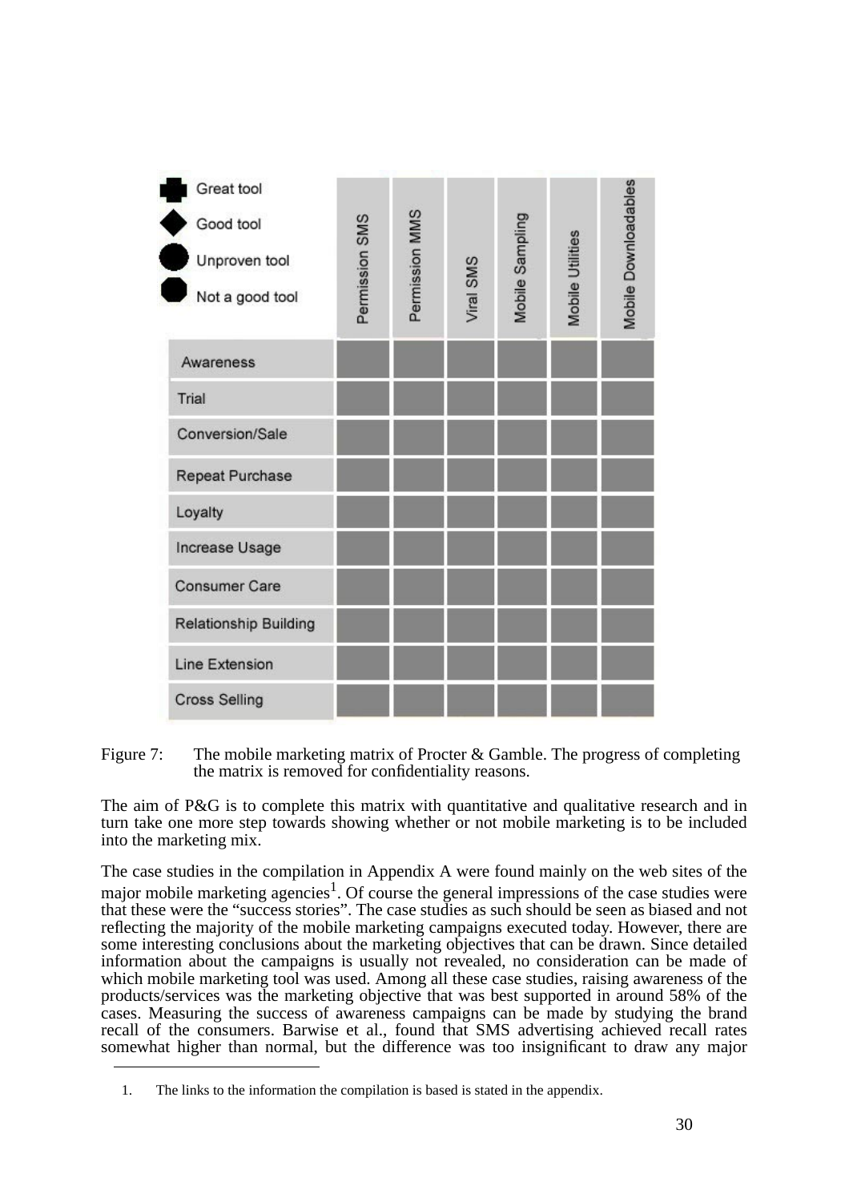| Great tool / Good tool / Unproven tool / Not a good tool | Permission SMS | Permission MMS | Viral SMS | Mobile Sampling | Mobile Utilities | Mobile Downloadables |
|---|---|---|---|---|---|---|
| Awareness | | | | | | |
| Trial | | | | | | |
| Conversion/Sale | | | | | | |
| Repeat Purchase | | | | | | |
| Loyalty | | | | | | |
| Increase Usage | | | | | | |
| Consumer Care | | | | | | |
| Relationship Building | | | | | | |
| Line Extension | | | | | | |
| Cross Selling | | | | | | |

Figure 7: The mobile marketing matrix of Procter & Gamble. The progress of completing the matrix is removed for confidentiality reasons.

The aim of P&G is to complete this matrix with quantitative and qualitative research and in turn take one more step towards showing whether or not mobile marketing is to be included into the marketing mix.

The case studies in the compilation in Appendix A were found mainly on the web sites of the major mobile marketing agencies[1]. Of course the general impressions of the case studies were that these were the "success stories". The case studies as such should be seen as biased and not reflecting the majority of the mobile marketing campaigns executed today. However, there are some interesting conclusions about the marketing objectives that can be drawn. Since detailed information about the campaigns is usually not revealed, no consideration can be made of which mobile marketing tool was used. Among all these case studies, raising awareness of the products/services was the marketing objective that was best supported in around 58% of the cases. Measuring the success of awareness campaigns can be made by studying the brand recall of the consumers. Barwise et al., found that SMS advertising achieved recall rates somewhat higher than normal, but the difference was too insignificant to draw any major

1. The links to the information the compilation is based is stated in the appendix.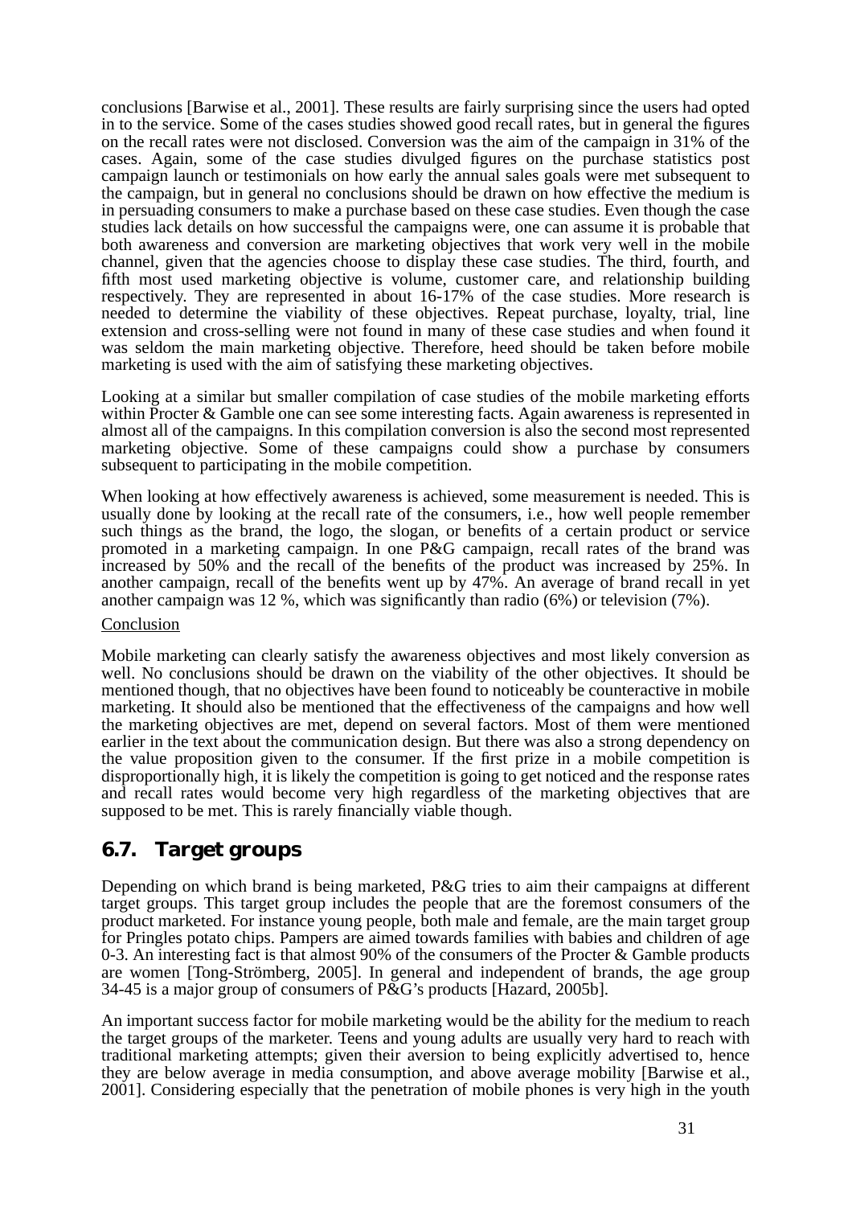conclusions [Barwise et al., 2001]. These results are fairly surprising since the users had opted in to the service. Some of the cases studies showed good recall rates, but in general the figures on the recall rates were not disclosed. Conversion was the aim of the campaign in 31% of the cases. Again, some of the case studies divulged figures on the purchase statistics post campaign launch or testimonials on how early the annual sales goals were met subsequent to the campaign, but in general no conclusions should be drawn on how effective the medium is in persuading consumers to make a purchase based on these case studies. Even though the case studies lack details on how successful the campaigns were, one can assume it is probable that both awareness and conversion are marketing objectives that work very well in the mobile channel, given that the agencies choose to display these case studies. The third, fourth, and fifth most used marketing objective is volume, customer care, and relationship building respectively. They are represented in about 16-17% of the case studies. More research is needed to determine the viability of these objectives. Repeat purchase, loyalty, trial, line extension and cross-selling were not found in many of these case studies and when found it was seldom the main marketing objective. Therefore, heed should be taken before mobile marketing is used with the aim of satisfying these marketing objectives.

Looking at a similar but smaller compilation of case studies of the mobile marketing efforts within Procter & Gamble one can see some interesting facts. Again awareness is represented in almost all of the campaigns. In this compilation conversion is also the second most represented marketing objective. Some of these campaigns could show a purchase by consumers subsequent to participating in the mobile competition.

When looking at how effectively awareness is achieved, some measurement is needed. This is usually done by looking at the recall rate of the consumers, i.e., how well people remember such things as the brand, the logo, the slogan, or benefits of a certain product or service promoted in a marketing campaign. In one P&G campaign, recall rates of the brand was increased by 50% and the recall of the benefits of the product was increased by 25%. In another campaign, recall of the benefits went up by 47%. An average of brand recall in yet another campaign was 12 %, which was significantly than radio (6%) or television (7%).

Conclusion

Mobile marketing can clearly satisfy the awareness objectives and most likely conversion as well. No conclusions should be drawn on the viability of the other objectives. It should be mentioned though, that no objectives have been found to noticeably be counteractive in mobile marketing. It should also be mentioned that the effectiveness of the campaigns and how well the marketing objectives are met, depend on several factors. Most of them were mentioned earlier in the text about the communication design. But there was also a strong dependency on the value proposition given to the consumer. If the first prize in a mobile competition is disproportionally high, it is likely the competition is going to get noticed and the response rates and recall rates would become very high regardless of the marketing objectives that are supposed to be met. This is rarely financially viable though.

## 6.7. Target groups

Depending on which brand is being marketed, P&G tries to aim their campaigns at different target groups. This target group includes the people that are the foremost consumers of the product marketed. For instance young people, both male and female, are the main target group for Pringles potato chips. Pampers are aimed towards families with babies and children of age 0-3. An interesting fact is that almost 90% of the consumers of the Procter & Gamble products are women [Tong-Strömberg, 2005]. In general and independent of brands, the age group 34-45 is a major group of consumers of P&G's products [Hazard, 2005b].

An important success factor for mobile marketing would be the ability for the medium to reach the target groups of the marketer. Teens and young adults are usually very hard to reach with traditional marketing attempts; given their aversion to being explicitly advertised to, hence they are below average in media consumption, and above average mobility [Barwise et al., 2001]. Considering especially that the penetration of mobile phones is very high in the youth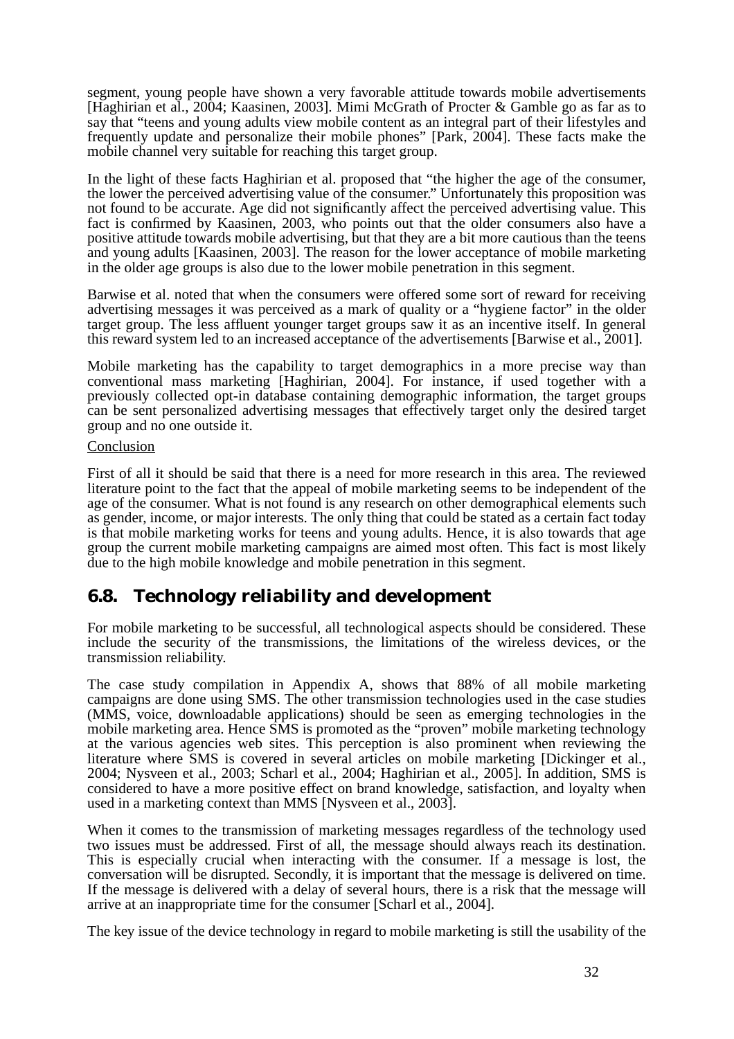segment, young people have shown a very favorable attitude towards mobile advertisements [Haghirian et al., 2004; Kaasinen, 2003]. Mimi McGrath of Procter & Gamble go as far as to say that "teens and young adults view mobile content as an integral part of their lifestyles and frequently update and personalize their mobile phones" [Park, 2004]. These facts make the mobile channel very suitable for reaching this target group.

In the light of these facts Haghirian et al. proposed that "the higher the age of the consumer, the lower the perceived advertising value of the consumer." Unfortunately this proposition was not found to be accurate. Age did not significantly affect the perceived advertising value. This fact is confirmed by Kaasinen, 2003, who points out that the older consumers also have a positive attitude towards mobile advertising, but that they are a bit more cautious than the teens and young adults [Kaasinen, 2003]. The reason for the lower acceptance of mobile marketing in the older age groups is also due to the lower mobile penetration in this segment.

Barwise et al. noted that when the consumers were offered some sort of reward for receiving advertising messages it was perceived as a mark of quality or a "hygiene factor" in the older target group. The less affluent younger target groups saw it as an incentive itself. In general this reward system led to an increased acceptance of the advertisements [Barwise et al., 2001].

Mobile marketing has the capability to target demographics in a more precise way than conventional mass marketing [Haghirian, 2004]. For instance, if used together with a previously collected opt-in database containing demographic information, the target groups can be sent personalized advertising messages that effectively target only the desired target group and no one outside it.

<u>Conclusion</u>

First of all it should be said that there is a need for more research in this area. The reviewed literature point to the fact that the appeal of mobile marketing seems to be independent of the age of the consumer. What is not found is any research on other demographical elements such as gender, income, or major interests. The only thing that could be stated as a certain fact today is that mobile marketing works for teens and young adults. Hence, it is also towards that age group the current mobile marketing campaigns are aimed most often. This fact is most likely due to the high mobile knowledge and mobile penetration in this segment.

## 6.8. Technology reliability and development

For mobile marketing to be successful, all technological aspects should be considered. These include the security of the transmissions, the limitations of the wireless devices, or the transmission reliability.

The case study compilation in Appendix A, shows that 88% of all mobile marketing campaigns are done using SMS. The other transmission technologies used in the case studies (MMS, voice, downloadable applications) should be seen as emerging technologies in the mobile marketing area. Hence SMS is promoted as the "proven" mobile marketing technology at the various agencies web sites. This perception is also prominent when reviewing the literature where SMS is covered in several articles on mobile marketing [Dickinger et al., 2004; Nysveen et al., 2003; Scharl et al., 2004; Haghirian et al., 2005]. In addition, SMS is considered to have a more positive effect on brand knowledge, satisfaction, and loyalty when used in a marketing context than MMS [Nysveen et al., 2003].

When it comes to the transmission of marketing messages regardless of the technology used two issues must be addressed. First of all, the message should always reach its destination. This is especially crucial when interacting with the consumer. If a message is lost, the conversation will be disrupted. Secondly, it is important that the message is delivered on time. If the message is delivered with a delay of several hours, there is a risk that the message will arrive at an inappropriate time for the consumer [Scharl et al., 2004].

The key issue of the device technology in regard to mobile marketing is still the usability of the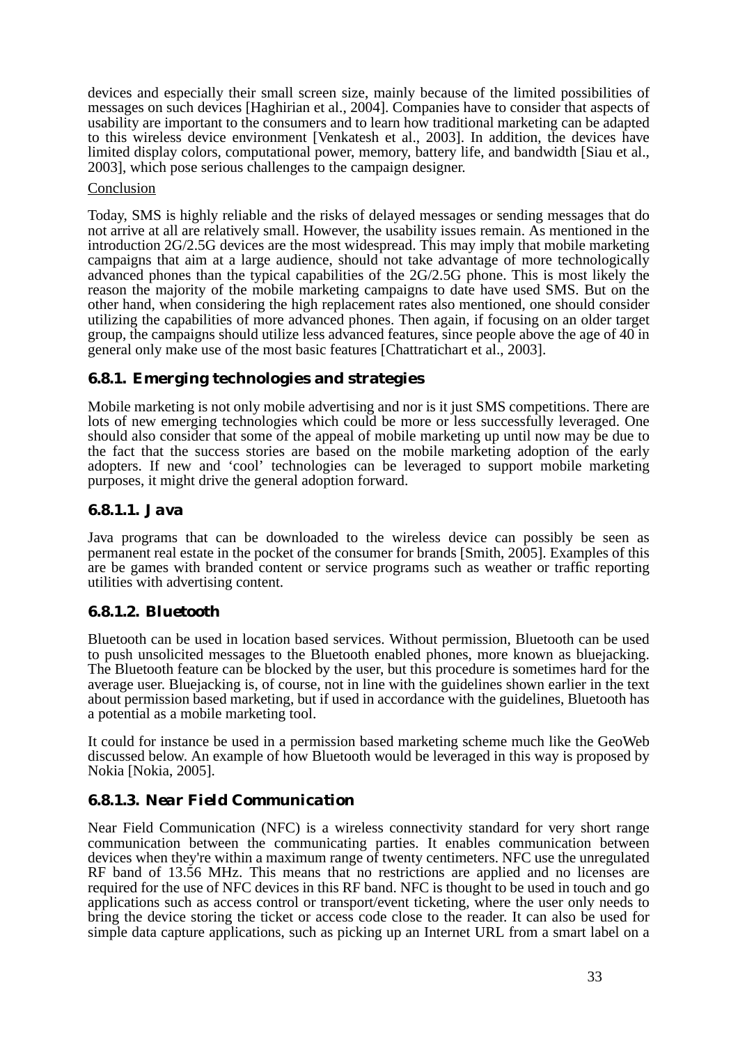devices and especially their small screen size, mainly because of the limited possibilities of messages on such devices [Haghirian et al., 2004]. Companies have to consider that aspects of usability are important to the consumers and to learn how traditional marketing can be adapted to this wireless device environment [Venkatesh et al., 2003]. In addition, the devices have limited display colors, computational power, memory, battery life, and bandwidth [Siau et al., 2003], which pose serious challenges to the campaign designer.

Conclusion

Today, SMS is highly reliable and the risks of delayed messages or sending messages that do not arrive at all are relatively small. However, the usability issues remain. As mentioned in the introduction 2G/2.5G devices are the most widespread. This may imply that mobile marketing campaigns that aim at a large audience, should not take advantage of more technologically advanced phones than the typical capabilities of the 2G/2.5G phone. This is most likely the reason the majority of the mobile marketing campaigns to date have used SMS. But on the other hand, when considering the high replacement rates also mentioned, one should consider utilizing the capabilities of more advanced phones. Then again, if focusing on an older target group, the campaigns should utilize less advanced features, since people above the age of 40 in general only make use of the most basic features [Chattratichart et al., 2003].

### 6.8.1. Emerging technologies and strategies

Mobile marketing is not only mobile advertising and nor is it just SMS competitions. There are lots of new emerging technologies which could be more or less successfully leveraged. One should also consider that some of the appeal of mobile marketing up until now may be due to the fact that the success stories are based on the mobile marketing adoption of the early adopters. If new and 'cool' technologies can be leveraged to support mobile marketing purposes, it might drive the general adoption forward.

#### 6.8.1.1. Java

Java programs that can be downloaded to the wireless device can possibly be seen as permanent real estate in the pocket of the consumer for brands [Smith, 2005]. Examples of this are be games with branded content or service programs such as weather or traffic reporting utilities with advertising content.

#### 6.8.1.2. Bluetooth

Bluetooth can be used in location based services. Without permission, Bluetooth can be used to push unsolicited messages to the Bluetooth enabled phones, more known as bluejacking. The Bluetooth feature can be blocked by the user, but this procedure is sometimes hard for the average user. Bluejacking is, of course, not in line with the guidelines shown earlier in the text about permission based marketing, but if used in accordance with the guidelines, Bluetooth has a potential as a mobile marketing tool.

It could for instance be used in a permission based marketing scheme much like the GeoWeb discussed below. An example of how Bluetooth would be leveraged in this way is proposed by Nokia [Nokia, 2005].

#### 6.8.1.3. Near Field Communication

Near Field Communication (NFC) is a wireless connectivity standard for very short range communication between the communicating parties. It enables communication between devices when they're within a maximum range of twenty centimeters. NFC use the unregulated RF band of 13.56 MHz. This means that no restrictions are applied and no licenses are required for the use of NFC devices in this RF band. NFC is thought to be used in touch and go applications such as access control or transport/event ticketing, where the user only needs to bring the device storing the ticket or access code close to the reader. It can also be used for simple data capture applications, such as picking up an Internet URL from a smart label on a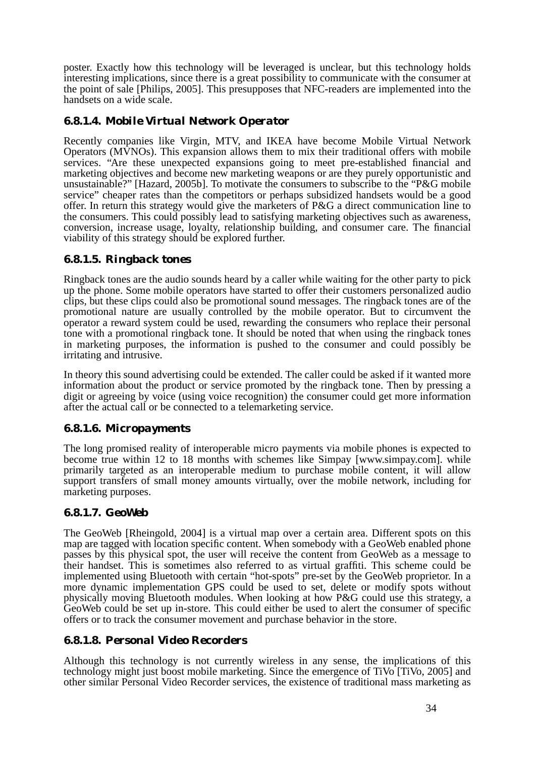poster. Exactly how this technology will be leveraged is unclear, but this technology holds interesting implications, since there is a great possibility to communicate with the consumer at the point of sale [Philips, 2005]. This presupposes that NFC-readers are implemented into the handsets on a wide scale.

#### 6.8.1.4. Mobile Virtual Network Operator

Recently companies like Virgin, MTV, and IKEA have become Mobile Virtual Network Operators (MVNOs). This expansion allows them to mix their traditional offers with mobile services. “Are these unexpected expansions going to meet pre-established financial and marketing objectives and become new marketing weapons or are they purely opportunistic and unsustainable?” [Hazard, 2005b]. To motivate the consumers to subscribe to the “P&G mobile service” cheaper rates than the competitors or perhaps subsidized handsets would be a good offer. In return this strategy would give the marketers of P&G a direct communication line to the consumers. This could possibly lead to satisfying marketing objectives such as awareness, conversion, increase usage, loyalty, relationship building, and consumer care. The financial viability of this strategy should be explored further.

#### 6.8.1.5. Ringback tones

Ringback tones are the audio sounds heard by a caller while waiting for the other party to pick up the phone. Some mobile operators have started to offer their customers personalized audio clips, but these clips could also be promotional sound messages. The ringback tones are of the promotional nature are usually controlled by the mobile operator. But to circumvent the operator a reward system could be used, rewarding the consumers who replace their personal tone with a promotional ringback tone. It should be noted that when using the ringback tones in marketing purposes, the information is pushed to the consumer and could possibly be irritating and intrusive.

In theory this sound advertising could be extended. The caller could be asked if it wanted more information about the product or service promoted by the ringback tone. Then by pressing a digit or agreeing by voice (using voice recognition) the consumer could get more information after the actual call or be connected to a telemarketing service.

#### 6.8.1.6. Micropayments

The long promised reality of interoperable micro payments via mobile phones is expected to become true within 12 to 18 months with schemes like Simpay [www.simpay.com]. while primarily targeted as an interoperable medium to purchase mobile content, it will allow support transfers of small money amounts virtually, over the mobile network, including for marketing purposes.

#### 6.8.1.7. GeoWeb

The GeoWeb [Rheingold, 2004] is a virtual map over a certain area. Different spots on this map are tagged with location specific content. When somebody with a GeoWeb enabled phone passes by this physical spot, the user will receive the content from GeoWeb as a message to their handset. This is sometimes also referred to as virtual graffiti. This scheme could be implemented using Bluetooth with certain “hot-spots” pre-set by the GeoWeb proprietor. In a more dynamic implementation GPS could be used to set, delete or modify spots without physically moving Bluetooth modules. When looking at how P&G could use this strategy, a GeoWeb could be set up in-store. This could either be used to alert the consumer of specific offers or to track the consumer movement and purchase behavior in the store.

#### 6.8.1.8. Personal Video Recorders

Although this technology is not currently wireless in any sense, the implications of this technology might just boost mobile marketing. Since the emergence of TiVo [TiVo, 2005] and other similar Personal Video Recorder services, the existence of traditional mass marketing as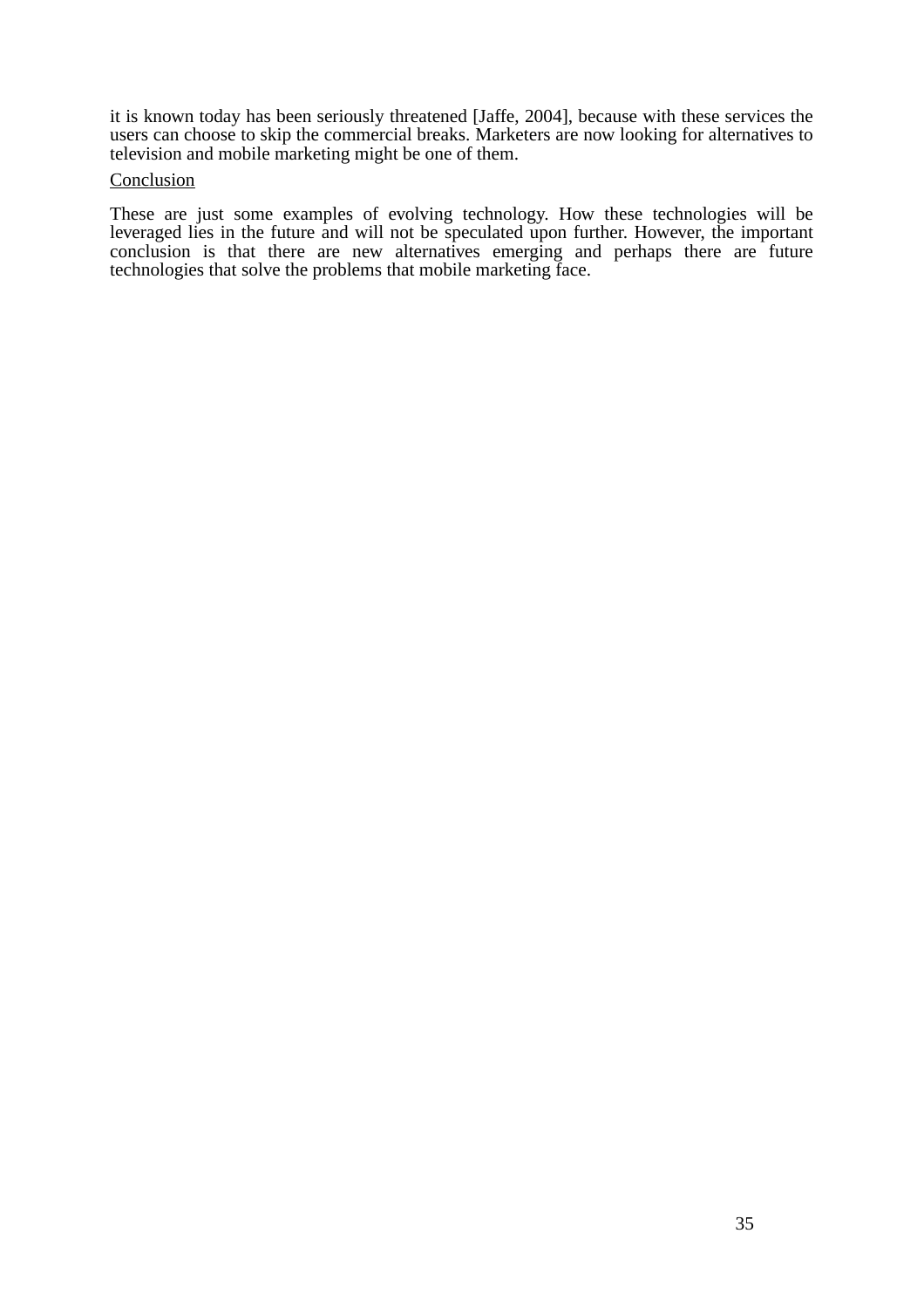it is known today has been seriously threatened [Jaffe, 2004], because with these services the users can choose to skip the commercial breaks. Marketers are now looking for alternatives to television and mobile marketing might be one of them.

Conclusion

These are just some examples of evolving technology. How these technologies will be leveraged lies in the future and will not be speculated upon further. However, the important conclusion is that there are new alternatives emerging and perhaps there are future technologies that solve the problems that mobile marketing face.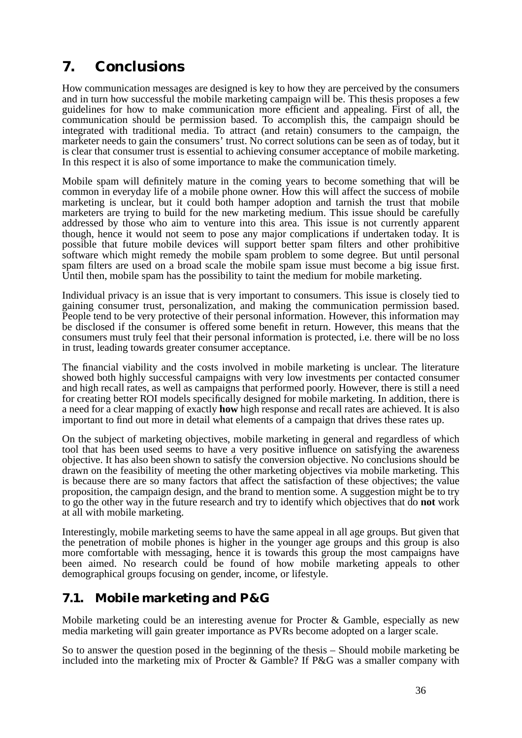# 7. Conclusions

How communication messages are designed is key to how they are perceived by the consumers and in turn how successful the mobile marketing campaign will be. This thesis proposes a few guidelines for how to make communication more efficient and appealing. First of all, the communication should be permission based. To accomplish this, the campaign should be integrated with traditional media. To attract (and retain) consumers to the campaign, the marketer needs to gain the consumers' trust. No correct solutions can be seen as of today, but it is clear that consumer trust is essential to achieving consumer acceptance of mobile marketing. In this respect it is also of some importance to make the communication timely.

Mobile spam will definitely mature in the coming years to become something that will be common in everyday life of a mobile phone owner. How this will affect the success of mobile marketing is unclear, but it could both hamper adoption and tarnish the trust that mobile marketers are trying to build for the new marketing medium. This issue should be carefully addressed by those who aim to venture into this area. This issue is not currently apparent though, hence it would not seem to pose any major complications if undertaken today. It is possible that future mobile devices will support better spam filters and other prohibitive software which might remedy the mobile spam problem to some degree. But until personal spam filters are used on a broad scale the mobile spam issue must become a big issue first. Until then, mobile spam has the possibility to taint the medium for mobile marketing.

Individual privacy is an issue that is very important to consumers. This issue is closely tied to gaining consumer trust, personalization, and making the communication permission based. People tend to be very protective of their personal information. However, this information may be disclosed if the consumer is offered some benefit in return. However, this means that the consumers must truly feel that their personal information is protected, i.e. there will be no loss in trust, leading towards greater consumer acceptance.

The financial viability and the costs involved in mobile marketing is unclear. The literature showed both highly successful campaigns with very low investments per contacted consumer and high recall rates, as well as campaigns that performed poorly. However, there is still a need for creating better ROI models specifically designed for mobile marketing. In addition, there is a need for a clear mapping of exactly **how** high response and recall rates are achieved. It is also important to find out more in detail what elements of a campaign that drives these rates up.

On the subject of marketing objectives, mobile marketing in general and regardless of which tool that has been used seems to have a very positive influence on satisfying the awareness objective. It has also been shown to satisfy the conversion objective. No conclusions should be drawn on the feasibility of meeting the other marketing objectives via mobile marketing. This is because there are so many factors that affect the satisfaction of these objectives; the value proposition, the campaign design, and the brand to mention some. A suggestion might be to try to go the other way in the future research and try to identify which objectives that do **not** work at all with mobile marketing.

Interestingly, mobile marketing seems to have the same appeal in all age groups. But given that the penetration of mobile phones is higher in the younger age groups and this group is also more comfortable with messaging, hence it is towards this group the most campaigns have been aimed. No research could be found of how mobile marketing appeals to other demographical groups focusing on gender, income, or lifestyle.

## 7.1. Mobile marketing and P&G

Mobile marketing could be an interesting avenue for Procter & Gamble, especially as new media marketing will gain greater importance as PVRs become adopted on a larger scale.

So to answer the question posed in the beginning of the thesis – Should mobile marketing be included into the marketing mix of Procter & Gamble? If P&G was a smaller company with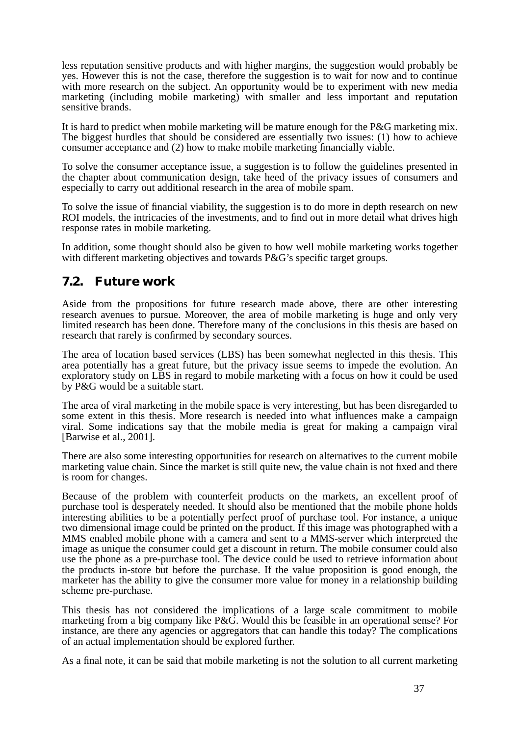less reputation sensitive products and with higher margins, the suggestion would probably be yes. However this is not the case, therefore the suggestion is to wait for now and to continue with more research on the subject. An opportunity would be to experiment with new media marketing (including mobile marketing) with smaller and less important and reputation sensitive brands.

It is hard to predict when mobile marketing will be mature enough for the P&G marketing mix. The biggest hurdles that should be considered are essentially two issues: (1) how to achieve consumer acceptance and (2) how to make mobile marketing financially viable.

To solve the consumer acceptance issue, a suggestion is to follow the guidelines presented in the chapter about communication design, take heed of the privacy issues of consumers and especially to carry out additional research in the area of mobile spam.

To solve the issue of financial viability, the suggestion is to do more in depth research on new ROI models, the intricacies of the investments, and to find out in more detail what drives high response rates in mobile marketing.

In addition, some thought should also be given to how well mobile marketing works together with different marketing objectives and towards P&G's specific target groups.

## 7.2. Future work

Aside from the propositions for future research made above, there are other interesting research avenues to pursue. Moreover, the area of mobile marketing is huge and only very limited research has been done. Therefore many of the conclusions in this thesis are based on research that rarely is confirmed by secondary sources.

The area of location based services (LBS) has been somewhat neglected in this thesis. This area potentially has a great future, but the privacy issue seems to impede the evolution. An exploratory study on LBS in regard to mobile marketing with a focus on how it could be used by P&G would be a suitable start.

The area of viral marketing in the mobile space is very interesting, but has been disregarded to some extent in this thesis. More research is needed into what influences make a campaign viral. Some indications say that the mobile media is great for making a campaign viral [Barwise et al., 2001].

There are also some interesting opportunities for research on alternatives to the current mobile marketing value chain. Since the market is still quite new, the value chain is not fixed and there is room for changes.

Because of the problem with counterfeit products on the markets, an excellent proof of purchase tool is desperately needed. It should also be mentioned that the mobile phone holds interesting abilities to be a potentially perfect proof of purchase tool. For instance, a unique two dimensional image could be printed on the product. If this image was photographed with a MMS enabled mobile phone with a camera and sent to a MMS-server which interpreted the image as unique the consumer could get a discount in return. The mobile consumer could also use the phone as a pre-purchase tool. The device could be used to retrieve information about the products in-store but before the purchase. If the value proposition is good enough, the marketer has the ability to give the consumer more value for money in a relationship building scheme pre-purchase.

This thesis has not considered the implications of a large scale commitment to mobile marketing from a big company like P&G. Would this be feasible in an operational sense? For instance, are there any agencies or aggregators that can handle this today? The complications of an actual implementation should be explored further.

As a final note, it can be said that mobile marketing is not the solution to all current marketing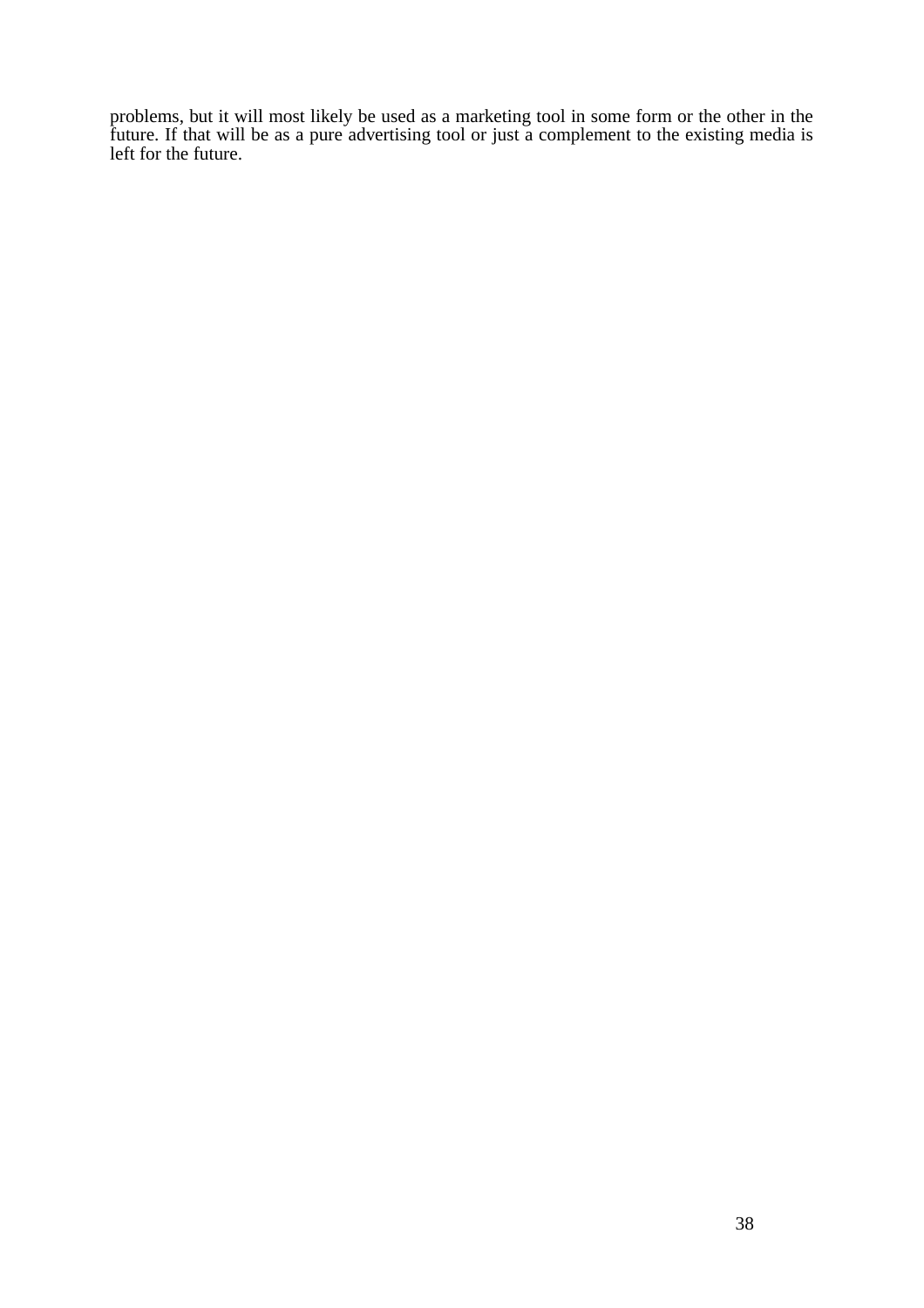problems, but it will most likely be used as a marketing tool in some form or the other in the future. If that will be as a pure advertising tool or just a complement to the existing media is left for the future.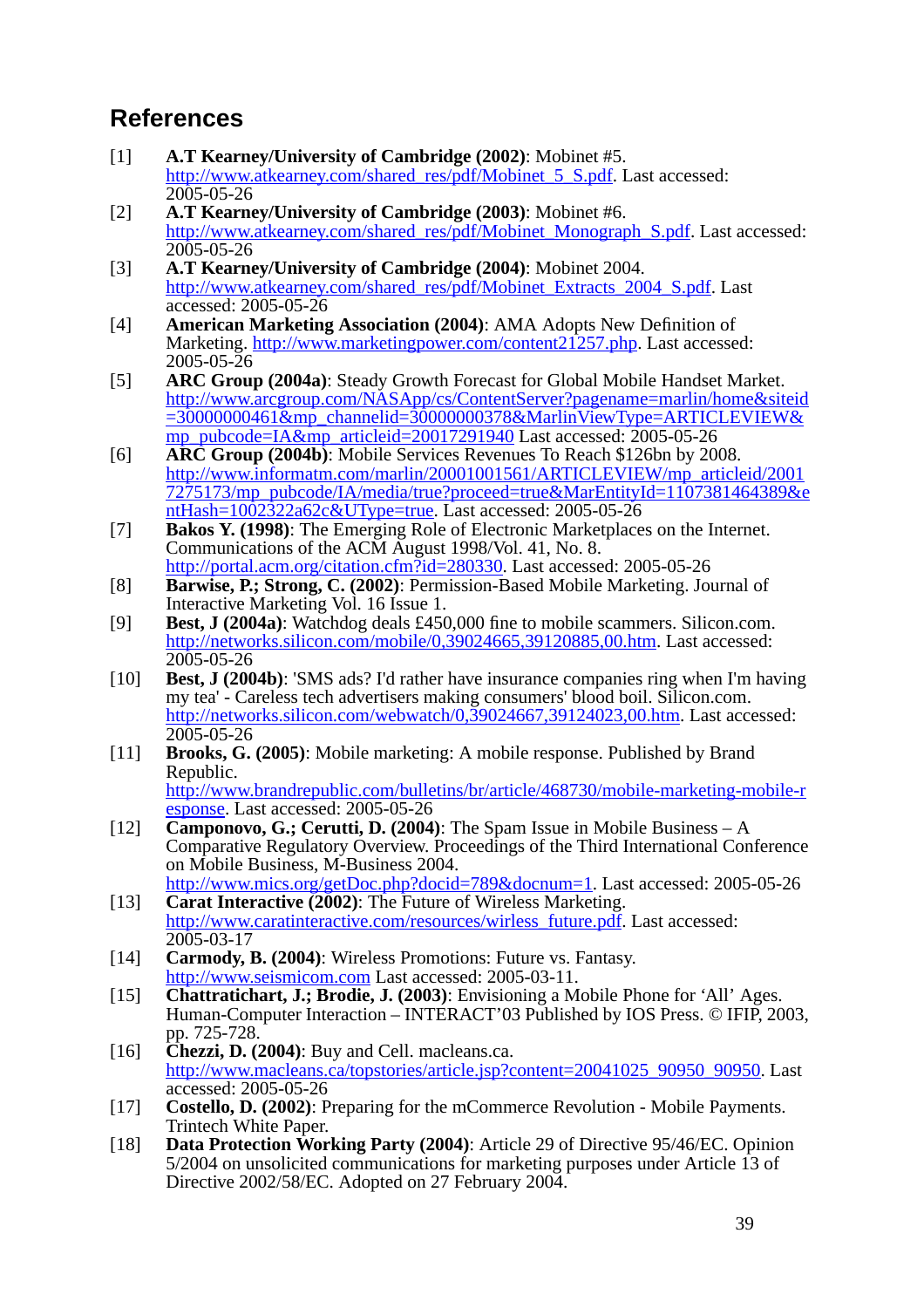## References

[1] **A.T Kearney/University of Cambridge (2002)**: Mobinet #5. http://www.atkearney.com/shared_res/pdf/Mobinet_5_S.pdf. Last accessed: 2005-05-26

[2] **A.T Kearney/University of Cambridge (2003)**: Mobinet #6. http://www.atkearney.com/shared_res/pdf/Mobinet_Monograph_S.pdf. Last accessed: 2005-05-26

[3] **A.T Kearney/University of Cambridge (2004)**: Mobinet 2004. http://www.atkearney.com/shared_res/pdf/Mobinet_Extracts_2004_S.pdf. Last accessed: 2005-05-26

[4] **American Marketing Association (2004)**: AMA Adopts New Definition of Marketing. http://www.marketingpower.com/content21257.php. Last accessed: 2005-05-26

[5] **ARC Group (2004a)**: Steady Growth Forecast for Global Mobile Handset Market. http://www.arcgroup.com/NASApp/cs/ContentServer?pagename=marlin/home&siteid=30000000461&mp_channelid=30000000378&MarlinViewType=ARTICLEVIEW&mp_pubcode=IA&mp_articleid=20017291940 Last accessed: 2005-05-26

[6] **ARC Group (2004b)**: Mobile Services Revenues To Reach $126bn by 2008. http://www.informatm.com/marlin/20001001561/ARTICLEVIEW/mp_articleid/20017275173/mp_pubcode/IA/media/true?proceed=true&MarEntityId=1107381464389&entHash=1002322a62c&UType=true. Last accessed: 2005-05-26

[7] **Bakos Y. (1998)**: The Emerging Role of Electronic Marketplaces on the Internet. Communications of the ACM August 1998/Vol. 41, No. 8. http://portal.acm.org/citation.cfm?id=280330. Last accessed: 2005-05-26

[8] **Barwise, P.; Strong, C. (2002)**: Permission-Based Mobile Marketing. Journal of Interactive Marketing Vol. 16 Issue 1.

[9] **Best, J (2004a)**: Watchdog deals £450,000 fine to mobile scammers. Silicon.com. http://networks.silicon.com/mobile/0,39024665,39120885,00.htm. Last accessed: 2005-05-26

[10] **Best, J (2004b)**: 'SMS ads? I'd rather have insurance companies ring when I'm having my tea' - Careless tech advertisers making consumers' blood boil. Silicon.com. http://networks.silicon.com/webwatch/0,39024667,39124023,00.htm. Last accessed: 2005-05-26

[11] **Brooks, G. (2005)**: Mobile marketing: A mobile response. Published by Brand Republic. http://www.brandrepublic.com/bulletins/br/article/468730/mobile-marketing-mobile-response. Last accessed: 2005-05-26

[12] **Camponovo, G.; Cerutti, D. (2004)**: The Spam Issue in Mobile Business – A Comparative Regulatory Overview. Proceedings of the Third International Conference on Mobile Business, M-Business 2004. http://www.mics.org/getDoc.php?docid=789&docnum=1. Last accessed: 2005-05-26

[13] **Carat Interactive (2002)**: The Future of Wireless Marketing. http://www.caratinteractive.com/resources/wirless_future.pdf. Last accessed: 2005-03-17

[14] **Carmody, B. (2004)**: Wireless Promotions: Future vs. Fantasy. http://www.seismicom.com Last accessed: 2005-03-11.

[15] **Chattratichart, J.; Brodie, J. (2003)**: Envisioning a Mobile Phone for 'All' Ages. Human-Computer Interaction – INTERACT'03 Published by IOS Press. © IFIP, 2003, pp. 725-728.

[16] **Chezzi, D. (2004)**: Buy and Cell. macleans.ca. http://www.macleans.ca/topstories/article.jsp?content=20041025_90950_90950. Last accessed: 2005-05-26

[17] **Costello, D. (2002)**: Preparing for the mCommerce Revolution - Mobile Payments. Trintech White Paper.

[18] **Data Protection Working Party (2004)**: Article 29 of Directive 95/46/EC. Opinion 5/2004 on unsolicited communications for marketing purposes under Article 13 of Directive 2002/58/EC. Adopted on 27 February 2004.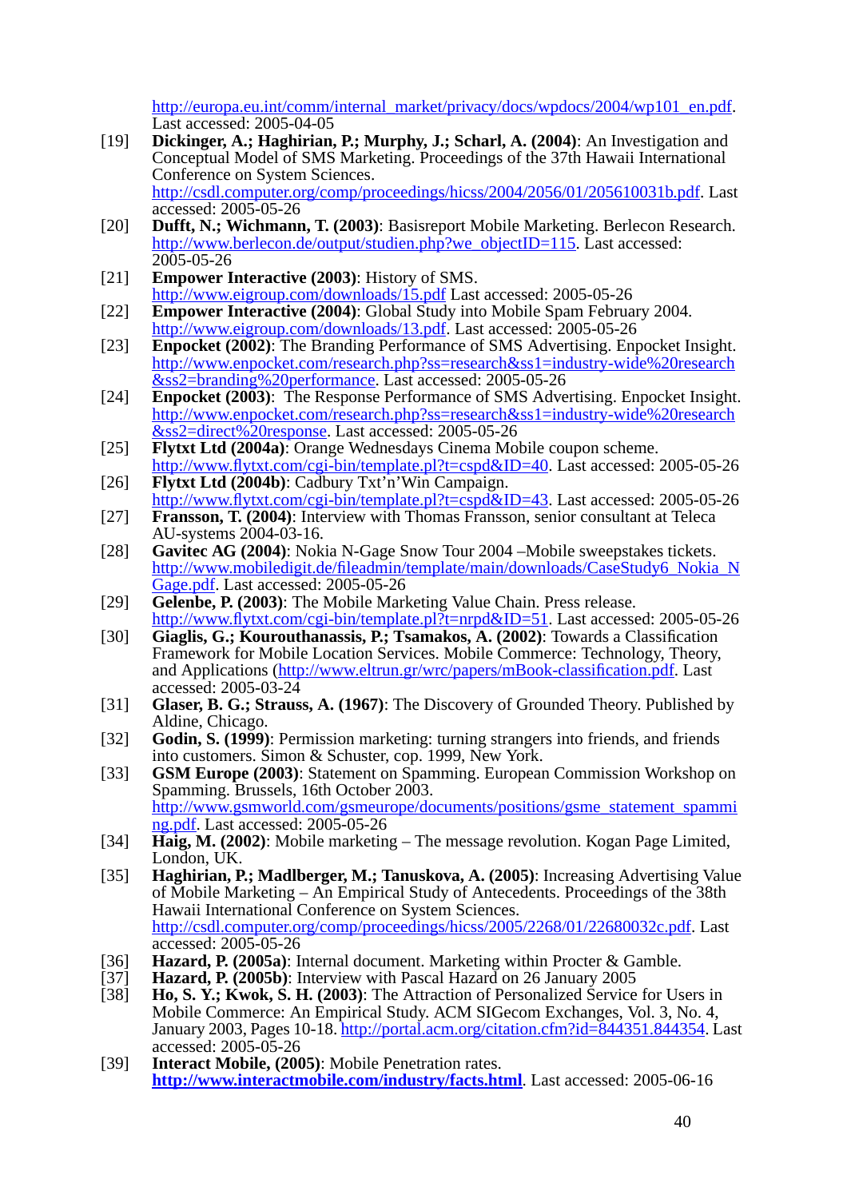http://europa.eu.int/comm/internal_market/privacy/docs/wpdocs/2004/wp101_en.pdf. Last accessed: 2005-04-05

[19] **Dickinger, A.; Haghirian, P.; Murphy, J.; Scharl, A. (2004)**: An Investigation and Conceptual Model of SMS Marketing. Proceedings of the 37th Hawaii International Conference on System Sciences. http://csdl.computer.org/comp/proceedings/hicss/2004/2056/01/205610031b.pdf. Last accessed: 2005-05-26

[20] **Dufft, N.; Wichmann, T. (2003)**: Basisreport Mobile Marketing. Berlecon Research. http://www.berlecon.de/output/studien.php?we_objectID=115. Last accessed: 2005-05-26

[21] **Empower Interactive (2003)**: History of SMS. http://www.eigroup.com/downloads/15.pdf Last accessed: 2005-05-26

[22] **Empower Interactive (2004)**: Global Study into Mobile Spam February 2004. http://www.eigroup.com/downloads/13.pdf. Last accessed: 2005-05-26

[23] **Enpocket (2002)**: The Branding Performance of SMS Advertising. Enpocket Insight. http://www.enpocket.com/research.php?ss=research&ss1=industry-wide%20research&ss2=branding%20performance. Last accessed: 2005-05-26

[24] **Enpocket (2003)**: The Response Performance of SMS Advertising. Enpocket Insight. http://www.enpocket.com/research.php?ss=research&ss1=industry-wide%20research&ss2=direct%20response. Last accessed: 2005-05-26

[25] **Flytxt Ltd (2004a)**: Orange Wednesdays Cinema Mobile coupon scheme. http://www.flytxt.com/cgi-bin/template.pl?t=cspd&ID=40. Last accessed: 2005-05-26

[26] **Flytxt Ltd (2004b)**: Cadbury Txt'n'Win Campaign. http://www.flytxt.com/cgi-bin/template.pl?t=cspd&ID=43. Last accessed: 2005-05-26

[27] **Fransson, T. (2004)**: Interview with Thomas Fransson, senior consultant at Teleca AU-systems 2004-03-16.

[28] **Gavitec AG (2004)**: Nokia N-Gage Snow Tour 2004 –Mobile sweepstakes tickets. http://www.mobiledigit.de/fileadmin/template/main/downloads/CaseStudy6_Nokia_NGage.pdf. Last accessed: 2005-05-26

[29] **Gelenbe, P. (2003)**: The Mobile Marketing Value Chain. Press release. http://www.flytxt.com/cgi-bin/template.pl?t=nrpd&ID=51. Last accessed: 2005-05-26

[30] **Giaglis, G.; Kourouthanassis, P.; Tsamakos, A. (2002)**: Towards a Classification Framework for Mobile Location Services. Mobile Commerce: Technology, Theory, and Applications (http://www.eltrun.gr/wrc/papers/mBook-classification.pdf. Last accessed: 2005-03-24

[31] **Glaser, B. G.; Strauss, A. (1967)**: The Discovery of Grounded Theory. Published by Aldine, Chicago.

[32] **Godin, S. (1999)**: Permission marketing: turning strangers into friends, and friends into customers. Simon & Schuster, cop. 1999, New York.

[33] **GSM Europe (2003)**: Statement on Spamming. European Commission Workshop on Spamming. Brussels, 16th October 2003. http://www.gsmworld.com/gsmeurope/documents/positions/gsme_statement_spamming.pdf. Last accessed: 2005-05-26

[34] **Haig, M. (2002)**: Mobile marketing – The message revolution. Kogan Page Limited, London, UK.

[35] **Haghirian, P.; Madlberger, M.; Tanuskova, A. (2005)**: Increasing Advertising Value of Mobile Marketing – An Empirical Study of Antecedents. Proceedings of the 38th Hawaii International Conference on System Sciences. http://csdl.computer.org/comp/proceedings/hicss/2005/2268/01/22680032c.pdf. Last accessed: 2005-05-26

[36] **Hazard, P. (2005a)**: Internal document. Marketing within Procter & Gamble.

[37] **Hazard, P. (2005b)**: Interview with Pascal Hazard on 26 January 2005

[38] **Ho, S. Y.; Kwok, S. H. (2003)**: The Attraction of Personalized Service for Users in Mobile Commerce: An Empirical Study. ACM SIGecom Exchanges, Vol. 3, No. 4, January 2003, Pages 10-18. http://portal.acm.org/citation.cfm?id=844351.844354. Last accessed: 2005-05-26

[39] **Interact Mobile, (2005)**: Mobile Penetration rates. **http://www.interactmobile.com/industry/facts.html**. Last accessed: 2005-06-16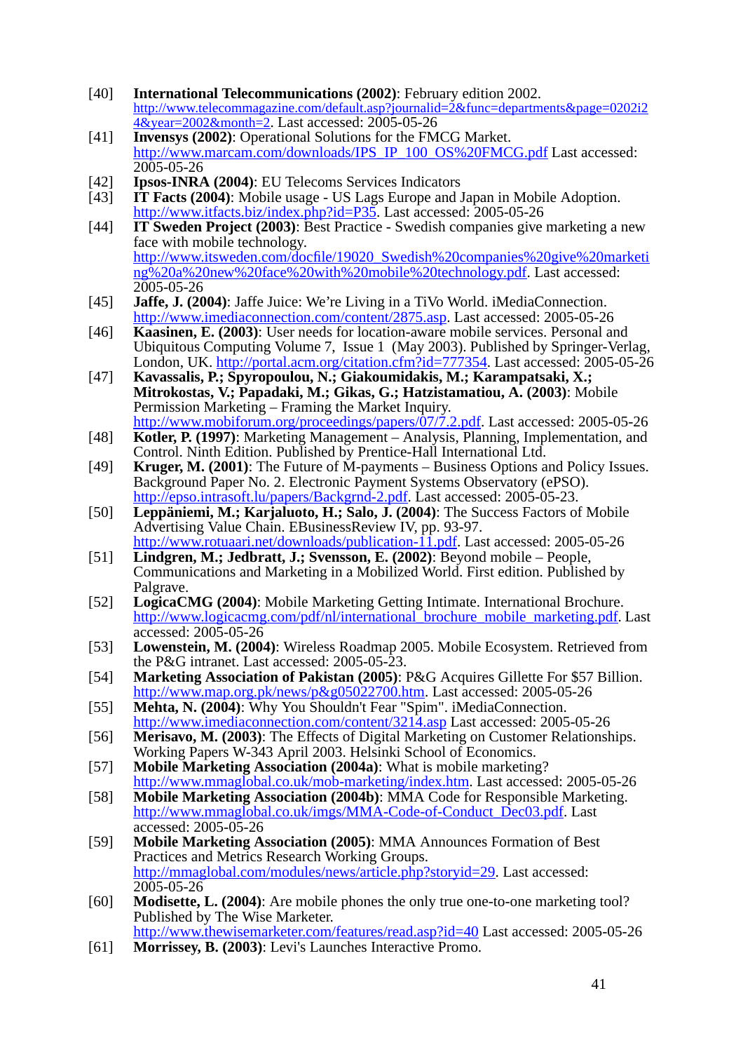[40] **International Telecommunications (2002)**: February edition 2002. http://www.telecommagazine.com/default.asp?journalid=2&func=departments&page=0202i24&year=2002&month=2. Last accessed: 2005-05-26

[41] **Invensys (2002)**: Operational Solutions for the FMCG Market. http://www.marcam.com/downloads/IPS_IP_100_OS%20FMCG.pdf Last accessed: 2005-05-26

[42] **Ipsos-INRA (2004)**: EU Telecoms Services Indicators

[43] **IT Facts (2004)**: Mobile usage - US Lags Europe and Japan in Mobile Adoption. http://www.itfacts.biz/index.php?id=P35. Last accessed: 2005-05-26

[44] **IT Sweden Project (2003)**: Best Practice - Swedish companies give marketing a new face with mobile technology. http://www.itsweden.com/docfile/19020_Swedish%20companies%20give%20marketing%20a%20new%20face%20with%20mobile%20technology.pdf. Last accessed: 2005-05-26

[45] **Jaffe, J. (2004)**: Jaffe Juice: We're Living in a TiVo World. iMediaConnection. http://www.imediaconnection.com/content/2875.asp. Last accessed: 2005-05-26

[46] **Kaasinen, E. (2003)**: User needs for location-aware mobile services. Personal and Ubiquitous Computing Volume 7, Issue 1 (May 2003). Published by Springer-Verlag, London, UK. http://portal.acm.org/citation.cfm?id=777354. Last accessed: 2005-05-26

[47] **Kavassalis, P.; Spyropoulou, N.; Giakoumidakis, M.; Karampatsaki, X.; Mitrokostas, V.; Papadaki, M.; Gikas, G.; Hatzistamatiou, A. (2003)**: Mobile Permission Marketing – Framing the Market Inquiry. http://www.mobiforum.org/proceedings/papers/07/7.2.pdf. Last accessed: 2005-05-26

[48] **Kotler, P. (1997)**: Marketing Management – Analysis, Planning, Implementation, and Control. Ninth Edition. Published by Prentice-Hall International Ltd.

[49] **Kruger, M. (2001)**: The Future of M-payments – Business Options and Policy Issues. Background Paper No. 2. Electronic Payment Systems Observatory (ePSO). http://epso.intrasoft.lu/papers/Backgrnd-2.pdf. Last accessed: 2005-05-23.

[50] **Leppäniemi, M.; Karjaluoto, H.; Salo, J. (2004)**: The Success Factors of Mobile Advertising Value Chain. EBusinessReview IV, pp. 93-97. http://www.rotuaari.net/downloads/publication-11.pdf. Last accessed: 2005-05-26

[51] **Lindgren, M.; Jedbratt, J.; Svensson, E. (2002)**: Beyond mobile – People, Communications and Marketing in a Mobilized World. First edition. Published by Palgrave.

[52] **LogicaCMG (2004)**: Mobile Marketing Getting Intimate. International Brochure. http://www.logicacmg.com/pdf/nl/international_brochure_mobile_marketing.pdf. Last accessed: 2005-05-26

[53] **Lowenstein, M. (2004)**: Wireless Roadmap 2005. Mobile Ecosystem. Retrieved from the P&G intranet. Last accessed: 2005-05-23.

[54] **Marketing Association of Pakistan (2005)**: P&G Acquires Gillette For $57 Billion. http://www.map.org.pk/news/p&g05022700.htm. Last accessed: 2005-05-26

[55] **Mehta, N. (2004)**: Why You Shouldn't Fear "Spim". iMediaConnection. http://www.imediaconnection.com/content/3214.asp Last accessed: 2005-05-26

[56] **Merisavo, M. (2003)**: The Effects of Digital Marketing on Customer Relationships. Working Papers W-343 April 2003. Helsinki School of Economics.

[57] **Mobile Marketing Association (2004a)**: What is mobile marketing? http://www.mmaglobal.co.uk/mob-marketing/index.htm. Last accessed: 2005-05-26

[58] **Mobile Marketing Association (2004b)**: MMA Code for Responsible Marketing. http://www.mmaglobal.co.uk/imgs/MMA-Code-of-Conduct_Dec03.pdf. Last accessed: 2005-05-26

[59] **Mobile Marketing Association (2005)**: MMA Announces Formation of Best Practices and Metrics Research Working Groups. http://mmaglobal.com/modules/news/article.php?storyid=29. Last accessed: 2005-05-26

[60] **Modisette, L. (2004)**: Are mobile phones the only true one-to-one marketing tool? Published by The Wise Marketer. http://www.thewisemarketer.com/features/read.asp?id=40 Last accessed: 2005-05-26

[61] **Morrissey, B. (2003)**: Levi's Launches Interactive Promo.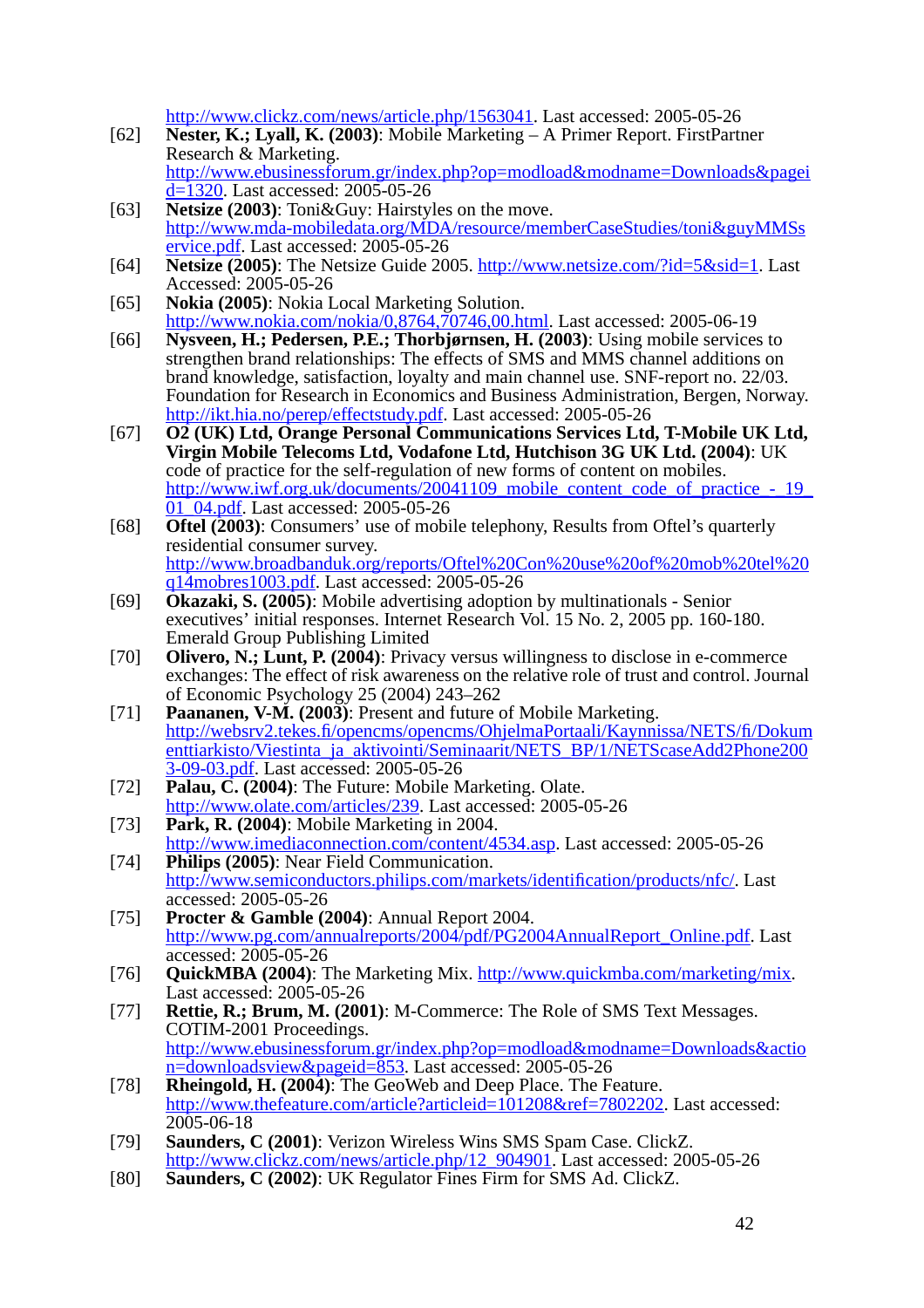http://www.clickz.com/news/article.php/1563041. Last accessed: 2005-05-26

[62] **Nester, K.; Lyall, K. (2003)**: Mobile Marketing – A Primer Report. FirstPartner Research & Marketing. http://www.ebusinessforum.gr/index.php?op=modload&modname=Downloads&pageid=1320. Last accessed: 2005-05-26

[63] **Netsize (2003)**: Toni&Guy: Hairstyles on the move. http://www.mda-mobiledata.org/MDA/resource/memberCaseStudies/toni&guyMMSservice.pdf. Last accessed: 2005-05-26

[64] **Netsize (2005)**: The Netsize Guide 2005. http://www.netsize.com/?id=5&sid=1. Last Accessed: 2005-05-26

[65] **Nokia (2005)**: Nokia Local Marketing Solution. http://www.nokia.com/nokia/0,8764,70746,00.html. Last accessed: 2005-06-19

[66] **Nysveen, H.; Pedersen, P.E.; Thorbjørnsen, H. (2003)**: Using mobile services to strengthen brand relationships: The effects of SMS and MMS channel additions on brand knowledge, satisfaction, loyalty and main channel use. SNF-report no. 22/03. Foundation for Research in Economics and Business Administration, Bergen, Norway. http://ikt.hia.no/perep/effectstudy.pdf. Last accessed: 2005-05-26

[67] **O2 (UK) Ltd, Orange Personal Communications Services Ltd, T-Mobile UK Ltd, Virgin Mobile Telecoms Ltd, Vodafone Ltd, Hutchison 3G UK Ltd. (2004)**: UK code of practice for the self-regulation of new forms of content on mobiles. http://www.iwf.org.uk/documents/20041109_mobile_content_code_of_practice_-_19_01_04.pdf. Last accessed: 2005-05-26

[68] **Oftel (2003)**: Consumers' use of mobile telephony, Results from Oftel's quarterly residential consumer survey. http://www.broadbanduk.org/reports/Oftel%20Con%20use%20of%20mob%20tel%20q14mobres1003.pdf. Last accessed: 2005-05-26

[69] **Okazaki, S. (2005)**: Mobile advertising adoption by multinationals - Senior executives' initial responses. Internet Research Vol. 15 No. 2, 2005 pp. 160-180. Emerald Group Publishing Limited

[70] **Olivero, N.; Lunt, P. (2004)**: Privacy versus willingness to disclose in e-commerce exchanges: The effect of risk awareness on the relative role of trust and control. Journal of Economic Psychology 25 (2004) 243–262

[71] **Paananen, V-M. (2003)**: Present and future of Mobile Marketing. http://websrv2.tekes.fi/opencms/opencms/OhjelmaPortaali/Kaynnissa/NETS/fi/Dokumenttiarkisto/Viestinta_ja_aktivointi/Seminaarit/NETS_BP/1/NETScaseAdd2Phone2003-09-03.pdf. Last accessed: 2005-05-26

[72] **Palau, C. (2004)**: The Future: Mobile Marketing. Olate. http://www.olate.com/articles/239. Last accessed: 2005-05-26

[73] **Park, R. (2004)**: Mobile Marketing in 2004. http://www.imediaconnection.com/content/4534.asp. Last accessed: 2005-05-26

[74] **Philips (2005)**: Near Field Communication. http://www.semiconductors.philips.com/markets/identification/products/nfc/. Last accessed: 2005-05-26

[75] **Procter & Gamble (2004)**: Annual Report 2004. http://www.pg.com/annualreports/2004/pdf/PG2004AnnualReport_Online.pdf. Last accessed: 2005-05-26

[76] **QuickMBA (2004)**: The Marketing Mix. http://www.quickmba.com/marketing/mix. Last accessed: 2005-05-26

[77] **Rettie, R.; Brum, M. (2001)**: M-Commerce: The Role of SMS Text Messages. COTIM-2001 Proceedings. http://www.ebusinessforum.gr/index.php?op=modload&modname=Downloads&action=downloadsview&pageid=853. Last accessed: 2005-05-26

[78] **Rheingold, H. (2004)**: The GeoWeb and Deep Place. The Feature. http://www.thefeature.com/article?articleid=101208&ref=7802202. Last accessed: 2005-06-18

[79] **Saunders, C (2001)**: Verizon Wireless Wins SMS Spam Case. ClickZ. http://www.clickz.com/news/article.php/12_904901. Last accessed: 2005-05-26

[80] **Saunders, C (2002)**: UK Regulator Fines Firm for SMS Ad. ClickZ.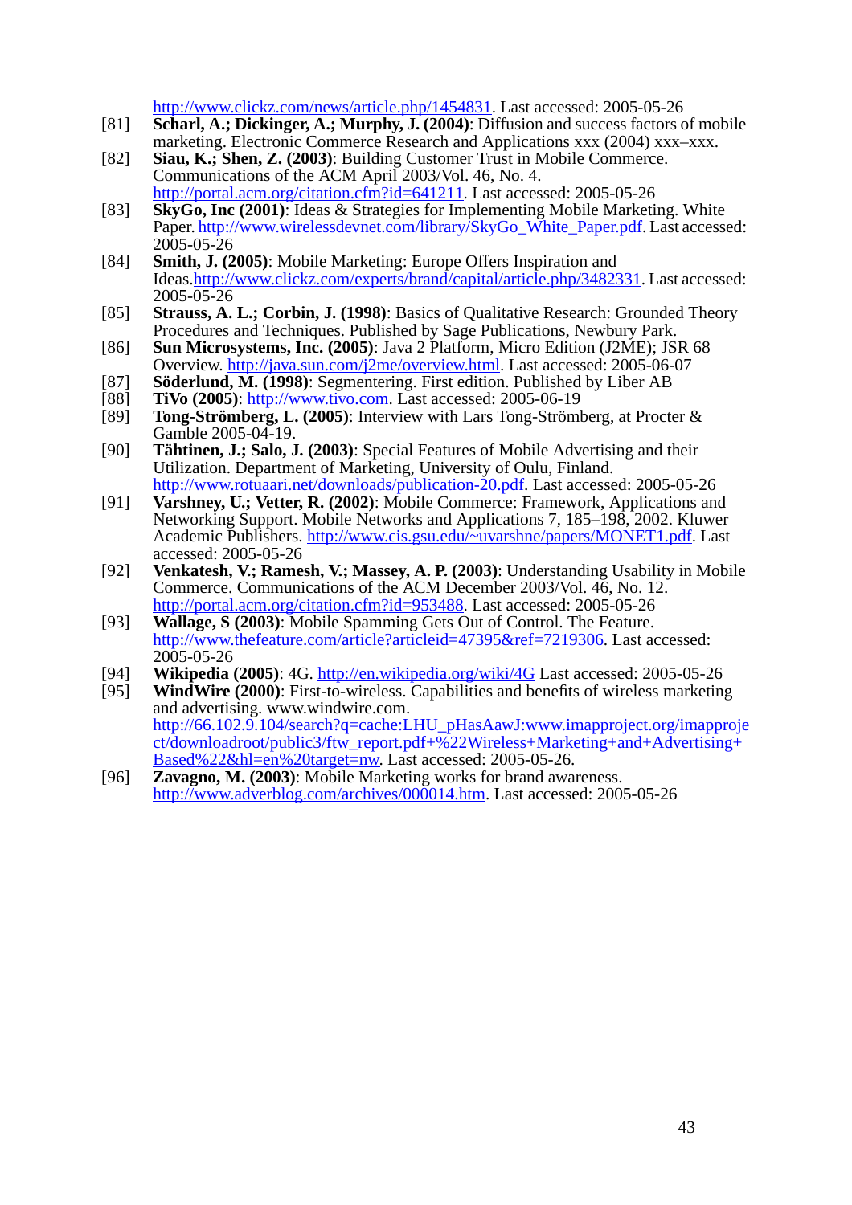http://www.clickz.com/news/article.php/1454831. Last accessed: 2005-05-26

[81] **Scharl, A.; Dickinger, A.; Murphy, J. (2004)**: Diffusion and success factors of mobile marketing. Electronic Commerce Research and Applications xxx (2004) xxx–xxx.

[82] **Siau, K.; Shen, Z. (2003)**: Building Customer Trust in Mobile Commerce. Communications of the ACM April 2003/Vol. 46, No. 4. http://portal.acm.org/citation.cfm?id=641211. Last accessed: 2005-05-26

[83] **SkyGo, Inc (2001)**: Ideas & Strategies for Implementing Mobile Marketing. White Paper. http://www.wirelessdevnet.com/library/SkyGo_White_Paper.pdf. Last accessed: 2005-05-26

[84] **Smith, J. (2005)**: Mobile Marketing: Europe Offers Inspiration and Ideas.http://www.clickz.com/experts/brand/capital/article.php/3482331. Last accessed: 2005-05-26

[85] **Strauss, A. L.; Corbin, J. (1998)**: Basics of Qualitative Research: Grounded Theory Procedures and Techniques. Published by Sage Publications, Newbury Park.

[86] **Sun Microsystems, Inc. (2005)**: Java 2 Platform, Micro Edition (J2ME); JSR 68 Overview. http://java.sun.com/j2me/overview.html. Last accessed: 2005-06-07

[87] **Söderlund, M. (1998)**: Segmentering. First edition. Published by Liber AB

[88] **TiVo (2005)**: http://www.tivo.com. Last accessed: 2005-06-19

[89] **Tong-Strömberg, L. (2005)**: Interview with Lars Tong-Strömberg, at Procter & Gamble 2005-04-19.

[90] **Tähtinen, J.; Salo, J. (2003)**: Special Features of Mobile Advertising and their Utilization. Department of Marketing, University of Oulu, Finland. http://www.rotuaari.net/downloads/publication-20.pdf. Last accessed: 2005-05-26

[91] **Varshney, U.; Vetter, R. (2002)**: Mobile Commerce: Framework, Applications and Networking Support. Mobile Networks and Applications 7, 185–198, 2002. Kluwer Academic Publishers. http://www.cis.gsu.edu/~uvarshne/papers/MONET1.pdf. Last accessed: 2005-05-26

[92] **Venkatesh, V.; Ramesh, V.; Massey, A. P. (2003)**: Understanding Usability in Mobile Commerce. Communications of the ACM December 2003/Vol. 46, No. 12. http://portal.acm.org/citation.cfm?id=953488. Last accessed: 2005-05-26

[93] **Wallage, S (2003)**: Mobile Spamming Gets Out of Control. The Feature. http://www.thefeature.com/article?articleid=47395&ref=7219306. Last accessed: 2005-05-26

[94] **Wikipedia (2005)**: 4G. http://en.wikipedia.org/wiki/4G Last accessed: 2005-05-26

[95] **WindWire (2000)**: First-to-wireless. Capabilities and benefits of wireless marketing and advertising. www.windwire.com. http://66.102.9.104/search?q=cache:LHU_pHasAawJ:www.imapproject.org/imapproject/downloadroot/public3/ftw_report.pdf+%22Wireless+Marketing+and+Advertising+Based%22&hl=en%20target=nw. Last accessed: 2005-05-26.

[96] **Zavagno, M. (2003)**: Mobile Marketing works for brand awareness. http://www.adverblog.com/archives/000014.htm. Last accessed: 2005-05-26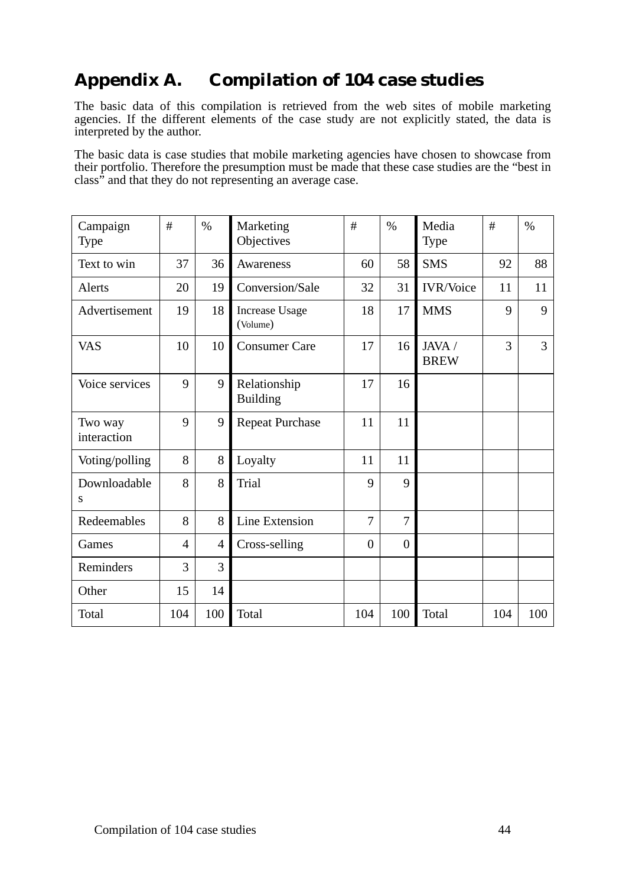# Appendix A. Compilation of 104 case studies

The basic data of this compilation is retrieved from the web sites of mobile marketing agencies. If the different elements of the case study are not explicitly stated, the data is interpreted by the author.

The basic data is case studies that mobile marketing agencies have chosen to showcase from their portfolio. Therefore the presumption must be made that these case studies are the "best in class" and that they do not representing an average case.

| Campaign Type | # | % | Marketing Objectives | # | % | Media Type | # | % |
|---|---|---|---|---|---|---|---|---|
| Text to win | 37 | 36 | Awareness | 60 | 58 | SMS | 92 | 88 |
| Alerts | 20 | 19 | Conversion/Sale | 32 | 31 | IVR/Voice | 11 | 11 |
| Advertisement | 19 | 18 | Increase Usage (Volume) | 18 | 17 | MMS | 9 | 9 |
| VAS | 10 | 10 | Consumer Care | 17 | 16 | JAVA / BREW | 3 | 3 |
| Voice services | 9 | 9 | Relationship Building | 17 | 16 | | | |
| Two way interaction | 9 | 9 | Repeat Purchase | 11 | 11 | | | |
| Voting/polling | 8 | 8 | Loyalty | 11 | 11 | | | |
| Downloadables | 8 | 8 | Trial | 9 | 9 | | | |
| Redeemables | 8 | 8 | Line Extension | 7 | 7 | | | |
| Games | 4 | 4 | Cross-selling | 0 | 0 | | | |
| Reminders | 3 | 3 | | | | | | |
| Other | 15 | 14 | | | | | | |
| Total | 104 | 100 | Total | 104 | 100 | Total | 104 | 100 |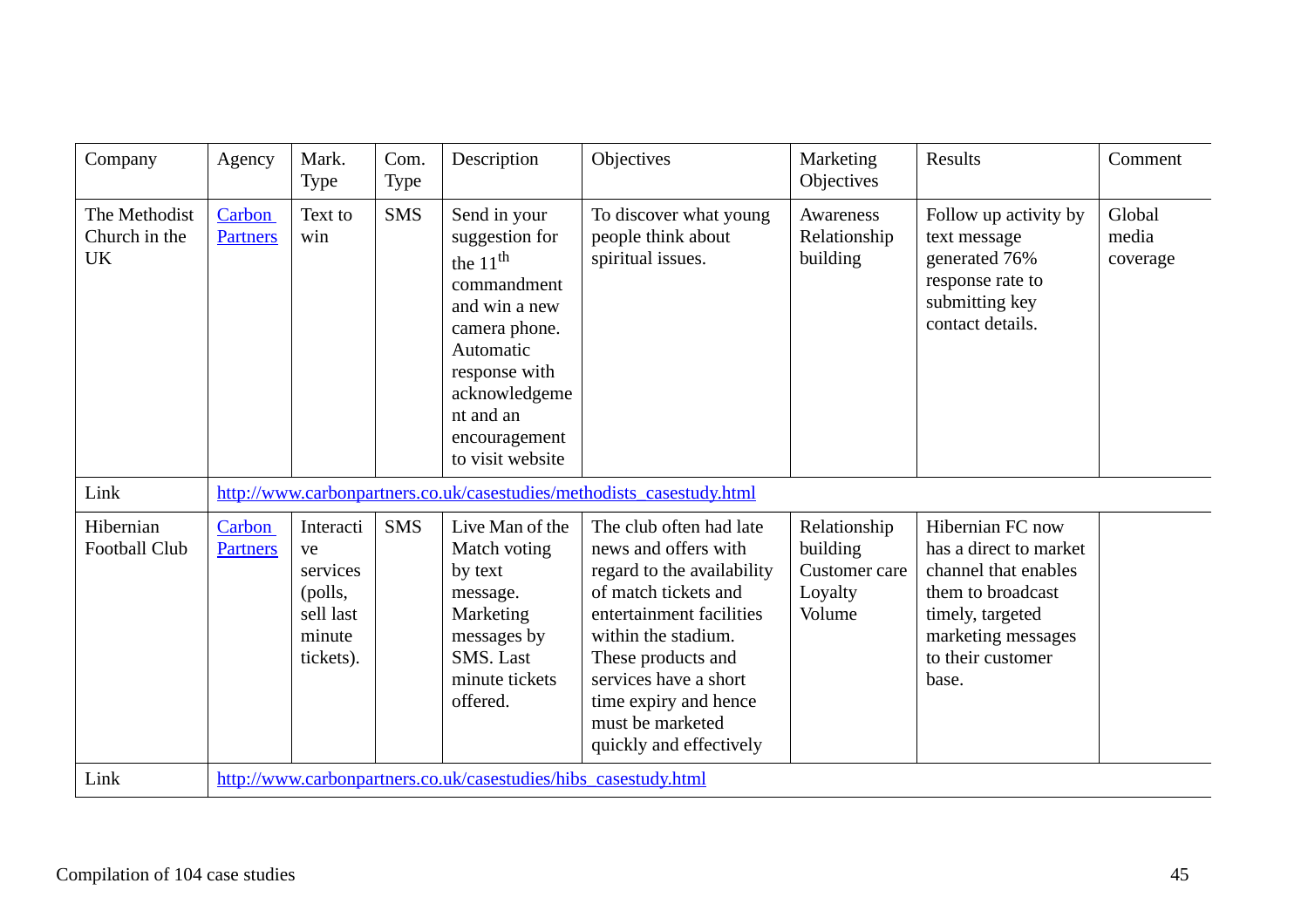| Company | Agency | Mark. Type | Com. Type | Description | Objectives | Marketing Objectives | Results | Comment |
|---|---|---|---|---|---|---|---|---|
| The Methodist Church in the UK | Carbon Partners | Text to win | SMS | Send in your suggestion for the 11$^{th}$ commandment and win a new camera phone. Automatic response with acknowledgement and an encouragement to visit website | To discover what young people think about spiritual issues. | Awareness Relationship building | Follow up activity by text message generated 76% response rate to submitting key contact details. | Global media coverage |
| Link | http://www.carbonpartners.co.uk/casestudies/methodists_casestudy.html | | | | | | | |
| Hibernian Football Club | Carbon Partners | Interactive services (polls, sell last minute tickets). | SMS | Live Man of the Match voting by text message. Marketing messages by SMS. Last minute tickets offered. | The club often had late news and offers with regard to the availability of match tickets and entertainment facilities within the stadium. These products and services have a short time expiry and hence must be marketed quickly and effectively | Relationship building Customer care Loyalty Volume | Hibernian FC now has a direct to market channel that enables them to broadcast timely, targeted marketing messages to their customer base. | |
| Link | http://www.carbonpartners.co.uk/casestudies/hibs_casestudy.html | | | | | | | |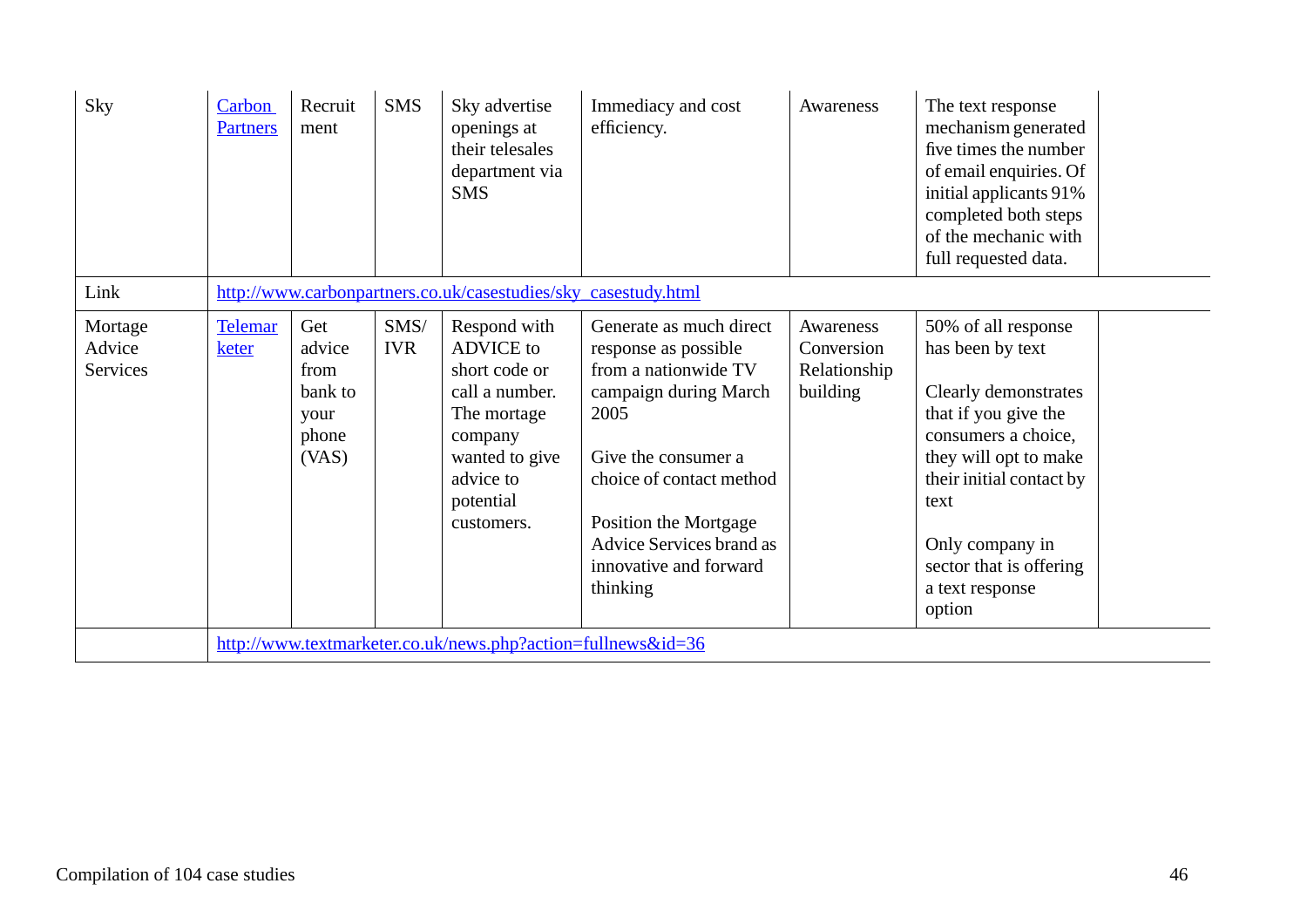| | | | | | | | | |
|---|---|---|---|---|---|---|---|---|
| Sky | Carbon Partners | Recruitment | SMS | Sky advertise openings at their telesales department via SMS | Immediacy and cost efficiency. | Awareness | The text response mechanism generated five times the number of email enquiries. Of initial applicants 91% completed both steps of the mechanic with full requested data. | |
| Link | http://www.carbonpartners.co.uk/casestudies/sky_casestudy.html | | | | | | | |
| Mortage Advice Services | Telemarketer | Get advice from bank to your phone (VAS) | SMS/ IVR | Respond with ADVICE to short code or call a number. The mortage company wanted to give advice to potential customers. | Generate as much direct response as possible from a nationwide TV campaign during March 2005<br><br>Give the consumer a choice of contact method<br><br>Position the Mortgage Advice Services brand as innovative and forward thinking | Awareness Conversion Relationship building | 50% of all response has been by text<br><br>Clearly demonstrates that if you give the consumers a choice, they will opt to make their initial contact by text<br><br>Only company in sector that is offering a text response option | |
| | http://www.textmarketer.co.uk/news.php?action=fullnews&id=36 | | | | | | | |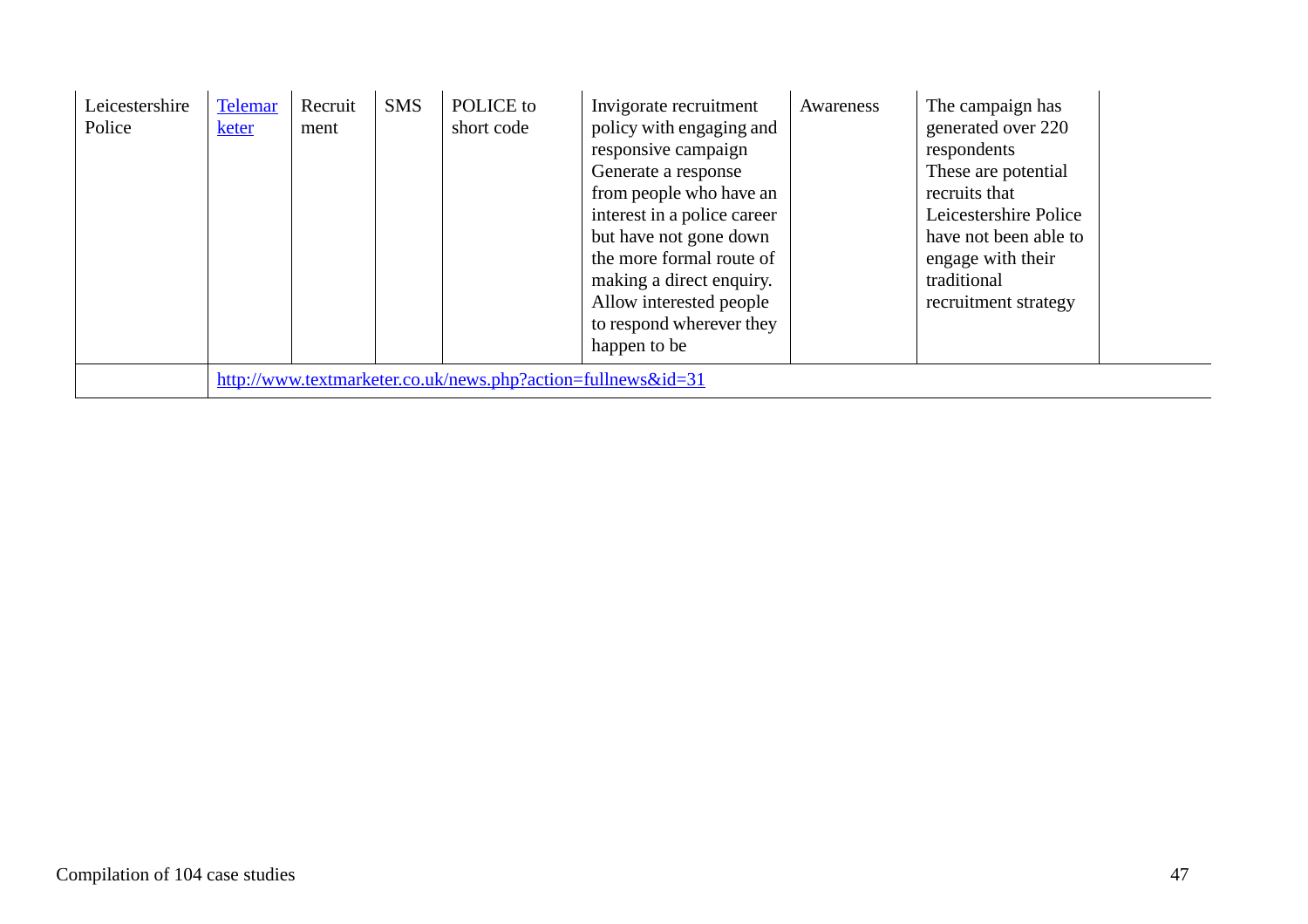| | | | | | | | | |
|---|---|---|---|---|---|---|---|---|
| Leicestershire Police | [Telemarketer](http://www.textmarketer.co.uk/news.php?action=fullnews&id=31) | Recruitment | SMS | POLICE to short code | Invigorate recruitment policy with engaging and responsive campaign<br>Generate a response from people who have an interest in a police career but have not gone down the more formal route of making a direct enquiry.<br>Allow interested people to respond wherever they happen to be | Awareness | The campaign has generated over 220 respondents<br>These are potential recruits that Leicestershire Police have not been able to engage with their traditional recruitment strategy | |
| | http://www.textmarketer.co.uk/news.php?action=fullnews&id=31 | | | | | | | |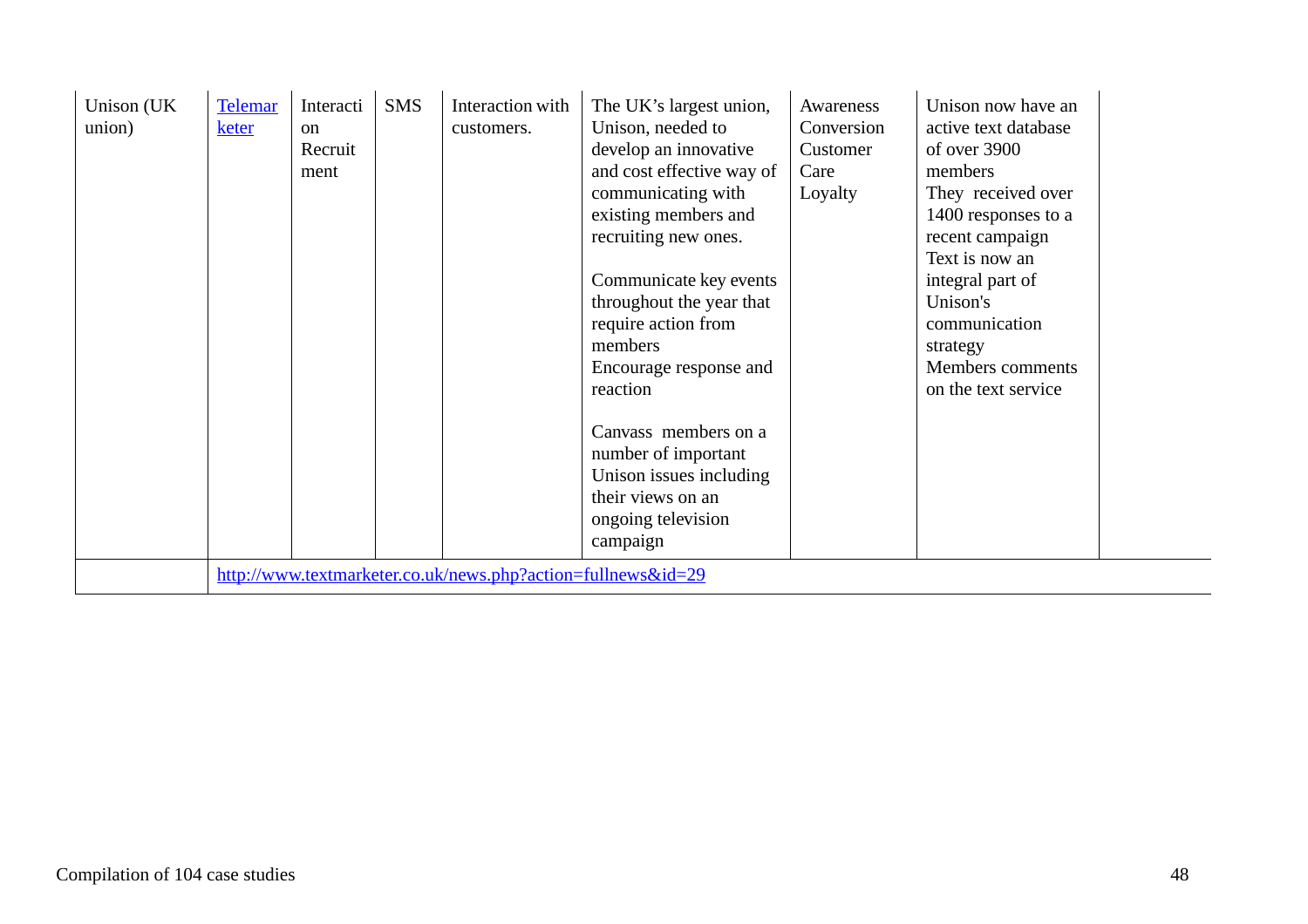| Unison (UK union) | [Telemarketer](http://www.textmarketer.co.uk/news.php?action=fullnews&id=29) | Interaction Recruitment | SMS | Interaction with customers. | The UK's largest union, Unison, needed to develop an innovative and cost effective way of communicating with existing members and recruiting new ones.<br><br>Communicate key events throughout the year that require action from members<br>Encourage response and reaction<br><br>Canvass members on a number of important Unison issues including their views on an ongoing television campaign | Awareness<br>Conversion<br>Customer Care<br>Loyalty | Unison now have an active text database of over 3900 members<br>They received over 1400 responses to a recent campaign<br>Text is now an integral part of Unison's communication strategy<br>Members comments on the text service | |
|---|---|---|---|---|---|---|---|---|
| | http://www.textmarketer.co.uk/news.php?action=fullnews&id=29 | | | | | | | |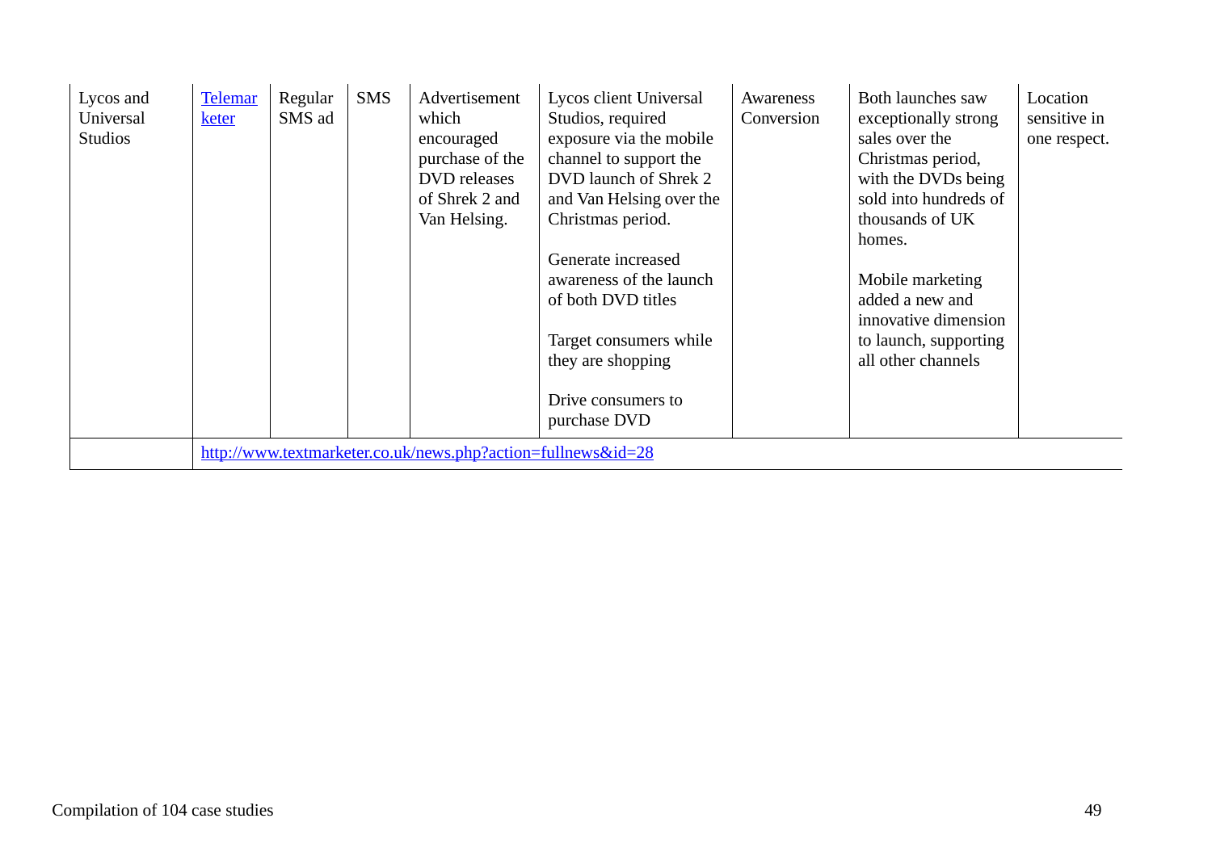| Lycos and Universal Studios | [Telemarketer](http://www.textmarketer.co.uk/news.php?action=fullnews&id=28) | Regular SMS ad | SMS | Advertisement which encouraged purchase of the DVD releases of Shrek 2 and Van Helsing. | Lycos client Universal Studios, required exposure via the mobile channel to support the DVD launch of Shrek 2 and Van Helsing over the Christmas period.<br><br>Generate increased awareness of the launch of both DVD titles<br><br>Target consumers while they are shopping<br><br>Drive consumers to purchase DVD | Awareness Conversion | Both launches saw exceptionally strong sales over the Christmas period, with the DVDs being sold into hundreds of thousands of UK homes.<br><br>Mobile marketing added a new and innovative dimension to launch, supporting all other channels | Location sensitive in one respect. |
|---|---|---|---|---|---|---|---|---|
| | http://www.textmarketer.co.uk/news.php?action=fullnews&id=28 | | | | | | | |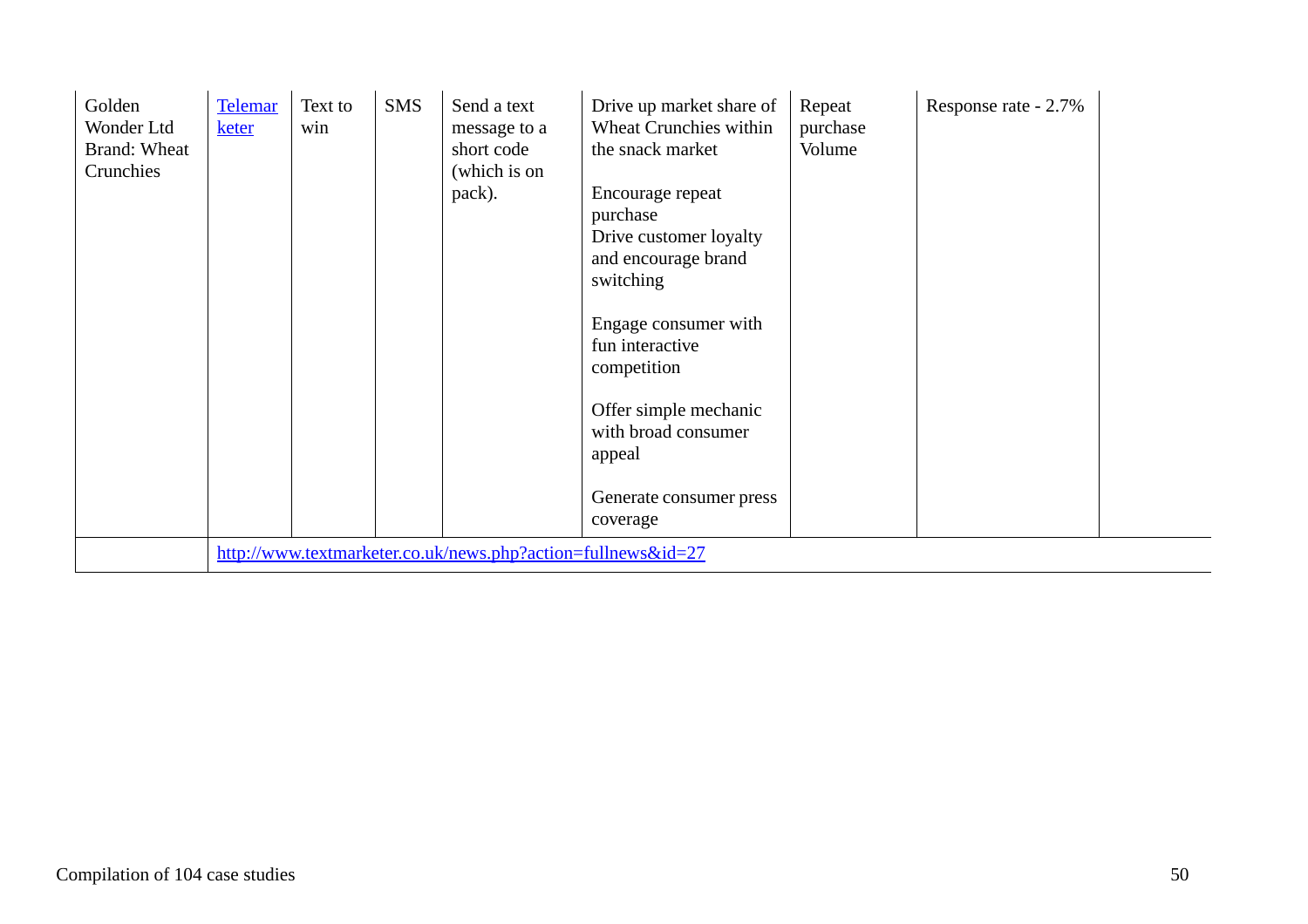| | | | | | | | | |
|---|---|---|---|---|---|---|---|---|
| Golden Wonder Ltd Brand: Wheat Crunchies | [Telemarketer](http://www.textmarketer.co.uk/) | Text to win | SMS | Send a text message to a short code (which is on pack). | Drive up market share of Wheat Crunchies within the snack market<br><br>Encourage repeat purchase<br>Drive customer loyalty and encourage brand switching<br><br>Engage consumer with fun interactive competition<br><br>Offer simple mechanic with broad consumer appeal<br><br>Generate consumer press coverage | Repeat purchase Volume | Response rate - 2.7% | |
| | http://www.textmarketer.co.uk/news.php?action=fullnews&id=27 | | | | | | | |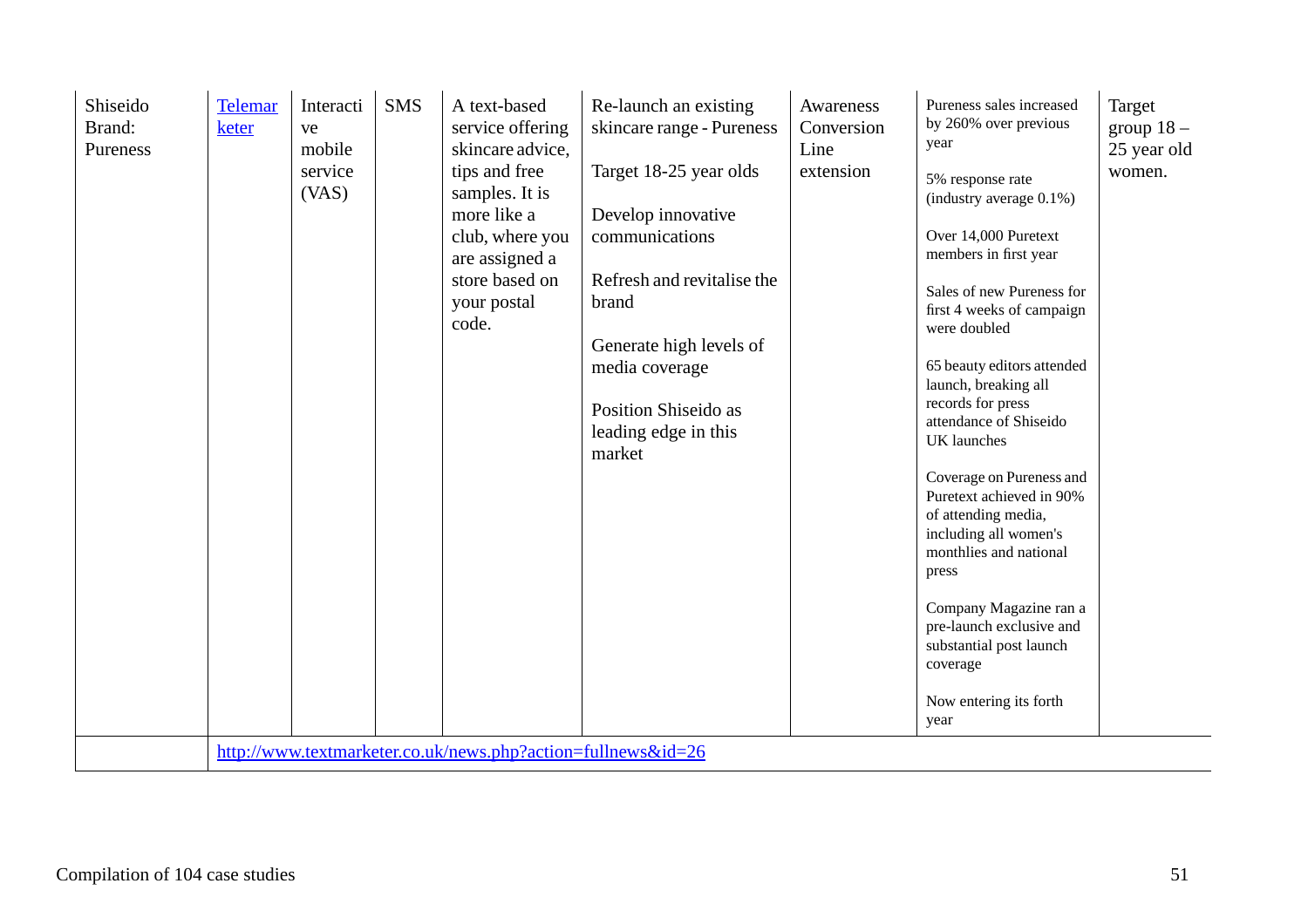| Shiseido Brand: Pureness | Telemarketer | Interactive mobile service (VAS) | SMS | A text-based service offering skincare advice, tips and free samples. It is more like a club, where you are assigned a store based on your postal code. | Re-launch an existing skincare range - Pureness<br><br>Target 18-25 year olds<br><br>Develop innovative communications<br><br>Refresh and revitalise the brand<br><br>Generate high levels of media coverage<br><br>Position Shiseido as leading edge in this market | Awareness Conversion Line extension | Pureness sales increased by 260% over previous year<br><br>5% response rate (industry average 0.1%)<br><br>Over 14,000 Puretext members in first year<br><br>Sales of new Pureness for first 4 weeks of campaign were doubled<br><br>65 beauty editors attended launch, breaking all records for press attendance of Shiseido UK launches<br><br>Coverage on Pureness and Puretext achieved in 90% of attending media, including all women's monthlies and national press<br><br>Company Magazine ran a pre-launch exclusive and substantial post launch coverage<br><br>Now entering its forth year | Target group 18 – 25 year old women. |
|---|---|---|---|---|---|---|---|---|
| | http://www.textmarketer.co.uk/news.php?action=fullnews&id=26 | | | | | | | |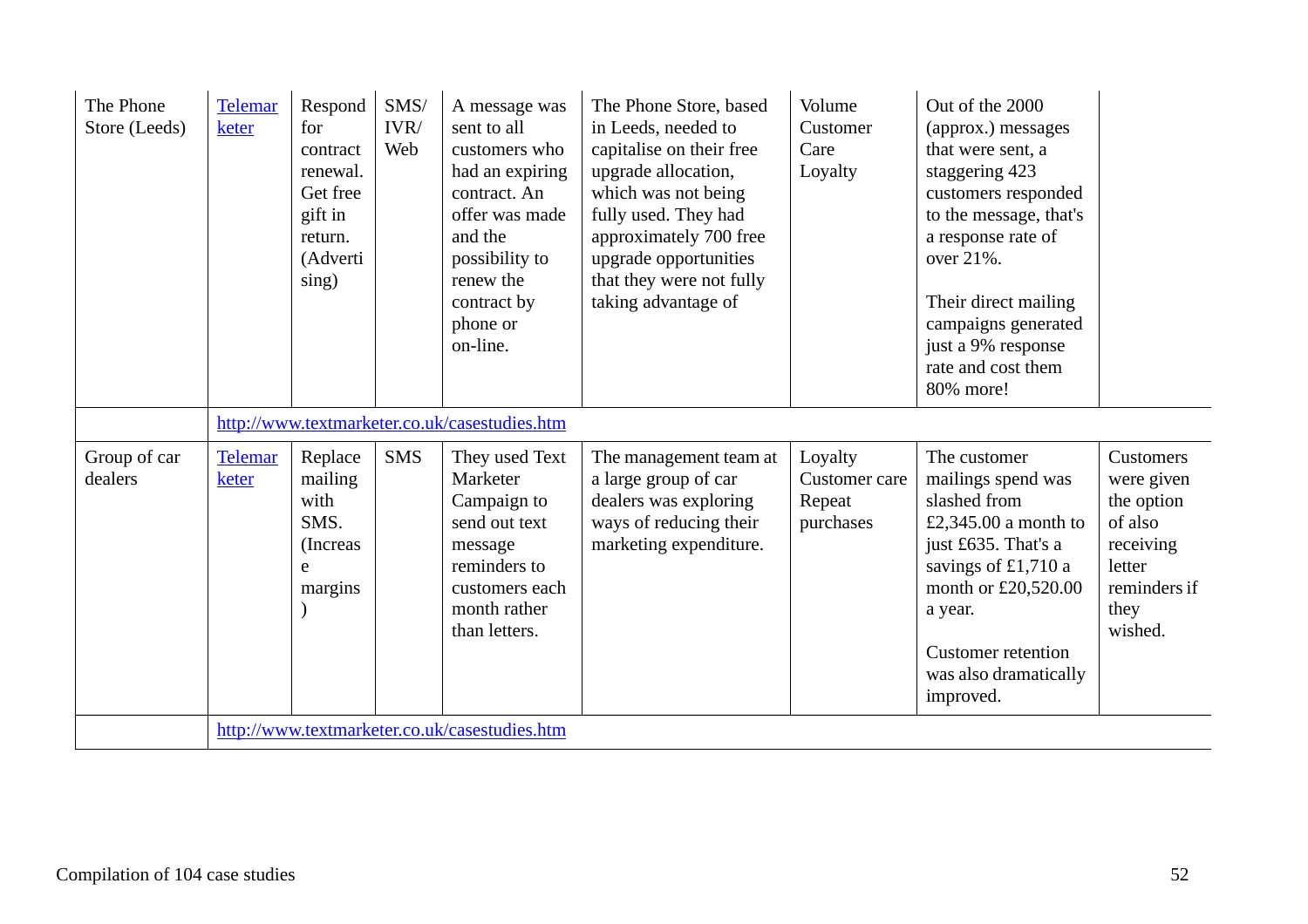| | | | | | | | | |
|---|---|---|---|---|---|---|---|---|
| The Phone Store (Leeds) | Telemarketer | Respond for contract renewal. Get free gift in return. (Advertising) | SMS/ IVR/ Web | A message was sent to all customers who had an expiring contract. An offer was made and the possibility to renew the contract by phone or on-line. | The Phone Store, based in Leeds, needed to capitalise on their free upgrade allocation, which was not being fully used. They had approximately 700 free upgrade opportunities that they were not fully taking advantage of | Volume Customer Care Loyalty | Out of the 2000 (approx.) messages that were sent, a staggering 423 customers responded to the message, that's a response rate of over 21%.<br><br>Their direct mailing campaigns generated just a 9% response rate and cost them 80% more! | |
| | http://www.textmarketer.co.uk/casestudies.htm | | | | | | | |
| Group of car dealers | Telemarketer | Replace mailing with SMS. (Increase margins) | SMS | They used Text Marketer Campaign to send out text message reminders to customers each month rather than letters. | The management team at a large group of car dealers was exploring ways of reducing their marketing expenditure. | Loyalty Customer care Repeat purchases | The customer mailings spend was slashed from £2,345.00 a month to just £635. That's a savings of £1,710 a month or £20,520.00 a year.<br><br>Customer retention was also dramatically improved. | Customers were given the option of also receiving letter reminders if they wished. |
| | http://www.textmarketer.co.uk/casestudies.htm | | | | | | | |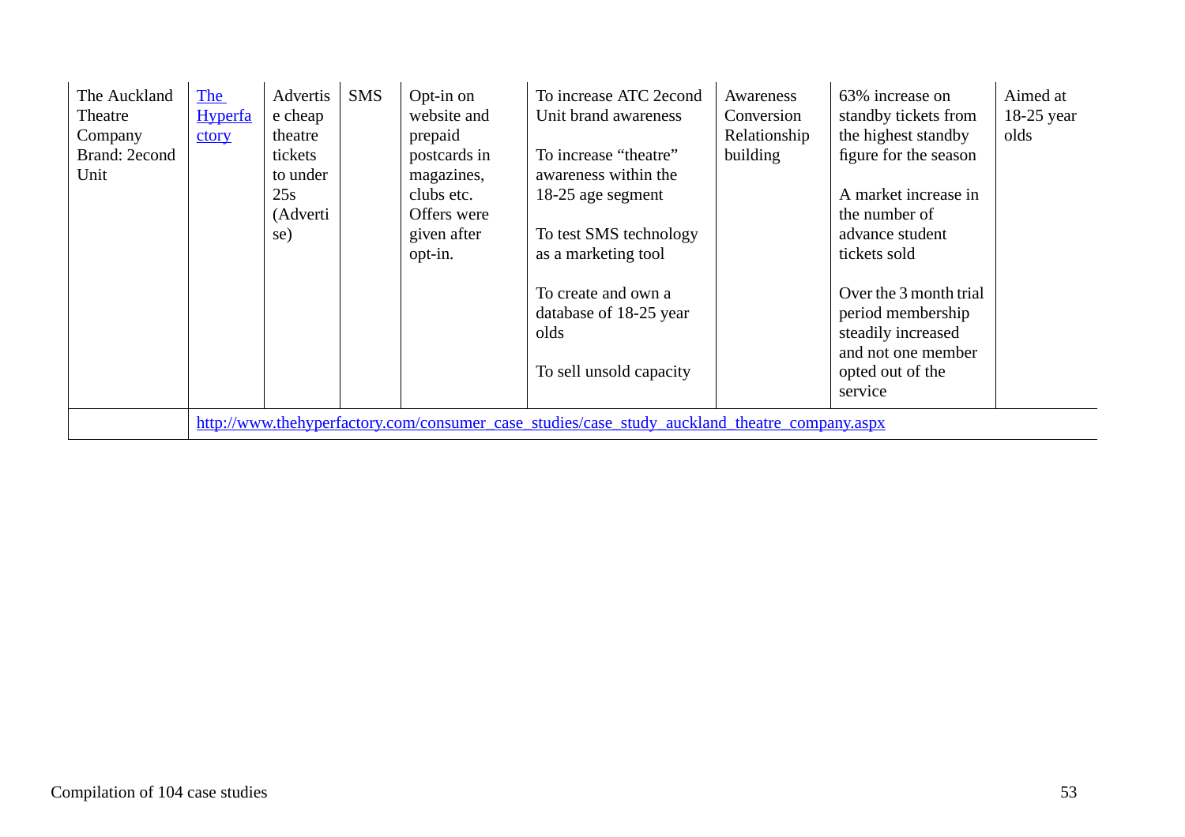| | | | | | | | | |
|---|---|---|---|---|---|---|---|---|
| The Auckland Theatre Company Brand: 2econd Unit | The Hyperfactory | Advertise cheap theatre tickets to under 25s (Advertise) | SMS | Opt-in on website and prepaid postcards in magazines, clubs etc. Offers were given after opt-in. | To increase ATC 2econd Unit brand awareness<br><br>To increase "theatre" awareness within the 18-25 age segment<br><br>To test SMS technology as a marketing tool<br><br>To create and own a database of 18-25 year olds<br><br>To sell unsold capacity | Awareness Conversion Relationship building | 63% increase on standby tickets from the highest standby figure for the season<br><br>A market increase in the number of advance student tickets sold<br><br>Over the 3 month trial period membership steadily increased and not one member opted out of the service | Aimed at 18-25 year olds |
| | http://www.thehyperfactory.com/consumer_case_studies/case_study_auckland_theatre_company.aspx | | | | | | | |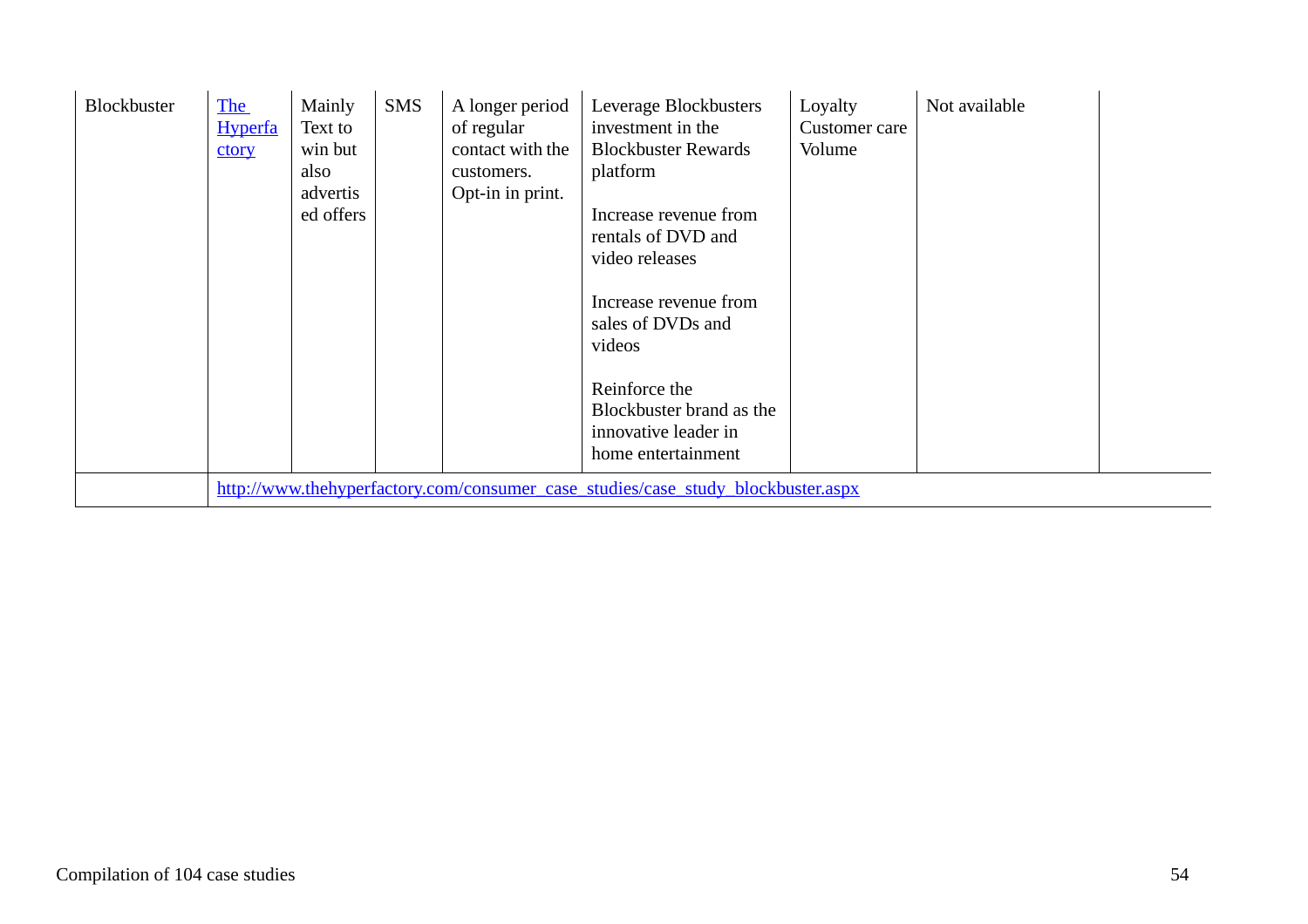| | | | | | | | | |
|---|---|---|---|---|---|---|---|---|
| Blockbuster | [The Hyperfactory](http://www.thehyperfactory.com/consumer_case_studies/case_study_blockbuster.aspx) | Mainly Text to win but also advertised offers | SMS | A longer period of regular contact with the customers. Opt-in in print. | Leverage Blockbusters investment in the Blockbuster Rewards platform<br><br>Increase revenue from rentals of DVD and video releases<br><br>Increase revenue from sales of DVDs and videos<br><br>Reinforce the Blockbuster brand as the innovative leader in home entertainment | Loyalty Customer care Volume | Not available | |
| | http://www.thehyperfactory.com/consumer_case_studies/case_study_blockbuster.aspx | | | | | | | |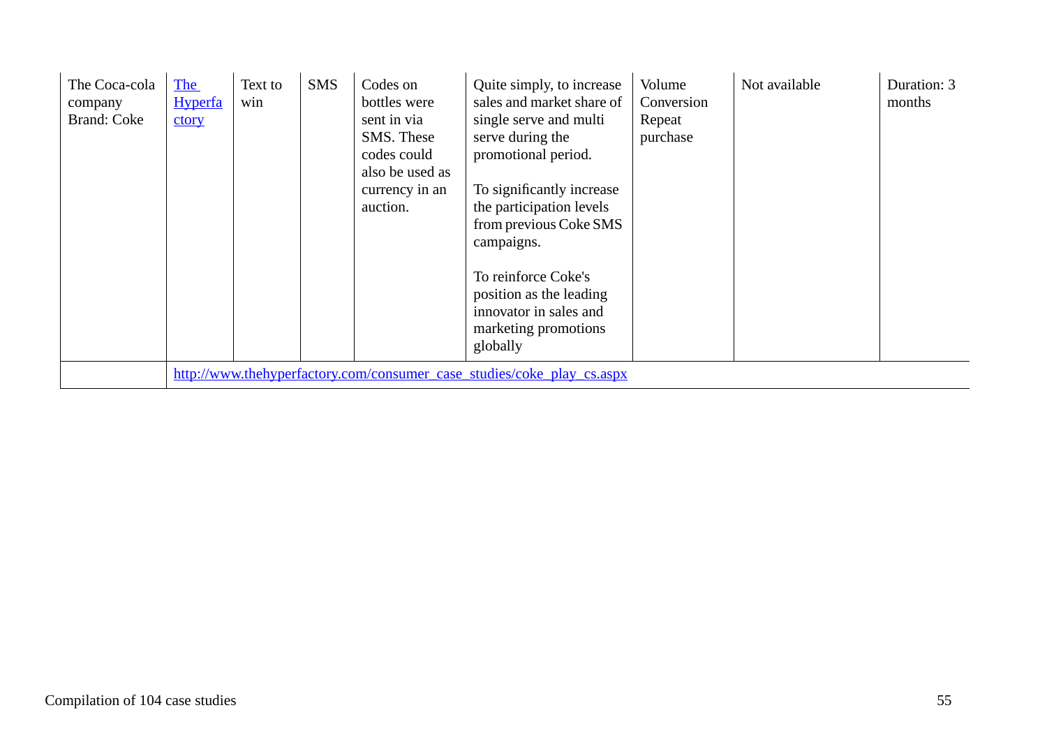| | | | | | | | | |
|---|---|---|---|---|---|---|---|---|
| The Coca-cola company Brand: Coke | [The Hyperfactory](http://www.thehyperfactory.com/consumer_case_studies/coke_play_cs.aspx) | Text to win | SMS | Codes on bottles were sent in via SMS. These codes could also be used as currency in an auction. | Quite simply, to increase sales and market share of single serve and multi serve during the promotional period.<br><br>To significantly increase the participation levels from previous Coke SMS campaigns.<br><br>To reinforce Coke's position as the leading innovator in sales and marketing promotions globally | Volume Conversion Repeat purchase | Not available | Duration: 3 months |
| | http://www.thehyperfactory.com/consumer_case_studies/coke_play_cs.aspx | | | | | | | |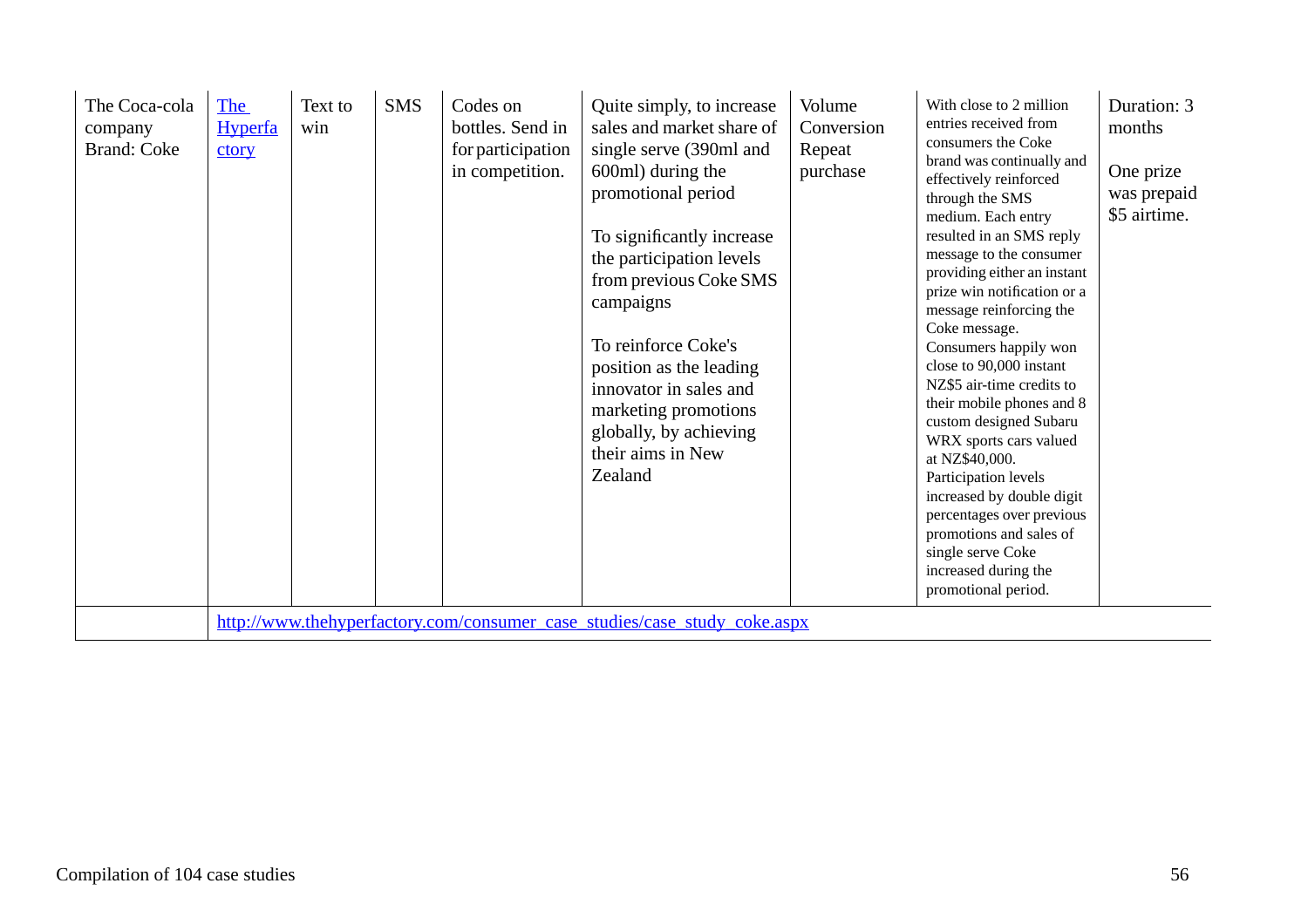| | | | | | | | | |
|---|---|---|---|---|---|---|---|---|
| The Coca-cola company Brand: Coke | [The Hyperfactory](http://www.thehyperfactory.com/consumer_case_studies/case_study_coke.aspx) | Text to win | SMS | Codes on bottles. Send in for participation in competition. | Quite simply, to increase sales and market share of single serve (390ml and 600ml) during the promotional period<br><br>To significantly increase the participation levels from previous Coke SMS campaigns<br><br>To reinforce Coke's position as the leading innovator in sales and marketing promotions globally, by achieving their aims in New Zealand | Volume Conversion Repeat purchase | With close to 2 million entries received from consumers the Coke brand was continually and effectively reinforced through the SMS medium. Each entry resulted in an SMS reply message to the consumer providing either an instant prize win notification or a message reinforcing the Coke message. Consumers happily won close to 90,000 instant NZ$5 air-time credits to their mobile phones and 8 custom designed Subaru WRX sports cars valued at NZ$40,000. Participation levels increased by double digit percentages over previous promotions and sales of single serve Coke increased during the promotional period. | Duration: 3 months<br><br>One prize was prepaid $5 airtime. |
| | http://www.thehyperfactory.com/consumer_case_studies/case_study_coke.aspx | | | | | | | |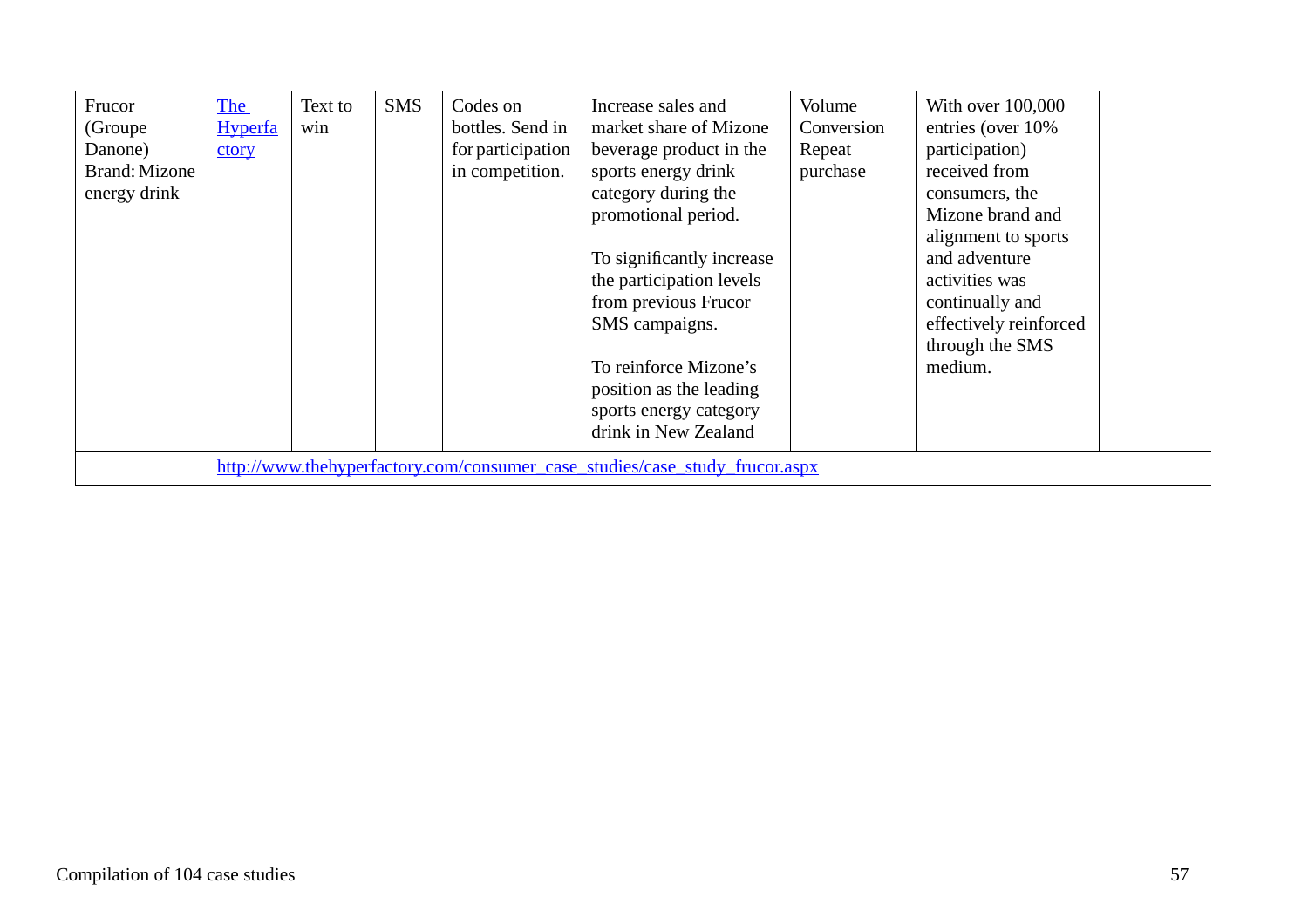| | | | | | | | | |
|---|---|---|---|---|---|---|---|---|
| Frucor (Groupe Danone) Brand: Mizone energy drink | [The Hyperfactory](http://www.thehyperfactory.com/consumer_case_studies/case_study_frucor.aspx) | Text to win | SMS | Codes on bottles. Send in for participation in competition. | Increase sales and market share of Mizone beverage product in the sports energy drink category during the promotional period.<br><br>To significantly increase the participation levels from previous Frucor SMS campaigns.<br><br>To reinforce Mizone's position as the leading sports energy category drink in New Zealand | Volume Conversion Repeat purchase | With over 100,000 entries (over 10% participation) received from consumers, the Mizone brand and alignment to sports and adventure activities was continually and effectively reinforced through the SMS medium. | |
| | http://www.thehyperfactory.com/consumer_case_studies/case_study_frucor.aspx | | | | | | | |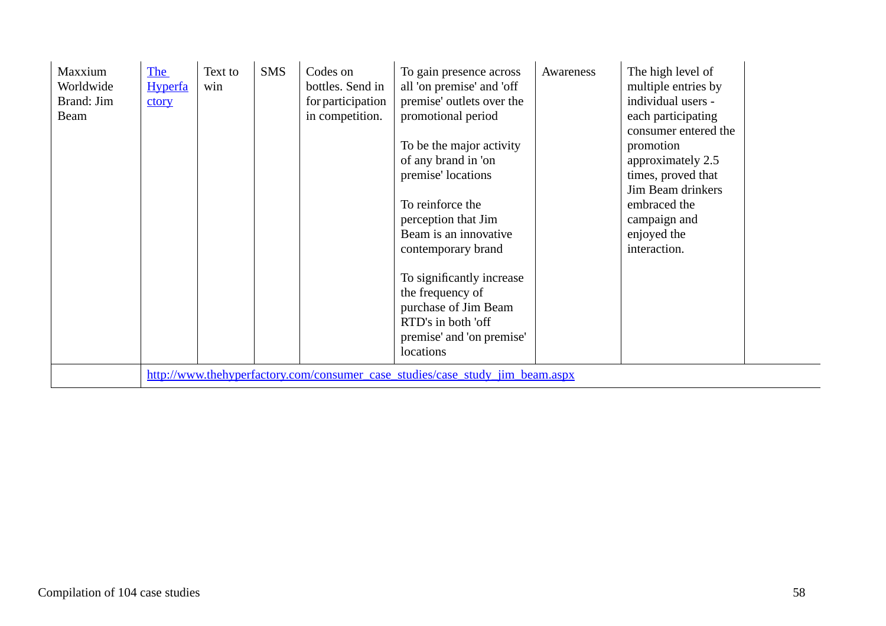| Maxxium Worldwide Brand: Jim Beam | [The Hyperfactory](http://www.thehyperfactory.com/consumer_case_studies/case_study_jim_beam.aspx) | Text to win | SMS | Codes on bottles. Send in for participation in competition. | To gain presence across all 'on premise' and 'off premise' outlets over the promotional period<br><br>To be the major activity of any brand in 'on premise' locations<br><br>To reinforce the perception that Jim Beam is an innovative contemporary brand<br><br>To significantly increase the frequency of purchase of Jim Beam RTD's in both 'off premise' and 'on premise' locations | Awareness | The high level of multiple entries by individual users - each participating consumer entered the promotion approximately 2.5 times, proved that Jim Beam drinkers embraced the campaign and enjoyed the interaction. | |
|---|---|---|---|---|---|---|---|---|
| | http://www.thehyperfactory.com/consumer_case_studies/case_study_jim_beam.aspx | | | | | | | |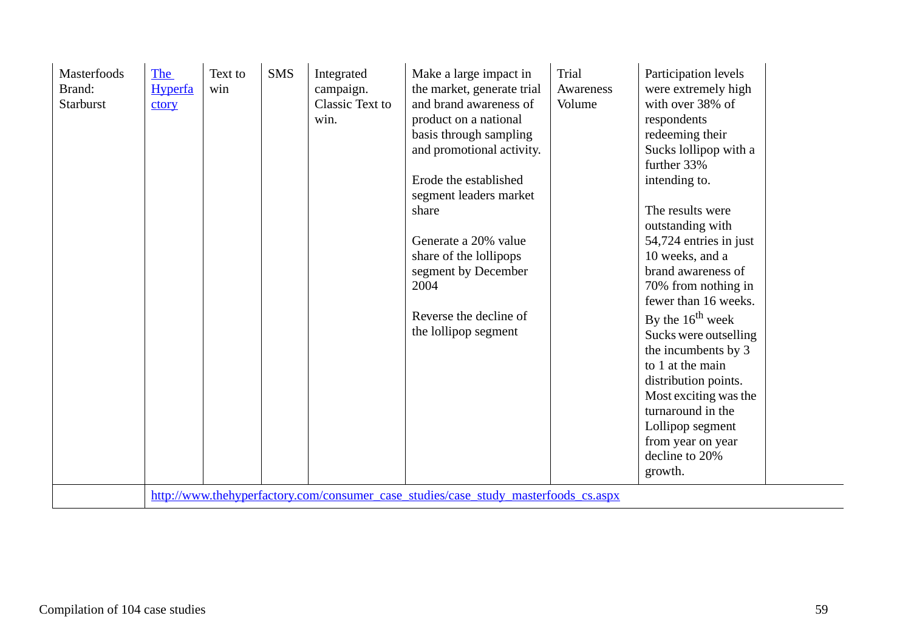| | | | | | | | | |
|---|---|---|---|---|---|---|---|---|
| Masterfoods Brand: Starburst | [The Hyperfactory](http://www.thehyperfactory.com/consumer_case_studies/case_study_masterfoods_cs.aspx) | Text to win | SMS | Integrated campaign. Classic Text to win. | Make a large impact in the market, generate trial and brand awareness of product on a national basis through sampling and promotional activity.<br><br>Erode the established segment leaders market share<br><br>Generate a 20% value share of the lollipops segment by December 2004<br><br>Reverse the decline of the lollipop segment | Trial Awareness Volume | Participation levels were extremely high with over 38% of respondents redeeming their Sucks lollipop with a further 33% intending to.<br><br>The results were outstanding with 54,724 entries in just 10 weeks, and a brand awareness of 70% from nothing in fewer than 16 weeks. By the 16th week Sucks were outselling the incumbents by 3 to 1 at the main distribution points. Most exciting was the turnaround in the Lollipop segment from year on year decline to 20% growth. | |
| | http://www.thehyperfactory.com/consumer_case_studies/case_study_masterfoods_cs.aspx | | | | | | | |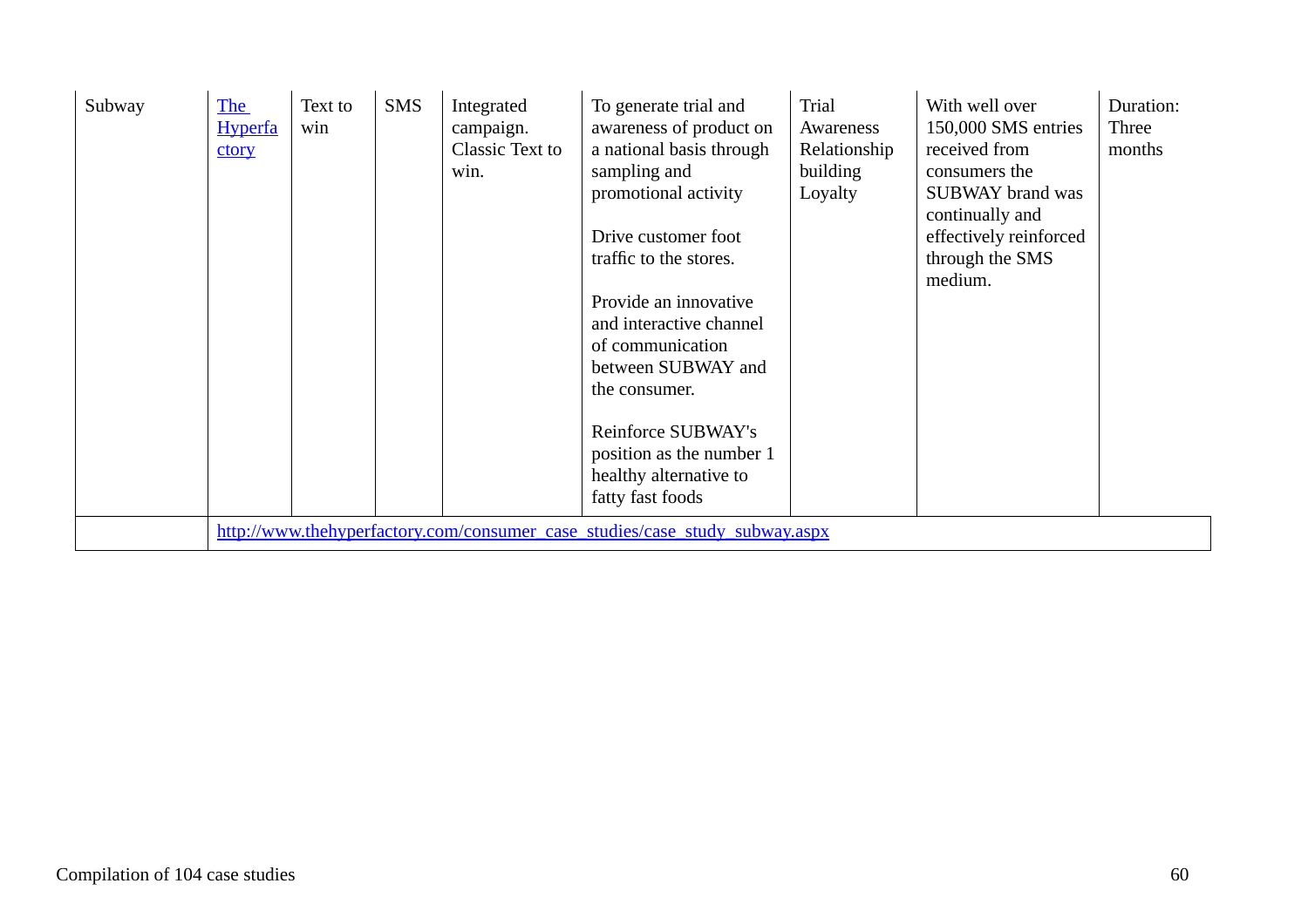| Subway | [The Hyperfactory](http://www.thehyperfactory.com/consumer_case_studies/case_study_subway.aspx) | Text to win | SMS | Integrated campaign. Classic Text to win. | To generate trial and awareness of product on a national basis through sampling and promotional activity<br><br>Drive customer foot traffic to the stores.<br><br>Provide an innovative and interactive channel of communication between SUBWAY and the consumer.<br><br>Reinforce SUBWAY's position as the number 1 healthy alternative to fatty fast foods | Trial<br>Awareness<br>Relationship building<br>Loyalty | With well over 150,000 SMS entries received from consumers the SUBWAY brand was continually and effectively reinforced through the SMS medium. | Duration: Three months |
|---|---|---|---|---|---|---|---|---|
| | http://www.thehyperfactory.com/consumer_case_studies/case_study_subway.aspx | | | | | | | |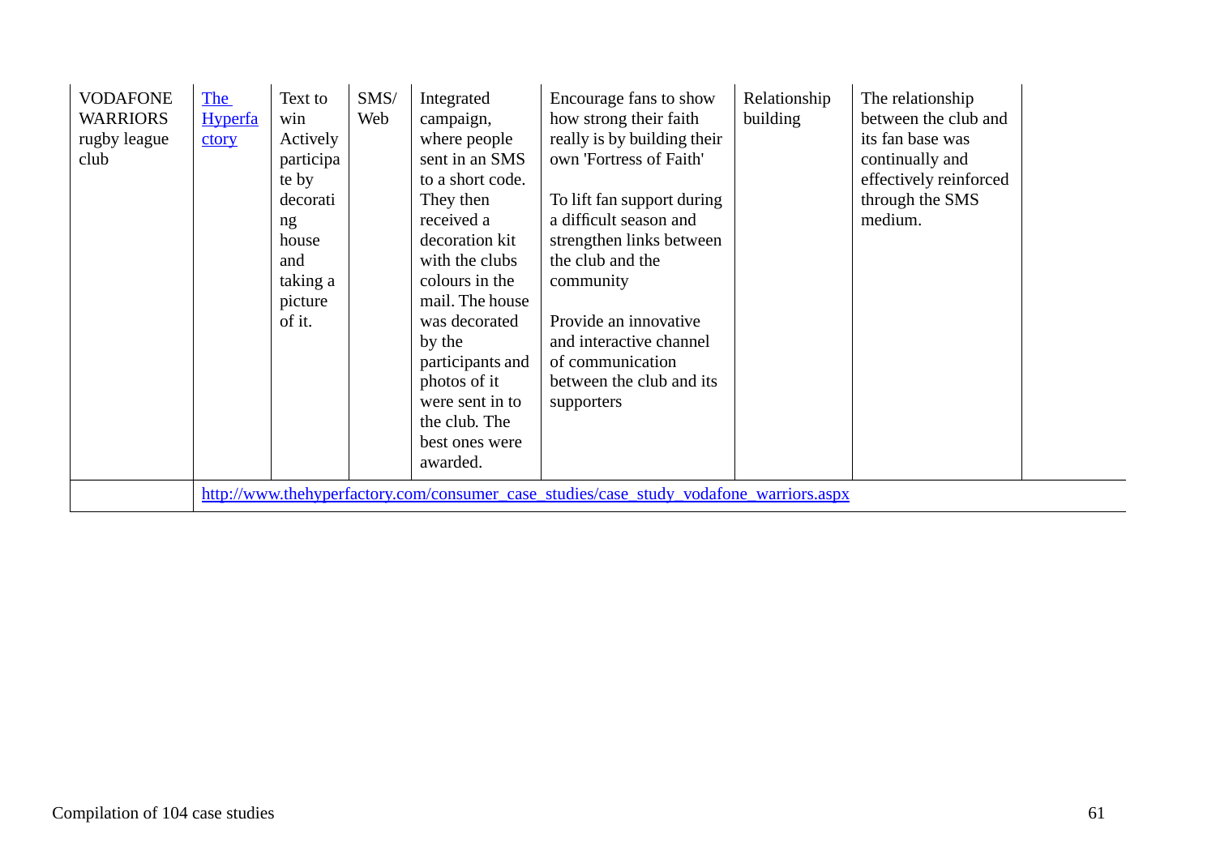| | | | | | | | | |
|---|---|---|---|---|---|---|---|---|
| VODAFONE WARRIORS rugby league club | The Hyperfactory | Text to win Actively participate by decorating house and taking a picture of it. | SMS/ Web | Integrated campaign, where people sent in an SMS to a short code. They then received a decoration kit with the clubs colours in the mail. The house was decorated by the participants and photos of it were sent in to the club. The best ones were awarded. | Encourage fans to show how strong their faith really is by building their own 'Fortress of Faith'<br><br>To lift fan support during a difficult season and strengthen links between the club and the community<br><br>Provide an innovative and interactive channel of communication between the club and its supporters | Relationship building | The relationship between the club and its fan base was continually and effectively reinforced through the SMS medium. | |
| | http://www.thehyperfactory.com/consumer_case_studies/case_study_vodafone_warriors.aspx | | | | | | | |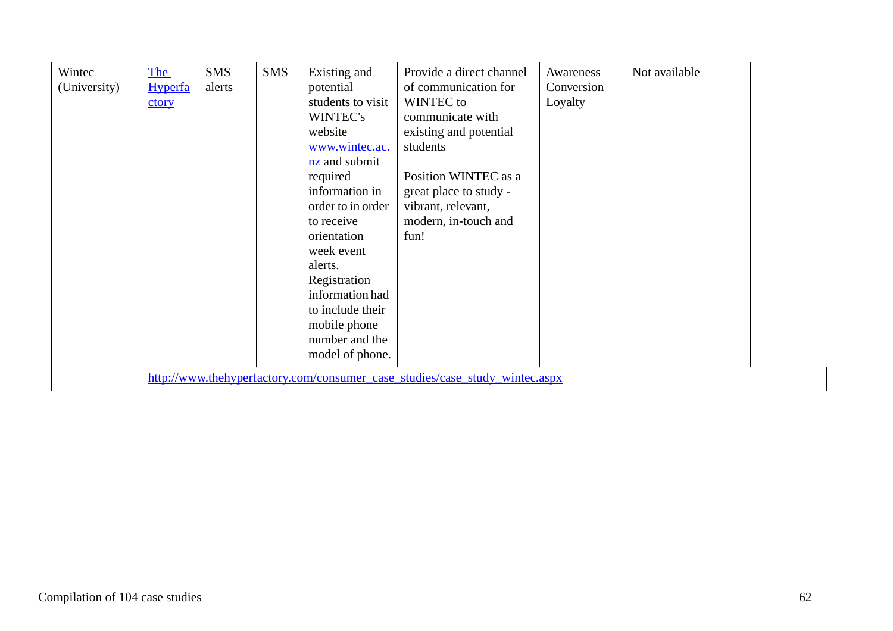| Wintec (University) | [The Hyperfactory](http://www.thehyperfactory.com/consumer_case_studies/case_study_wintec.aspx) | SMS alerts | SMS | Existing and potential students to visit WINTEC's website [www.wintec.ac.nz](www.wintec.ac.nz) and submit required information in order to in order to receive orientation week event alerts. Registration information had to include their mobile phone number and the model of phone. | Provide a direct channel of communication for WINTEC to communicate with existing and potential students<br><br>Position WINTEC as a great place to study - vibrant, relevant, modern, in-touch and fun! | Awareness Conversion Loyalty | Not available | |
|---|---|---|---|---|---|---|---|---|
| | http://www.thehyperfactory.com/consumer_case_studies/case_study_wintec.aspx | | | | | | | |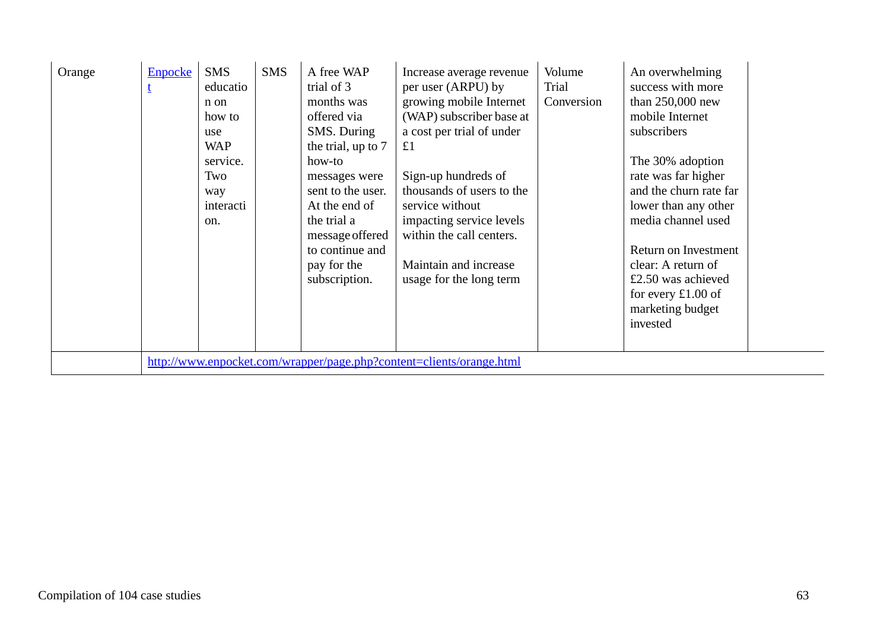| Orange | Enpocket | SMS education on how to use WAP service. Two way interaction. | SMS | A free WAP trial of 3 months was offered via SMS. During the trial, up to 7 how-to messages were sent to the user. At the end of the trial a message offered to continue and pay for the subscription. | Increase average revenue per user (ARPU) by growing mobile Internet (WAP) subscriber base at a cost per trial of under £1<br><br>Sign-up hundreds of thousands of users to the service without impacting service levels within the call centers.<br><br>Maintain and increase usage for the long term | Volume Trial Conversion | An overwhelming success with more than 250,000 new mobile Internet subscribers<br><br>The 30% adoption rate was far higher and the churn rate far lower than any other media channel used<br><br>Return on Investment clear: A return of £2.50 was achieved for every £1.00 of marketing budget invested | |
|---|---|---|---|---|---|---|---|---|
| | http://www.enpocket.com/wrapper/page.php?content=clients/orange.html | | | | | | | |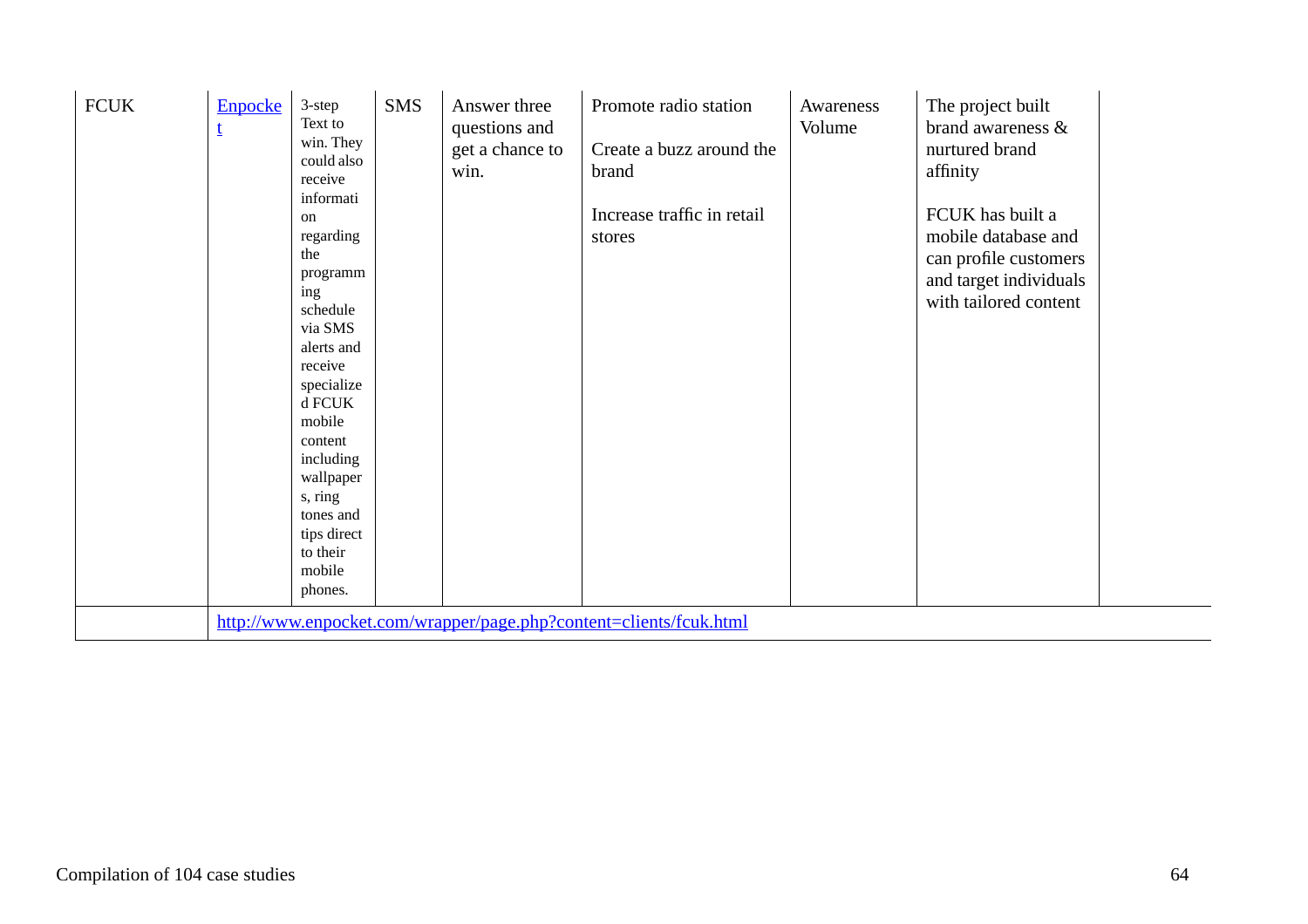| | | | | | | | | |
|---|---|---|---|---|---|---|---|---|
| FCUK | Enpocket | 3-step Text to win. They could also receive information regarding the programming schedule via SMS alerts and receive specialized FCUK mobile content including wallpapers, ring tones and tips direct to their mobile phones. | SMS | Answer three questions and get a chance to win. | Promote radio station<br><br>Create a buzz around the brand<br><br>Increase traffic in retail stores | Awareness Volume | The project built brand awareness & nurtured brand affinity<br><br>FCUK has built a mobile database and can profile customers and target individuals with tailored content | |
| | http://www.enpocket.com/wrapper/page.php?content=clients/fcuk.html | | | | | | | |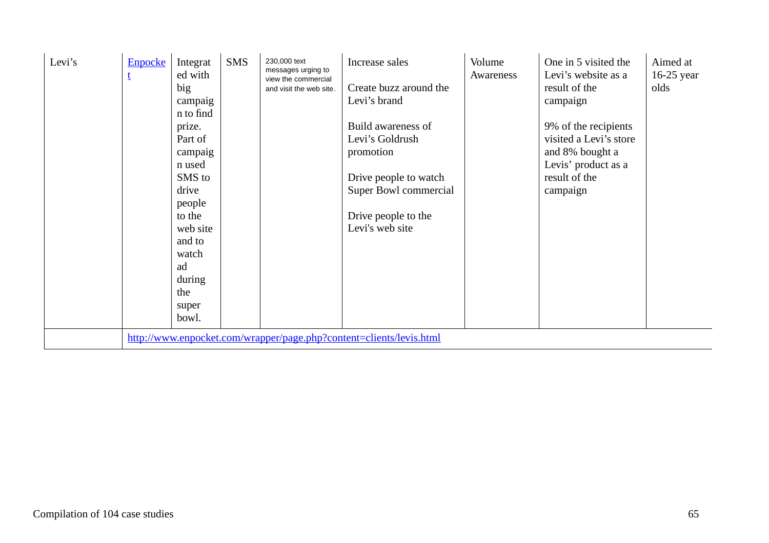| | | | | | | | | |
|---|---|---|---|---|---|---|---|---|
| Levi's | Enpocket | Integrated with big campaign to find prize. Part of campaign used SMS to drive people to the web site and to watch ad during the super bowl. | SMS | 230,000 text messages urging to view the commercial and visit the web site. | Increase sales<br><br>Create buzz around the Levi's brand<br><br>Build awareness of Levi's Goldrush promotion<br><br>Drive people to watch Super Bowl commercial<br><br>Drive people to the Levi's web site | Volume Awareness | One in 5 visited the Levi's website as a result of the campaign<br><br>9% of the recipients visited a Levi's store and 8% bought a Levis' product as a result of the campaign | Aimed at 16-25 year olds |
| | http://www.enpocket.com/wrapper/page.php?content=clients/levis.html | | | | | | | |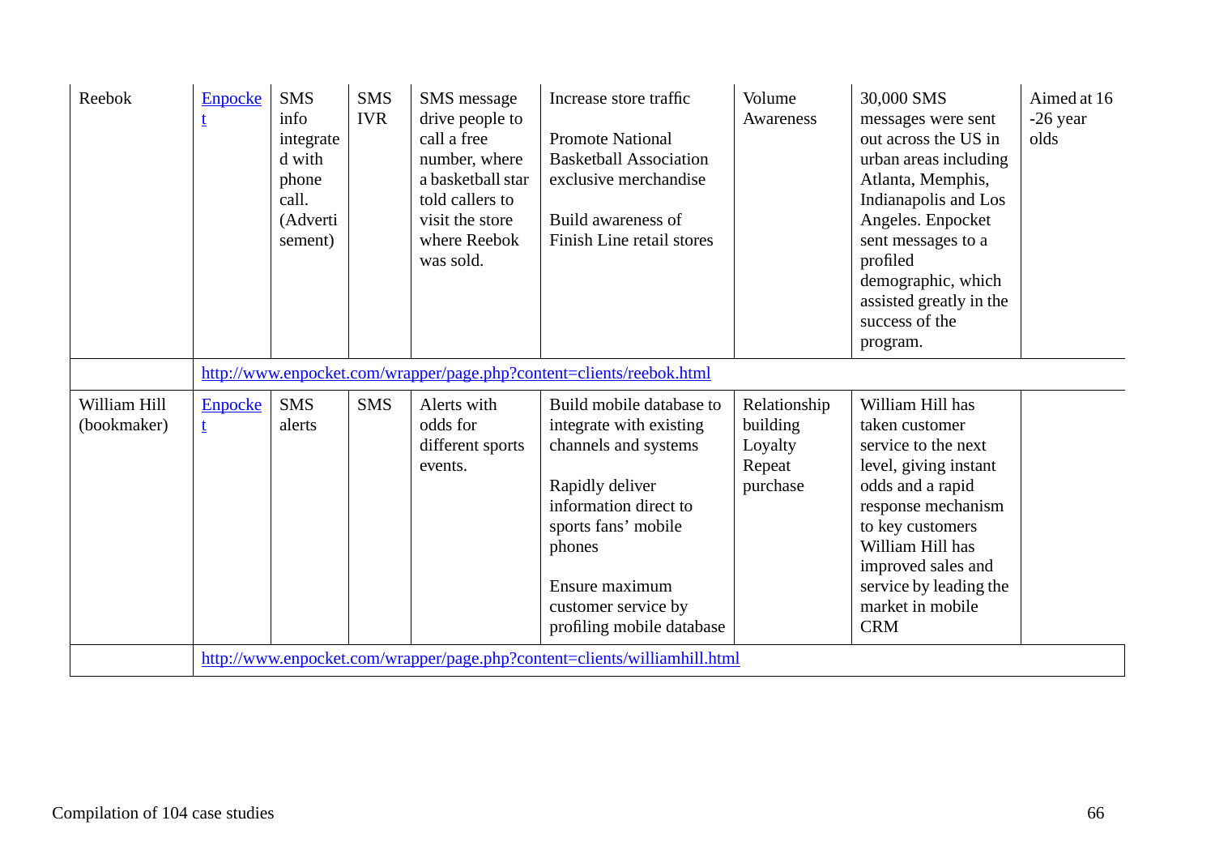| Reebok | [Enpocket](http://www.enpocket.com/wrapper/page.php?content=clients/reebok.html) | SMS info integrated with phone call. (Advertisement) | SMS IVR | SMS message drive people to call a free number, where a basketball star told callers to visit the store where Reebok was sold. | Increase store traffic<br><br>Promote National Basketball Association exclusive merchandise<br><br>Build awareness of Finish Line retail stores | Volume Awareness | 30,000 SMS messages were sent out across the US in urban areas including Atlanta, Memphis, Indianapolis and Los Angeles. Enpocket sent messages to a profiled demographic, which assisted greatly in the success of the program. | Aimed at 16 -26 year olds |
|---|---|---|---|---|---|---|---|---|
| | http://www.enpocket.com/wrapper/page.php?content=clients/reebok.html | | | | | | | |
| William Hill (bookmaker) | Enpocket | SMS alerts | SMS | Alerts with odds for different sports events. | Build mobile database to integrate with existing channels and systems<br><br>Rapidly deliver information direct to sports fans' mobile phones<br><br>Ensure maximum customer service by profiling mobile database | Relationship building Loyalty Repeat purchase | William Hill has taken customer service to the next level, giving instant odds and a rapid response mechanism to key customers William Hill has improved sales and service by leading the market in mobile CRM | |
| | http://www.enpocket.com/wrapper/page.php?content=clients/williamhill.html | | | | | | | |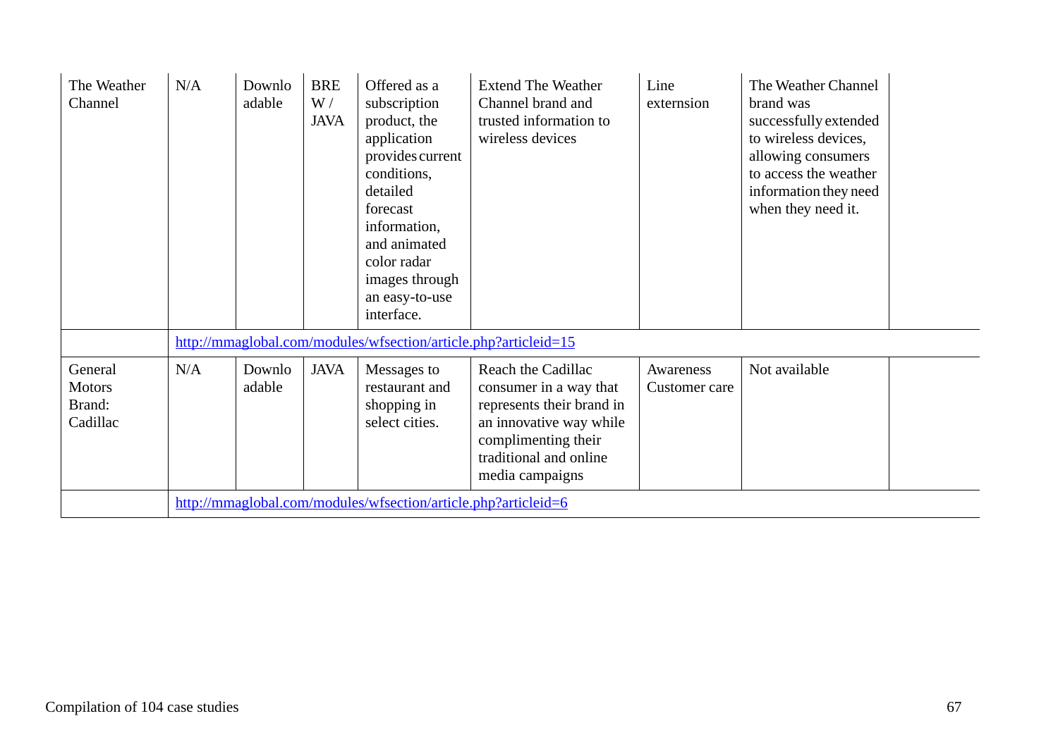| | | | | | | | | |
|---|---|---|---|---|---|---|---|---|
| The Weather Channel | N/A | Downloadable | BREW / JAVA | Offered as a subscription product, the application provides current conditions, detailed forecast information, and animated color radar images through an easy-to-use interface. | Extend The Weather Channel brand and trusted information to wireless devices | Line externsion | The Weather Channel brand was successfully extended to wireless devices, allowing consumers to access the weather information they need when they need it. | |
| | http://mmaglobal.com/modules/wfsection/article.php?articleid=15 | | | | | | | |
| General Motors Brand: Cadillac | N/A | Downloadable | JAVA | Messages to restaurant and shopping in select cities. | Reach the Cadillac consumer in a way that represents their brand in an innovative way while complimenting their traditional and online media campaigns | Awareness Customer care | Not available | |
| | http://mmaglobal.com/modules/wfsection/article.php?articleid=6 | | | | | | | |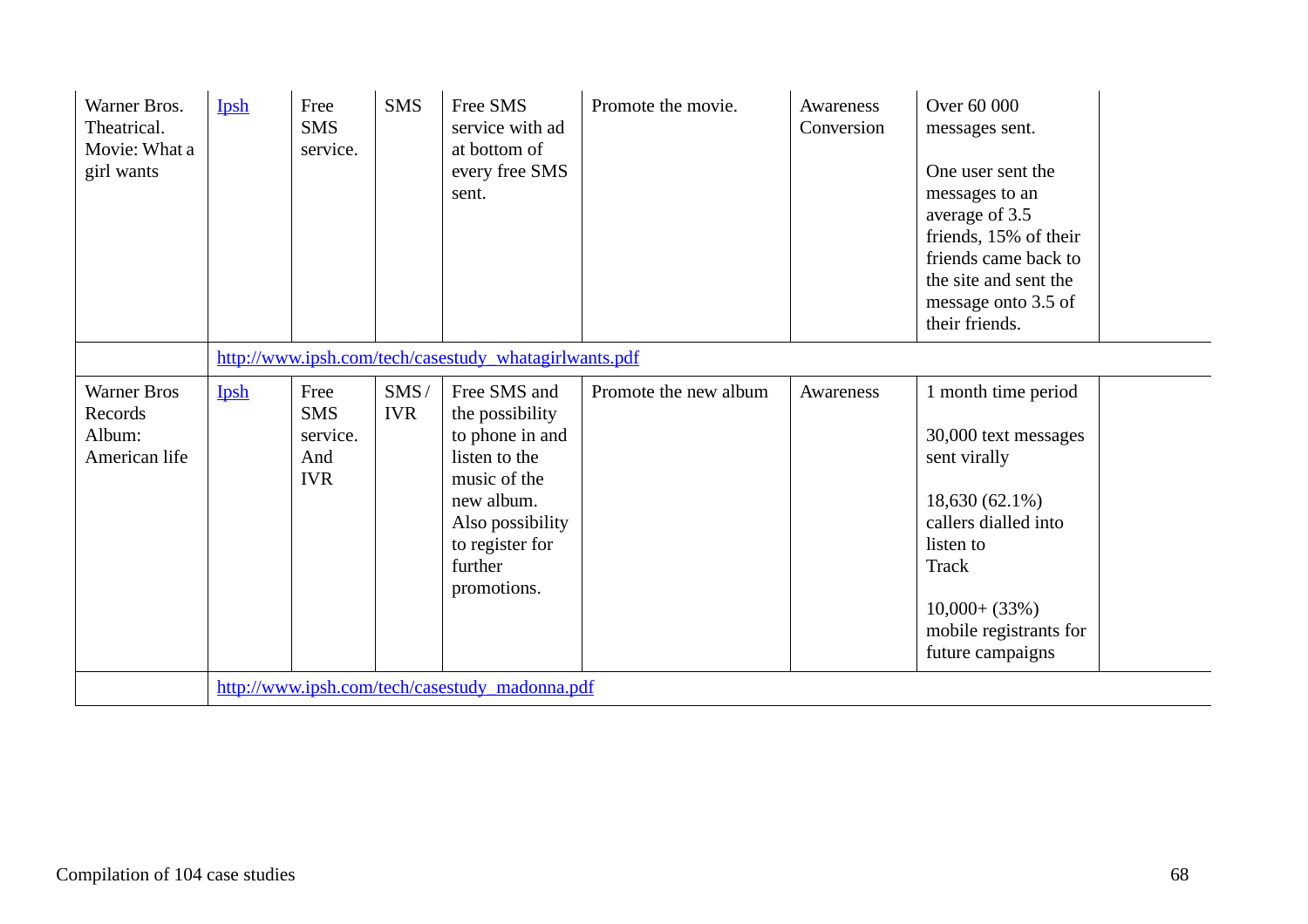| | | | | | | | | |
|---|---|---|---|---|---|---|---|---|
| Warner Bros. Theatrical. Movie: What a girl wants | Ipsh | Free SMS service. | SMS | Free SMS service with ad at bottom of every free SMS sent. | Promote the movie. | Awareness Conversion | Over 60 000 messages sent.<br><br>One user sent the messages to an average of 3.5 friends, 15% of their friends came back to the site and sent the message onto 3.5 of their friends. | |
| | http://www.ipsh.com/tech/casestudy_whatagirlwants.pdf | | | | | | | |
| Warner Bros Records Album: American life | Ipsh | Free SMS service. And IVR | SMS / IVR | Free SMS and the possibility to phone in and listen to the music of the new album. Also possibility to register for further promotions. | Promote the new album | Awareness | 1 month time period<br><br>30,000 text messages sent virally<br><br>18,630 (62.1%) callers dialled into listen to Track<br><br>10,000+ (33%) mobile registrants for future campaigns | |
| | http://www.ipsh.com/tech/casestudy_madonna.pdf | | | | | | | |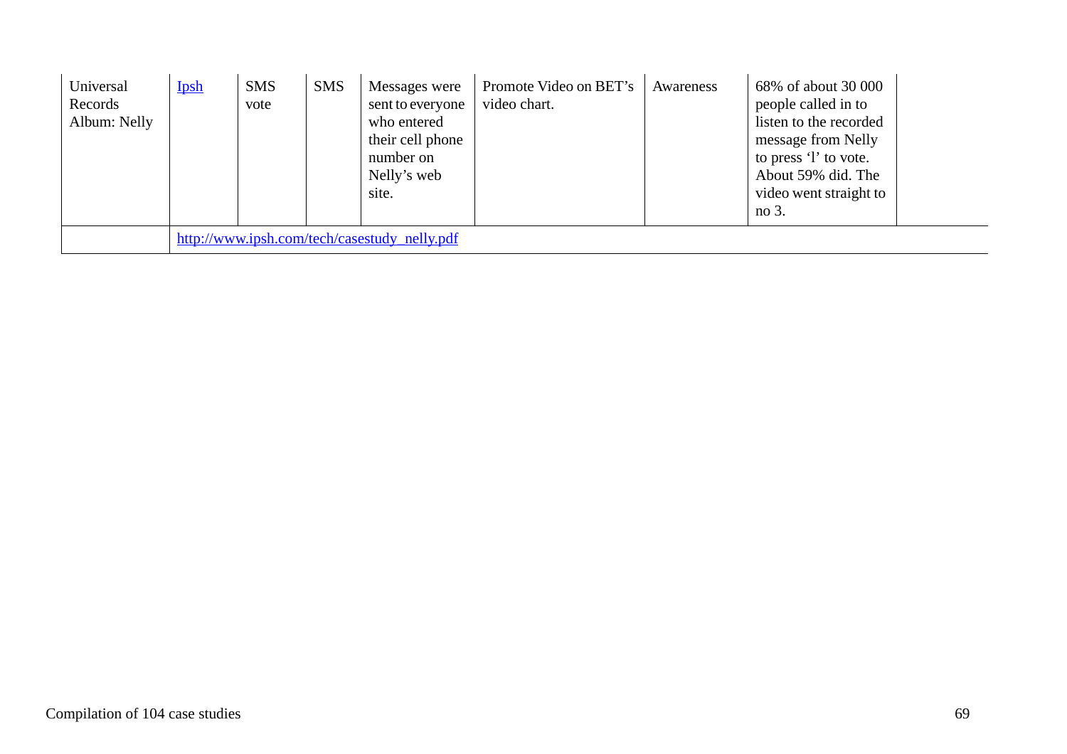| Universal Records Album: Nelly | [Ipsh](http://www.ipsh.com) | SMS vote | SMS | Messages were sent to everyone who entered their cell phone number on Nelly's web site. | Promote Video on BET's video chart. | Awareness | 68% of about 30 000 people called in to listen to the recorded message from Nelly to press 'l' to vote. About 59% did. The video went straight to no 3. | |
|---|---|---|---|---|---|---|---|---|
| | http://www.ipsh.com/tech/casestudy_nelly.pdf | | | | | | | |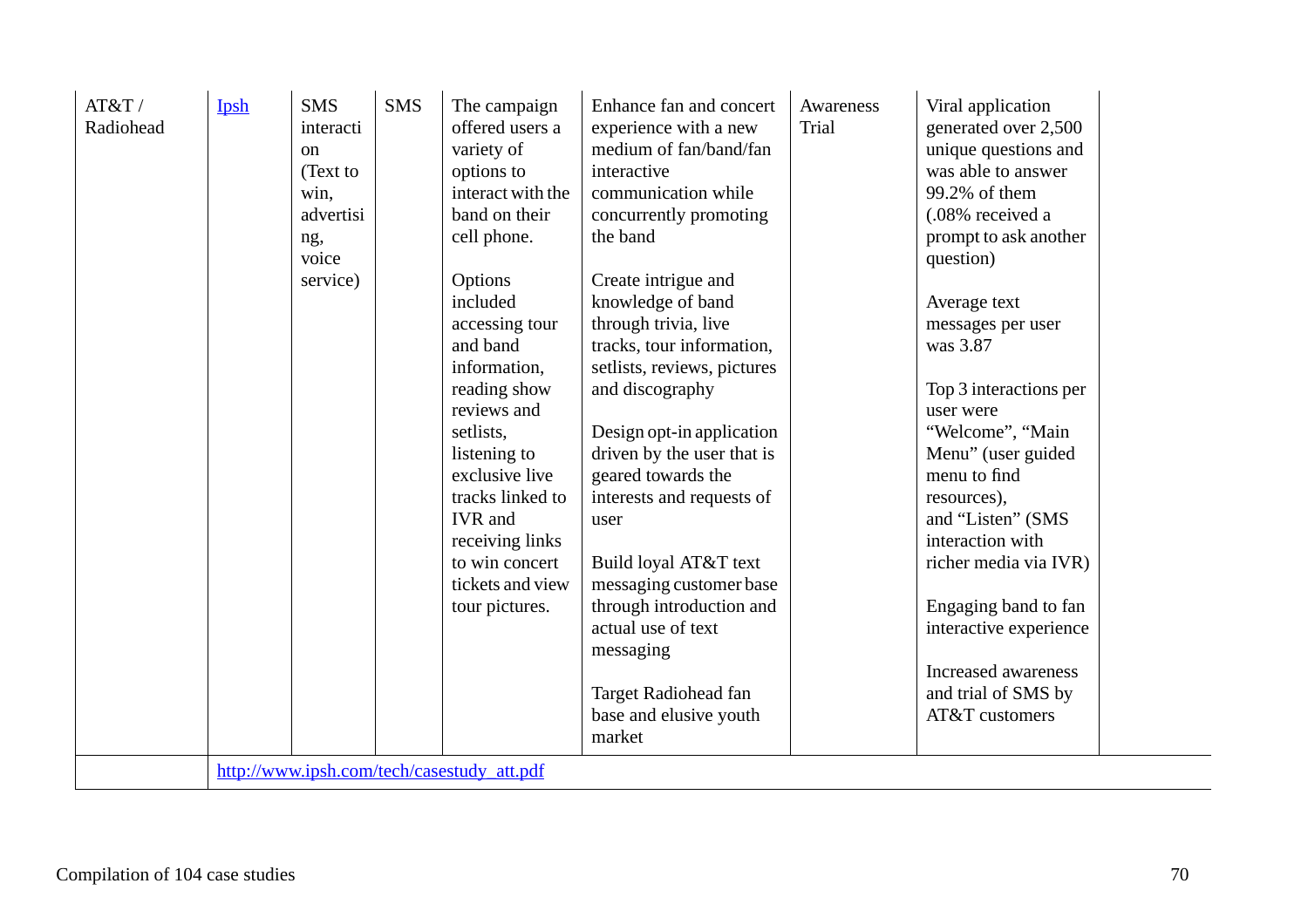| | | | | | | | | |
|---|---|---|---|---|---|---|---|---|
| AT&T / Radiohead | [Ipsh](http://www.ipsh.com/tech/casestudy_att.pdf) | SMS interaction (Text to win, advertising, voice service) | SMS | The campaign offered users a variety of options to interact with the band on their cell phone.<br><br>Options included accessing tour and band information, reading show reviews and setlists, listening to exclusive live tracks linked to IVR and receiving links to win concert tickets and view tour pictures. | Enhance fan and concert experience with a new medium of fan/band/fan interactive communication while concurrently promoting the band<br><br>Create intrigue and knowledge of band through trivia, live tracks, tour information, setlists, reviews, pictures and discography<br><br>Design opt-in application driven by the user that is geared towards the interests and requests of user<br><br>Build loyal AT&T text messaging customer base through introduction and actual use of text messaging<br><br>Target Radiohead fan base and elusive youth market | Awareness Trial | Viral application generated over 2,500 unique questions and was able to answer 99.2% of them (.08% received a prompt to ask another question)<br><br>Average text messages per user was 3.87<br><br>Top 3 interactions per user were "Welcome", "Main Menu" (user guided menu to find resources), and "Listen" (SMS interaction with richer media via IVR)<br><br>Engaging band to fan interactive experience<br><br>Increased awareness and trial of SMS by AT&T customers | |
| | http://www.ipsh.com/tech/casestudy_att.pdf | | | | | | | |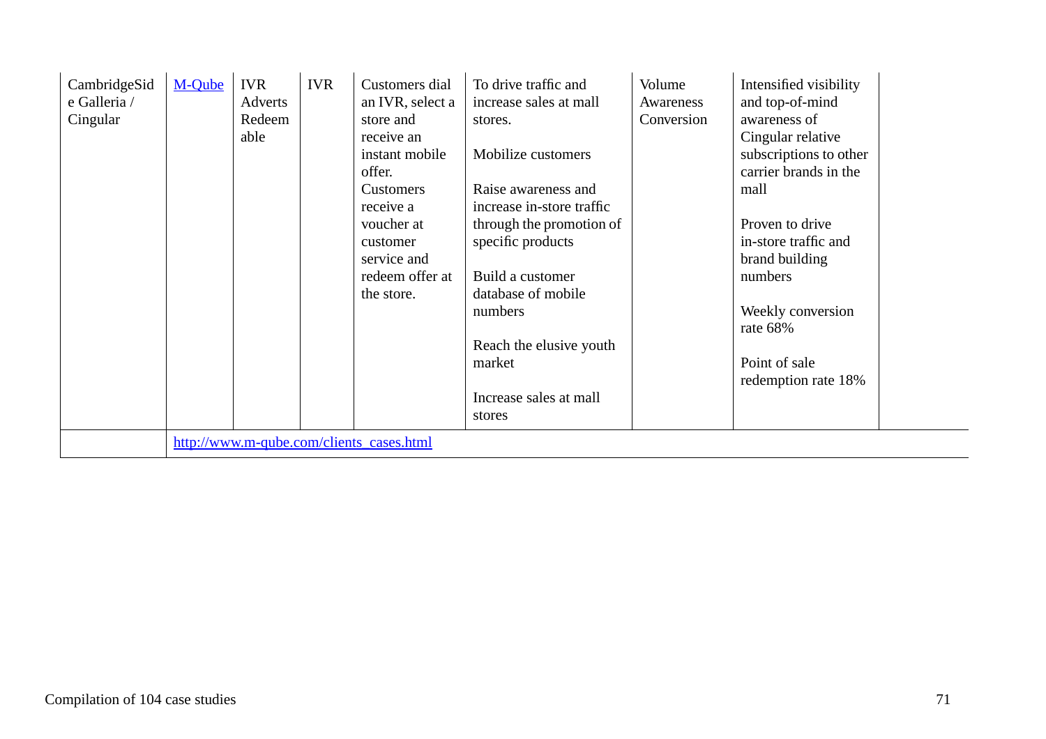| | | | | | | | | |
|---|---|---|---|---|---|---|---|---|
| CambridgeSide Galleria / Cingular | M-Qube | IVR Adverts Redeemable | IVR | Customers dial an IVR, select a store and receive an instant mobile offer. Customers receive a voucher at customer service and redeem offer at the store. | To drive traffic and increase sales at mall stores.<br><br>Mobilize customers<br><br>Raise awareness and increase in-store traffic through the promotion of specific products<br><br>Build a customer database of mobile numbers<br><br>Reach the elusive youth market<br><br>Increase sales at mall stores | Volume Awareness Conversion | Intensified visibility and top-of-mind awareness of Cingular relative subscriptions to other carrier brands in the mall<br><br>Proven to drive in-store traffic and brand building numbers<br><br>Weekly conversion rate 68%<br><br>Point of sale redemption rate 18% | |
| | http://www.m-qube.com/clients_cases.html | | | | | | | |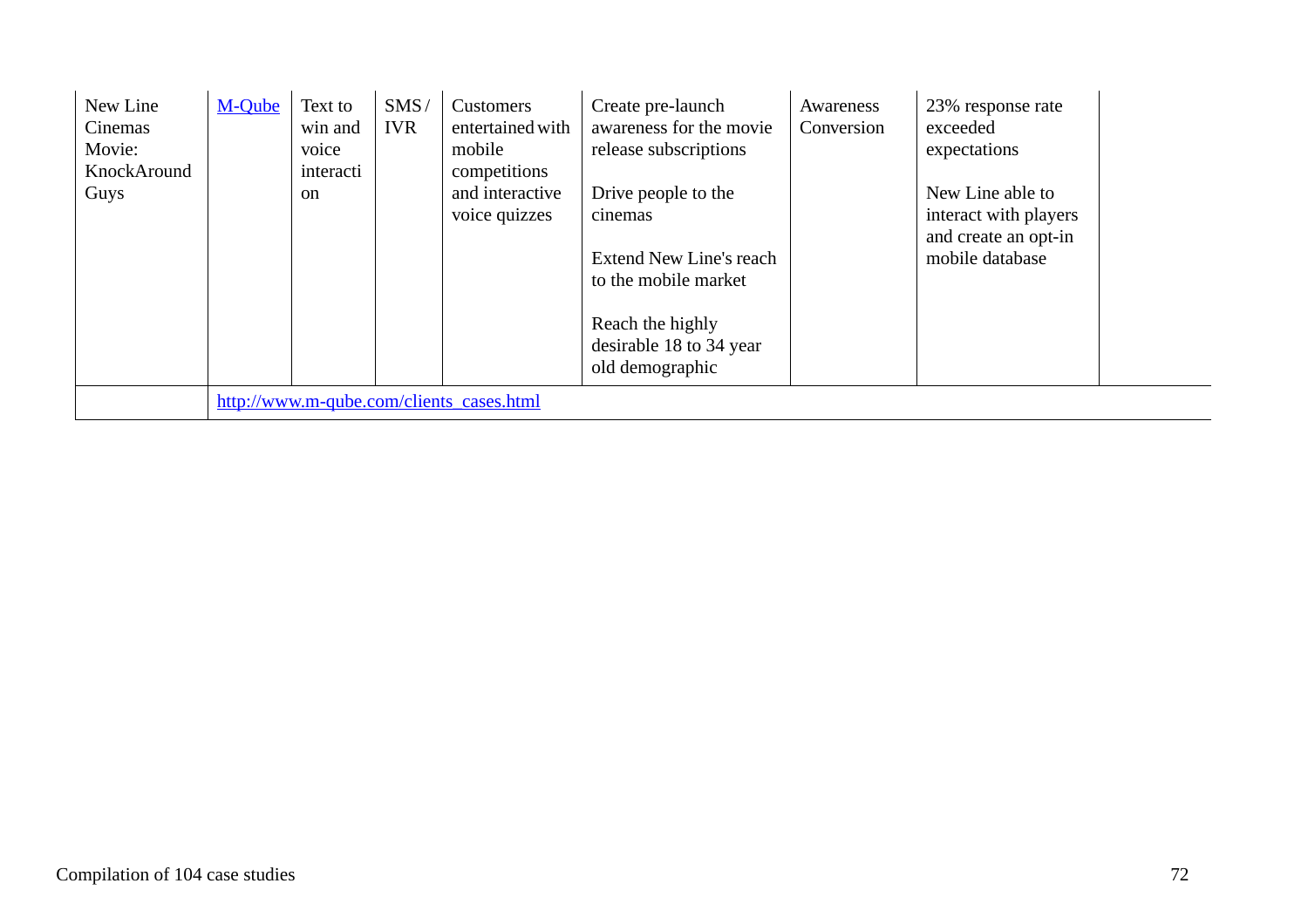| | | | | | | | | |
|---|---|---|---|---|---|---|---|---|
| New Line Cinemas Movie: KnockAround Guys | [M-Qube](http://www.m-qube.com/clients_cases.html) | Text to win and voice interaction | SMS / IVR | Customers entertained with mobile competitions and interactive voice quizzes | Create pre-launch awareness for the movie release subscriptions<br><br>Drive people to the cinemas<br><br>Extend New Line's reach to the mobile market<br><br>Reach the highly desirable 18 to 34 year old demographic | Awareness Conversion | 23% response rate exceeded expectations<br><br>New Line able to interact with players and create an opt-in mobile database | |
| | http://www.m-qube.com/clients_cases.html | | | | | | | |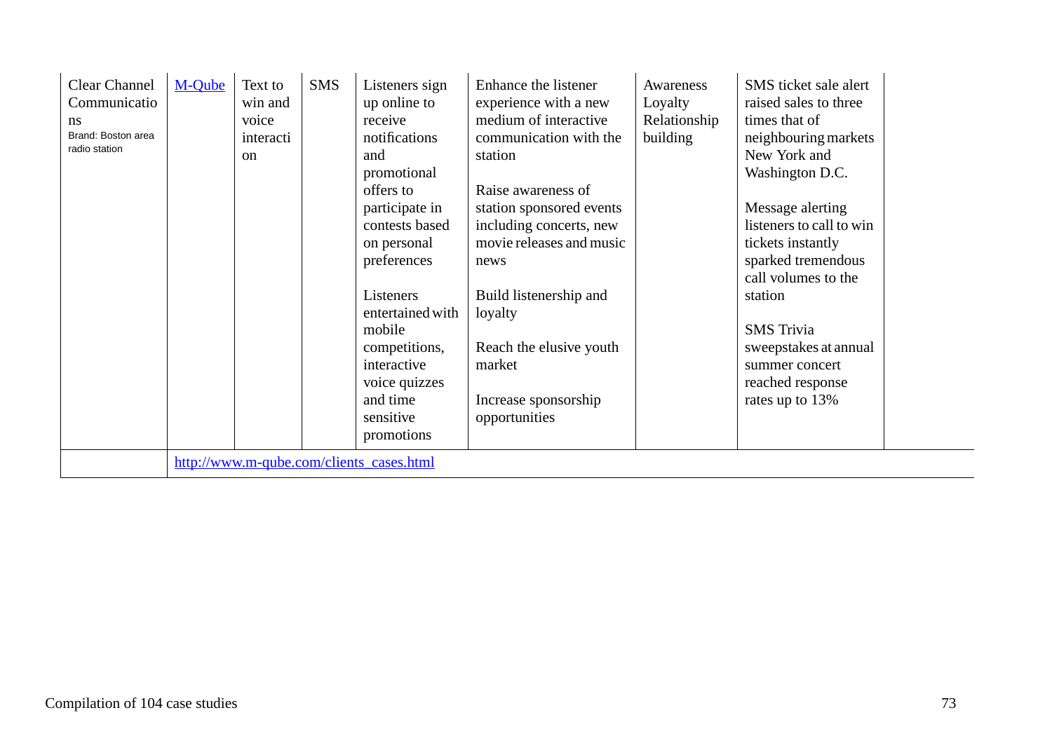| | | | | | | | | |
|---|---|---|---|---|---|---|---|---|
| Clear Channel Communications<br>Brand: Boston area radio station | M-Qube | Text to win and voice interaction | SMS | Listeners sign up online to receive notifications and promotional offers to participate in contests based on personal preferences<br><br>Listeners entertained with mobile competitions, interactive voice quizzes and time sensitive promotions | Enhance the listener experience with a new medium of interactive communication with the station<br><br>Raise awareness of station sponsored events including concerts, new movie releases and music news<br><br>Build listenership and loyalty<br><br>Reach the elusive youth market<br><br>Increase sponsorship opportunities | Awareness<br>Loyalty<br>Relationship building | SMS ticket sale alert raised sales to three times that of neighbouring markets New York and Washington D.C.<br><br>Message alerting listeners to call to win tickets instantly sparked tremendous call volumes to the station<br><br>SMS Trivia sweepstakes at annual summer concert reached response rates up to 13% | |
| | http://www.m-qube.com/clients_cases.html | | | | | | | |

Compilation of 104 case studies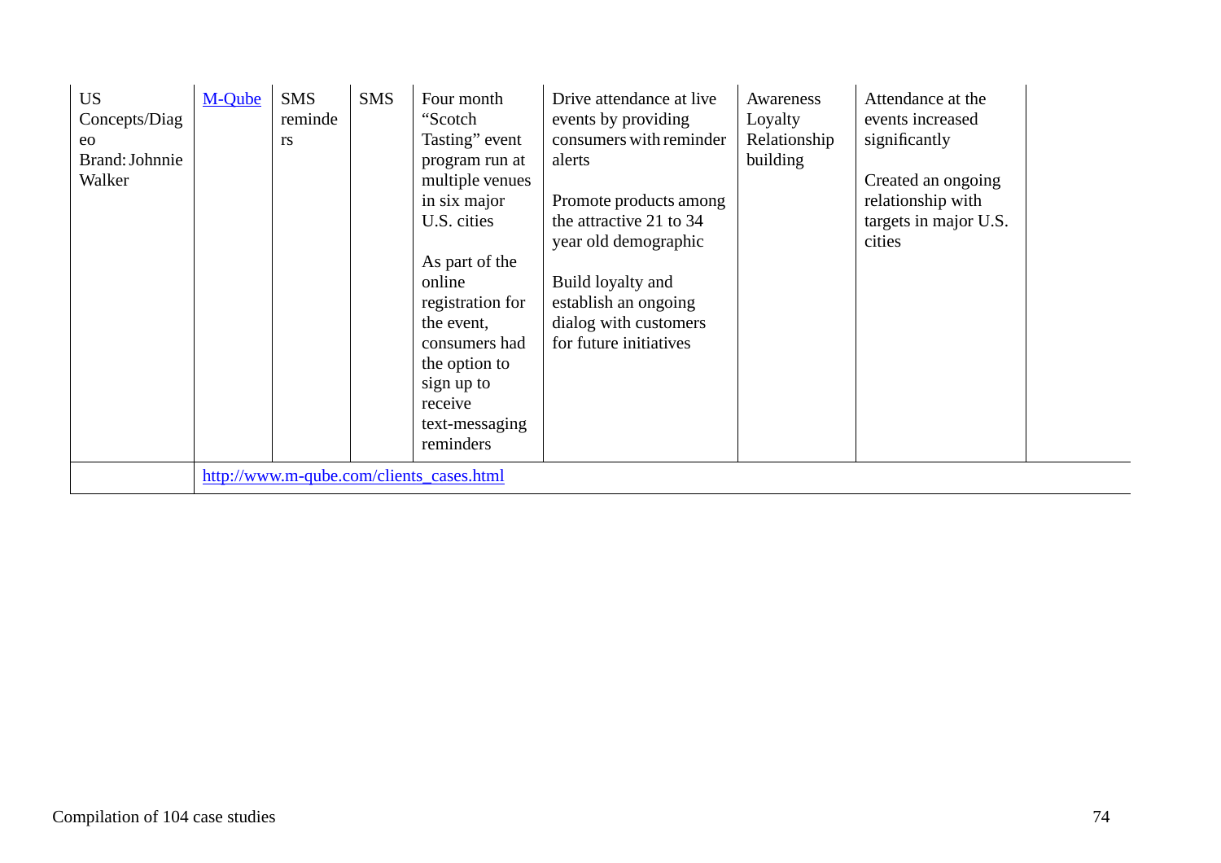| | | | | | | | | |
|---|---|---|---|---|---|---|---|---|
| US Concepts/Diageo Brand: Johnnie Walker | M-Qube | SMS reminders | SMS | Four month “Scotch Tasting” event program run at multiple venues in six major U.S. cities<br><br>As part of the online registration for the event, consumers had the option to sign up to receive text-messaging reminders | Drive attendance at live events by providing consumers with reminder alerts<br><br>Promote products among the attractive 21 to 34 year old demographic<br><br>Build loyalty and establish an ongoing dialog with customers for future initiatives | Awareness<br>Loyalty<br>Relationship building | Attendance at the events increased significantly<br><br>Created an ongoing relationship with targets in major U.S. cities | |
| | http://www.m-qube.com/clients_cases.html | | | | | | | |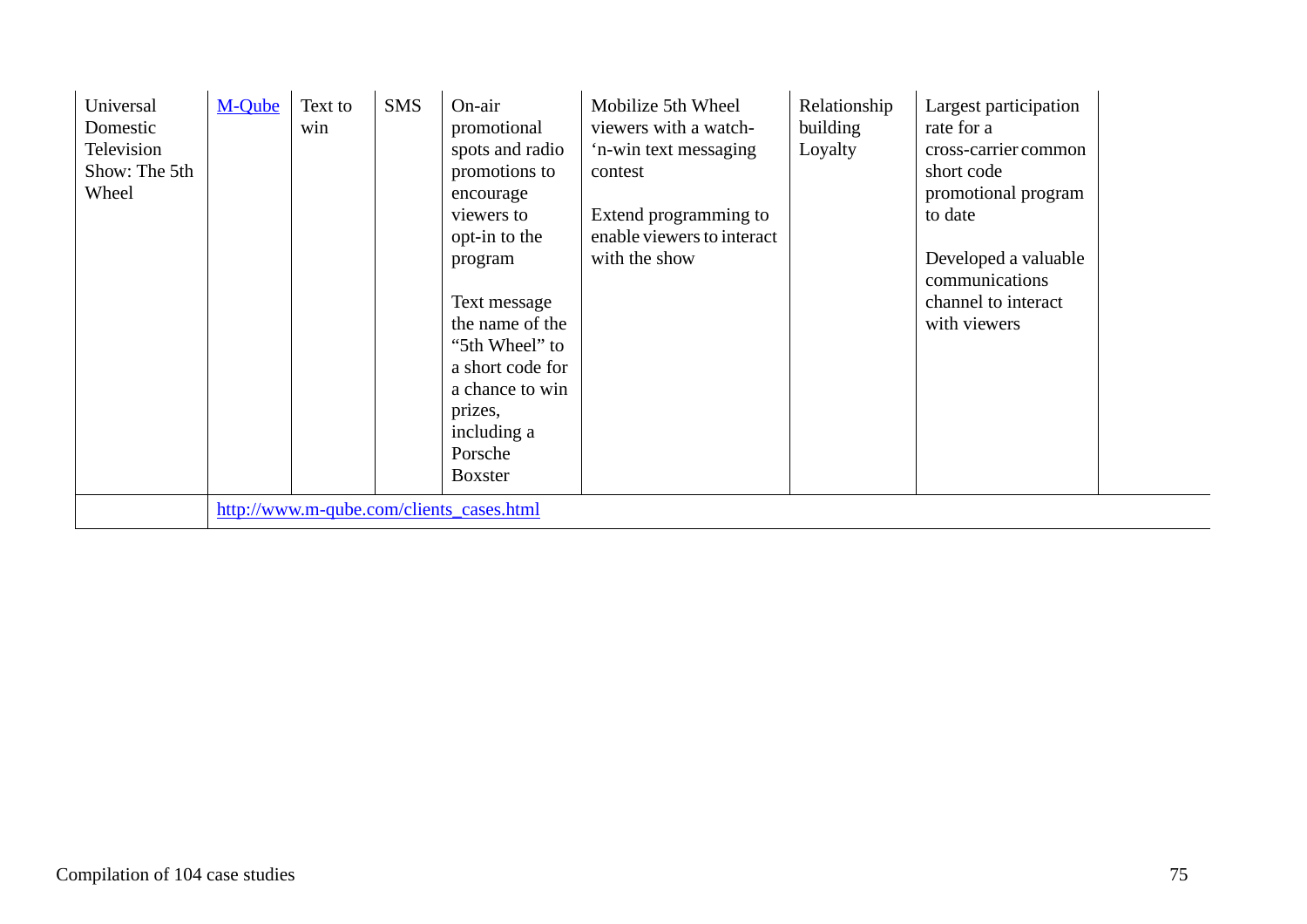| | | | | | | | | |
|---|---|---|---|---|---|---|---|---|
| Universal Domestic Television Show: The 5th Wheel | [M-Qube](http://www.m-qube.com/clients_cases.html) | Text to win | SMS | On-air promotional spots and radio promotions to encourage viewers to opt-in to the program<br><br>Text message the name of the "5th Wheel" to a short code for a chance to win prizes, including a Porsche Boxster | Mobilize 5th Wheel viewers with a watch-'n-win text messaging contest<br><br>Extend programming to enable viewers to interact with the show | Relationship building Loyalty | Largest participation rate for a cross-carrier common short code promotional program to date<br><br>Developed a valuable communications channel to interact with viewers | |
| | http://www.m-qube.com/clients_cases.html | | | | | | | |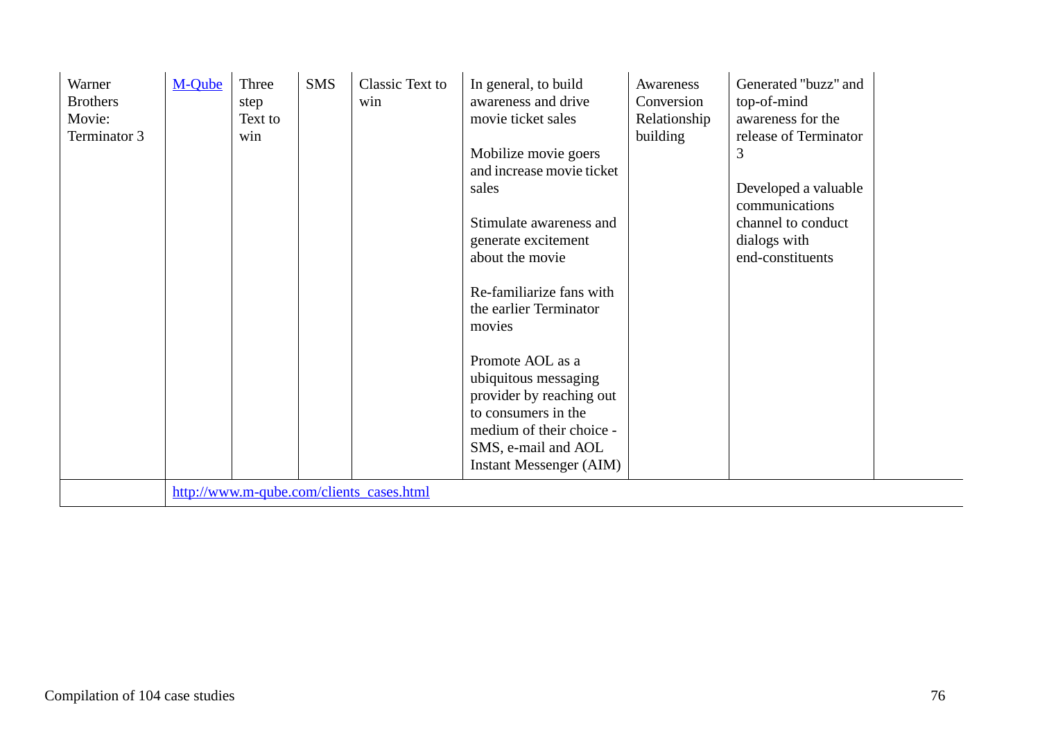| | | | | | | | | |
|---|---|---|---|---|---|---|---|---|
| Warner Brothers Movie: Terminator 3 | [M-Qube](http://www.m-qube.com/clients_cases.html) | Three step Text to win | SMS | Classic Text to win | In general, to build awareness and drive movie ticket sales<br><br>Mobilize movie goers and increase movie ticket sales<br><br>Stimulate awareness and generate excitement about the movie<br><br>Re-familiarize fans with the earlier Terminator movies<br><br>Promote AOL as a ubiquitous messaging provider by reaching out to consumers in the medium of their choice - SMS, e-mail and AOL Instant Messenger (AIM) | Awareness Conversion Relationship building | Generated "buzz" and top-of-mind awareness for the release of Terminator 3<br><br>Developed a valuable communications channel to conduct dialogs with end-constituents | |
| | http://www.m-qube.com/clients_cases.html | | | | | | | |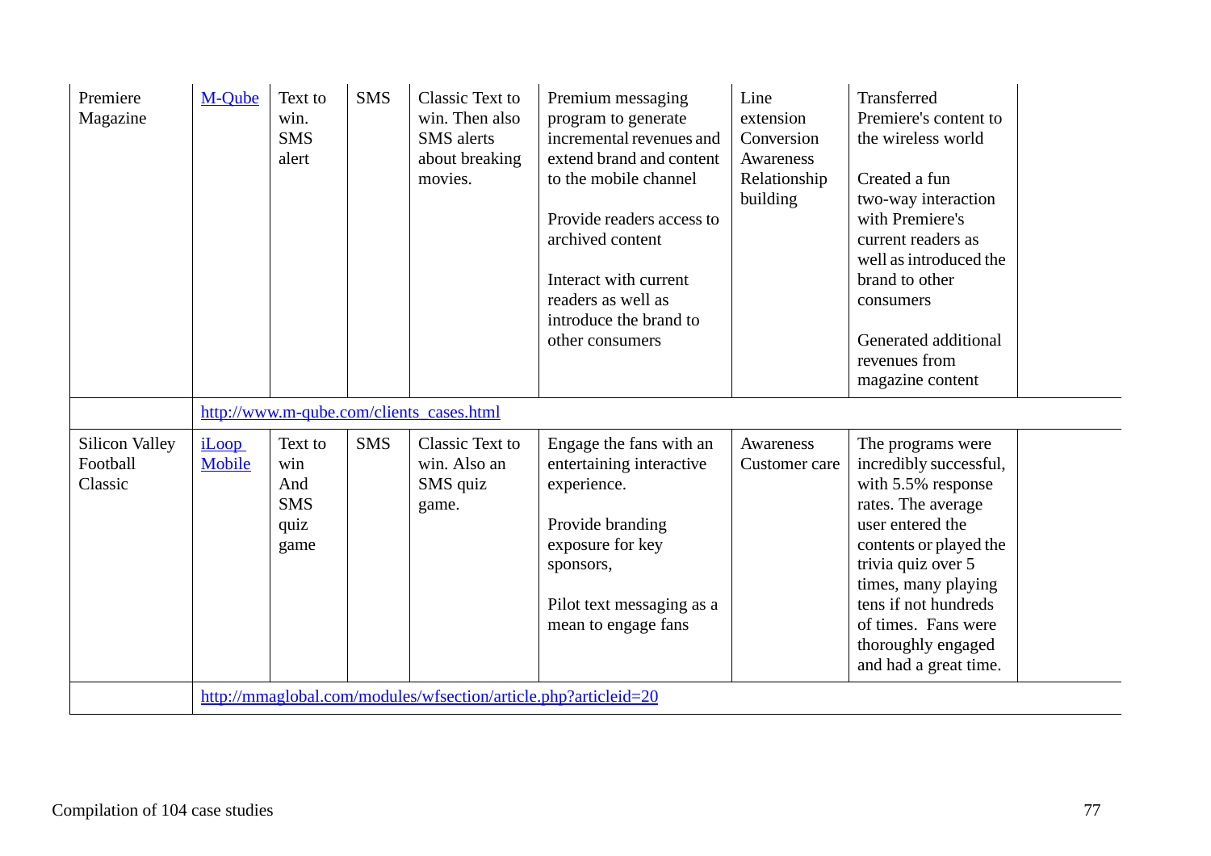| Premiere Magazine | [M-Qube](http://www.m-qube.com/clients_cases.html) | Text to win. SMS alert | SMS | Classic Text to win. Then also SMS alerts about breaking movies. | Premium messaging program to generate incremental revenues and extend brand and content to the mobile channel<br><br>Provide readers access to archived content<br><br>Interact with current readers as well as introduce the brand to other consumers | Line extension Conversion Awareness Relationship building | Transferred Premiere's content to the wireless world<br><br>Created a fun two-way interaction with Premiere's current readers as well as introduced the brand to other consumers<br><br>Generated additional revenues from magazine content | |
|---|---|---|---|---|---|---|---|---|
| | http://www.m-qube.com/clients_cases.html | | | | | | | |
| Silicon Valley Football Classic | [iLoop Mobile](http://mmaglobal.com/modules/wfsection/article.php?articleid=20) | Text to win And SMS quiz game | SMS | Classic Text to win. Also an SMS quiz game. | Engage the fans with an entertaining interactive experience.<br><br>Provide branding exposure for key sponsors,<br><br>Pilot text messaging as a mean to engage fans | Awareness Customer care | The programs were incredibly successful, with 5.5% response rates. The average user entered the contents or played the trivia quiz over 5 times, many playing tens if not hundreds of times. Fans were thoroughly engaged and had a great time. | |
| | http://mmaglobal.com/modules/wfsection/article.php?articleid=20 | | | | | | | |

Compilation of 104 case studies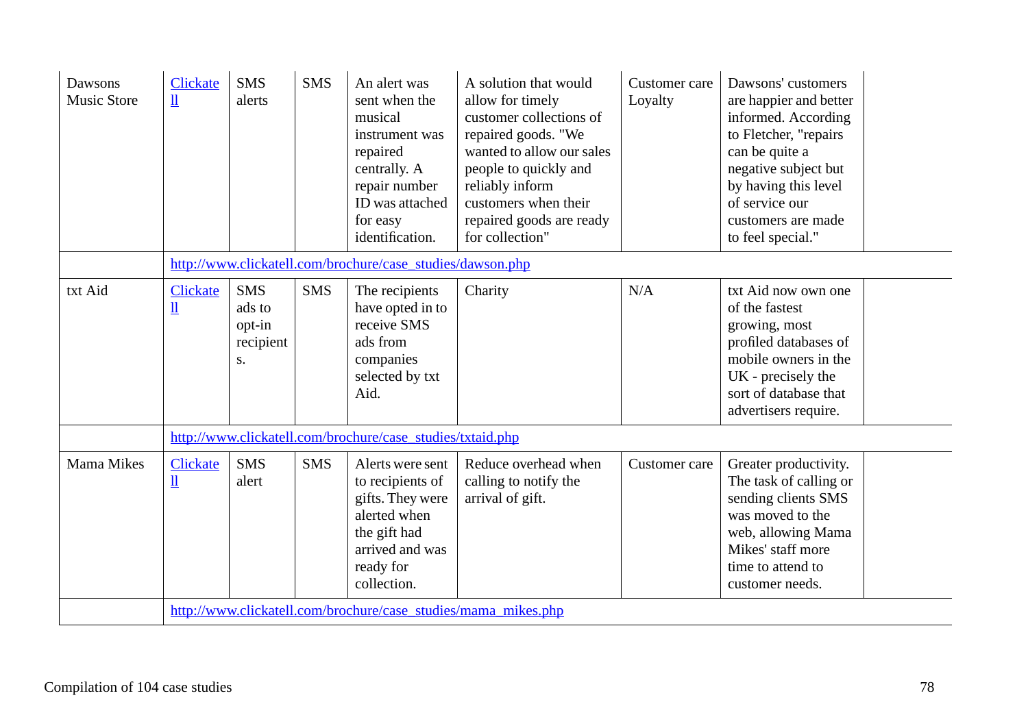| | | | | | | | | |
|---|---|---|---|---|---|---|---|---|
| Dawsons Music Store | Clickatell | SMS alerts | SMS | An alert was sent when the musical instrument was repaired centrally. A repair number ID was attached for easy identification. | A solution that would allow for timely customer collections of repaired goods. "We wanted to allow our sales people to quickly and reliably inform customers when their repaired goods are ready for collection" | Customer care Loyalty | Dawsons' customers are happier and better informed. According to Fletcher, "repairs can be quite a negative subject but by having this level of service our customers are made to feel special." | |
| | http://www.clickatell.com/brochure/case_studies/dawson.php | | | | | | | |
| txt Aid | Clickatell | SMS ads to opt-in recipients. | SMS | The recipients have opted in to receive SMS ads from companies selected by txt Aid. | Charity | N/A | txt Aid now own one of the fastest growing, most profiled databases of mobile owners in the UK - precisely the sort of database that advertisers require. | |
| | http://www.clickatell.com/brochure/case_studies/txtaid.php | | | | | | | |
| Mama Mikes | Clickatell | SMS alert | SMS | Alerts were sent to recipients of gifts. They were alerted when the gift had arrived and was ready for collection. | Reduce overhead when calling to notify the arrival of gift. | Customer care | Greater productivity. The task of calling or sending clients SMS was moved to the web, allowing Mama Mikes' staff more time to attend to customer needs. | |
| | http://www.clickatell.com/brochure/case_studies/mama_mikes.php | | | | | | | |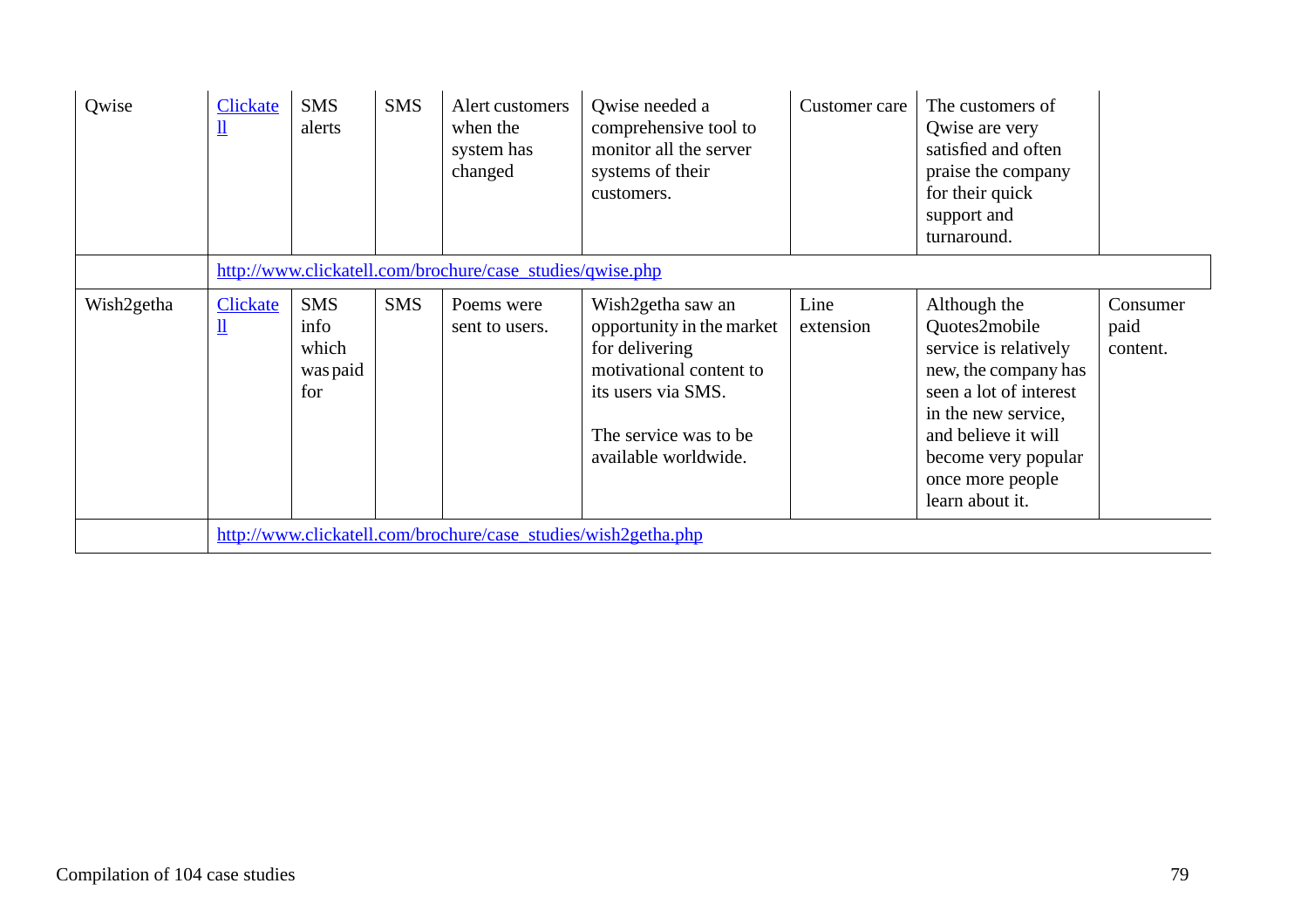| | | | | | | | | |
|---|---|---|---|---|---|---|---|---|
| Qwise | Clickatell | SMS alerts | SMS | Alert customers when the system has changed | Qwise needed a comprehensive tool to monitor all the server systems of their customers. | Customer care | The customers of Qwise are very satisfied and often praise the company for their quick support and turnaround. | |
| | http://www.clickatell.com/brochure/case_studies/qwise.php | | | | | | | |
| Wish2getha | Clickatell | SMS info which was paid for | SMS | Poems were sent to users. | Wish2getha saw an opportunity in the market for delivering motivational content to its users via SMS.<br><br>The service was to be available worldwide. | Line extension | Although the Quotes2mobile service is relatively new, the company has seen a lot of interest in the new service, and believe it will become very popular once more people learn about it. | Consumer paid content. |
| | http://www.clickatell.com/brochure/case_studies/wish2getha.php | | | | | | | |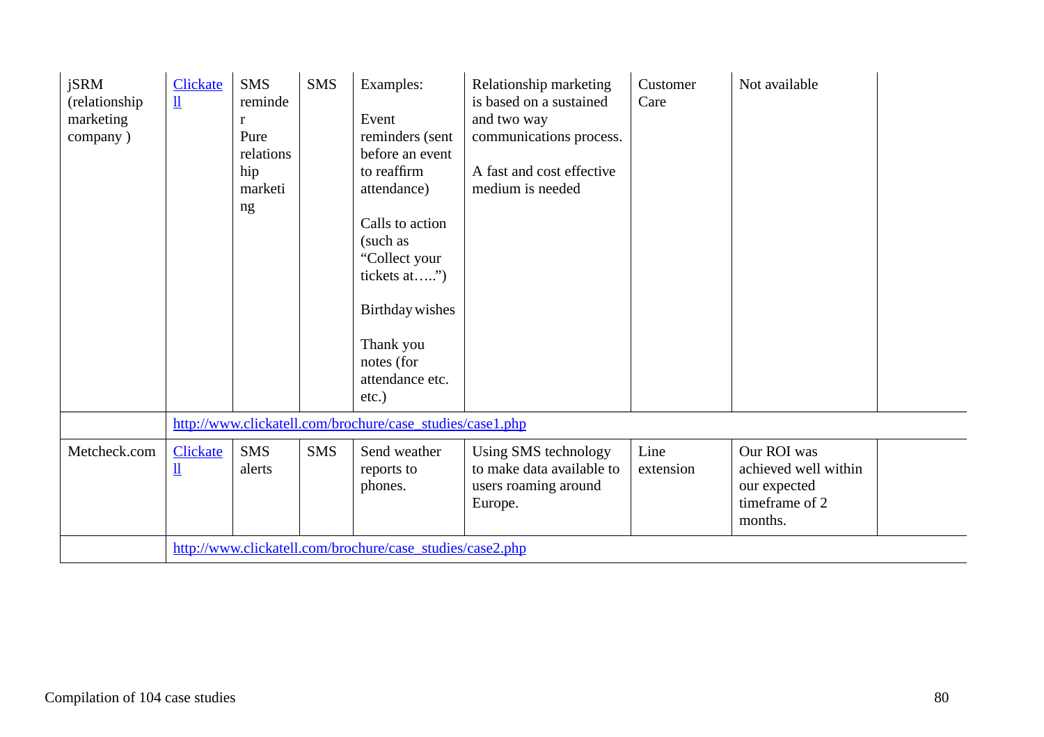| | | | | | | | | |
|---|---|---|---|---|---|---|---|---|
| jSRM (relationship marketing company ) | Clickatell | SMS reminder Pure relationship marketing | SMS | Examples:<br><br>Event reminders (sent before an event to reaffirm attendance)<br><br>Calls to action (such as "Collect your tickets at…..")<br><br>Birthday wishes<br><br>Thank you notes (for attendance etc. etc.) | Relationship marketing is based on a sustained and two way communications process.<br><br>A fast and cost effective medium is needed | Customer Care | Not available | |
| | http://www.clickatell.com/brochure/case_studies/case1.php | | | | | | | |
| Metcheck.com | Clickatell | SMS alerts | SMS | Send weather reports to phones. | Using SMS technology to make data available to users roaming around Europe. | Line extension | Our ROI was achieved well within our expected timeframe of 2 months. | |
| | http://www.clickatell.com/brochure/case_studies/case2.php | | | | | | | |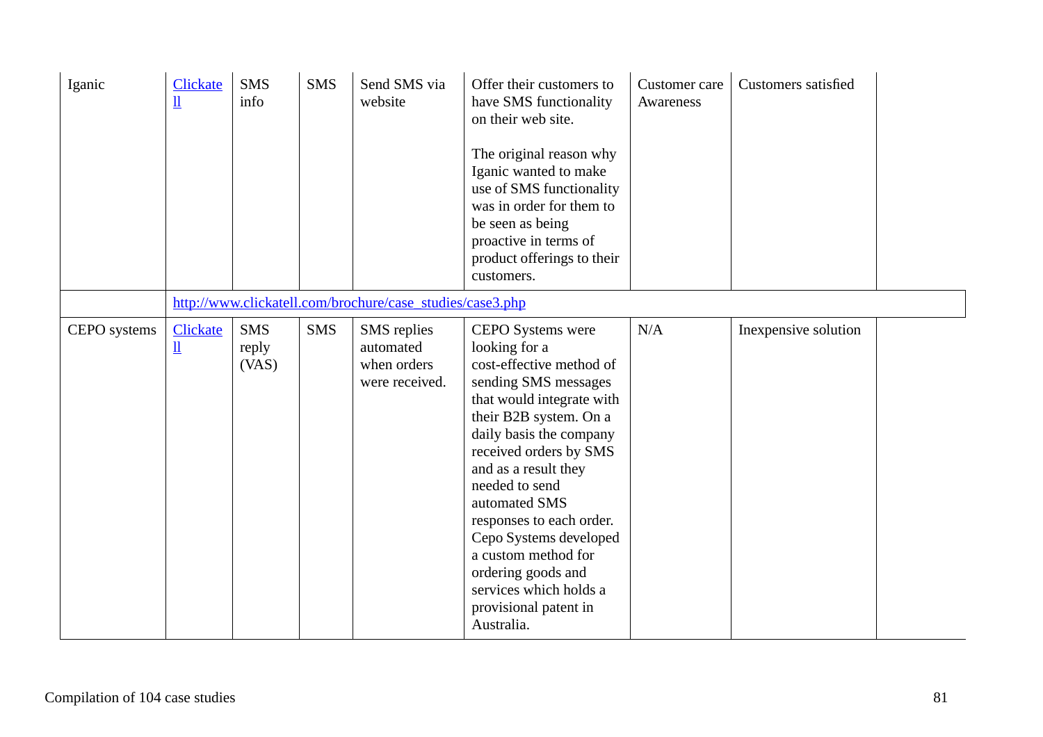| | | | | | | | | |
|---|---|---|---|---|---|---|---|---|
| Iganic | Clickatell | SMS info | SMS | Send SMS via website | Offer their customers to have SMS functionality on their web site.<br><br>The original reason why Iganic wanted to make use of SMS functionality was in order for them to be seen as being proactive in terms of product offerings to their customers. | Customer care Awareness | Customers satisfied | |
| | http://www.clickatell.com/brochure/case_studies/case3.php | | | | | | | |
| CEPO systems | Clickatell | SMS reply (VAS) | SMS | SMS replies automated when orders were received. | CEPO Systems were looking for a cost-effective method of sending SMS messages that would integrate with their B2B system. On a daily basis the company received orders by SMS and as a result they needed to send automated SMS responses to each order. Cepo Systems developed a custom method for ordering goods and services which holds a provisional patent in Australia. | N/A | Inexpensive solution | |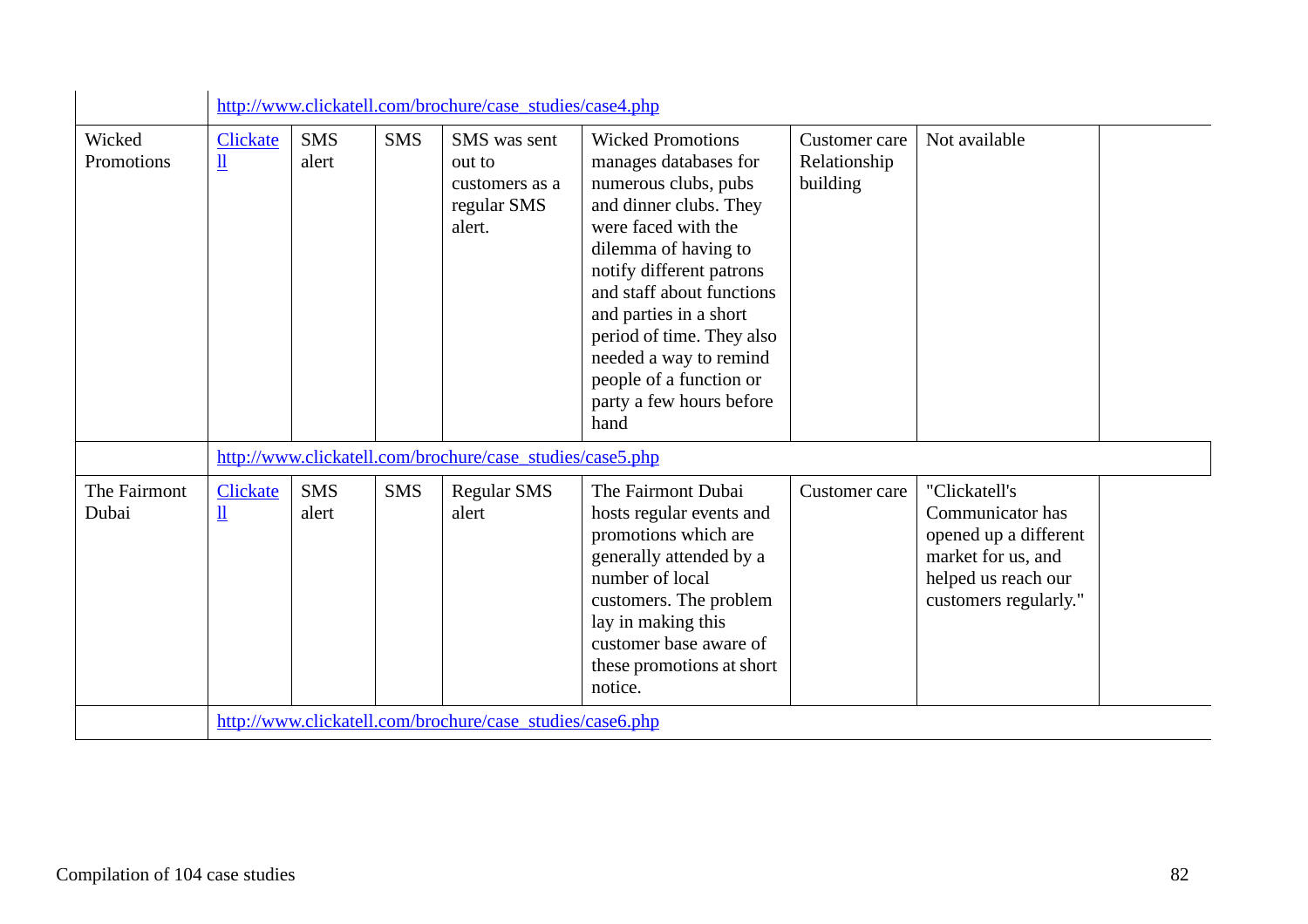| | | | | | | | | |
|---|---|---|---|---|---|---|---|---|
| | http://www.clickatell.com/brochure/case_studies/case4.php | | | | | | | |
| Wicked Promotions | Clickatell | SMS alert | SMS | SMS was sent out to customers as a regular SMS alert. | Wicked Promotions manages databases for numerous clubs, pubs and dinner clubs. They were faced with the dilemma of having to notify different patrons and staff about functions and parties in a short period of time. They also needed a way to remind people of a function or party a few hours before hand | Customer care Relationship building | Not available | |
| | http://www.clickatell.com/brochure/case_studies/case5.php | | | | | | | |
| The Fairmont Dubai | Clickatell | SMS alert | SMS | Regular SMS alert | The Fairmont Dubai hosts regular events and promotions which are generally attended by a number of local customers. The problem lay in making this customer base aware of these promotions at short notice. | Customer care | "Clickatell's Communicator has opened up a different market for us, and helped us reach our customers regularly." | |
| | http://www.clickatell.com/brochure/case_studies/case6.php | | | | | | | |

Compilation of 104 case studies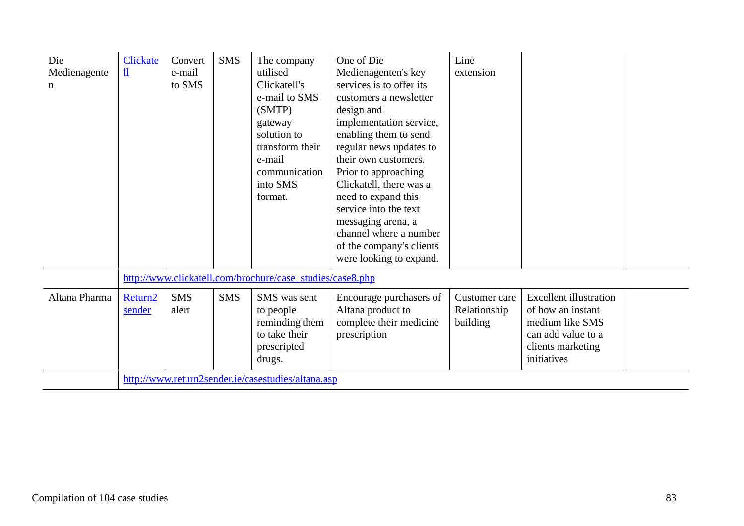| | | | | | | | | |
|---|---|---|---|---|---|---|---|---|
| Die Medienagenten | [Clickatell](http://www.clickatell.com/brochure/case_studies/case8.php) | Convert e-mail to SMS | SMS | The company utilised Clickatell's e-mail to SMS (SMTP) gateway solution to transform their e-mail communication into SMS format. | One of Die Medienagenten's key services is to offer its customers a newsletter design and implementation service, enabling them to send regular news updates to their own customers. Prior to approaching Clickatell, there was a need to expand this service into the text messaging arena, a channel where a number of the company's clients were looking to expand. | Line extension | | |
| | http://www.clickatell.com/brochure/case_studies/case8.php | | | | | | | |
| Altana Pharma | [Return2 sender](http://www.return2sender.ie/casestudies/altana.asp) | SMS alert | SMS | SMS was sent to people reminding them to take their prescripted drugs. | Encourage purchasers of Altana product to complete their medicine prescription | Customer care Relationship building | Excellent illustration of how an instant medium like SMS can add value to a clients marketing initiatives | |
| | http://www.return2sender.ie/casestudies/altana.asp | | | | | | | |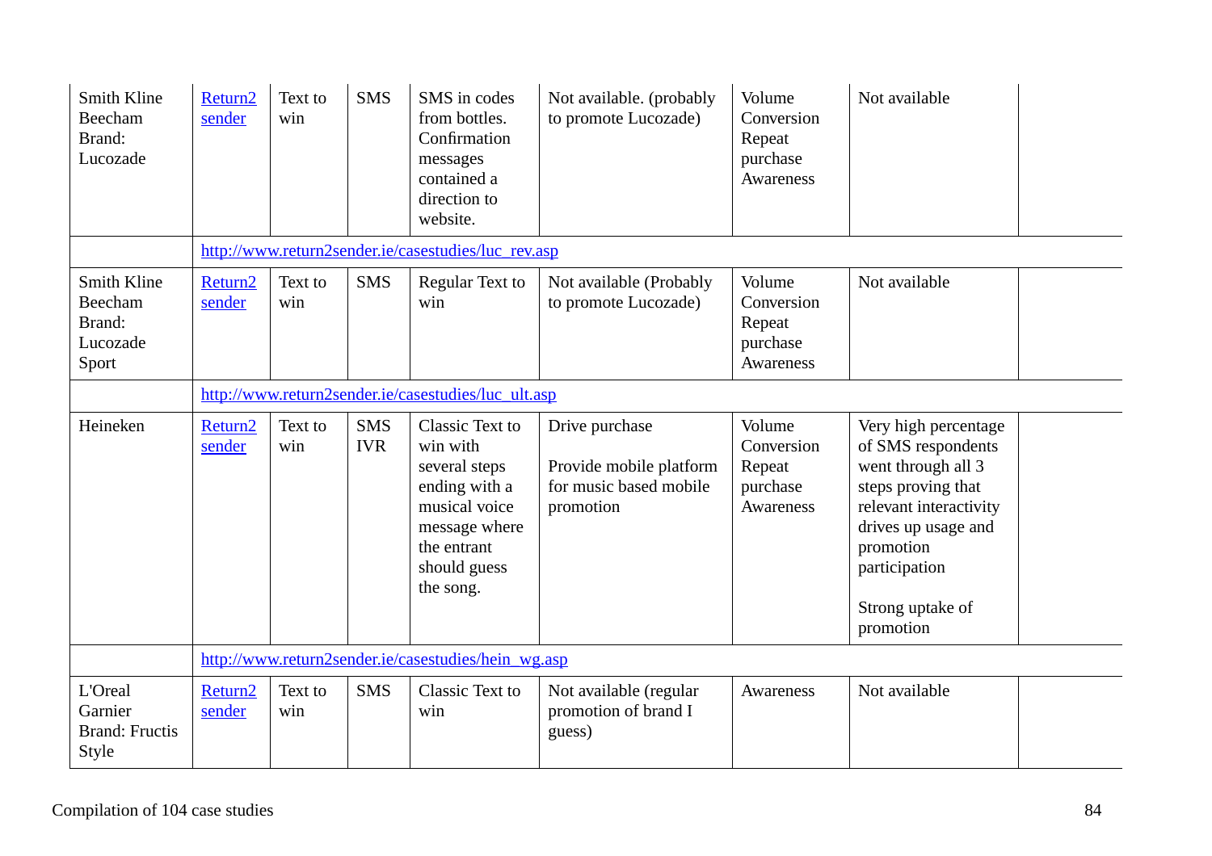| | | | | | | | | |
|---|---|---|---|---|---|---|---|---|
| Smith Kline Beecham Brand: Lucozade | Return2 sender | Text to win | SMS | SMS in codes from bottles. Confirmation messages contained a direction to website. | Not available. (probably to promote Lucozade) | Volume Conversion Repeat purchase Awareness | Not available | |
| | http://www.return2sender.ie/casestudies/luc_rev.asp | | | | | | | |
| Smith Kline Beecham Brand: Lucozade Sport | Return2 sender | Text to win | SMS | Regular Text to win | Not available (Probably to promote Lucozade) | Volume Conversion Repeat purchase Awareness | Not available | |
| | http://www.return2sender.ie/casestudies/luc_ult.asp | | | | | | | |
| Heineken | Return2 sender | Text to win | SMS IVR | Classic Text to win with several steps ending with a musical voice message where the entrant should guess the song. | Drive purchase<br><br>Provide mobile platform for music based mobile promotion | Volume Conversion Repeat purchase Awareness | Very high percentage of SMS respondents went through all 3 steps proving that relevant interactivity drives up usage and promotion participation<br><br>Strong uptake of promotion | |
| | http://www.return2sender.ie/casestudies/hein_wg.asp | | | | | | | |
| L'Oreal Garnier Brand: Fructis Style | Return2 sender | Text to win | SMS | Classic Text to win | Not available (regular promotion of brand I guess) | Awareness | Not available | |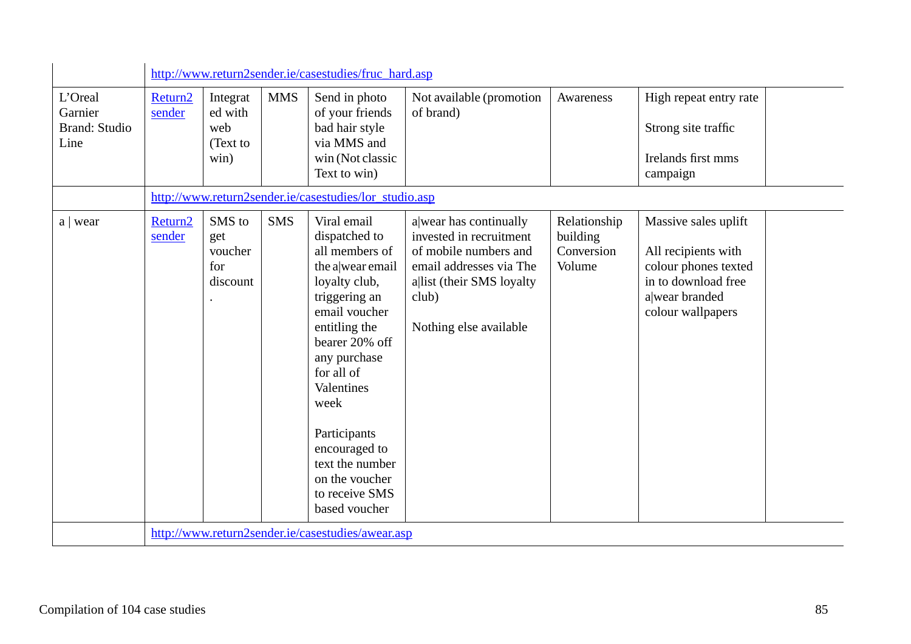| | | | | | | | | |
|---|---|---|---|---|---|---|---|---|
| | http://www.return2sender.ie/casestudies/fruc_hard.asp | | | | | | | |
| L'Oreal Garnier Brand: Studio Line | Return2 sender | Integrated with web (Text to win) | MMS | Send in photo of your friends bad hair style via MMS and win (Not classic Text to win) | Not available (promotion of brand) | Awareness | High repeat entry rate<br><br>Strong site traffic<br><br>Irelands first mms campaign | |
| | http://www.return2sender.ie/casestudies/lor_studio.asp | | | | | | | |
| a \| wear | Return2 sender | SMS to get voucher for discount . | SMS | Viral email dispatched to all members of the a\|wear email loyalty club, triggering an email voucher entitling the bearer 20% off any purchase for all of Valentines week<br><br>Participants encouraged to text the number on the voucher to receive SMS based voucher | a\|wear has continually invested in recruitment of mobile numbers and email addresses via The a\|list (their SMS loyalty club)<br><br>Nothing else available | Relationship building Conversion Volume | Massive sales uplift<br><br>All recipients with colour phones texted in to download free a\|wear branded colour wallpapers | |
| | http://www.return2sender.ie/casestudies/awear.asp | | | | | | | |

Compilation of 104 case studies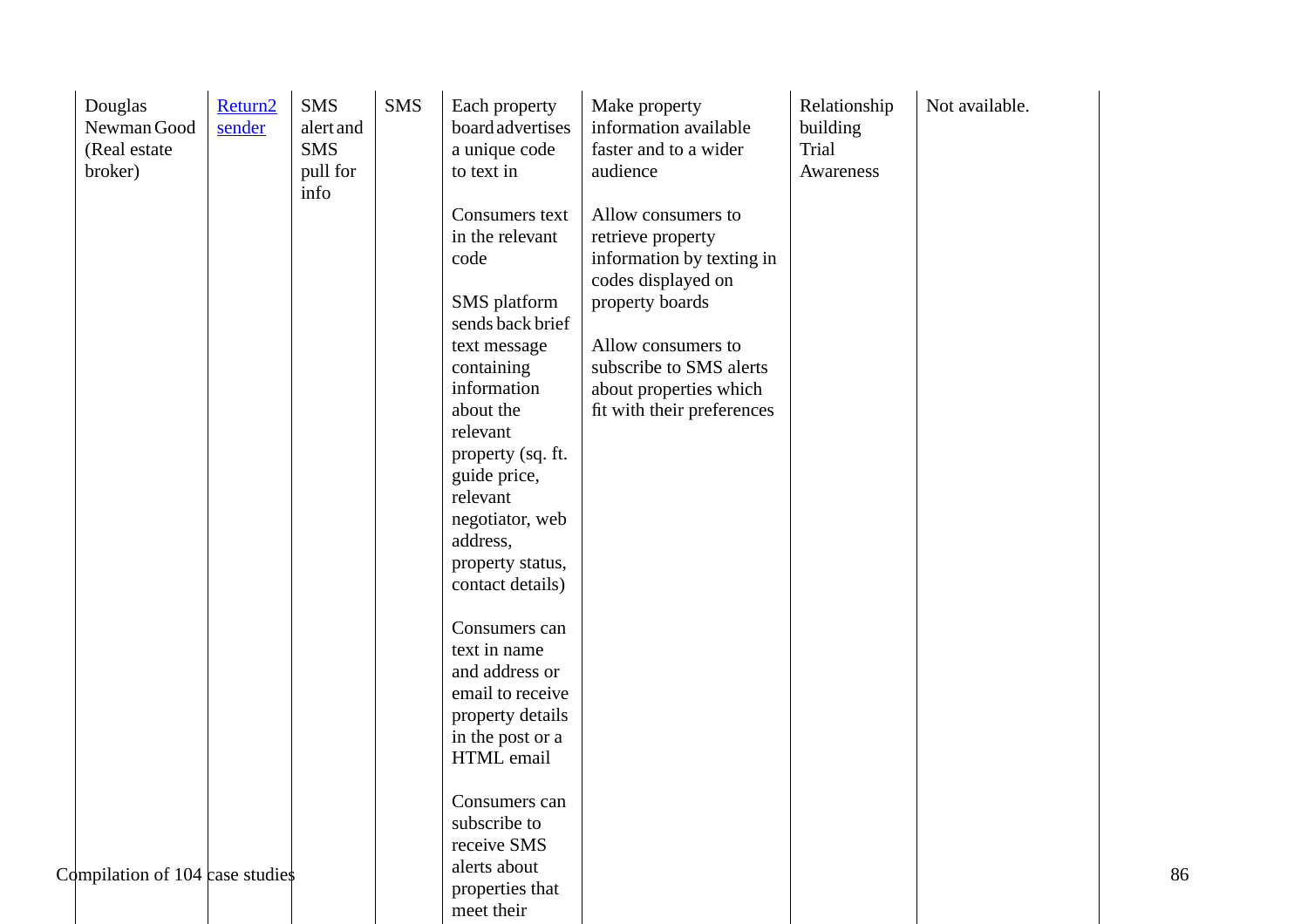| | | | | | | | |
|---|---|---|---|---|---|---|---|
| Douglas Newman Good (Real estate broker) | [Return2 sender]() | SMS alert and SMS pull for info | SMS | Each property board advertises a unique code to text in<br><br>Consumers text in the relevant code<br><br>SMS platform sends back brief text message containing information about the relevant property (sq. ft. guide price, relevant negotiator, web address, property status, contact details)<br><br>Consumers can text in name and address or email to receive property details in the post or a HTML email<br><br>Consumers can subscribe to receive SMS alerts about properties that meet their | Make property information available faster and to a wider audience<br><br>Allow consumers to retrieve property information by texting in codes displayed on property boards<br><br>Allow consumers to subscribe to SMS alerts about properties which fit with their preferences | Relationship building<br>Trial<br>Awareness | Not available. |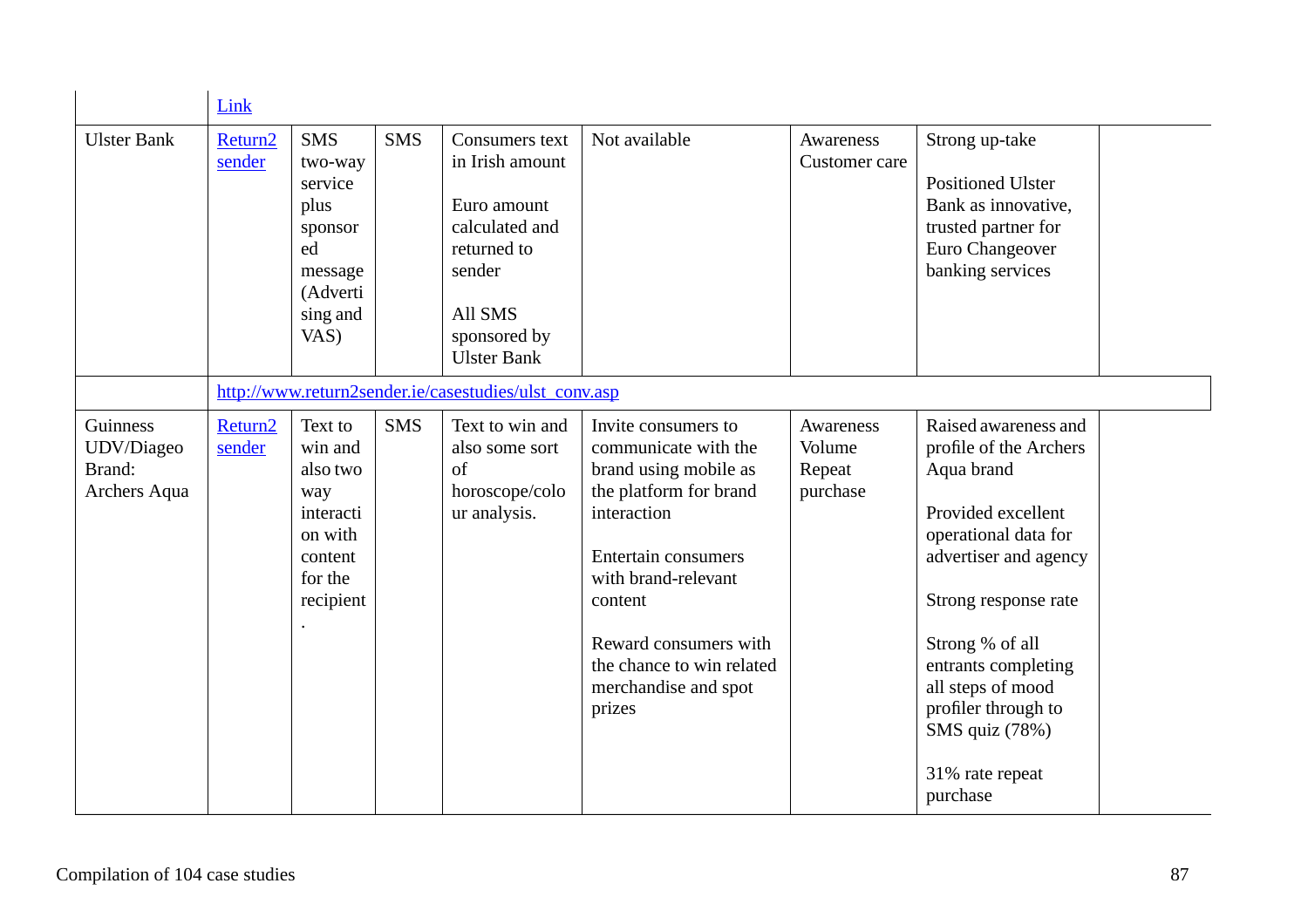| | | | | | | | | |
|---|---|---|---|---|---|---|---|---|
| | Link | | | | | | | |
| Ulster Bank | Return2 sender | SMS two-way service plus sponsored message (Advertising and VAS) | SMS | Consumers text in Irish amount<br><br>Euro amount calculated and returned to sender<br><br>All SMS sponsored by Ulster Bank | Not available | Awareness Customer care | Strong up-take<br><br>Positioned Ulster Bank as innovative, trusted partner for Euro Changeover banking services | |
| | http://www.return2sender.ie/casestudies/ulst_conv.asp | | | | | | | |
| Guinness UDV/Diageo Brand: Archers Aqua | Return2 sender | Text to win and also two way interaction with content for the recipient. | SMS | Text to win and also some sort of horoscope/colour analysis. | Invite consumers to communicate with the brand using mobile as the platform for brand interaction<br><br>Entertain consumers with brand-relevant content<br><br>Reward consumers with the chance to win related merchandise and spot prizes | Awareness Volume Repeat purchase | Raised awareness and profile of the Archers Aqua brand<br><br>Provided excellent operational data for advertiser and agency<br><br>Strong response rate<br><br>Strong % of all entrants completing all steps of mood profiler through to SMS quiz (78%)<br><br>31% rate repeat purchase | |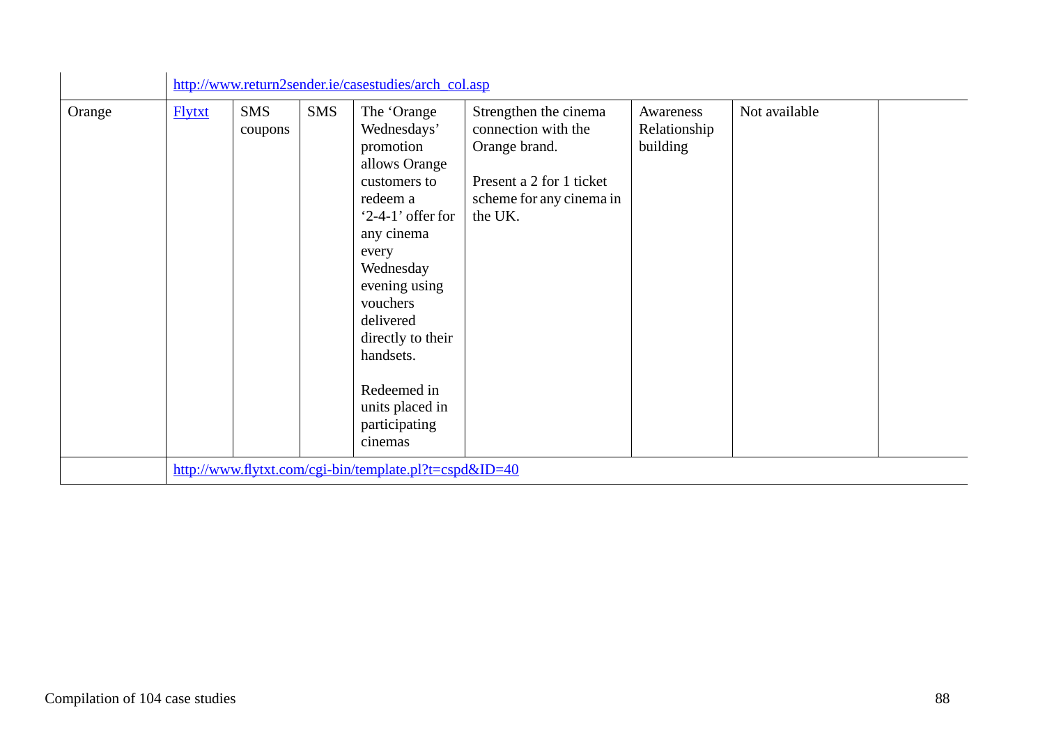| | | | | | | | | |
|---|---|---|---|---|---|---|---|---|
| | http://www.return2sender.ie/casestudies/arch_col.asp | | | | | | | |
| Orange | Flytxt | SMS coupons | SMS | The 'Orange Wednesdays' promotion allows Orange customers to redeem a '2-4-1' offer for any cinema every Wednesday evening using vouchers delivered directly to their handsets.<br><br>Redeemed in units placed in participating cinemas | Strengthen the cinema connection with the Orange brand.<br><br>Present a 2 for 1 ticket scheme for any cinema in the UK. | Awareness Relationship building | Not available | |
| | http://www.flytxt.com/cgi-bin/template.pl?t=cspd&ID=40 | | | | | | | |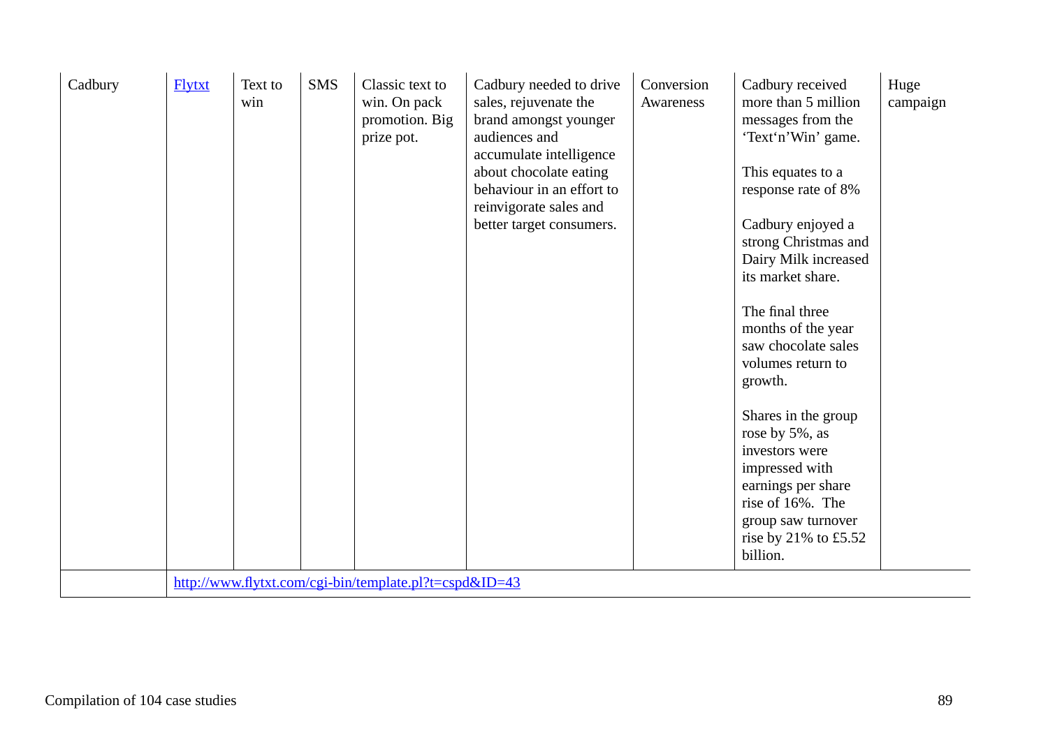| | | | | | | | | |
|---|---|---|---|---|---|---|---|---|
| Cadbury | Flytxt | Text to win | SMS | Classic text to win. On pack promotion. Big prize pot. | Cadbury needed to drive sales, rejuvenate the brand amongst younger audiences and accumulate intelligence about chocolate eating behaviour in an effort to reinvigorate sales and better target consumers. | Conversion Awareness | Cadbury received more than 5 million messages from the 'Text'n'Win' game.<br><br>This equates to a response rate of 8%<br><br>Cadbury enjoyed a strong Christmas and Dairy Milk increased its market share.<br><br>The final three months of the year saw chocolate sales volumes return to growth.<br><br>Shares in the group rose by 5%, as investors were impressed with earnings per share rise of 16%. The group saw turnover rise by 21% to £5.52 billion. | Huge campaign |
| | http://www.flytxt.com/cgi-bin/template.pl?t=cspd&ID=43 | | | | | | | |

Compilation of 104 case studies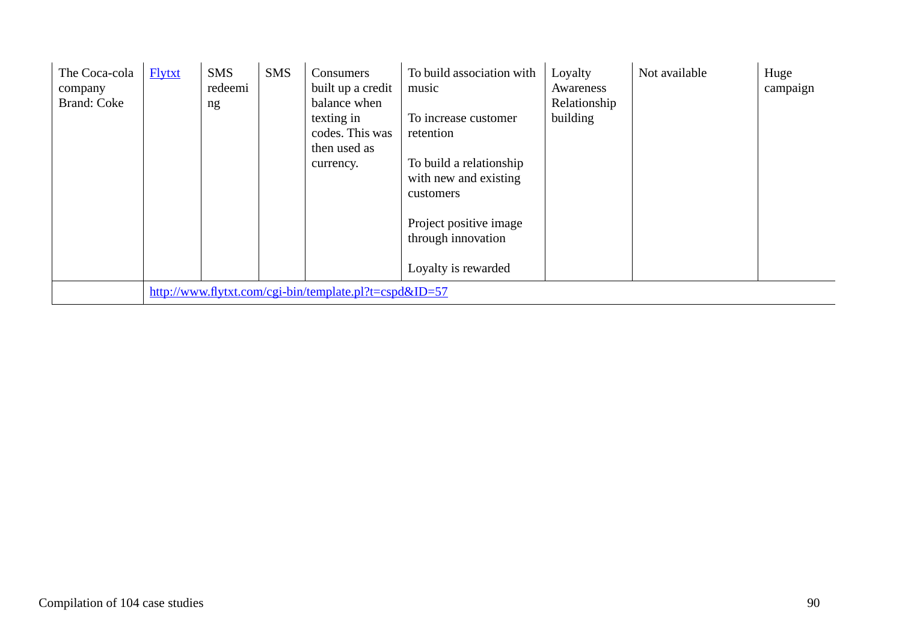| | | | | | | | | |
|---|---|---|---|---|---|---|---|---|
| The Coca-cola company Brand: Coke | Flytxt | SMS redeeming | SMS | Consumers built up a credit balance when texting in codes. This was then used as currency. | To build association with music<br><br>To increase customer retention<br><br>To build a relationship with new and existing customers<br><br>Project positive image through innovation<br><br>Loyalty is rewarded | Loyalty Awareness Relationship building | Not available | Huge campaign |
| | http://www.flytxt.com/cgi-bin/template.pl?t=cspd&ID=57 | | | | | | | |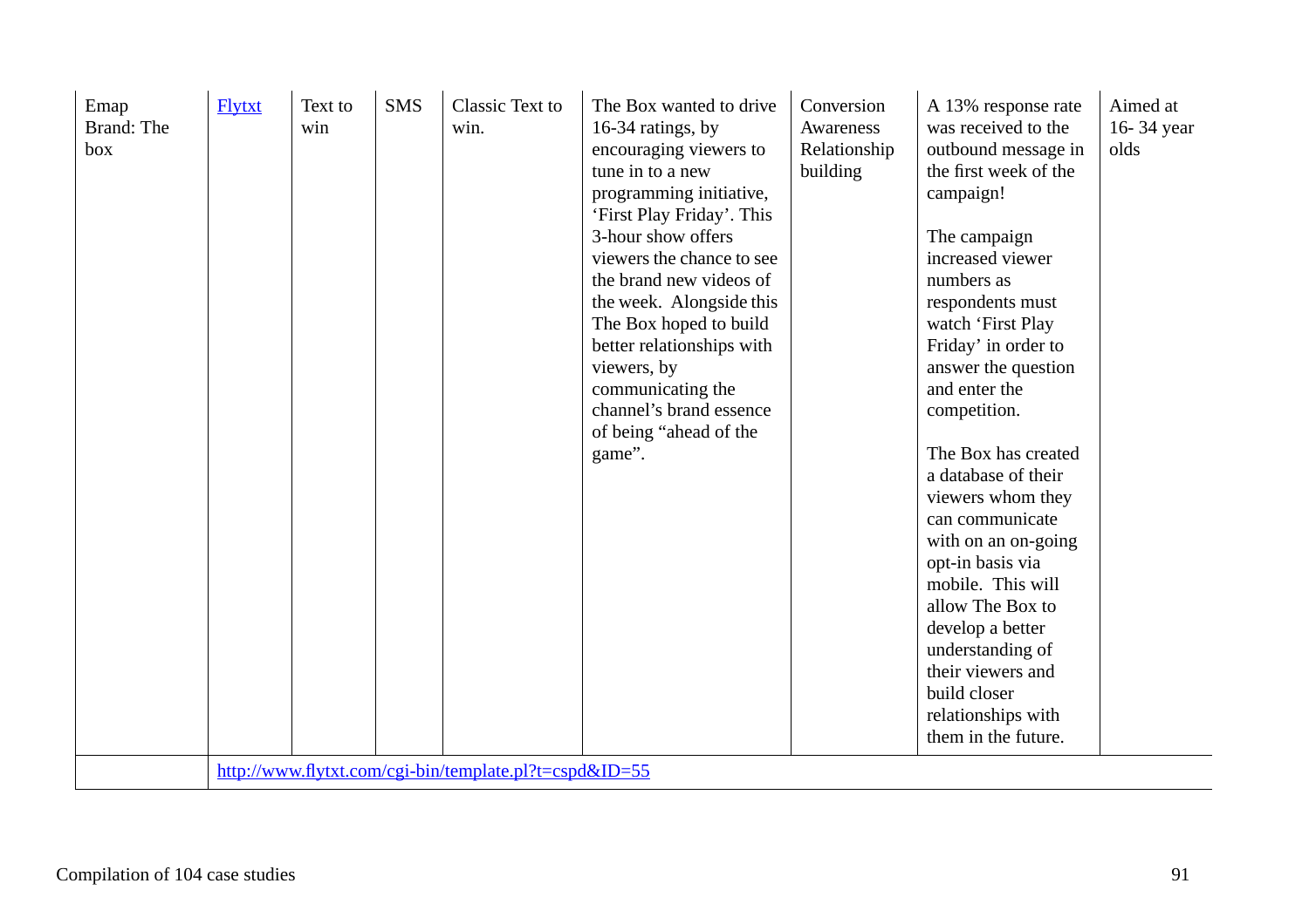| | | | | | | | | |
|---|---|---|---|---|---|---|---|---|
| Emap Brand: The box | [Flytxt](http://www.flytxt.com/cgi-bin/template.pl?t=cspd&ID=55) | Text to win | SMS | Classic Text to win. | The Box wanted to drive 16-34 ratings, by encouraging viewers to tune in to a new programming initiative, 'First Play Friday'. This 3-hour show offers viewers the chance to see the brand new videos of the week. Alongside this The Box hoped to build better relationships with viewers, by communicating the channel's brand essence of being "ahead of the game". | Conversion Awareness Relationship building | A 13% response rate was received to the outbound message in the first week of the campaign!<br><br>The campaign increased viewer numbers as respondents must watch 'First Play Friday' in order to answer the question and enter the competition.<br><br>The Box has created a database of their viewers whom they can communicate with on an on-going opt-in basis via mobile. This will allow The Box to develop a better understanding of their viewers and build closer relationships with them in the future. | Aimed at 16- 34 year olds |
| | http://www.flytxt.com/cgi-bin/template.pl?t=cspd&ID=55 | | | | | | | |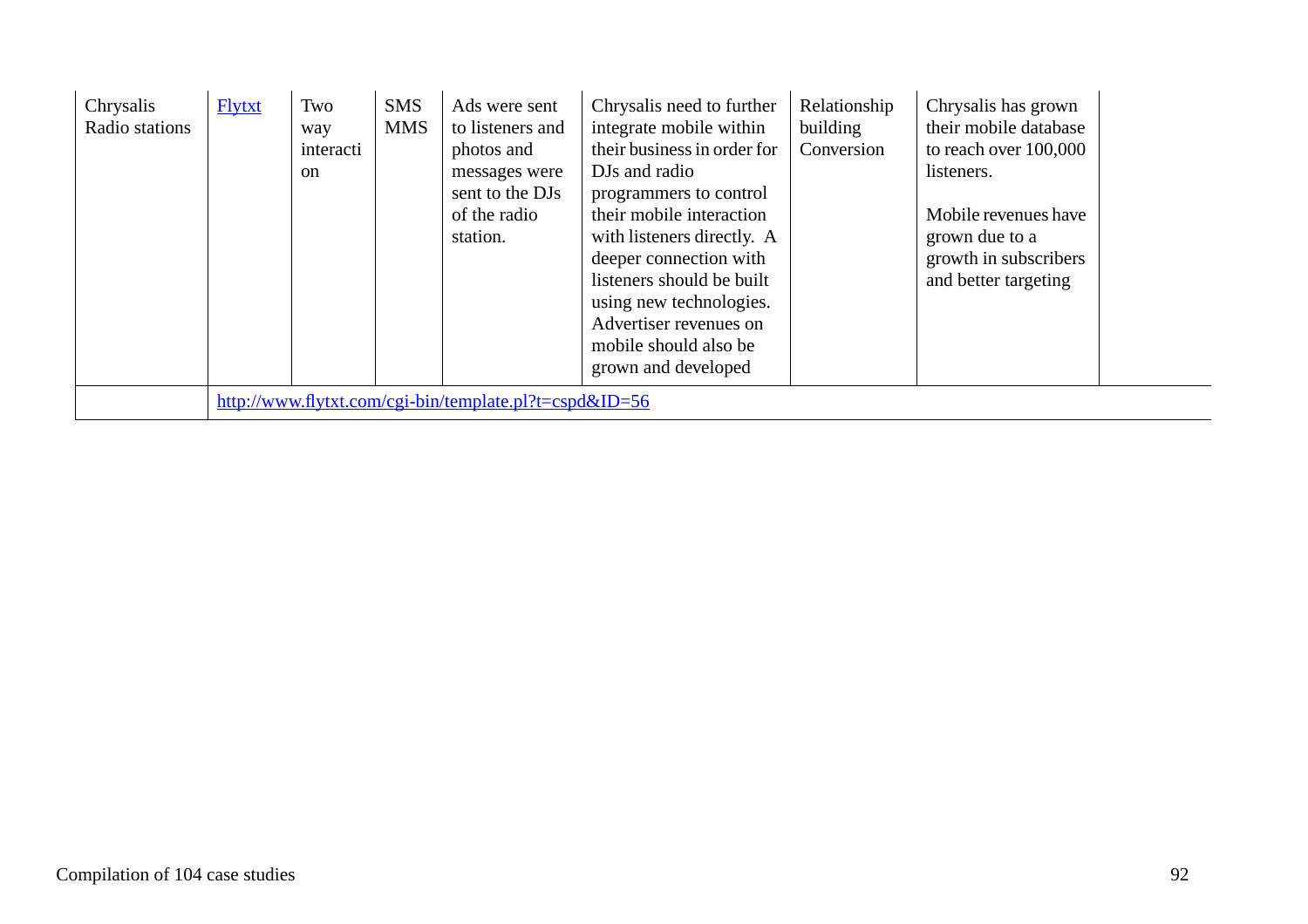| | | | | | | | | |
|---|---|---|---|---|---|---|---|---|
| Chrysalis Radio stations | Flytxt | Two way interaction | SMS MMS | Ads were sent to listeners and photos and messages were sent to the DJs of the radio station. | Chrysalis need to further integrate mobile within their business in order for DJs and radio programmers to control their mobile interaction with listeners directly. A deeper connection with listeners should be built using new technologies. Advertiser revenues on mobile should also be grown and developed | Relationship building Conversion | Chrysalis has grown their mobile database to reach over 100,000 listeners.<br><br>Mobile revenues have grown due to a growth in subscribers and better targeting | |
| | http://www.flytxt.com/cgi-bin/template.pl?t=cspd&ID=56 | | | | | | | |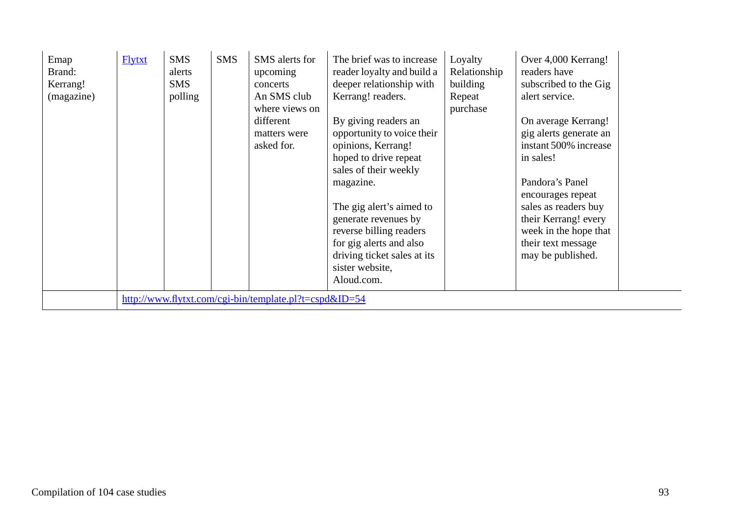| | | | | | | | | |
|---|---|---|---|---|---|---|---|---|
| Emap Brand: Kerrang! (magazine) | [Flytxt](http://www.flytxt.com/cgi-bin/template.pl?t=cspd&ID=54) | SMS alerts SMS polling | SMS | SMS alerts for upcoming concerts An SMS club where views on different matters were asked for. | The brief was to increase reader loyalty and build a deeper relationship with Kerrang! readers.<br><br>By giving readers an opportunity to voice their opinions, Kerrang! hoped to drive repeat sales of their weekly magazine.<br><br>The gig alert's aimed to generate revenues by reverse billing readers for gig alerts and also driving ticket sales at its sister website, Aloud.com. | Loyalty Relationship building Repeat purchase | Over 4,000 Kerrang! readers have subscribed to the Gig alert service.<br><br>On average Kerrang! gig alerts generate an instant 500% increase in sales!<br><br>Pandora's Panel encourages repeat sales as readers buy their Kerrang! every week in the hope that their text message may be published. | |
| | http://www.flytxt.com/cgi-bin/template.pl?t=cspd&ID=54 | | | | | | | |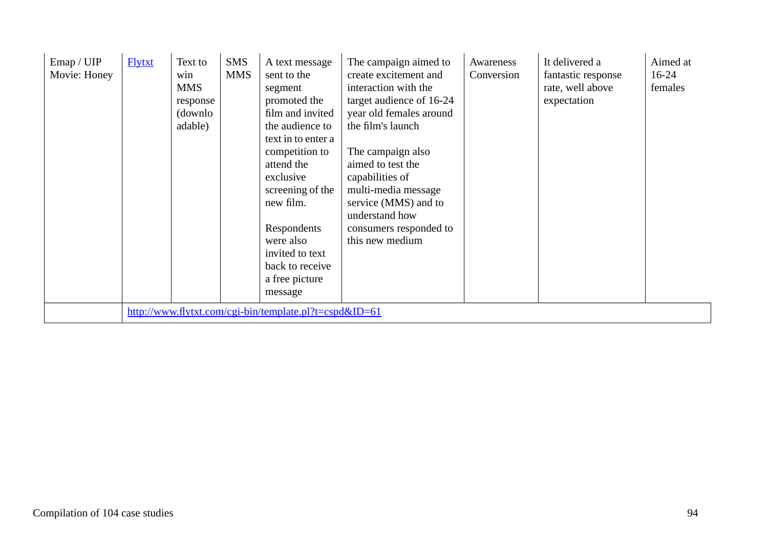| | | | | | | | | |
|---|---|---|---|---|---|---|---|---|
| Emap / UIP Movie: Honey | Flytxt | Text to win MMS response (downloadable) | SMS MMS | A text message sent to the segment promoted the film and invited the audience to text in to enter a competition to attend the exclusive screening of the new film.<br><br>Respondents were also invited to text back to receive a free picture message | The campaign aimed to create excitement and interaction with the target audience of 16-24 year old females around the film's launch<br><br>The campaign also aimed to test the capabilities of multi-media message service (MMS) and to understand how consumers responded to this new medium | Awareness Conversion | It delivered a fantastic response rate, well above expectation | Aimed at 16-24 females |
| | http://www.flytxt.com/cgi-bin/template.pl?t=cspd&ID=61 | | | | | | | |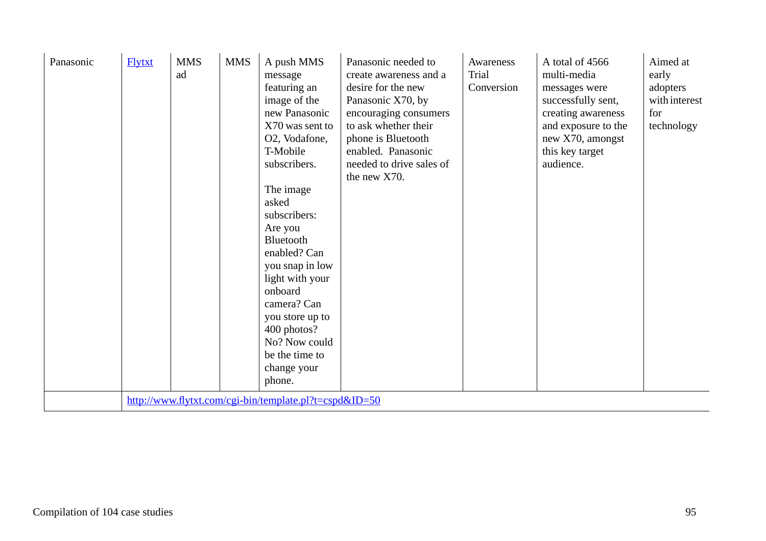| | | | | | | | | |
|---|---|---|---|---|---|---|---|---|
| Panasonic | Flytxt | MMS ad | MMS | A push MMS message featuring an image of the new Panasonic X70 was sent to O2, Vodafone, T-Mobile subscribers.<br><br>The image asked subscribers: Are you Bluetooth enabled? Can you snap in low light with your onboard camera? Can you store up to 400 photos? No? Now could be the time to change your phone. | Panasonic needed to create awareness and a desire for the new Panasonic X70, by encouraging consumers to ask whether their phone is Bluetooth enabled. Panasonic needed to drive sales of the new X70. | Awareness Trial Conversion | A total of 4566 multi-media messages were successfully sent, creating awareness and exposure to the new X70, amongst this key target audience. | Aimed at early adopters with interest for technology |
| | http://www.flytxt.com/cgi-bin/template.pl?t=cspd&ID=50 | | | | | | | |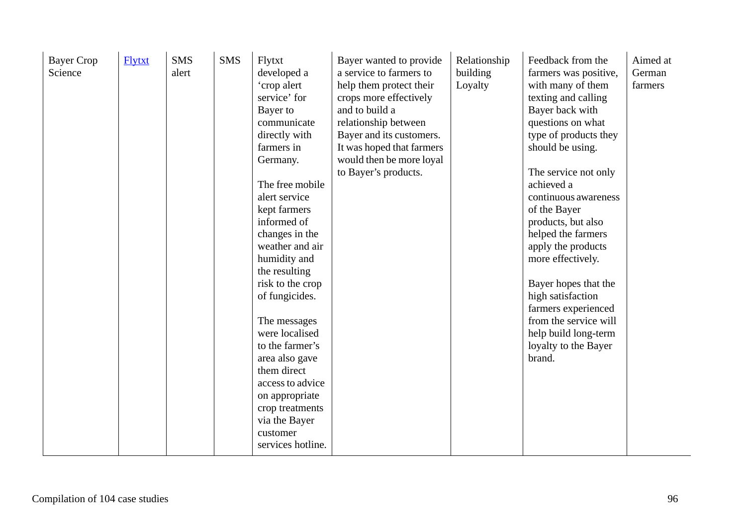| | | | | | | | | |
|---|---|---|---|---|---|---|---|---|
| Bayer Crop Science | Flytxt | SMS alert | SMS | Flytxt developed a 'crop alert service' for Bayer to communicate directly with farmers in Germany.<br><br>The free mobile alert service kept farmers informed of changes in the weather and air humidity and the resulting risk to the crop of fungicides.<br><br>The messages were localised to the farmer's area also gave them direct access to advice on appropriate crop treatments via the Bayer customer services hotline. | Bayer wanted to provide a service to farmers to help them protect their crops more effectively and to build a relationship between Bayer and its customers. It was hoped that farmers would then be more loyal to Bayer's products. | Relationship building Loyalty | Feedback from the farmers was positive, with many of them texting and calling Bayer back with questions on what type of products they should be using.<br><br>The service not only achieved a continuous awareness of the Bayer products, but also helped the farmers apply the products more effectively.<br><br>Bayer hopes that the high satisfaction farmers experienced from the service will help build long-term loyalty to the Bayer brand. | Aimed at German farmers |

Compilation of 104 case studies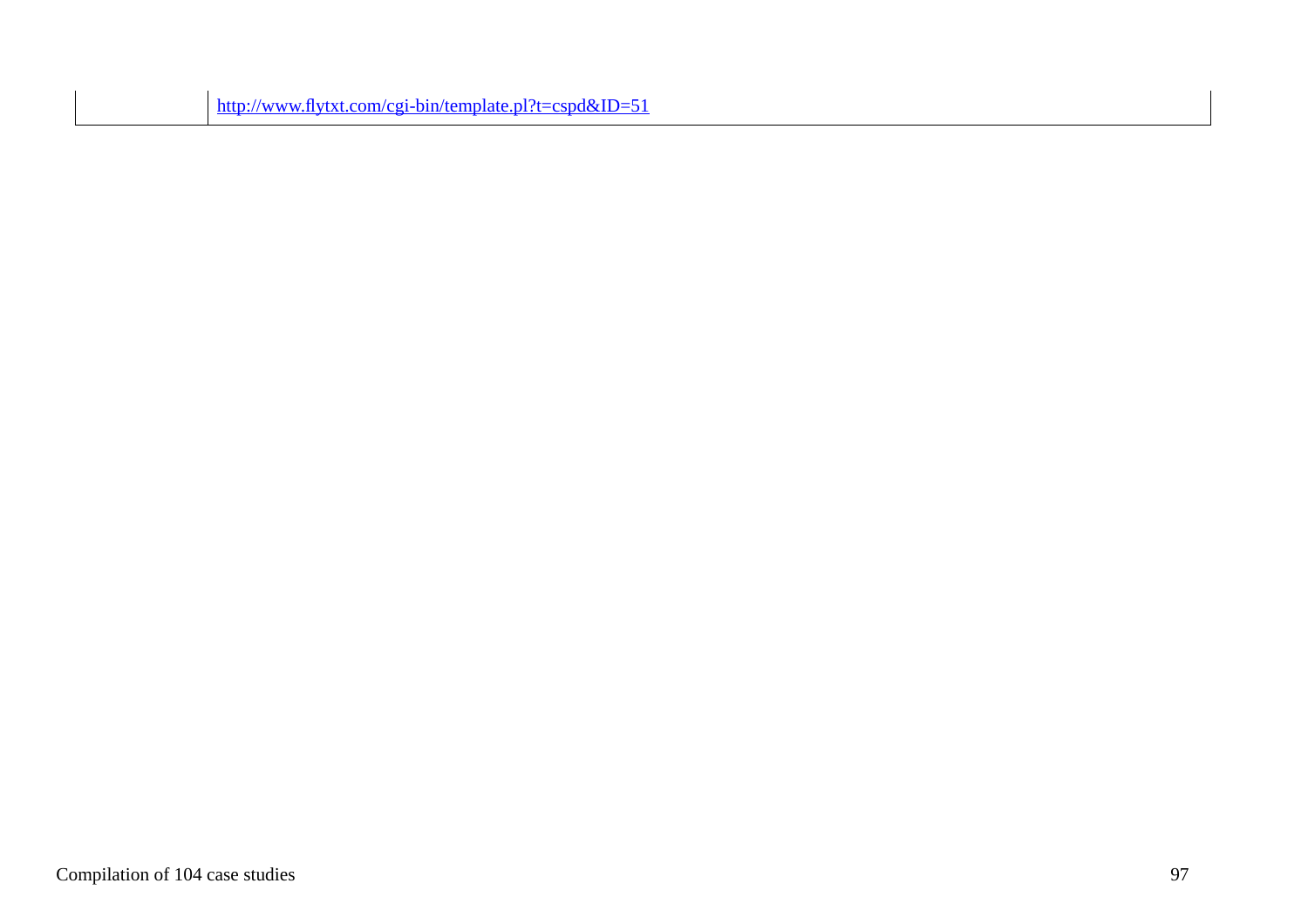| | |
|---|---|
| | http://www.flytxt.com/cgi-bin/template.pl?t=cspd&ID=51 |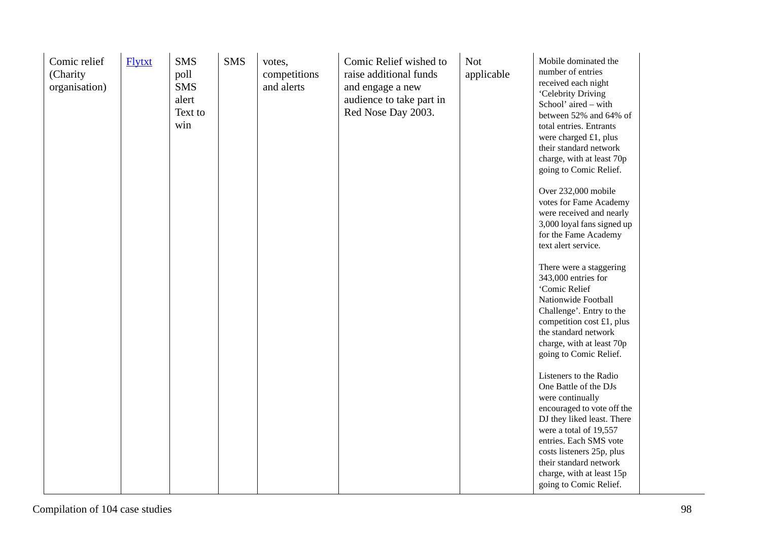| | | | | | | | | |
|---|---|---|---|---|---|---|---|---|
| Comic relief (Charity organisation) | Flytxt | SMS poll SMS alert Text to win | SMS | votes, competitions and alerts | Comic Relief wished to raise additional funds and engage a new audience to take part in Red Nose Day 2003. | Not applicable | Mobile dominated the number of entries received each night 'Celebrity Driving School' aired – with between 52% and 64% of total entries. Entrants were charged £1, plus their standard network charge, with at least 70p going to Comic Relief.<br><br>Over 232,000 mobile votes for Fame Academy were received and nearly 3,000 loyal fans signed up for the Fame Academy text alert service.<br><br>There were a staggering 343,000 entries for 'Comic Relief Nationwide Football Challenge'. Entry to the competition cost £1, plus the standard network charge, with at least 70p going to Comic Relief.<br><br>Listeners to the Radio One Battle of the DJs were continually encouraged to vote off the DJ they liked least. There were a total of 19,557 entries. Each SMS vote costs listeners 25p, plus their standard network charge, with at least 15p going to Comic Relief. | |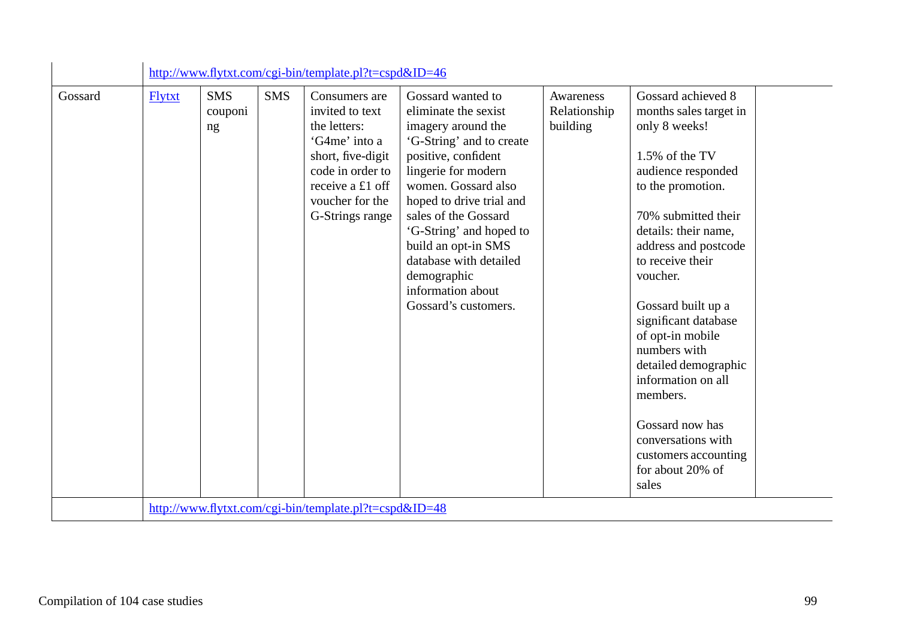| | | | | | | | | |
|---|---|---|---|---|---|---|---|---|
| | http://www.flytxt.com/cgi-bin/template.pl?t=cspd&ID=46 | | | | | | | |
| Gossard | Flytxt | SMS couponing | SMS | Consumers are invited to text the letters: 'G4me' into a short, five-digit code in order to receive a £1 off voucher for the G-Strings range | Gossard wanted to eliminate the sexist imagery around the 'G-String' and to create positive, confident lingerie for modern women. Gossard also hoped to drive trial and sales of the Gossard 'G-String' and hoped to build an opt-in SMS database with detailed demographic information about Gossard's customers. | Awareness Relationship building | Gossard achieved 8 months sales target in only 8 weeks!<br><br>1.5% of the TV audience responded to the promotion.<br><br>70% submitted their details: their name, address and postcode to receive their voucher.<br><br>Gossard built up a significant database of opt-in mobile numbers with detailed demographic information on all members.<br><br>Gossard now has conversations with customers accounting for about 20% of sales | |
| | http://www.flytxt.com/cgi-bin/template.pl?t=cspd&ID=48 | | | | | | | |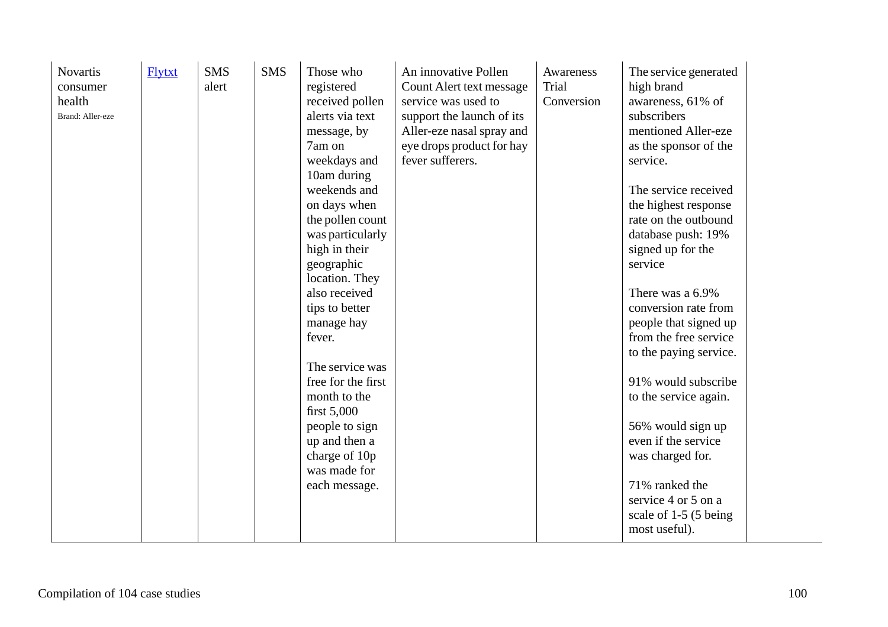| | | | | | | | | |
|---|---|---|---|---|---|---|---|---|
| Novartis consumer health<br>Brand: Aller-eze | [Flytxt]() | SMS alert | SMS | Those who registered received pollen alerts via text message, by 7am on weekdays and 10am during weekends and on days when the pollen count was particularly high in their geographic location. They also received tips to better manage hay fever.<br><br>The service was free for the first month to the first 5,000 people to sign up and then a charge of 10p was made for each message. | An innovative Pollen Count Alert text message service was used to support the launch of its Aller-eze nasal spray and eye drops product for hay fever sufferers. | Awareness<br>Trial<br>Conversion | The service generated high brand awareness, 61% of subscribers mentioned Aller-eze as the sponsor of the service.<br><br>The service received the highest response rate on the outbound database push: 19% signed up for the service<br><br>There was a 6.9% conversion rate from people that signed up from the free service to the paying service.<br><br>91% would subscribe to the service again.<br><br>56% would sign up even if the service was charged for.<br><br>71% ranked the service 4 or 5 on a scale of 1-5 (5 being most useful). | |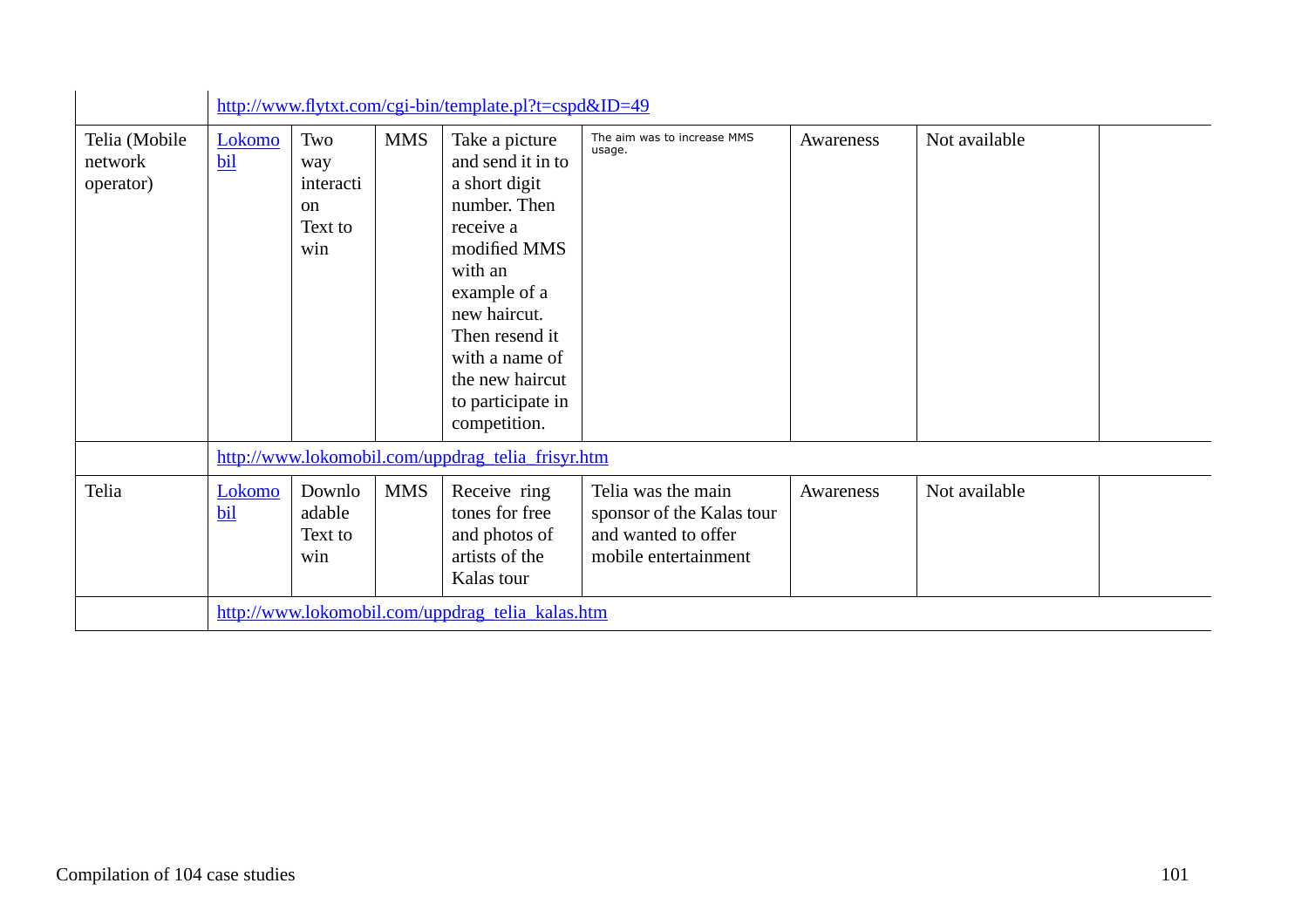| | | | | | | | | |
|---|---|---|---|---|---|---|---|---|
| | http://www.flytxt.com/cgi-bin/template.pl?t=cspd&ID=49 | | | | | | | |
| Telia (Mobile network operator) | Lokomobil | Two way interaction Text to win | MMS | Take a picture and send it in to a short digit number. Then receive a modified MMS with an example of a new haircut. Then resend it with a name of the new haircut to participate in competition. | The aim was to increase MMS usage. | Awareness | Not available | |
| | http://www.lokomobil.com/uppdrag_telia_frisyr.htm | | | | | | | |
| Telia | Lokomobil | Downloadable Text to win | MMS | Receive ring tones for free and photos of artists of the Kalas tour | Telia was the main sponsor of the Kalas tour and wanted to offer mobile entertainment | Awareness | Not available | |
| | http://www.lokomobil.com/uppdrag_telia_kalas.htm | | | | | | | |

Compilation of 104 case studies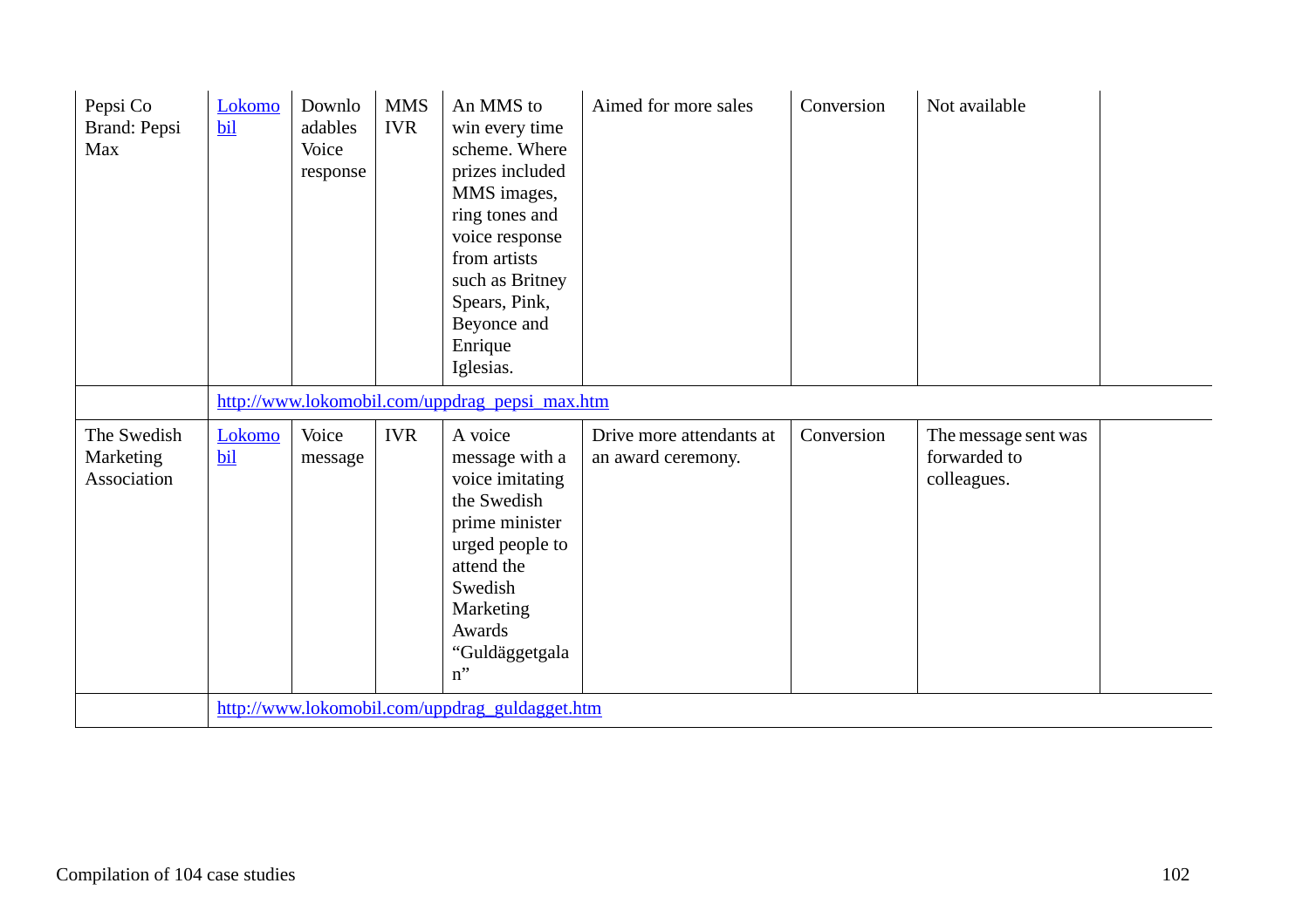| | | | | | | | | |
|---|---|---|---|---|---|---|---|---|
| Pepsi Co Brand: Pepsi Max | Lokomobil | Downloadables Voice response | MMS IVR | An MMS to win every time scheme. Where prizes included MMS images, ring tones and voice response from artists such as Britney Spears, Pink, Beyonce and Enrique Iglesias. | Aimed for more sales | Conversion | Not available | |
| | http://www.lokomobil.com/uppdrag_pepsi_max.htm | | | | | | | |
| The Swedish Marketing Association | Lokomobil | Voice message | IVR | A voice message with a voice imitating the Swedish prime minister urged people to attend the Swedish Marketing Awards “Guldäggetgalan” | Drive more attendants at an award ceremony. | Conversion | The message sent was forwarded to colleagues. | |
| | http://www.lokomobil.com/uppdrag_guldagget.htm | | | | | | | |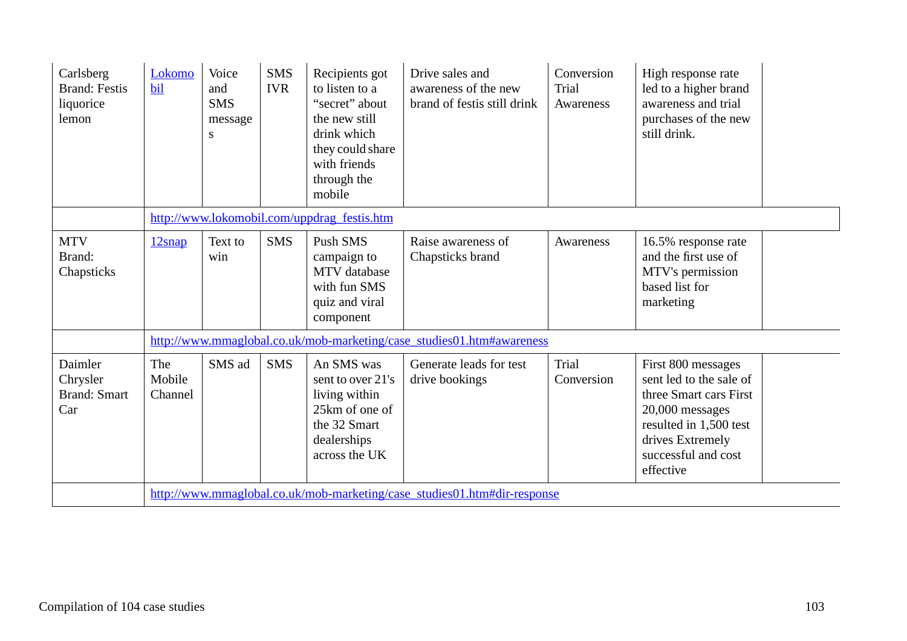| | | | | | | | | |
|---|---|---|---|---|---|---|---|---|
| Carlsberg Brand: Festis liquorice lemon | Lokomobil | Voice and SMS messages | SMS IVR | Recipients got to listen to a "secret" about the new still drink which they could share with friends through the mobile | Drive sales and awareness of the new brand of festis still drink | Conversion Trial Awareness | High response rate led to a higher brand awareness and trial purchases of the new still drink. | |
| | http://www.lokomobil.com/uppdrag_festis.htm | | | | | | | |
| MTV Brand: Chapsticks | 12snap | Text to win | SMS | Push SMS campaign to MTV database with fun SMS quiz and viral component | Raise awareness of Chapsticks brand | Awareness | 16.5% response rate and the first use of MTV's permission based list for marketing | |
| | http://www.mmaglobal.co.uk/mob-marketing/case_studies01.htm#awareness | | | | | | | |
| Daimler Chrysler Brand: Smart Car | The Mobile Channel | SMS ad | SMS | An SMS was sent to over 21's living within 25km of one of the 32 Smart dealerships across the UK | Generate leads for test drive bookings | Trial Conversion | First 800 messages sent led to the sale of three Smart cars First 20,000 messages resulted in 1,500 test drives Extremely successful and cost effective | |
| | http://www.mmaglobal.co.uk/mob-marketing/case_studies01.htm#dir-response | | | | | | | |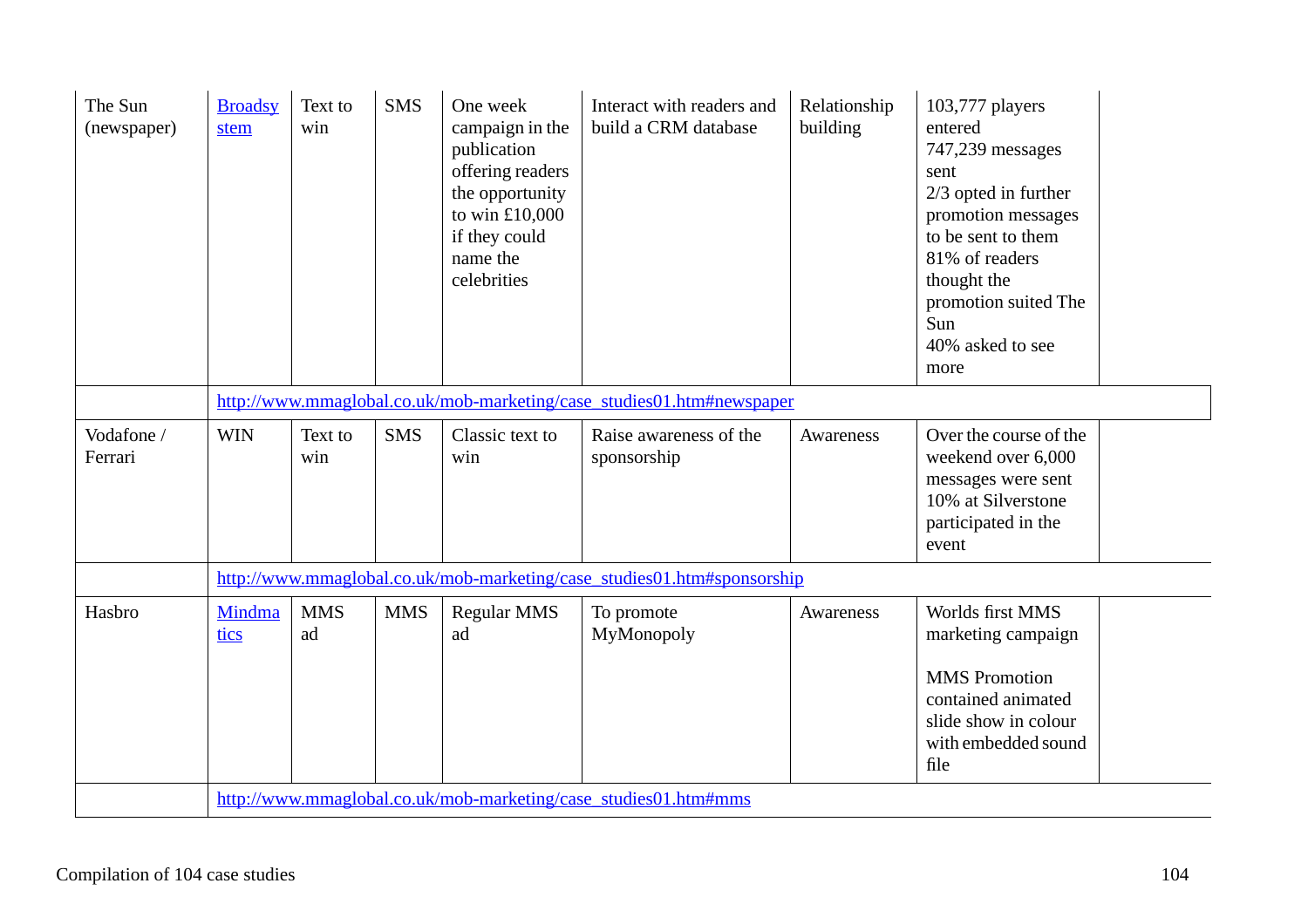| | | | | | | | | |
|---|---|---|---|---|---|---|---|---|
| The Sun (newspaper) | Broadsystem | Text to win | SMS | One week campaign in the publication offering readers the opportunity to win £10,000 if they could name the celebrities | Interact with readers and build a CRM database | Relationship building | 103,777 players entered<br>747,239 messages sent<br>2/3 opted in further promotion messages to be sent to them<br>81% of readers thought the promotion suited The Sun<br>40% asked to see more | |
| | http://www.mmaglobal.co.uk/mob-marketing/case_studies01.htm#newspaper | | | | | | | |
| Vodafone / Ferrari | WIN | Text to win | SMS | Classic text to win | Raise awareness of the sponsorship | Awareness | Over the course of the weekend over 6,000 messages were sent<br>10% at Silverstone participated in the event | |
| | http://www.mmaglobal.co.uk/mob-marketing/case_studies01.htm#sponsorship | | | | | | | |
| Hasbro | Mindmatics | MMS ad | MMS | Regular MMS ad | To promote MyMonopoly | Awareness | Worlds first MMS marketing campaign<br><br>MMS Promotion contained animated slide show in colour with embedded sound file | |
| | http://www.mmaglobal.co.uk/mob-marketing/case_studies01.htm#mms | | | | | | | |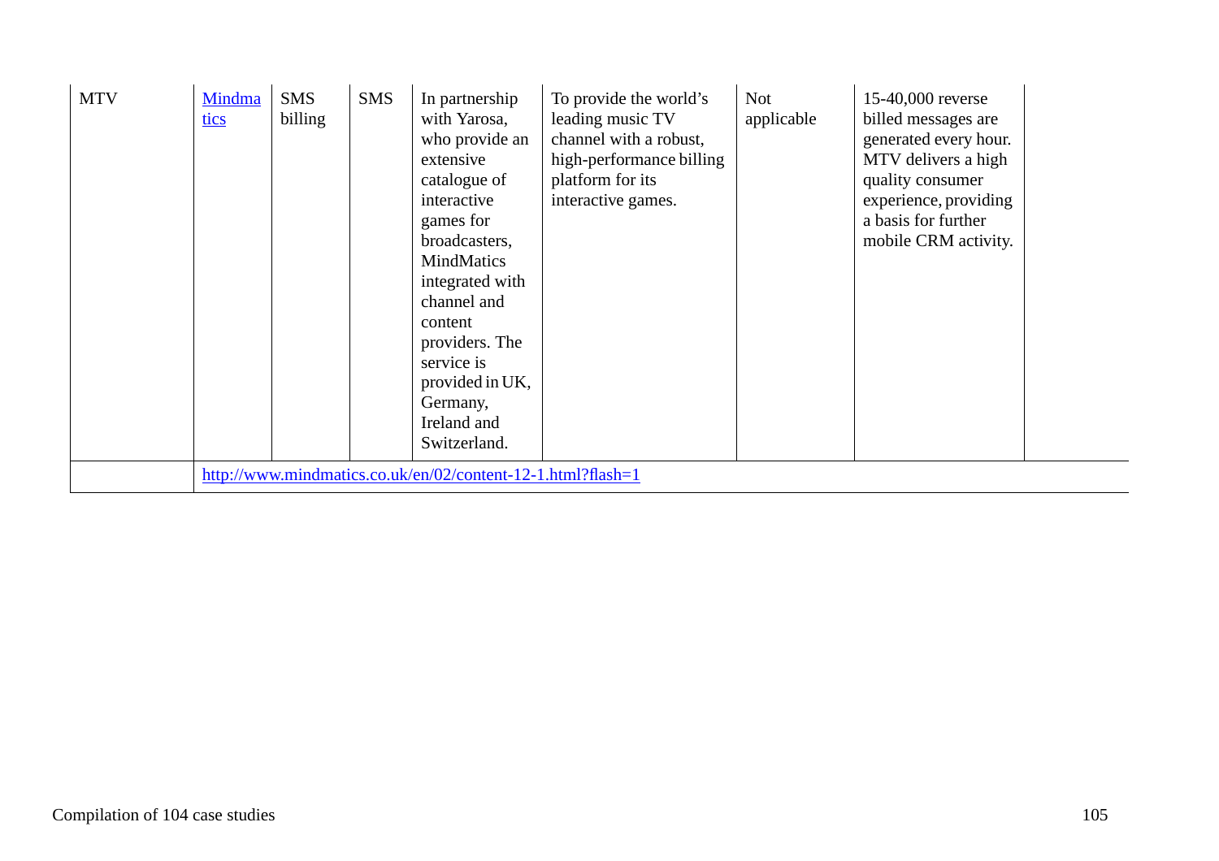| MTV | [Mindmatics](http://www.mindmatics.co.uk/en/02/content-12-1.html?flash=1) | SMS billing | SMS | In partnership with Yarosa, who provide an extensive catalogue of interactive games for broadcasters, MindMatics integrated with channel and content providers. The service is provided in UK, Germany, Ireland and Switzerland. | To provide the world's leading music TV channel with a robust, high-performance billing platform for its interactive games. | Not applicable | 15-40,000 reverse billed messages are generated every hour. MTV delivers a high quality consumer experience, providing a basis for further mobile CRM activity. | |
|---|---|---|---|---|---|---|---|---|
| | http://www.mindmatics.co.uk/en/02/content-12-1.html?flash=1 | | | | | | | |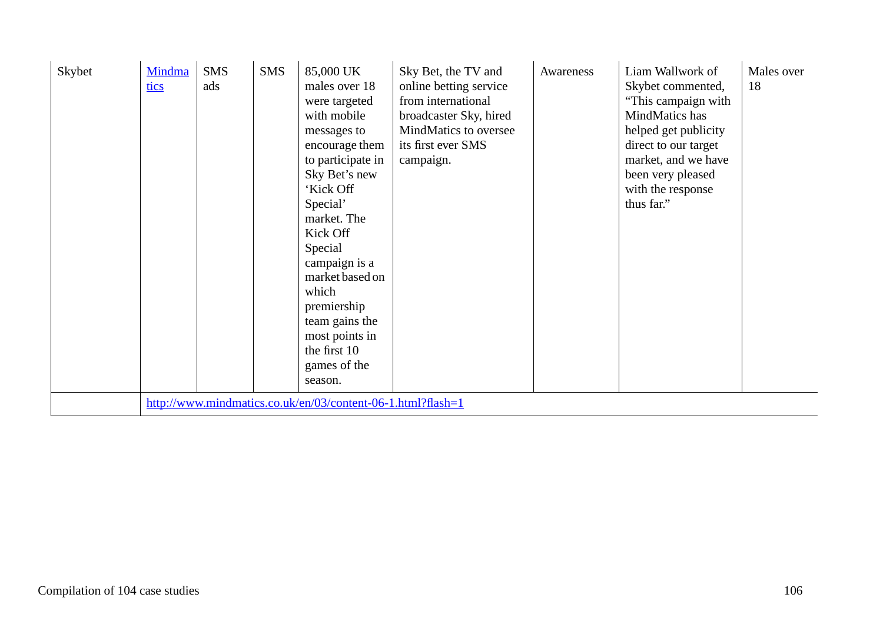| | | | | | | | | |
|---|---|---|---|---|---|---|---|---|
| Skybet | [Mindmatics](http://www.mindmatics.co.uk/en/03/content-06-1.html?flash=1) | SMS ads | SMS | 85,000 UK males over 18 were targeted with mobile messages to encourage them to participate in Sky Bet's new 'Kick Off Special' market. The Kick Off Special campaign is a market based on which premiership team gains the most points in the first 10 games of the season. | Sky Bet, the TV and online betting service from international broadcaster Sky, hired MindMatics to oversee its first ever SMS campaign. | Awareness | Liam Wallwork of Skybet commented, "This campaign with MindMatics has helped get publicity direct to our target market, and we have been very pleased with the response thus far." | Males over 18 |
| | http://www.mindmatics.co.uk/en/03/content-06-1.html?flash=1 | | | | | | | |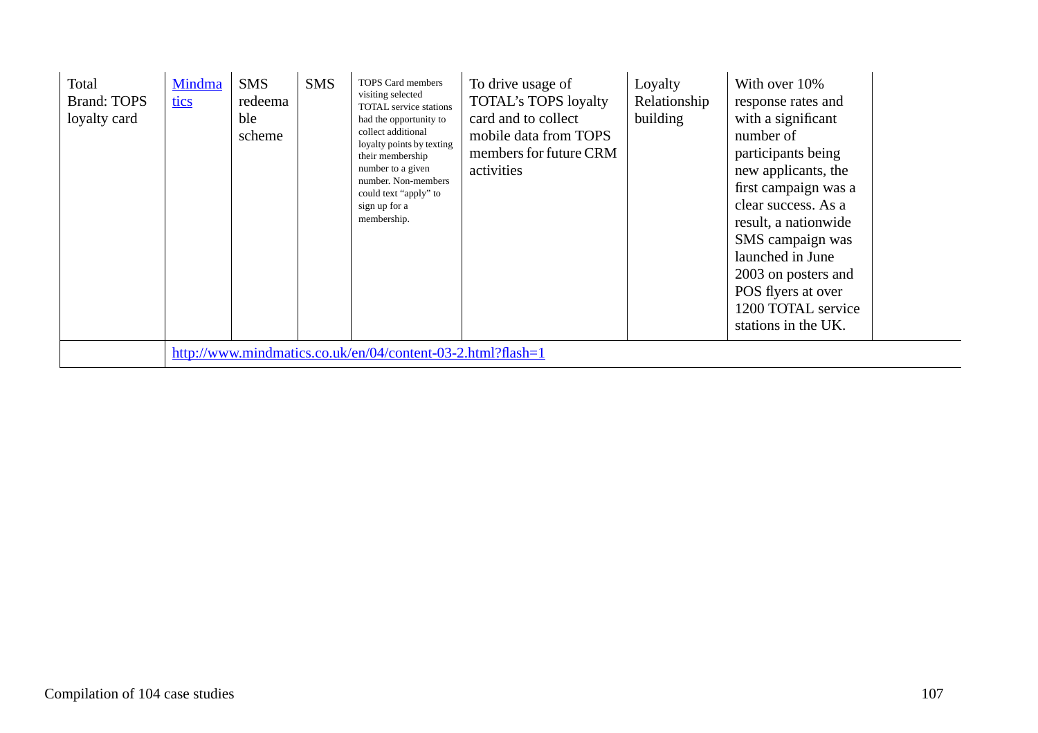| | | | | | | | | |
|---|---|---|---|---|---|---|---|---|
| Total Brand: TOPS loyalty card | Mindmatics | SMS redeemable scheme | SMS | TOPS Card members visiting selected TOTAL service stations had the opportunity to collect additional loyalty points by texting their membership number to a given number. Non-members could text "apply" to sign up for a membership. | To drive usage of TOTAL's TOPS loyalty card and to collect mobile data from TOPS members for future CRM activities | Loyalty Relationship building | With over 10% response rates and with a significant number of participants being new applicants, the first campaign was a clear success. As a result, a nationwide SMS campaign was launched in June 2003 on posters and POS flyers at over 1200 TOTAL service stations in the UK. | |
| | http://www.mindmatics.co.uk/en/04/content-03-2.html?flash=1 | | | | | | | |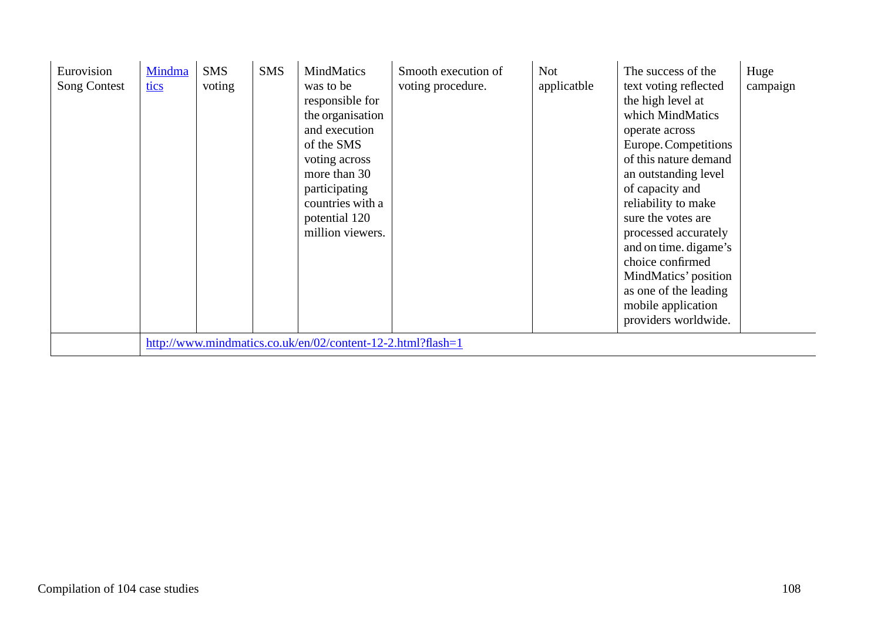| | | | | | | | | |
|---|---|---|---|---|---|---|---|---|
| Eurovision Song Contest | Mindmatics | SMS voting | SMS | MindMatics was to be responsible for the organisation and execution of the SMS voting across more than 30 participating countries with a potential 120 million viewers. | Smooth execution of voting procedure. | Not applicatble | The success of the text voting reflected the high level at which MindMatics operate across Europe. Competitions of this nature demand an outstanding level of capacity and reliability to make sure the votes are processed accurately and on time. digame's choice confirmed MindMatics' position as one of the leading mobile application providers worldwide. | Huge campaign |
| | http://www.mindmatics.co.uk/en/02/content-12-2.html?flash=1 | | | | | | | |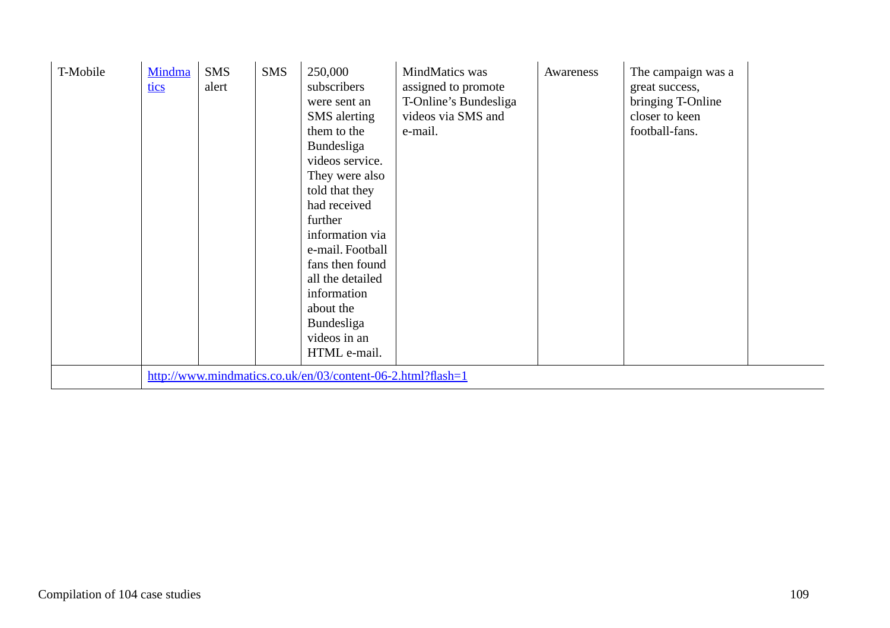| | | | | | | | | |
|---|---|---|---|---|---|---|---|---|
| T-Mobile | [Mindmatics](http://www.mindmatics.co.uk/en/03/content-06-2.html?flash=1) | SMS alert | SMS | 250,000 subscribers were sent an SMS alerting them to the Bundesliga videos service. They were also told that they had received further information via e-mail. Football fans then found all the detailed information about the Bundesliga videos in an HTML e-mail. | MindMatics was assigned to promote T-Online's Bundesliga videos via SMS and e-mail. | Awareness | The campaign was a great success, bringing T-Online closer to keen football-fans. | |
| | http://www.mindmatics.co.uk/en/03/content-06-2.html?flash=1 | | | | | | | |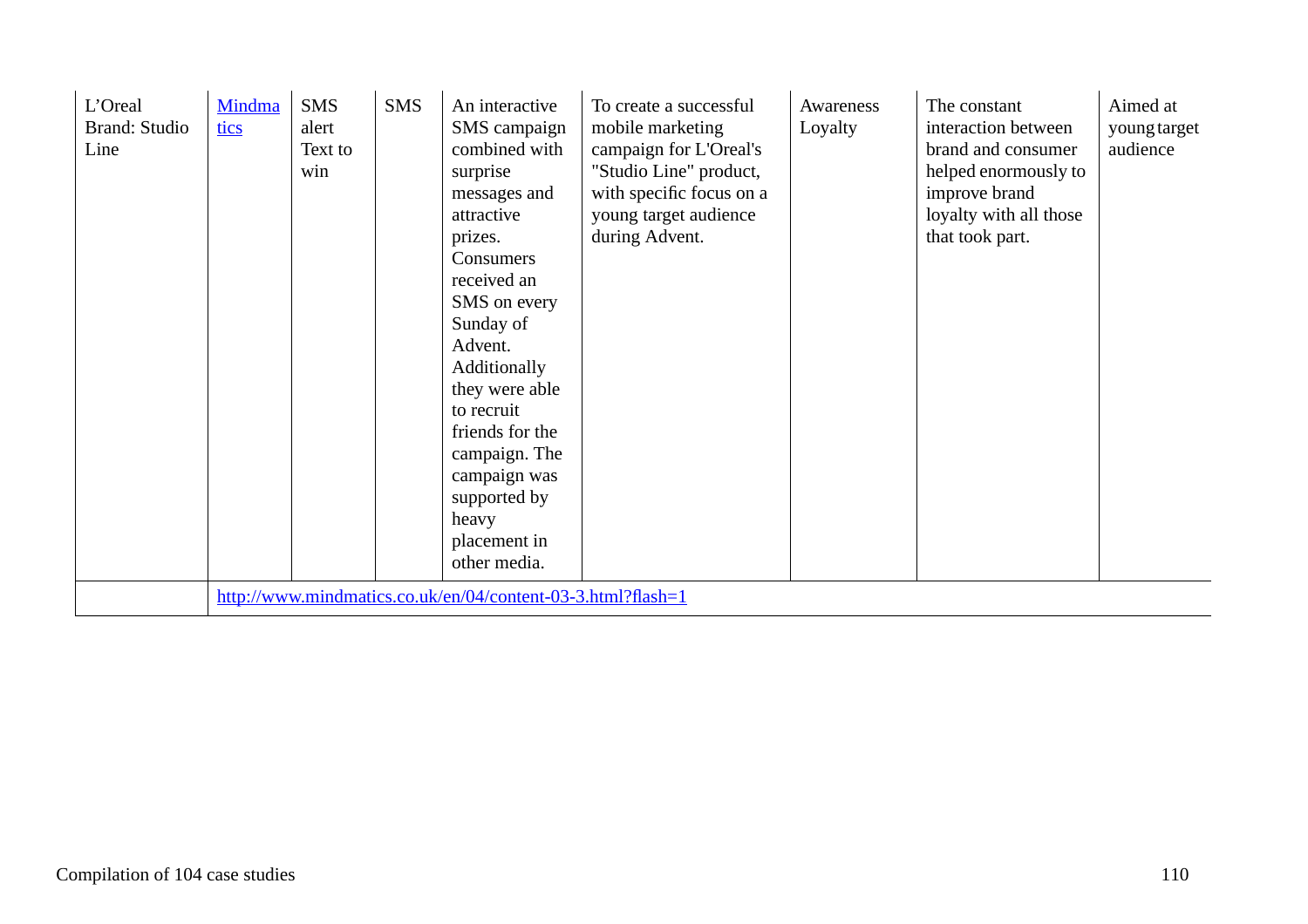| | | | | | | | | |
|---|---|---|---|---|---|---|---|---|
| L'Oreal Brand: Studio Line | Mindmatics | SMS alert Text to win | SMS | An interactive SMS campaign combined with surprise messages and attractive prizes. Consumers received an SMS on every Sunday of Advent. Additionally they were able to recruit friends for the campaign. The campaign was supported by heavy placement in other media. | To create a successful mobile marketing campaign for L'Oreal's "Studio Line" product, with specific focus on a young target audience during Advent. | Awareness Loyalty | The constant interaction between brand and consumer helped enormously to improve brand loyalty with all those that took part. | Aimed at young target audience |
| | http://www.mindmatics.co.uk/en/04/content-03-3.html?flash=1 | | | | | | | |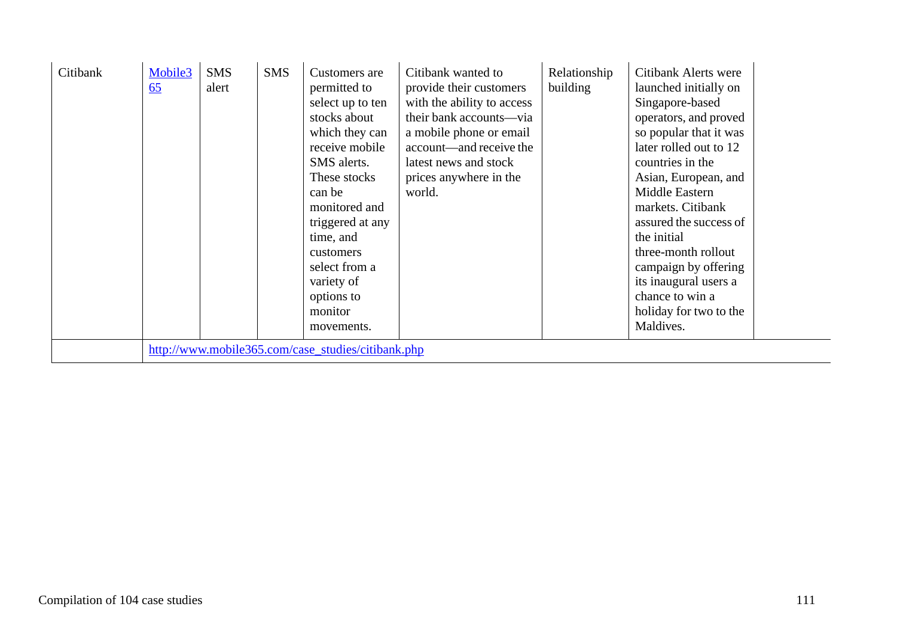| | | | | | | | | |
|---|---|---|---|---|---|---|---|---|
| Citibank | Mobile365 | SMS alert | SMS | Customers are permitted to select up to ten stocks about which they can receive mobile SMS alerts. These stocks can be monitored and triggered at any time, and customers select from a variety of options to monitor movements. | Citibank wanted to provide their customers with the ability to access their bank accounts—via a mobile phone or email account—and receive the latest news and stock prices anywhere in the world. | Relationship building | Citibank Alerts were launched initially on Singapore-based operators, and proved so popular that it was later rolled out to 12 countries in the Asian, European, and Middle Eastern markets. Citibank assured the success of the initial three-month rollout campaign by offering its inaugural users a chance to win a holiday for two to the Maldives. | |
| | http://www.mobile365.com/case_studies/citibank.php | | | | | | | |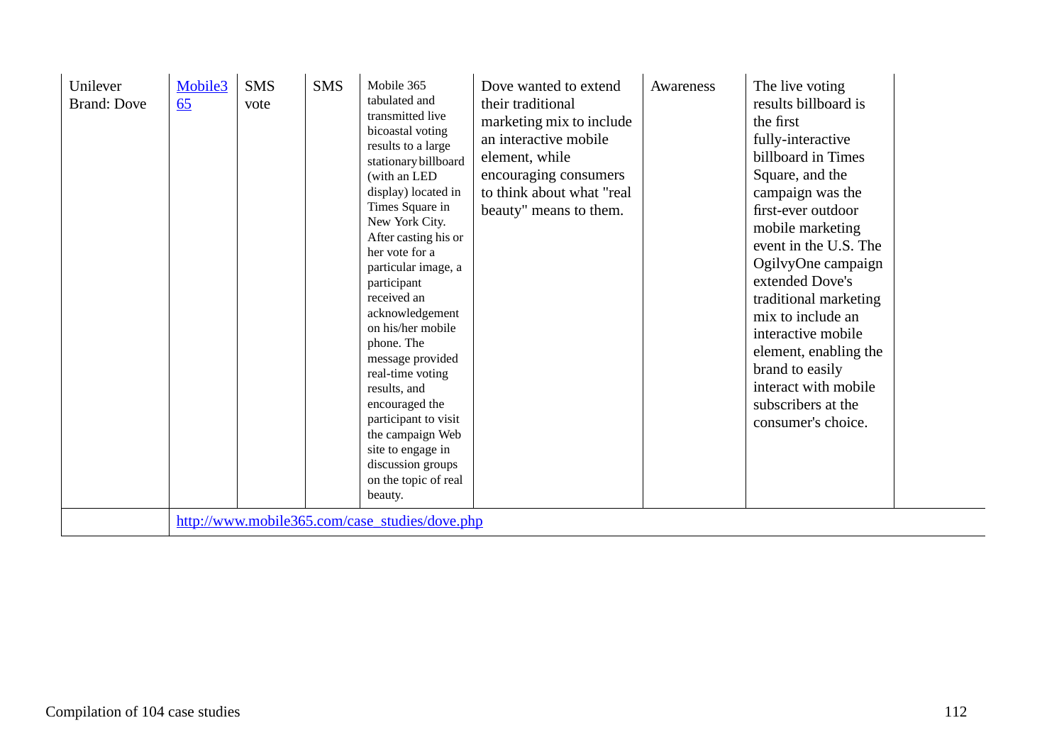| | | | | | | | | |
|---|---|---|---|---|---|---|---|---|
| Unilever Brand: Dove | [Mobile365](http://www.mobile365.com/case_studies/dove.php) | SMS vote | SMS | Mobile 365 tabulated and transmitted live bicoastal voting results to a large stationary billboard (with an LED display) located in Times Square in New York City. After casting his or her vote for a particular image, a participant received an acknowledgement on his/her mobile phone. The message provided real-time voting results, and encouraged the participant to visit the campaign Web site to engage in discussion groups on the topic of real beauty. | Dove wanted to extend their traditional marketing mix to include an interactive mobile element, while encouraging consumers to think about what "real beauty" means to them. | Awareness | The live voting results billboard is the first fully-interactive billboard in Times Square, and the campaign was the first-ever outdoor mobile marketing event in the U.S. The OgilvyOne campaign extended Dove's traditional marketing mix to include an interactive mobile element, enabling the brand to easily interact with mobile subscribers at the consumer's choice. | |
| | http://www.mobile365.com/case_studies/dove.php | | | | | | | |

Compilation of 104 case studies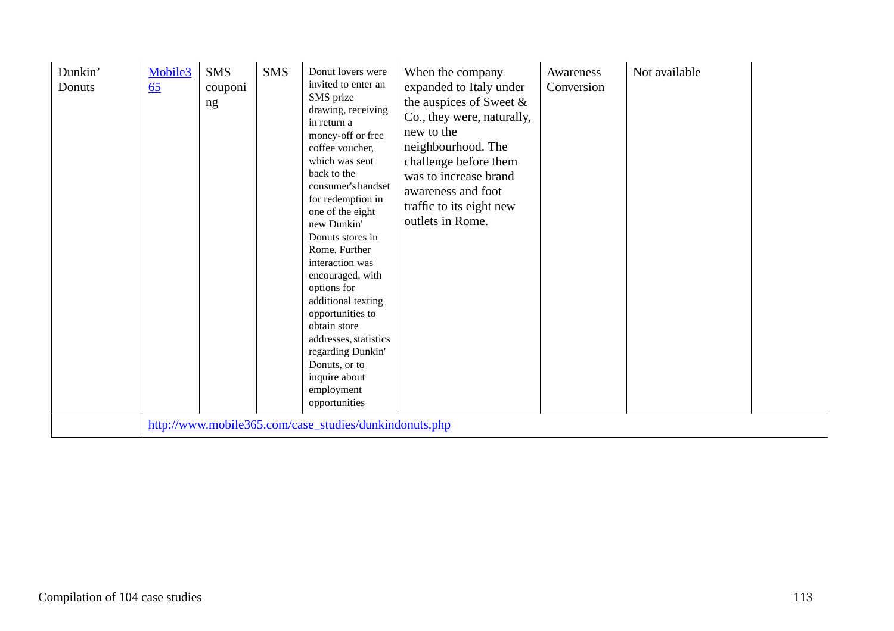| Dunkin' Donuts | Mobile365 | SMS couponing | SMS | Donut lovers were invited to enter an SMS prize drawing, receiving in return a money-off or free coffee voucher, which was sent back to the consumer's handset for redemption in one of the eight new Dunkin' Donuts stores in Rome. Further interaction was encouraged, with options for additional texting opportunities to obtain store addresses, statistics regarding Dunkin' Donuts, or to inquire about employment opportunities | When the company expanded to Italy under the auspices of Sweet & Co., they were, naturally, new to the neighbourhood. The challenge before them was to increase brand awareness and foot traffic to its eight new outlets in Rome. | Awareness Conversion | Not available | |
|---|---|---|---|---|---|---|---|---|
| | http://www.mobile365.com/case_studies/dunkindonuts.php | | | | | | | |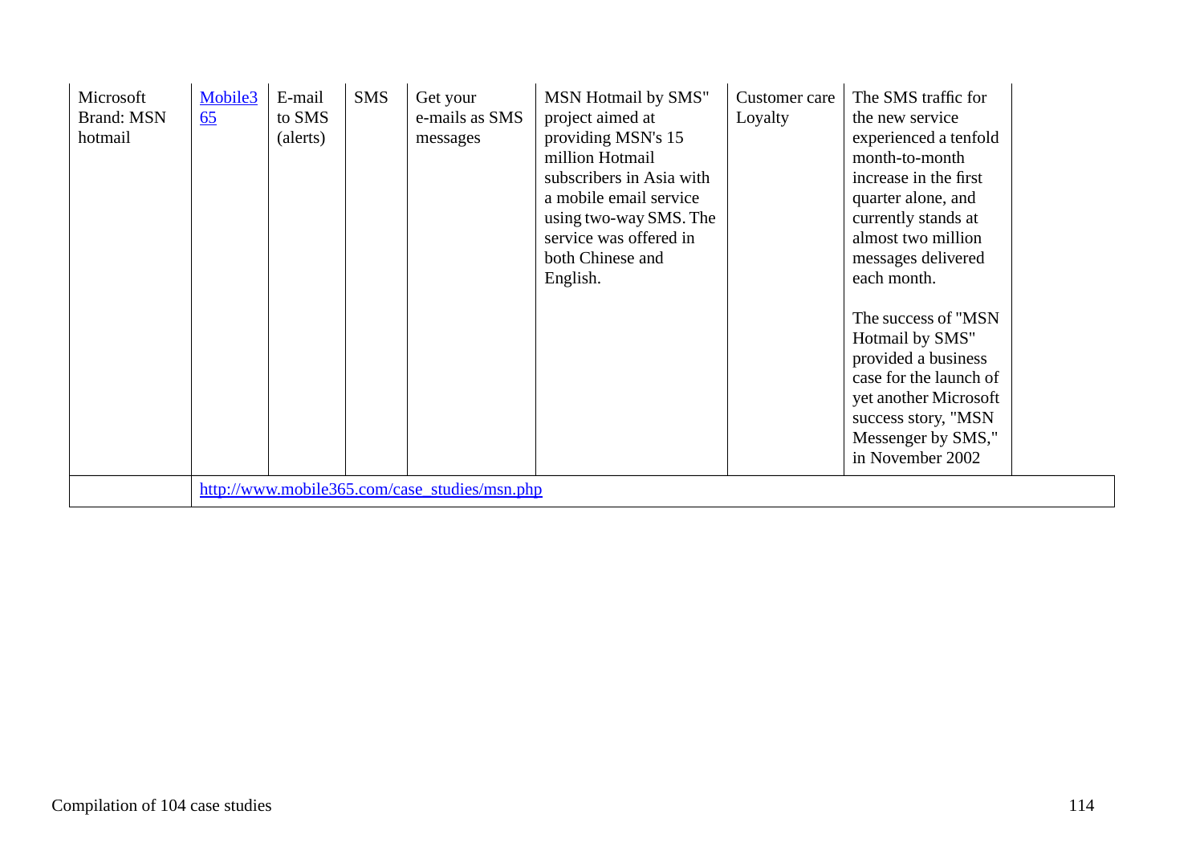| | | | | | | | | |
|---|---|---|---|---|---|---|---|---|
| Microsoft Brand: MSN hotmail | [Mobile365](http://www.mobile365.com/case_studies/msn.php) | E-mail to SMS (alerts) | SMS | Get your e-mails as SMS messages | MSN Hotmail by SMS" project aimed at providing MSN's 15 million Hotmail subscribers in Asia with a mobile email service using two-way SMS. The service was offered in both Chinese and English. | Customer care Loyalty | The SMS traffic for the new service experienced a tenfold month-to-month increase in the first quarter alone, and currently stands at almost two million messages delivered each month.<br><br>The success of "MSN Hotmail by SMS" provided a business case for the launch of yet another Microsoft success story, "MSN Messenger by SMS," in November 2002 | |
| | http://www.mobile365.com/case_studies/msn.php | | | | | | | |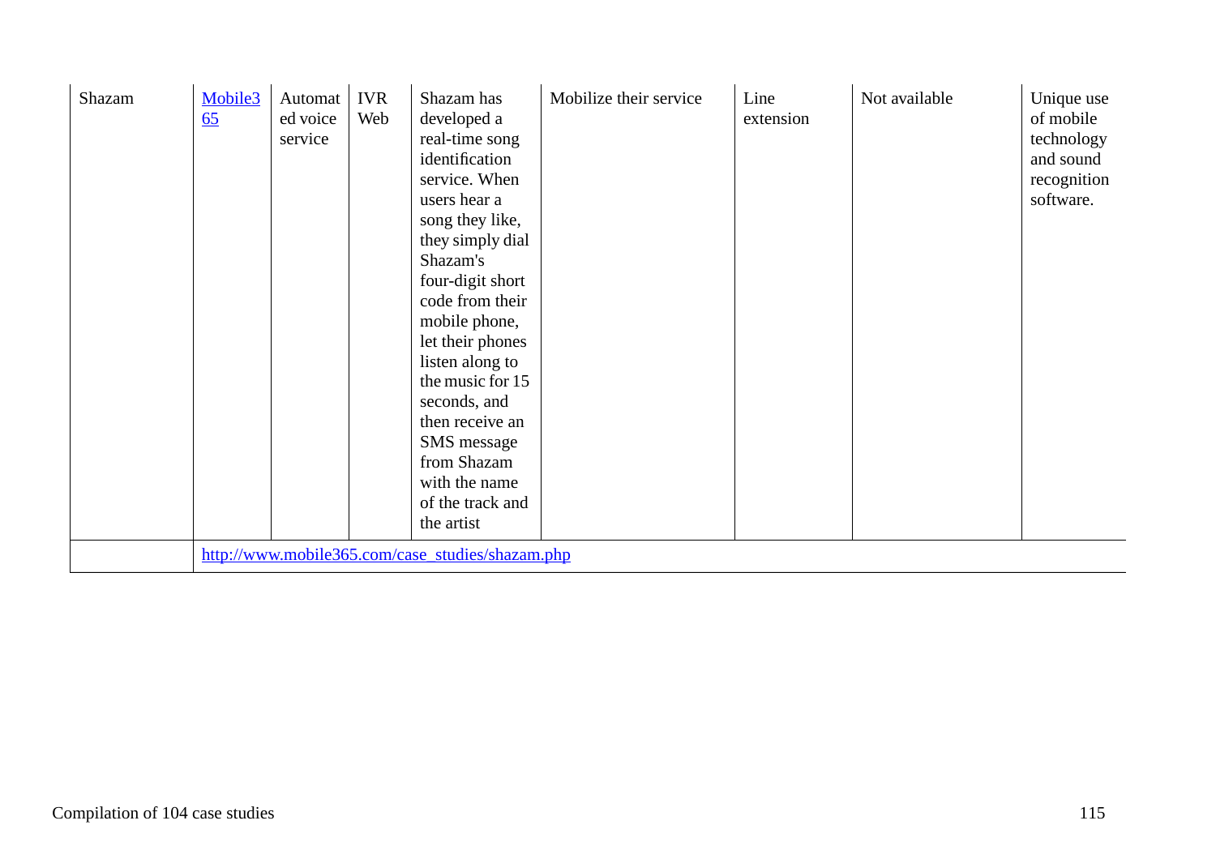| | | | | | | | | |
|---|---|---|---|---|---|---|---|---|
| Shazam | Mobile365 | Automated voice service | IVR Web | Shazam has developed a real-time song identification service. When users hear a song they like, they simply dial Shazam's four-digit short code from their mobile phone, let their phones listen along to the music for 15 seconds, and then receive an SMS message from Shazam with the name of the track and the artist | Mobilize their service | Line extension | Not available | Unique use of mobile technology and sound recognition software. |
| | http://www.mobile365.com/case_studies/shazam.php | | | | | | | |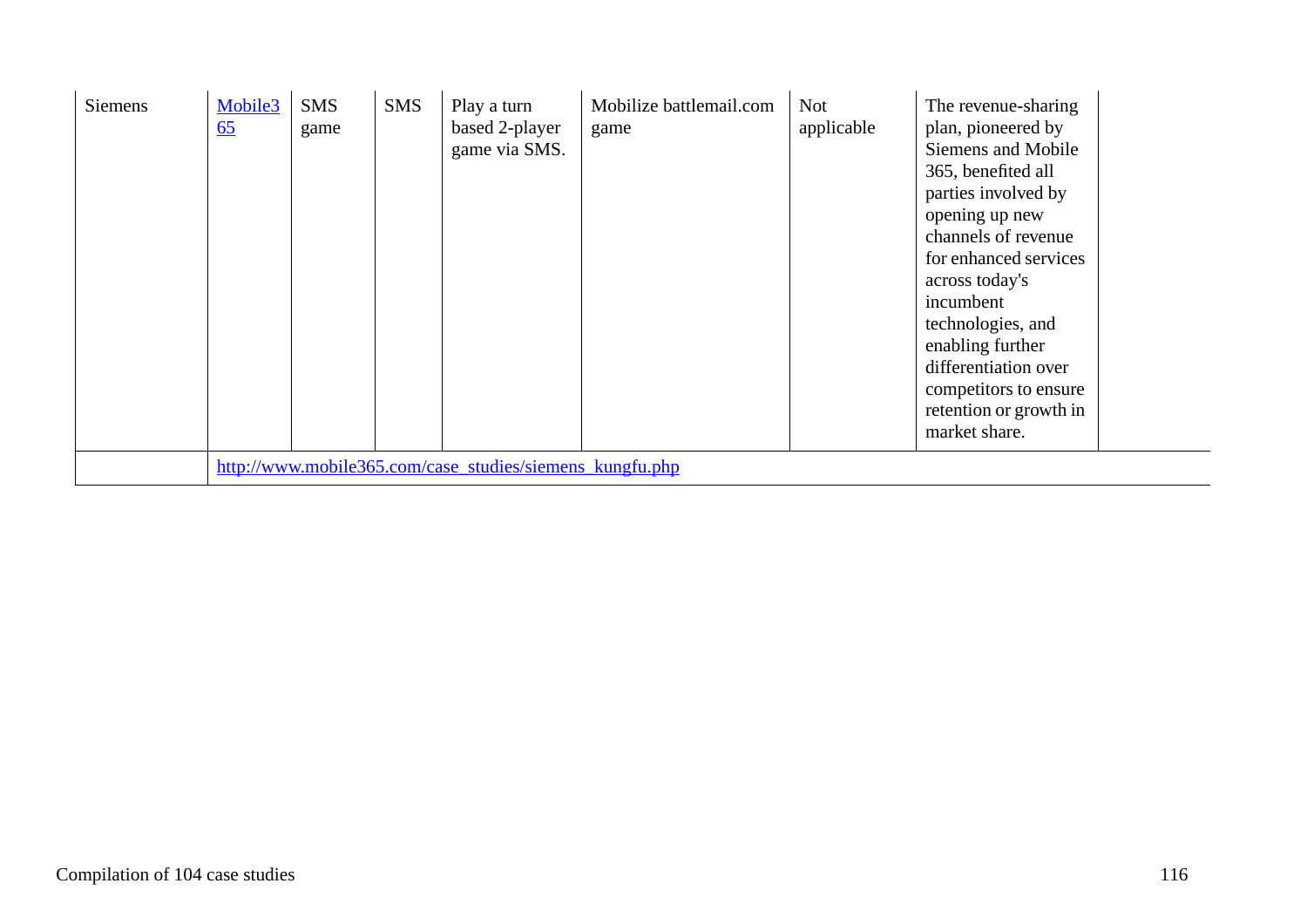| | | | | | | | | |
|---|---|---|---|---|---|---|---|---|
| Siemens | Mobile365 | SMS game | SMS | Play a turn based 2-player game via SMS. | Mobilize battlemail.com game | Not applicable | The revenue-sharing plan, pioneered by Siemens and Mobile 365, benefited all parties involved by opening up new channels of revenue for enhanced services across today's incumbent technologies, and enabling further differentiation over competitors to ensure retention or growth in market share. | |
| | http://www.mobile365.com/case_studies/siemens_kungfu.php | | | | | | | |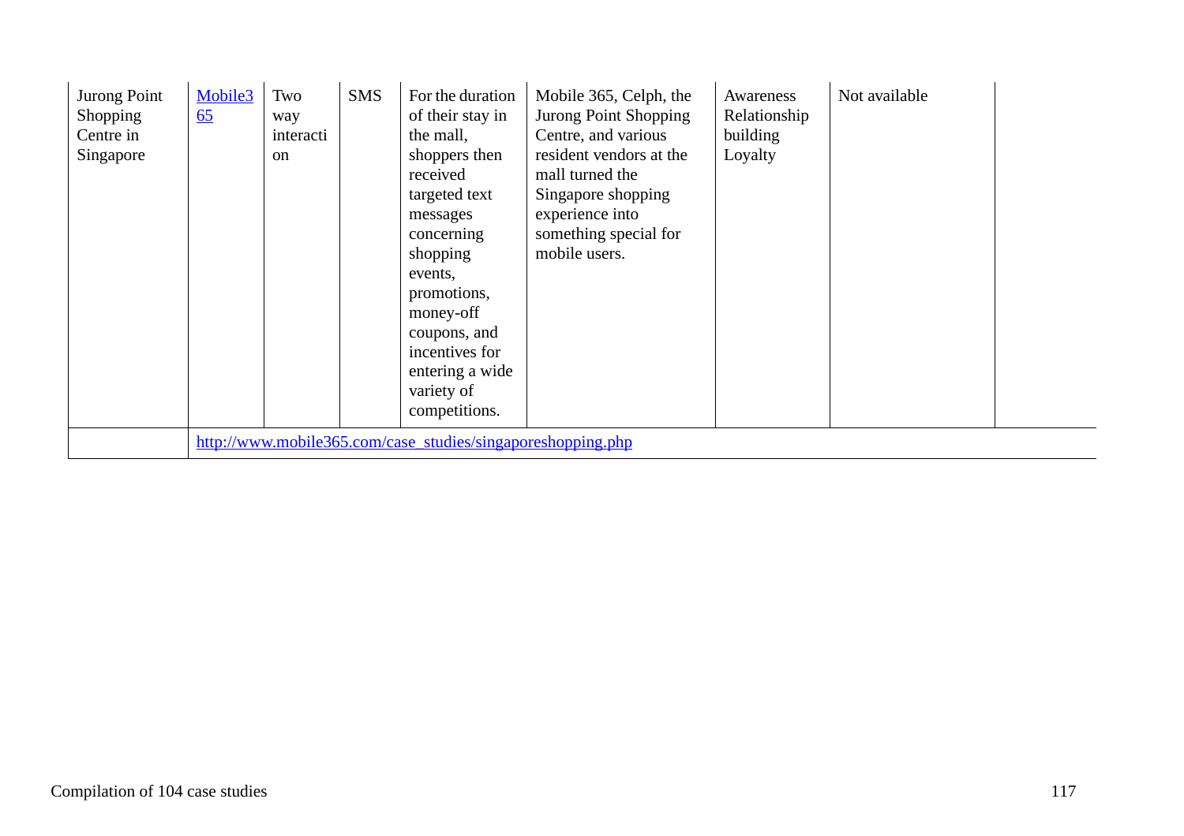| | | | | | | | | |
|---|---|---|---|---|---|---|---|---|
| Jurong Point Shopping Centre in Singapore | Mobile365 | Two way interaction | SMS | For the duration of their stay in the mall, shoppers then received targeted text messages concerning shopping events, promotions, money-off coupons, and incentives for entering a wide variety of competitions. | Mobile 365, Celph, the Jurong Point Shopping Centre, and various resident vendors at the mall turned the Singapore shopping experience into something special for mobile users. | Awareness Relationship building Loyalty | Not available | |
| | http://www.mobile365.com/case_studies/singaporeshopping.php | | | | | | | |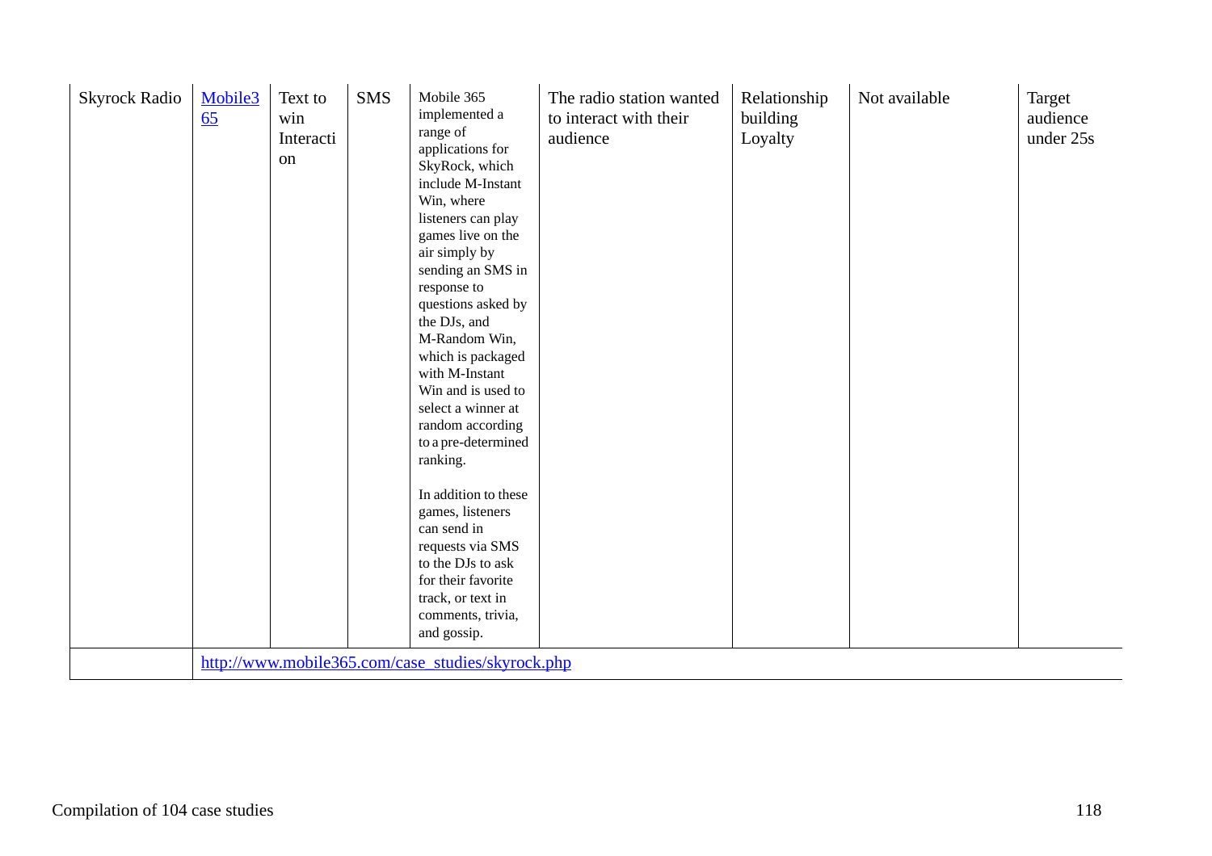| | | | | | | | | |
|---|---|---|---|---|---|---|---|---|
| Skyrock Radio | Mobile365 | Text to win Interaction | SMS | Mobile 365 implemented a range of applications for SkyRock, which include M-Instant Win, where listeners can play games live on the air simply by sending an SMS in response to questions asked by the DJs, and M-Random Win, which is packaged with M-Instant Win and is used to select a winner at random according to a pre-determined ranking.<br><br>In addition to these games, listeners can send in requests via SMS to the DJs to ask for their favorite track, or text in comments, trivia, and gossip. | The radio station wanted to interact with their audience | Relationship building Loyalty | Not available | Target audience under 25s |
| | http://www.mobile365.com/case_studies/skyrock.php | | | | | | | |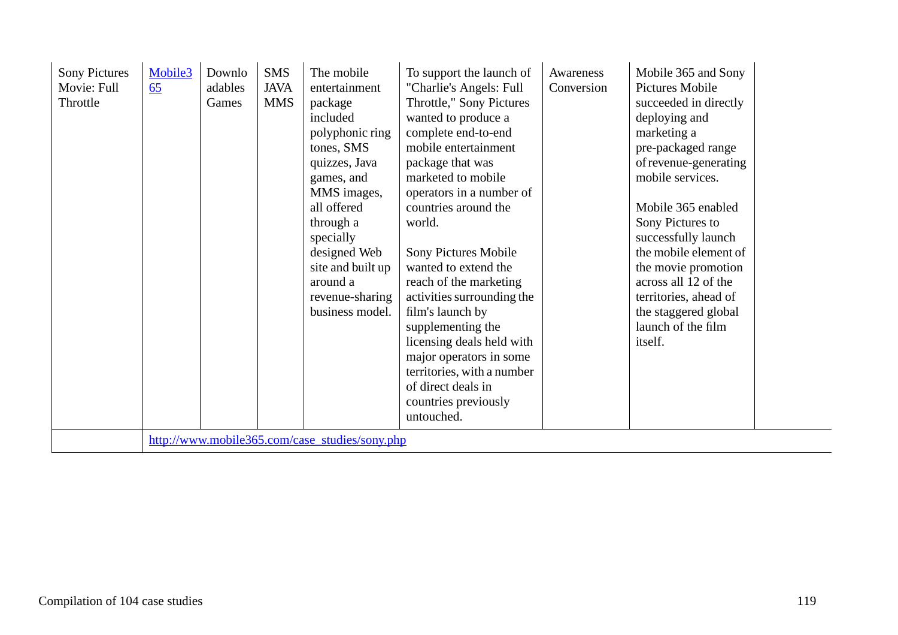| Sony Pictures Movie: Full Throttle | [Mobile365](http://www.mobile365.com/case_studies/sony.php) | Downloadables Games | SMS JAVA MMS | The mobile entertainment package included polyphonic ring tones, SMS quizzes, Java games, and MMS images, all offered through a specially designed Web site and built up around a revenue-sharing business model. | To support the launch of "Charlie's Angels: Full Throttle," Sony Pictures wanted to produce a complete end-to-end mobile entertainment package that was marketed to mobile operators in a number of countries around the world.<br><br>Sony Pictures Mobile wanted to extend the reach of the marketing activities surrounding the film's launch by supplementing the licensing deals held with major operators in some territories, with a number of direct deals in countries previously untouched. | Awareness Conversion | Mobile 365 and Sony Pictures Mobile succeeded in directly deploying and marketing a pre-packaged range of revenue-generating mobile services.<br><br>Mobile 365 enabled Sony Pictures to successfully launch the mobile element of the movie promotion across all 12 of the territories, ahead of the staggered global launch of the film itself. | |
|---|---|---|---|---|---|---|---|---|
| | http://www.mobile365.com/case_studies/sony.php | | | | | | | |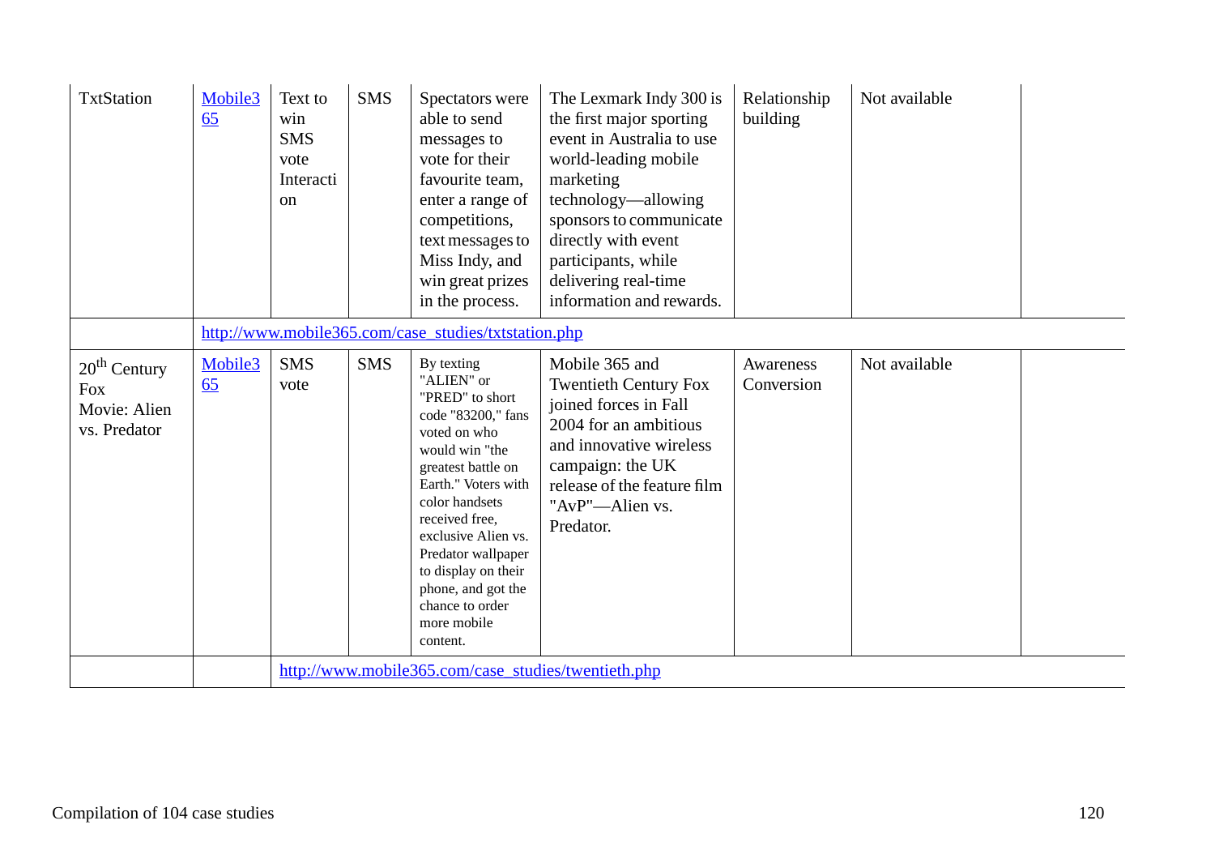| | | | | | | | | |
|---|---|---|---|---|---|---|---|---|
| TxtStation | Mobile365 | Text to win SMS vote Interaction | SMS | Spectators were able to send messages to vote for their favourite team, enter a range of competitions, text messages to Miss Indy, and win great prizes in the process. | The Lexmark Indy 300 is the first major sporting event in Australia to use world-leading mobile marketing technology—allowing sponsors to communicate directly with event participants, while delivering real-time information and rewards. | Relationship building | Not available | |
| | http://www.mobile365.com/case_studies/txtstation.php | | | | | | | |
| 20th Century Fox Movie: Alien vs. Predator | Mobile365 | SMS vote | SMS | By texting "ALIEN" or "PRED" to short code "83200," fans voted on who would win "the greatest battle on Earth." Voters with color handsets received free, exclusive Alien vs. Predator wallpaper to display on their phone, and got the chance to order more mobile content. | Mobile 365 and Twentieth Century Fox joined forces in Fall 2004 for an ambitious and innovative wireless campaign: the UK release of the feature film "AvP"—Alien vs. Predator. | Awareness Conversion | Not available | |
| | | http://www.mobile365.com/case_studies/twentieth.php | | | | | | |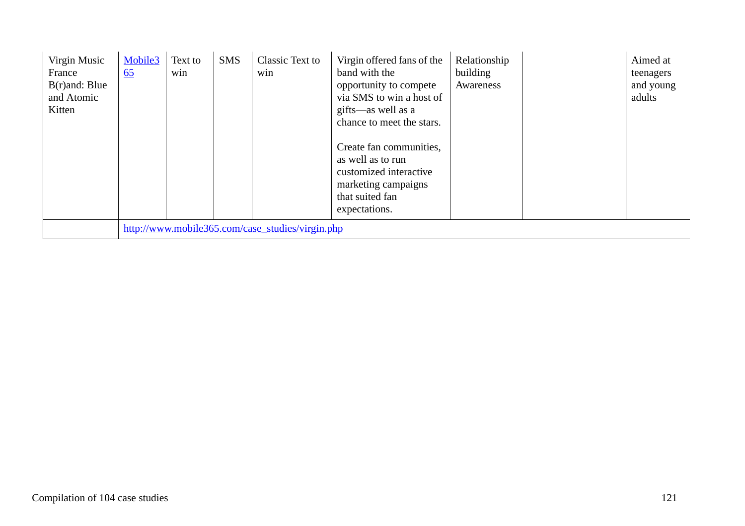| | | | | | | | | |
|---|---|---|---|---|---|---|---|---|
| Virgin Music France B(r)and: Blue and Atomic Kitten | Mobile365 | Text to win | SMS | Classic Text to win | Virgin offered fans of the band with the opportunity to compete via SMS to win a host of gifts—as well as a chance to meet the stars.<br><br>Create fan communities, as well as to run customized interactive marketing campaigns that suited fan expectations. | Relationship building Awareness | | Aimed at teenagers and young adults |
| | http://www.mobile365.com/case_studies/virgin.php | | | | | | | |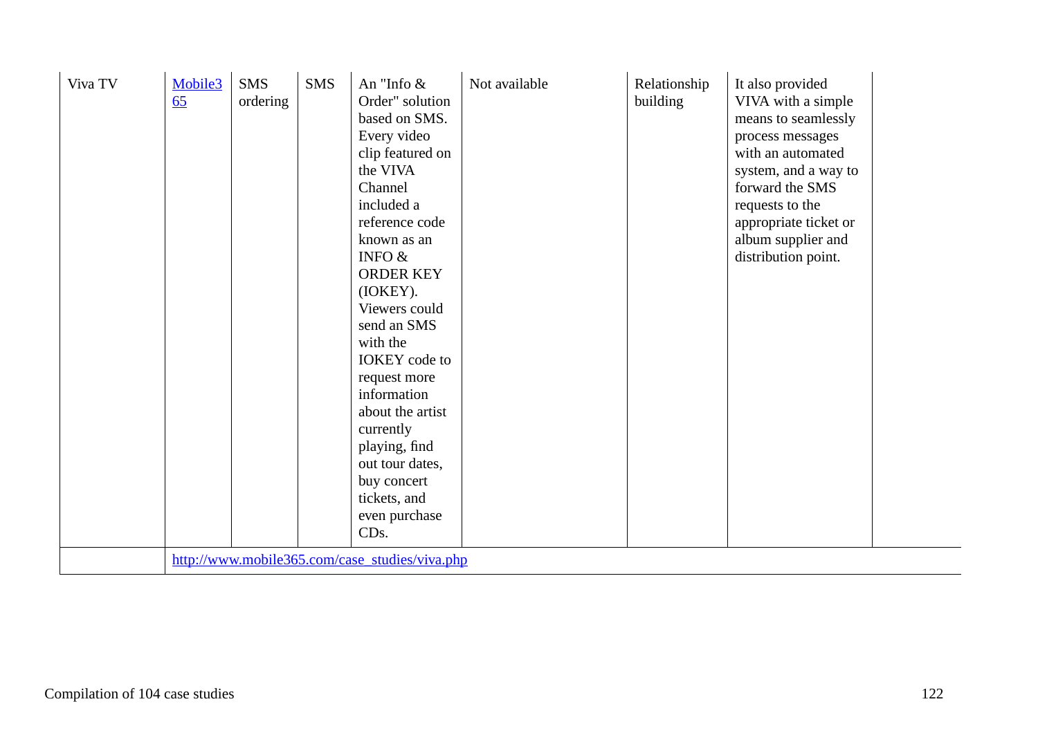| | | | | | | | | |
|---|---|---|---|---|---|---|---|---|
| Viva TV | Mobile365 | SMS ordering | SMS | An "Info & Order" solution based on SMS. Every video clip featured on the VIVA Channel included a reference code known as an INFO & ORDER KEY (IOKEY). Viewers could send an SMS with the IOKEY code to request more information about the artist currently playing, find out tour dates, buy concert tickets, and even purchase CDs. | Not available | Relationship building | It also provided VIVA with a simple means to seamlessly process messages with an automated system, and a way to forward the SMS requests to the appropriate ticket or album supplier and distribution point. | |
| | http://www.mobile365.com/case_studies/viva.php | | | | | | | |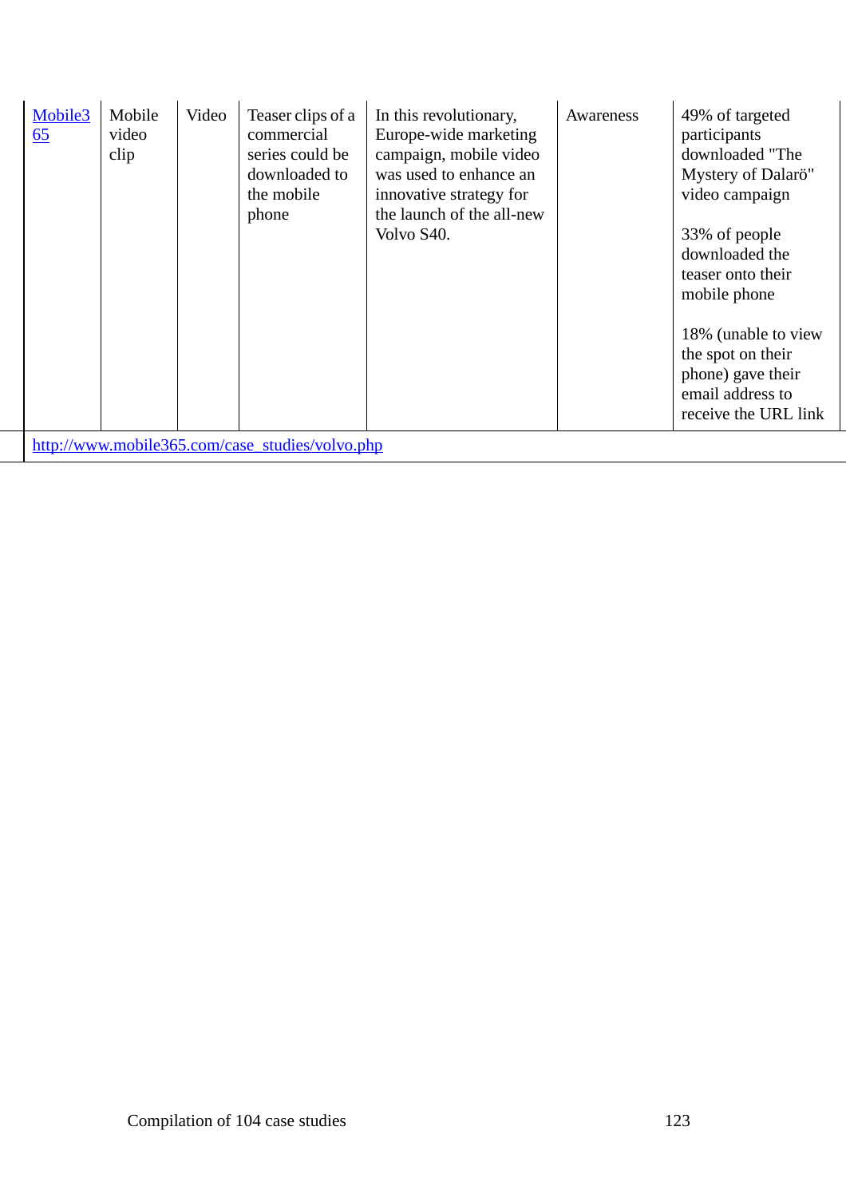| | | | | | | |
|---|---|---|---|---|---|---|
| Mobile365 | Mobile video clip | Video | Teaser clips of a commercial series could be downloaded to the mobile phone | In this revolutionary, Europe-wide marketing campaign, mobile video was used to enhance an innovative strategy for the launch of the all-new Volvo S40. | Awareness | 49% of targeted participants downloaded "The Mystery of Dalarö" video campaign<br><br>33% of people downloaded the teaser onto their mobile phone<br><br>18% (unable to view the spot on their phone) gave their email address to receive the URL link |
| http://www.mobile365.com/case_studies/volvo.php | | | | | | |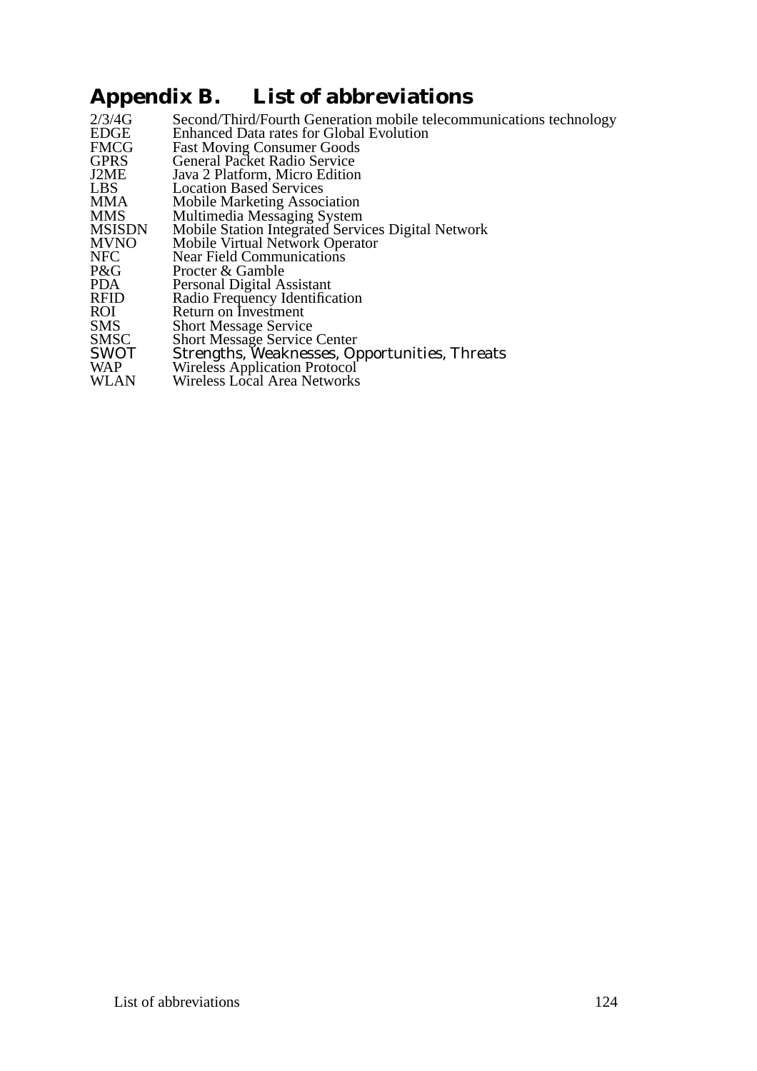# Appendix B. List of abbreviations

| | |
|---|---|
| 2/3/4G | Second/Third/Fourth Generation mobile telecommunications technology |
| EDGE | Enhanced Data rates for Global Evolution |
| FMCG | Fast Moving Consumer Goods |
| GPRS | General Packet Radio Service |
| J2ME | Java 2 Platform, Micro Edition |
| LBS | Location Based Services |
| MMA | Mobile Marketing Association |
| MMS | Multimedia Messaging System |
| MSISDN | Mobile Station Integrated Services Digital Network |
| MVNO | Mobile Virtual Network Operator |
| NFC | Near Field Communications |
| P&G | Procter & Gamble |
| PDA | Personal Digital Assistant |
| RFID | Radio Frequency Identification |
| ROI | Return on Investment |
| SMS | Short Message Service |
| SMSC | Short Message Service Center |
| SWOT | Strengths, Weaknesses, Opportunities, Threats |
| WAP | Wireless Application Protocol |
| WLAN | Wireless Local Area Networks |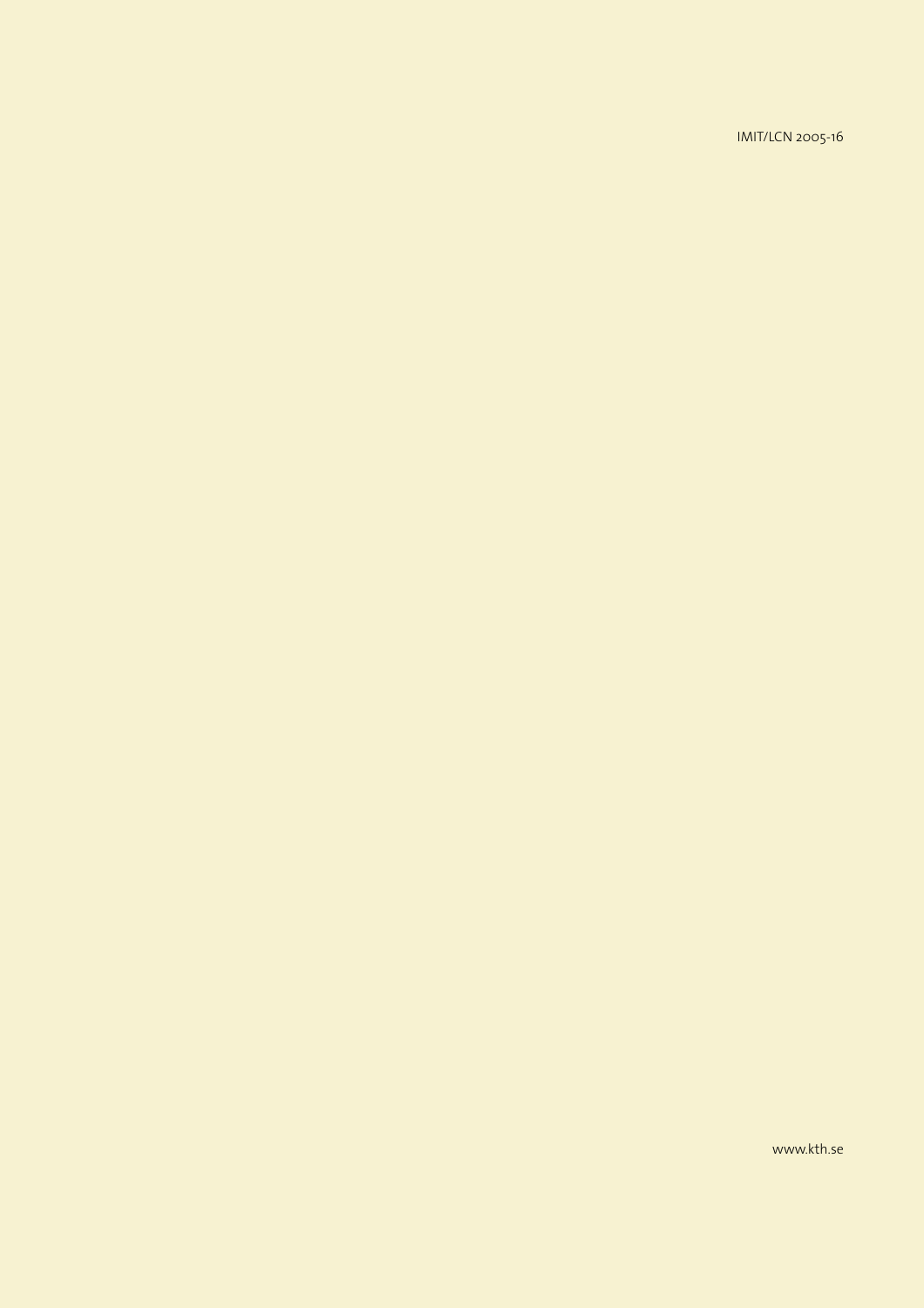IMIT/LCN 2005-16

www.kth.se